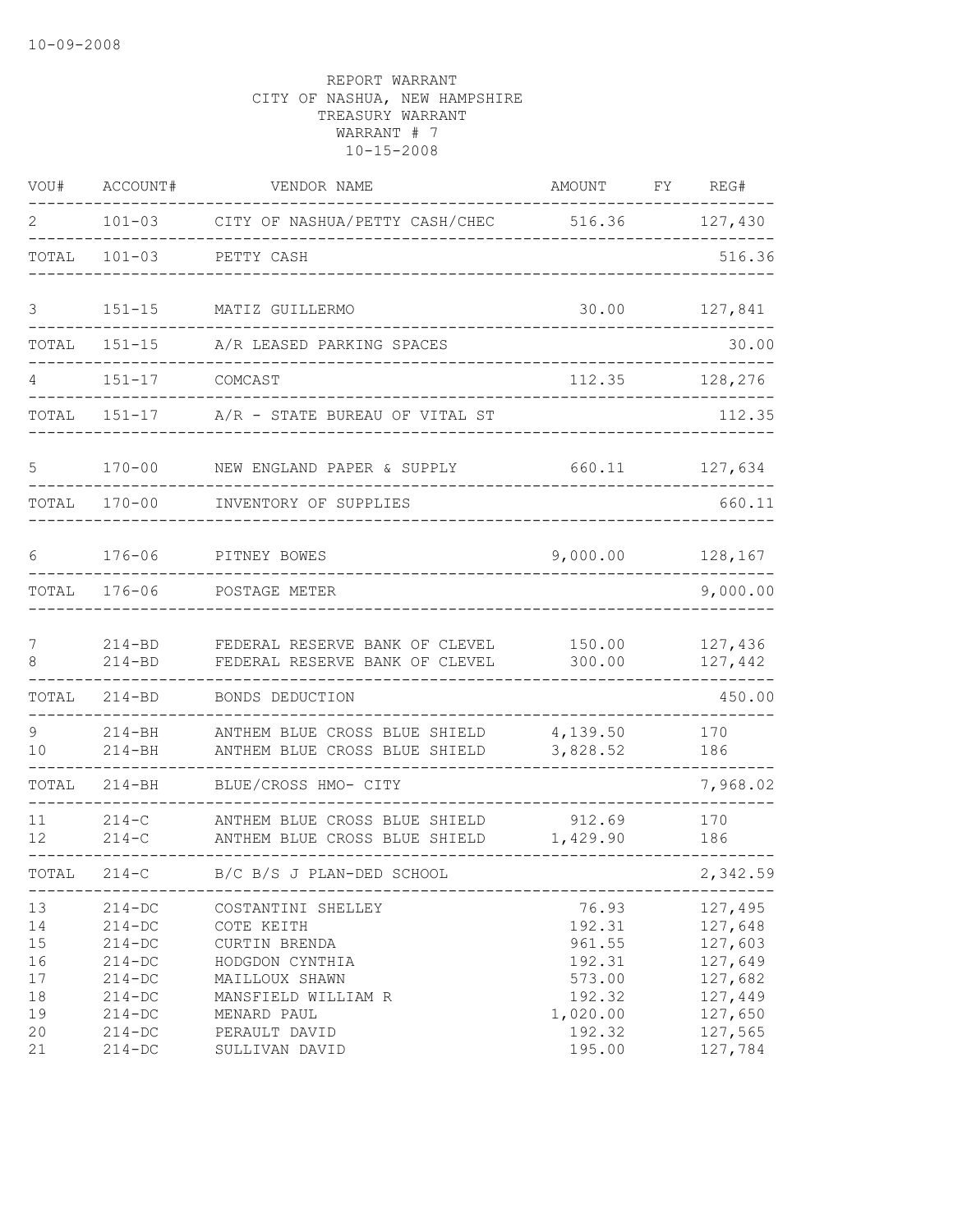10-09-2008

REPORT WARRANT
CITY OF NASHUA, NEW HAMPSHIRE
TREASURY WARRANT
WARRANT # 7
10-15-2008

| VOU# | ACCOUNT# | VENDOR NAME | AMOUNT | FY | REG# |
|---|---|---|---|---|---|
| 2 | 101-03 | CITY OF NASHUA/PETTY CASH/CHEC | 516.36 | | 127,430 |
| TOTAL | 101-03 | PETTY CASH | | | 516.36 |
| 3 | 151-15 | MATIZ GUILLERMO | 30.00 | | 127,841 |
| TOTAL | 151-15 | A/R LEASED PARKING SPACES | | | 30.00 |
| 4 | 151-17 | COMCAST | 112.35 | | 128,276 |
| TOTAL | 151-17 | A/R - STATE BUREAU OF VITAL ST | | | 112.35 |
| 5 | 170-00 | NEW ENGLAND PAPER & SUPPLY | 660.11 | | 127,634 |
| TOTAL | 170-00 | INVENTORY OF SUPPLIES | | | 660.11 |
| 6 | 176-06 | PITNEY BOWES | 9,000.00 | | 128,167 |
| TOTAL | 176-06 | POSTAGE METER | | | 9,000.00 |
| 7 | 214-BD | FEDERAL RESERVE BANK OF CLEVEL | 150.00 | | 127,436 |
| 8 | 214-BD | FEDERAL RESERVE BANK OF CLEVEL | 300.00 | | 127,442 |
| TOTAL | 214-BD | BONDS DEDUCTION | | | 450.00 |
| 9 | 214-BH | ANTHEM BLUE CROSS BLUE SHIELD | 4,139.50 | | 170 |
| 10 | 214-BH | ANTHEM BLUE CROSS BLUE SHIELD | 3,828.52 | | 186 |
| TOTAL | 214-BH | BLUE/CROSS HMO- CITY | | | 7,968.02 |
| 11 | 214-C | ANTHEM BLUE CROSS BLUE SHIELD | 912.69 | | 170 |
| 12 | 214-C | ANTHEM BLUE CROSS BLUE SHIELD | 1,429.90 | | 186 |
| TOTAL | 214-C | B/C B/S J PLAN-DED SCHOOL | | | 2,342.59 |
| 13 | 214-DC | COSTANTINI SHELLEY | 76.93 | | 127,495 |
| 14 | 214-DC | COTE KEITH | 192.31 | | 127,648 |
| 15 | 214-DC | CURTIN BRENDA | 961.55 | | 127,603 |
| 16 | 214-DC | HODGDON CYNTHIA | 192.31 | | 127,649 |
| 17 | 214-DC | MAILLOUX SHAWN | 573.00 | | 127,682 |
| 18 | 214-DC | MANSFIELD WILLIAM R | 192.32 | | 127,449 |
| 19 | 214-DC | MENARD PAUL | 1,020.00 | | 127,650 |
| 20 | 214-DC | PERAULT DAVID | 192.32 | | 127,565 |
| 21 | 214-DC | SULLIVAN DAVID | 195.00 | | 127,784 |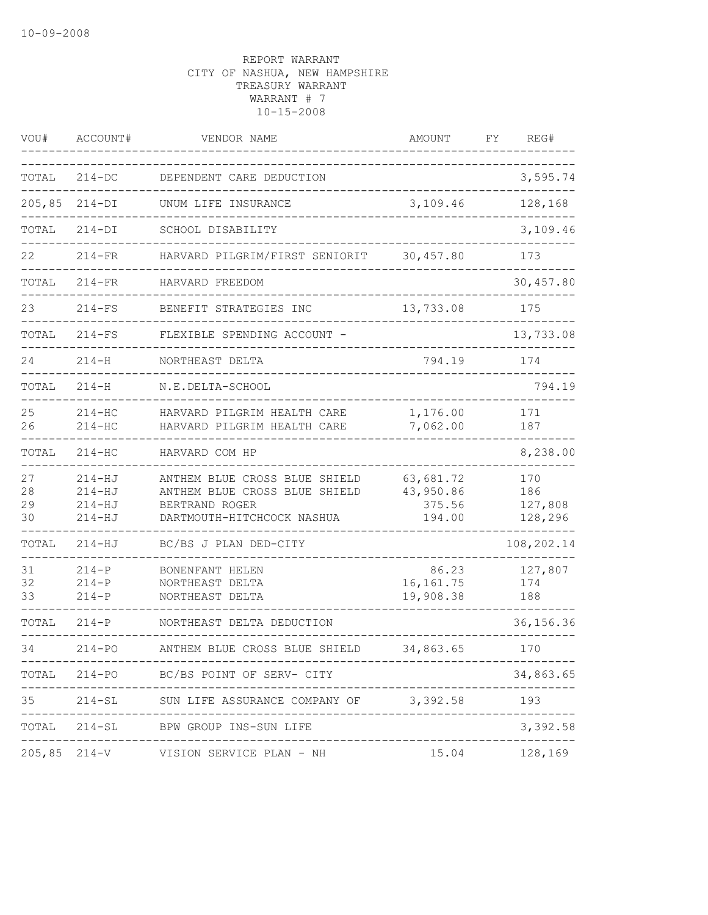10-09-2008

REPORT WARRANT
CITY OF NASHUA, NEW HAMPSHIRE
TREASURY WARRANT
WARRANT # 7
10-15-2008

| VOU# | ACCOUNT# | VENDOR NAME | AMOUNT | FY | REG# |
|---|---|---|---|---|---|
| TOTAL | 214-DC | DEPENDENT CARE DEDUCTION | | | 3,595.74 |
| 205,85 | 214-DI | UNUM LIFE INSURANCE | 3,109.46 | | 128,168 |
| TOTAL | 214-DI | SCHOOL DISABILITY | | | 3,109.46 |
| 22 | 214-FR | HARVARD PILGRIM/FIRST SENIORIT | 30,457.80 | | 173 |
| TOTAL | 214-FR | HARVARD FREEDOM | | | 30,457.80 |
| 23 | 214-FS | BENEFIT STRATEGIES INC | 13,733.08 | | 175 |
| TOTAL | 214-FS | FLEXIBLE SPENDING ACCOUNT - | | | 13,733.08 |
| 24 | 214-H | NORTHEAST DELTA | 794.19 | | 174 |
| TOTAL | 214-H | N.E.DELTA-SCHOOL | | | 794.19 |
| 25 | 214-HC | HARVARD PILGRIM HEALTH CARE | 1,176.00 | | 171 |
| 26 | 214-HC | HARVARD PILGRIM HEALTH CARE | 7,062.00 | | 187 |
| TOTAL | 214-HC | HARVARD COM HP | | | 8,238.00 |
| 27 | 214-HJ | ANTHEM BLUE CROSS BLUE SHIELD | 63,681.72 | | 170 |
| 28 | 214-HJ | ANTHEM BLUE CROSS BLUE SHIELD | 43,950.86 | | 186 |
| 29 | 214-HJ | BERTRAND ROGER | 375.56 | | 127,808 |
| 30 | 214-HJ | DARTMOUTH-HITCHCOCK NASHUA | 194.00 | | 128,296 |
| TOTAL | 214-HJ | BC/BS J PLAN DED-CITY | | | 108,202.14 |
| 31 | 214-P | BONENFANT HELEN | 86.23 | | 127,807 |
| 32 | 214-P | NORTHEAST DELTA | 16,161.75 | | 174 |
| 33 | 214-P | NORTHEAST DELTA | 19,908.38 | | 188 |
| TOTAL | 214-P | NORTHEAST DELTA DEDUCTION | | | 36,156.36 |
| 34 | 214-PO | ANTHEM BLUE CROSS BLUE SHIELD | 34,863.65 | | 170 |
| TOTAL | 214-PO | BC/BS POINT OF SERV- CITY | | | 34,863.65 |
| 35 | 214-SL | SUN LIFE ASSURANCE COMPANY OF | 3,392.58 | | 193 |
| TOTAL | 214-SL | BPW GROUP INS-SUN LIFE | | | 3,392.58 |
| 205,85 | 214-V | VISION SERVICE PLAN - NH | 15.04 | | 128,169 |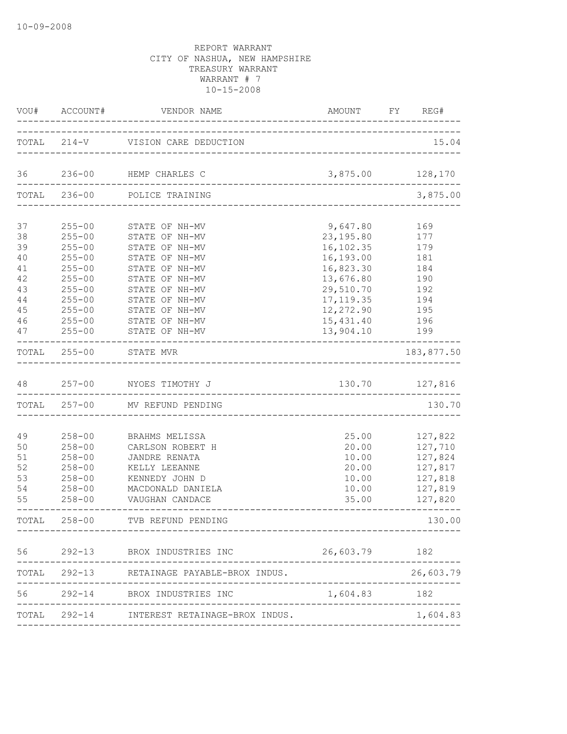10-09-2008

REPORT WARRANT
CITY OF NASHUA, NEW HAMPSHIRE
TREASURY WARRANT
WARRANT # 7
10-15-2008

| VOU# | ACCOUNT# | VENDOR NAME | AMOUNT | FY | REG# |
|---|---|---|---|---|---|
| TOTAL | 214-V | VISION CARE DEDUCTION | | | 15.04 |
| 36 | 236-00 | HEMP CHARLES C | 3,875.00 | | 128,170 |
| TOTAL | 236-00 | POLICE TRAINING | | | 3,875.00 |
| 37 | 255-00 | STATE OF NH-MV | 9,647.80 | | 169 |
| 38 | 255-00 | STATE OF NH-MV | 23,195.80 | | 177 |
| 39 | 255-00 | STATE OF NH-MV | 16,102.35 | | 179 |
| 40 | 255-00 | STATE OF NH-MV | 16,193.00 | | 181 |
| 41 | 255-00 | STATE OF NH-MV | 16,823.30 | | 184 |
| 42 | 255-00 | STATE OF NH-MV | 13,676.80 | | 190 |
| 43 | 255-00 | STATE OF NH-MV | 29,510.70 | | 192 |
| 44 | 255-00 | STATE OF NH-MV | 17,119.35 | | 194 |
| 45 | 255-00 | STATE OF NH-MV | 12,272.90 | | 195 |
| 46 | 255-00 | STATE OF NH-MV | 15,431.40 | | 196 |
| 47 | 255-00 | STATE OF NH-MV | 13,904.10 | | 199 |
| TOTAL | 255-00 | STATE MVR | | | 183,877.50 |
| 48 | 257-00 | NYOES TIMOTHY J | 130.70 | | 127,816 |
| TOTAL | 257-00 | MV REFUND PENDING | | | 130.70 |
| 49 | 258-00 | BRAHMS MELISSA | 25.00 | | 127,822 |
| 50 | 258-00 | CARLSON ROBERT H | 20.00 | | 127,710 |
| 51 | 258-00 | JANDRE RENATA | 10.00 | | 127,824 |
| 52 | 258-00 | KELLY LEEANNE | 20.00 | | 127,817 |
| 53 | 258-00 | KENNEDY JOHN D | 10.00 | | 127,818 |
| 54 | 258-00 | MACDONALD DANIELA | 10.00 | | 127,819 |
| 55 | 258-00 | VAUGHAN CANDACE | 35.00 | | 127,820 |
| TOTAL | 258-00 | TVB REFUND PENDING | | | 130.00 |
| 56 | 292-13 | BROX INDUSTRIES INC | 26,603.79 | | 182 |
| TOTAL | 292-13 | RETAINAGE PAYABLE-BROX INDUS. | | | 26,603.79 |
| 56 | 292-14 | BROX INDUSTRIES INC | 1,604.83 | | 182 |
| TOTAL | 292-14 | INTEREST RETAINAGE-BROX INDUS. | | | 1,604.83 |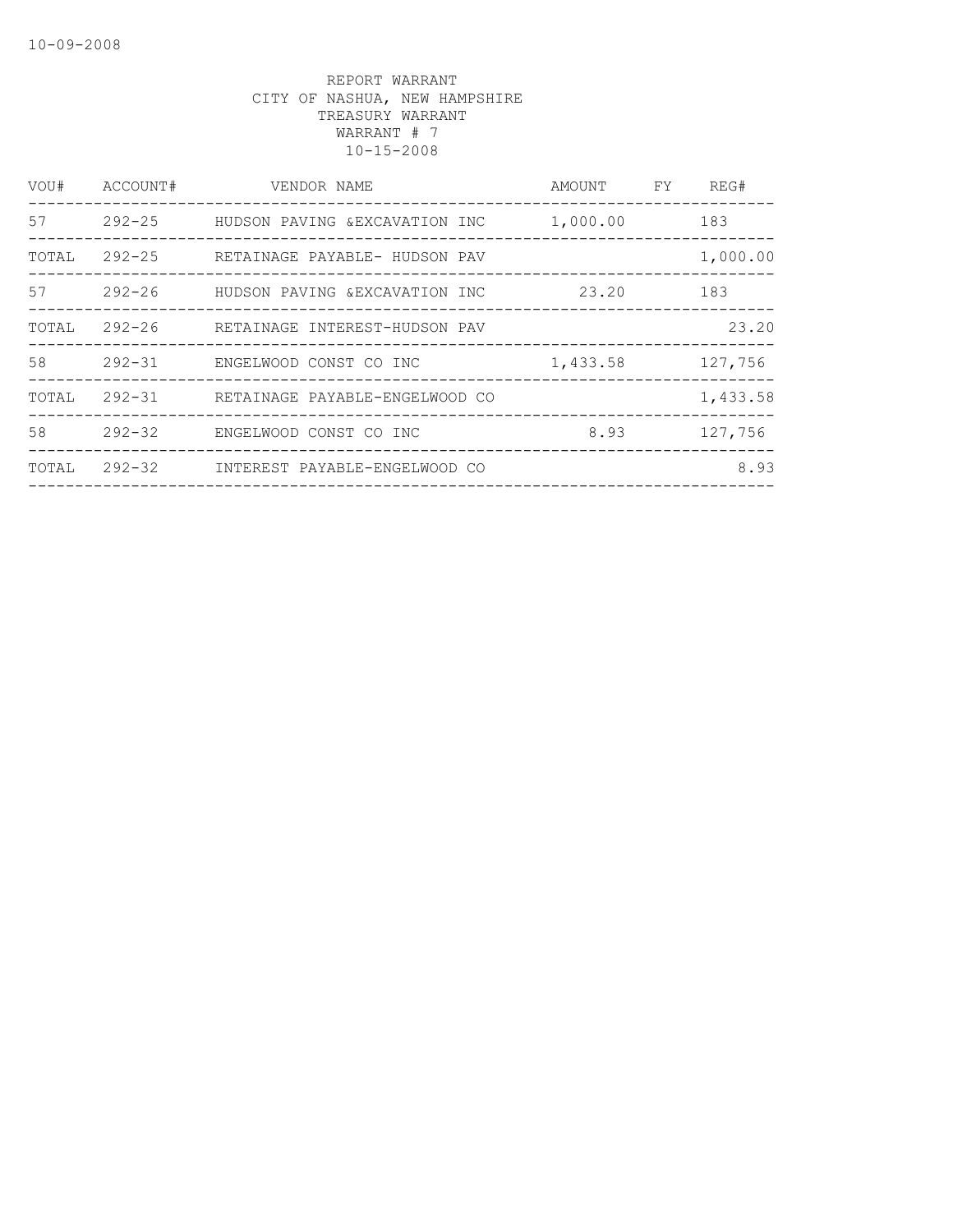10-09-2008

REPORT WARRANT
CITY OF NASHUA, NEW HAMPSHIRE
TREASURY WARRANT
WARRANT # 7
10-15-2008

| VOU# | ACCOUNT# | VENDOR NAME | AMOUNT | FY | REG# |
|---|---|---|---|---|---|
| 57 | 292-25 | HUDSON PAVING &EXCAVATION INC | 1,000.00 | | 183 |
| TOTAL | 292-25 | RETAINAGE PAYABLE- HUDSON PAV | | | 1,000.00 |
| 57 | 292-26 | HUDSON PAVING &EXCAVATION INC | 23.20 | | 183 |
| TOTAL | 292-26 | RETAINAGE INTEREST-HUDSON PAV | | | 23.20 |
| 58 | 292-31 | ENGELWOOD CONST CO INC | 1,433.58 | | 127,756 |
| TOTAL | 292-31 | RETAINAGE PAYABLE-ENGELWOOD CO | | | 1,433.58 |
| 58 | 292-32 | ENGELWOOD CONST CO INC | 8.93 | | 127,756 |
| TOTAL | 292-32 | INTEREST PAYABLE-ENGELWOOD CO | | | 8.93 |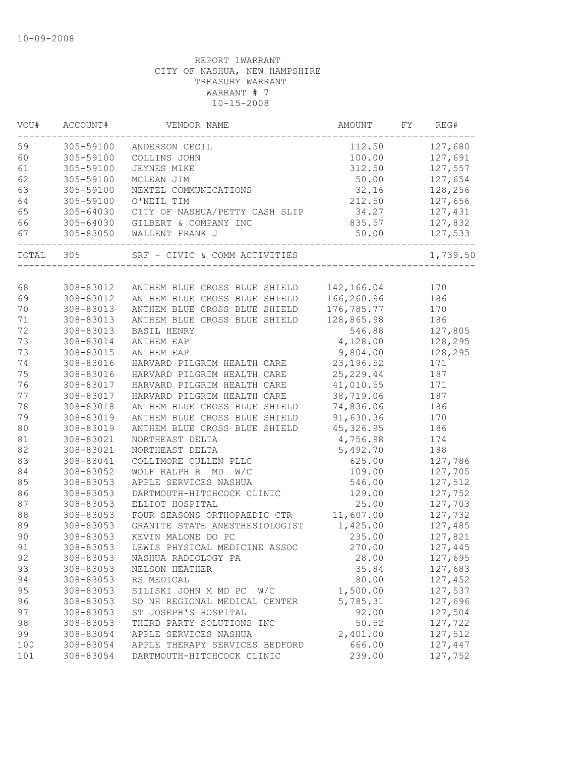10-09-2008

REPORT 1WARRANT
CITY OF NASHUA, NEW HAMPSHIRE
TREASURY WARRANT
WARRANT # 7
10-15-2008

| VOU# | ACCOUNT# | VENDOR NAME | AMOUNT | FY | REG# |
|---|---|---|---|---|---|
| 59 | 305-59100 | ANDERSON CECIL | 112.50 | | 127,680 |
| 60 | 305-59100 | COLLINS JOHN | 100.00 | | 127,691 |
| 61 | 305-59100 | JEYNES MIKE | 312.50 | | 127,557 |
| 62 | 305-59100 | MCLEAN JIM | 50.00 | | 127,654 |
| 63 | 305-59100 | NEXTEL COMMUNICATIONS | 32.16 | | 128,256 |
| 64 | 305-59100 | O'NEIL TIM | 212.50 | | 127,656 |
| 65 | 305-64030 | CITY OF NASHUA/PETTY CASH SLIP | 34.27 | | 127,431 |
| 66 | 305-64030 | GILBERT & COMPANY INC | 835.57 | | 127,832 |
| 67 | 305-83050 | WALLENT FRANK J | 50.00 | | 127,533 |
| TOTAL | 305 | SRF - CIVIC & COMM ACTIVITIES | | | 1,739.50 |
| 68 | 308-83012 | ANTHEM BLUE CROSS BLUE SHIELD | 142,166.04 | | 170 |
| 69 | 308-83012 | ANTHEM BLUE CROSS BLUE SHIELD | 166,260.96 | | 186 |
| 70 | 308-83013 | ANTHEM BLUE CROSS BLUE SHIELD | 176,785.77 | | 170 |
| 71 | 308-83013 | ANTHEM BLUE CROSS BLUE SHIELD | 128,865.98 | | 186 |
| 72 | 308-83013 | BASIL HENRY | 546.88 | | 127,805 |
| 73 | 308-83014 | ANTHEM EAP | 4,128.00 | | 128,295 |
| 73 | 308-83015 | ANTHEM EAP | 9,804.00 | | 128,295 |
| 74 | 308-83016 | HARVARD PILGRIM HEALTH CARE | 23,196.52 | | 171 |
| 75 | 308-83016 | HARVARD PILGRIM HEALTH CARE | 25,229.44 | | 187 |
| 76 | 308-83017 | HARVARD PILGRIM HEALTH CARE | 41,010.55 | | 171 |
| 77 | 308-83017 | HARVARD PILGRIM HEALTH CARE | 38,719.06 | | 187 |
| 78 | 308-83018 | ANTHEM BLUE CROSS BLUE SHIELD | 74,836.06 | | 186 |
| 79 | 308-83019 | ANTHEM BLUE CROSS BLUE SHIELD | 91,630.36 | | 170 |
| 80 | 308-83019 | ANTHEM BLUE CROSS BLUE SHIELD | 45,326.95 | | 186 |
| 81 | 308-83021 | NORTHEAST DELTA | 4,756.98 | | 174 |
| 82 | 308-83021 | NORTHEAST DELTA | 5,492.70 | | 188 |
| 83 | 308-83041 | COLLIMORE CULLEN PLLC | 625.00 | | 127,786 |
| 84 | 308-83052 | WOLF RALPH R MD W/C | 109.00 | | 127,705 |
| 85 | 308-83053 | APPLE SERVICES NASHUA | 546.00 | | 127,512 |
| 86 | 308-83053 | DARTMOUTH-HITCHCOCK CLINIC | 129.00 | | 127,752 |
| 87 | 308-83053 | ELLIOT HOSPITAL | 25.00 | | 127,703 |
| 88 | 308-83053 | FOUR SEASONS ORTHOPAEDIC CTR | 11,607.00 | | 127,732 |
| 89 | 308-83053 | GRANITE STATE ANESTHESIOLOGIST | 1,425.00 | | 127,485 |
| 90 | 308-83053 | KEVIN MALONE DO PC | 235.00 | | 127,821 |
| 91 | 308-83053 | LEWIS PHYSICAL MEDICINE ASSOC | 270.00 | | 127,445 |
| 92 | 308-83053 | NASHUA RADIOLOGY PA | 28.00 | | 127,695 |
| 93 | 308-83053 | NELSON HEATHER | 35.84 | | 127,683 |
| 94 | 308-83053 | RS MEDICAL | 80.00 | | 127,452 |
| 95 | 308-83053 | SILISKI JOHN M MD PC W/C | 1,500.00 | | 127,537 |
| 96 | 308-83053 | SO NH REGIONAL MEDICAL CENTER | 5,785.31 | | 127,696 |
| 97 | 308-83053 | ST JOSEPH'S HOSPITAL | 92.00 | | 127,504 |
| 98 | 308-83053 | THIRD PARTY SOLUTIONS INC | 50.52 | | 127,722 |
| 99 | 308-83054 | APPLE SERVICES NASHUA | 2,401.00 | | 127,512 |
| 100 | 308-83054 | APPLE THERAPY SERVICES BEDFORD | 666.00 | | 127,447 |
| 101 | 308-83054 | DARTMOUTH-HITCHCOCK CLINIC | 239.00 | | 127,752 |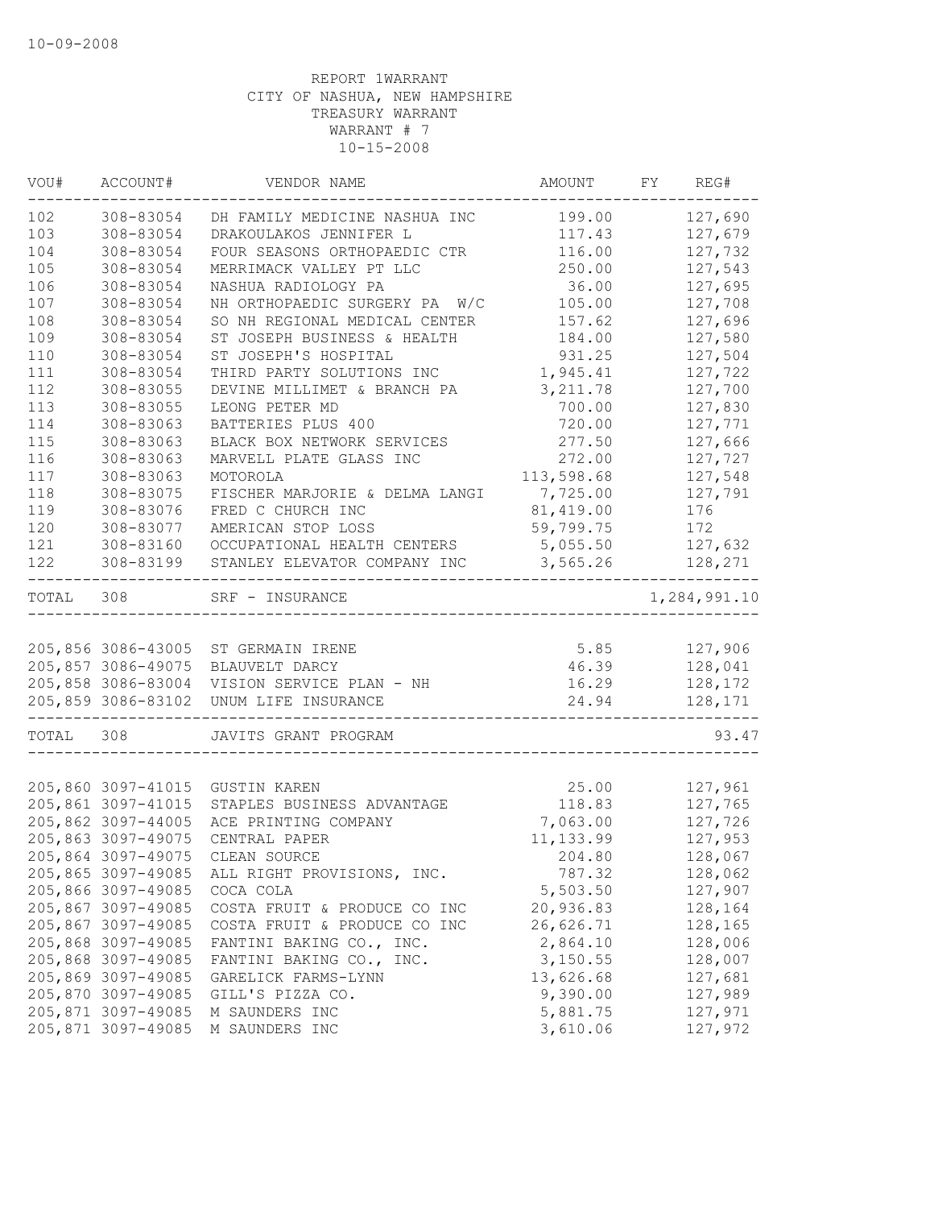10-09-2008

REPORT 1WARRANT
CITY OF NASHUA, NEW HAMPSHIRE
TREASURY WARRANT
WARRANT # 7
10-15-2008

| VOU# | ACCOUNT# | VENDOR NAME | AMOUNT | FY | REG# |
|---|---|---|---|---|---|
| 102 | 308-83054 | DH FAMILY MEDICINE NASHUA INC | 199.00 | | 127,690 |
| 103 | 308-83054 | DRAKOULAKOS JENNIFER L | 117.43 | | 127,679 |
| 104 | 308-83054 | FOUR SEASONS ORTHOPAEDIC CTR | 116.00 | | 127,732 |
| 105 | 308-83054 | MERRIMACK VALLEY PT LLC | 250.00 | | 127,543 |
| 106 | 308-83054 | NASHUA RADIOLOGY PA | 36.00 | | 127,695 |
| 107 | 308-83054 | NH ORTHOPAEDIC SURGERY PA W/C | 105.00 | | 127,708 |
| 108 | 308-83054 | SO NH REGIONAL MEDICAL CENTER | 157.62 | | 127,696 |
| 109 | 308-83054 | ST JOSEPH BUSINESS & HEALTH | 184.00 | | 127,580 |
| 110 | 308-83054 | ST JOSEPH'S HOSPITAL | 931.25 | | 127,504 |
| 111 | 308-83054 | THIRD PARTY SOLUTIONS INC | 1,945.41 | | 127,722 |
| 112 | 308-83055 | DEVINE MILLIMET & BRANCH PA | 3,211.78 | | 127,700 |
| 113 | 308-83055 | LEONG PETER MD | 700.00 | | 127,830 |
| 114 | 308-83063 | BATTERIES PLUS 400 | 720.00 | | 127,771 |
| 115 | 308-83063 | BLACK BOX NETWORK SERVICES | 277.50 | | 127,666 |
| 116 | 308-83063 | MARVELL PLATE GLASS INC | 272.00 | | 127,727 |
| 117 | 308-83063 | MOTOROLA | 113,598.68 | | 127,548 |
| 118 | 308-83075 | FISCHER MARJORIE & DELMA LANGI | 7,725.00 | | 127,791 |
| 119 | 308-83076 | FRED C CHURCH INC | 81,419.00 | | 176 |
| 120 | 308-83077 | AMERICAN STOP LOSS | 59,799.75 | | 172 |
| 121 | 308-83160 | OCCUPATIONAL HEALTH CENTERS | 5,055.50 | | 127,632 |
| 122 | 308-83199 | STANLEY ELEVATOR COMPANY INC | 3,565.26 | | 128,271 |
| TOTAL | 308 | SRF - INSURANCE | | | 1,284,991.10 |

| VOU# | ACCOUNT# | VENDOR NAME | AMOUNT | FY | REG# |
|---|---|---|---|---|---|
| 205,856 | 3086-43005 | ST GERMAIN IRENE | 5.85 | | 127,906 |
| 205,857 | 3086-49075 | BLAUVELT DARCY | 46.39 | | 128,041 |
| 205,858 | 3086-83004 | VISION SERVICE PLAN - NH | 16.29 | | 128,172 |
| 205,859 | 3086-83102 | UNUM LIFE INSURANCE | 24.94 | | 128,171 |
| TOTAL | 308 | JAVITS GRANT PROGRAM | | | 93.47 |

| VOU# | ACCOUNT# | VENDOR NAME | AMOUNT | FY | REG# |
|---|---|---|---|---|---|
| 205,860 | 3097-41015 | GUSTIN KAREN | 25.00 | | 127,961 |
| 205,861 | 3097-41015 | STAPLES BUSINESS ADVANTAGE | 118.83 | | 127,765 |
| 205,862 | 3097-44005 | ACE PRINTING COMPANY | 7,063.00 | | 127,726 |
| 205,863 | 3097-49075 | CENTRAL PAPER | 11,133.99 | | 127,953 |
| 205,864 | 3097-49075 | CLEAN SOURCE | 204.80 | | 128,067 |
| 205,865 | 3097-49085 | ALL RIGHT PROVISIONS, INC. | 787.32 | | 128,062 |
| 205,866 | 3097-49085 | COCA COLA | 5,503.50 | | 127,907 |
| 205,867 | 3097-49085 | COSTA FRUIT & PRODUCE CO INC | 20,936.83 | | 128,164 |
| 205,867 | 3097-49085 | COSTA FRUIT & PRODUCE CO INC | 26,626.71 | | 128,165 |
| 205,868 | 3097-49085 | FANTINI BAKING CO., INC. | 2,864.10 | | 128,006 |
| 205,868 | 3097-49085 | FANTINI BAKING CO., INC. | 3,150.55 | | 128,007 |
| 205,869 | 3097-49085 | GARELICK FARMS-LYNN | 13,626.68 | | 127,681 |
| 205,870 | 3097-49085 | GILL'S PIZZA CO. | 9,390.00 | | 127,989 |
| 205,871 | 3097-49085 | M SAUNDERS INC | 5,881.75 | | 127,971 |
| 205,871 | 3097-49085 | M SAUNDERS INC | 3,610.06 | | 127,972 |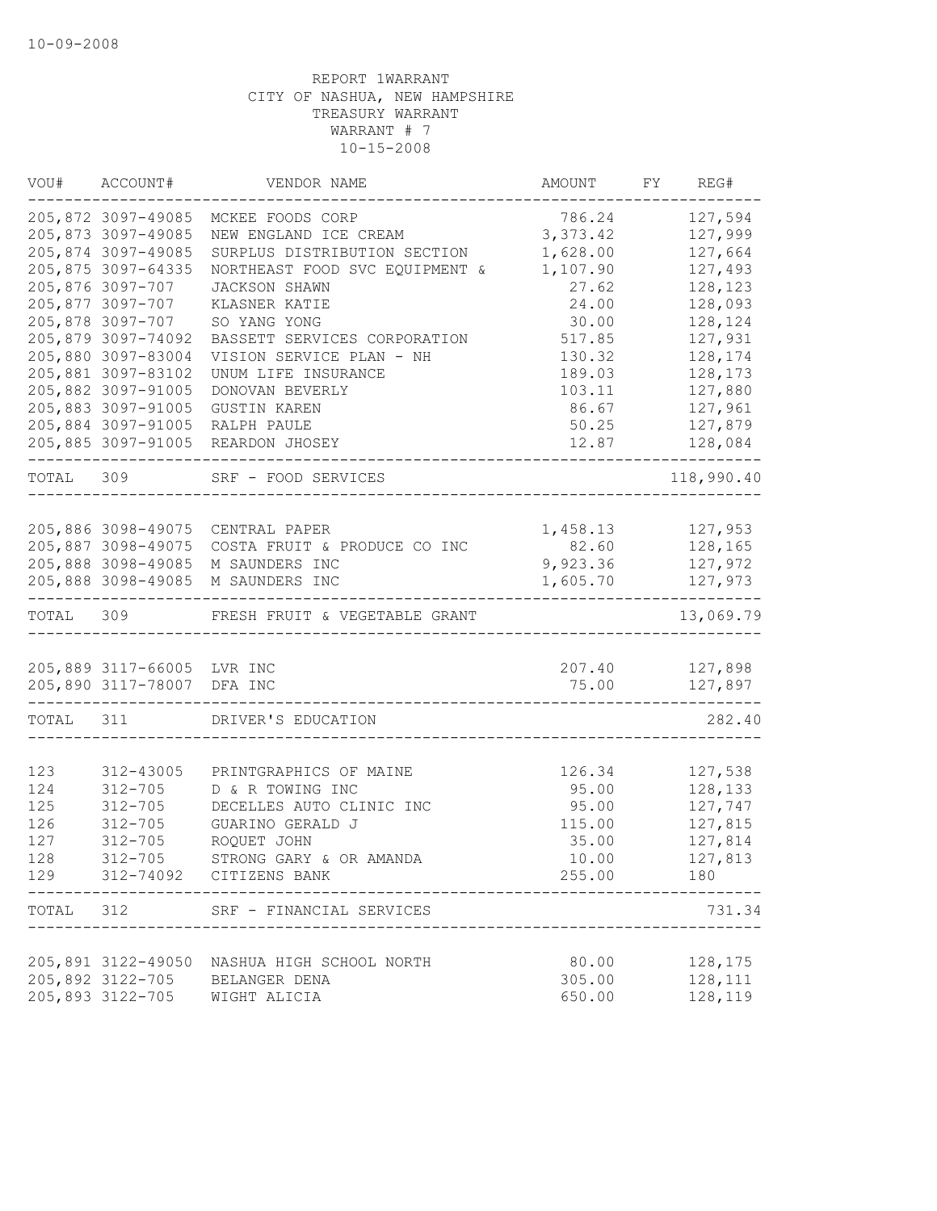10-09-2008

REPORT 1WARRANT
CITY OF NASHUA, NEW HAMPSHIRE
TREASURY WARRANT
WARRANT # 7
10-15-2008

| VOU# | ACCOUNT# | VENDOR NAME | AMOUNT | FY | REG# |
|---|---|---|---|---|---|
| 205,872 | 3097-49085 | MCKEE FOODS CORP | 786.24 | | 127,594 |
| 205,873 | 3097-49085 | NEW ENGLAND ICE CREAM | 3,373.42 | | 127,999 |
| 205,874 | 3097-49085 | SURPLUS DISTRIBUTION SECTION | 1,628.00 | | 127,664 |
| 205,875 | 3097-64335 | NORTHEAST FOOD SVC EQUIPMENT & | 1,107.90 | | 127,493 |
| 205,876 | 3097-707 | JACKSON SHAWN | 27.62 | | 128,123 |
| 205,877 | 3097-707 | KLASNER KATIE | 24.00 | | 128,093 |
| 205,878 | 3097-707 | SO YANG YONG | 30.00 | | 128,124 |
| 205,879 | 3097-74092 | BASSETT SERVICES CORPORATION | 517.85 | | 127,931 |
| 205,880 | 3097-83004 | VISION SERVICE PLAN - NH | 130.32 | | 128,174 |
| 205,881 | 3097-83102 | UNUM LIFE INSURANCE | 189.03 | | 128,173 |
| 205,882 | 3097-91005 | DONOVAN BEVERLY | 103.11 | | 127,880 |
| 205,883 | 3097-91005 | GUSTIN KAREN | 86.67 | | 127,961 |
| 205,884 | 3097-91005 | RALPH PAULE | 50.25 | | 127,879 |
| 205,885 | 3097-91005 | REARDON JHOSEY | 12.87 | | 128,084 |
| TOTAL | 309 | SRF - FOOD SERVICES | | | 118,990.40 |
| 205,886 | 3098-49075 | CENTRAL PAPER | 1,458.13 | | 127,953 |
| 205,887 | 3098-49075 | COSTA FRUIT & PRODUCE CO INC | 82.60 | | 128,165 |
| 205,888 | 3098-49085 | M SAUNDERS INC | 9,923.36 | | 127,972 |
| 205,888 | 3098-49085 | M SAUNDERS INC | 1,605.70 | | 127,973 |
| TOTAL | 309 | FRESH FRUIT & VEGETABLE GRANT | | | 13,069.79 |
| 205,889 | 3117-66005 | LVR INC | 207.40 | | 127,898 |
| 205,890 | 3117-78007 | DFA INC | 75.00 | | 127,897 |
| TOTAL | 311 | DRIVER'S EDUCATION | | | 282.40 |
| 123 | 312-43005 | PRINTGRAPHICS OF MAINE | 126.34 | | 127,538 |
| 124 | 312-705 | D & R TOWING INC | 95.00 | | 128,133 |
| 125 | 312-705 | DECELLES AUTO CLINIC INC | 95.00 | | 127,747 |
| 126 | 312-705 | GUARINO GERALD J | 115.00 | | 127,815 |
| 127 | 312-705 | ROQUET JOHN | 35.00 | | 127,814 |
| 128 | 312-705 | STRONG GARY & OR AMANDA | 10.00 | | 127,813 |
| 129 | 312-74092 | CITIZENS BANK | 255.00 | | 180 |
| TOTAL | 312 | SRF - FINANCIAL SERVICES | | | 731.34 |
| 205,891 | 3122-49050 | NASHUA HIGH SCHOOL NORTH | 80.00 | | 128,175 |
| 205,892 | 3122-705 | BELANGER DENA | 305.00 | | 128,111 |
| 205,893 | 3122-705 | WIGHT ALICIA | 650.00 | | 128,119 |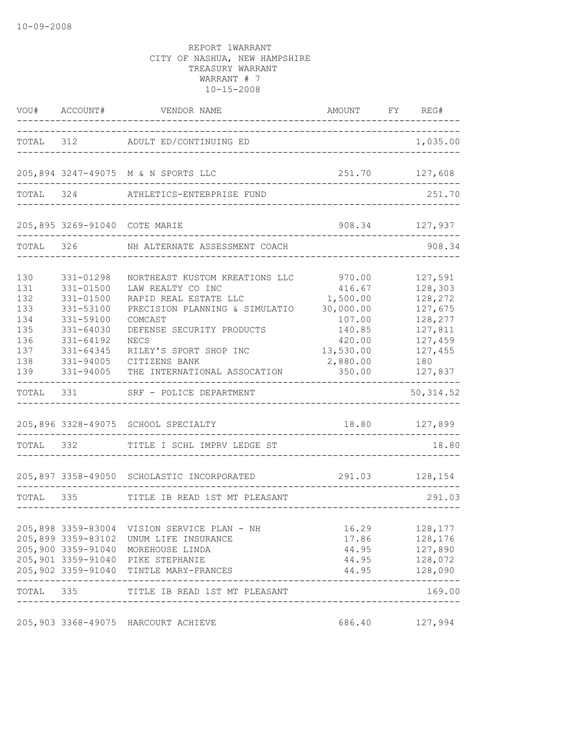10-09-2008

REPORT 1WARRANT
CITY OF NASHUA, NEW HAMPSHIRE
TREASURY WARRANT
WARRANT # 7
10-15-2008

| VOU# | ACCOUNT# | VENDOR NAME | AMOUNT | FY | REG# |
|---|---|---|---|---|---|
| TOTAL | 312 | ADULT ED/CONTINUING ED | | | 1,035.00 |
| 205,894 | 3247-49075 | M & N SPORTS LLC | 251.70 | | 127,608 |
| TOTAL | 324 | ATHLETICS-ENTERPRISE FUND | | | 251.70 |
| 205,895 | 3269-91040 | COTE MARIE | 908.34 | | 127,937 |
| TOTAL | 326 | NH ALTERNATE ASSESSMENT COACH | | | 908.34 |
| 130 | 331-01298 | NORTHEAST KUSTOM KREATIONS LLC | 970.00 | | 127,591 |
| 131 | 331-01500 | LAW REALTY CO INC | 416.67 | | 128,303 |
| 132 | 331-01500 | RAPID REAL ESTATE LLC | 1,500.00 | | 128,272 |
| 133 | 331-53100 | PRECISION PLANNING & SIMULATIO | 30,000.00 | | 127,675 |
| 134 | 331-59100 | COMCAST | 107.00 | | 128,277 |
| 135 | 331-64030 | DEFENSE SECURITY PRODUCTS | 140.85 | | 127,811 |
| 136 | 331-64192 | NECS | 420.00 | | 127,459 |
| 137 | 331-64345 | RILEY'S SPORT SHOP INC | 13,530.00 | | 127,455 |
| 138 | 331-94005 | CITIZENS BANK | 2,880.00 | | 180 |
| 139 | 331-94005 | THE INTERNATIONAL ASSOCATION | 350.00 | | 127,837 |
| TOTAL | 331 | SRF - POLICE DEPARTMENT | | | 50,314.52 |
| 205,896 | 3328-49075 | SCHOOL SPECIALTY | 18.80 | | 127,899 |
| TOTAL | 332 | TITLE I SCHL IMPRV LEDGE ST | | | 18.80 |
| 205,897 | 3358-49050 | SCHOLASTIC INCORPORATED | 291.03 | | 128,154 |
| TOTAL | 335 | TITLE IB READ 1ST MT PLEASANT | | | 291.03 |
| 205,898 | 3359-83004 | VISION SERVICE PLAN - NH | 16.29 | | 128,177 |
| 205,899 | 3359-83102 | UNUM LIFE INSURANCE | 17.86 | | 128,176 |
| 205,900 | 3359-91040 | MOREHOUSE LINDA | 44.95 | | 127,890 |
| 205,901 | 3359-91040 | PIKE STEPHANIE | 44.95 | | 128,072 |
| 205,902 | 3359-91040 | TINTLE MARY-FRANCES | 44.95 | | 128,090 |
| TOTAL | 335 | TITLE IB READ 1ST MT PLEASANT | | | 169.00 |
| 205,903 | 3368-49075 | HARCOURT ACHIEVE | 686.40 | | 127,994 |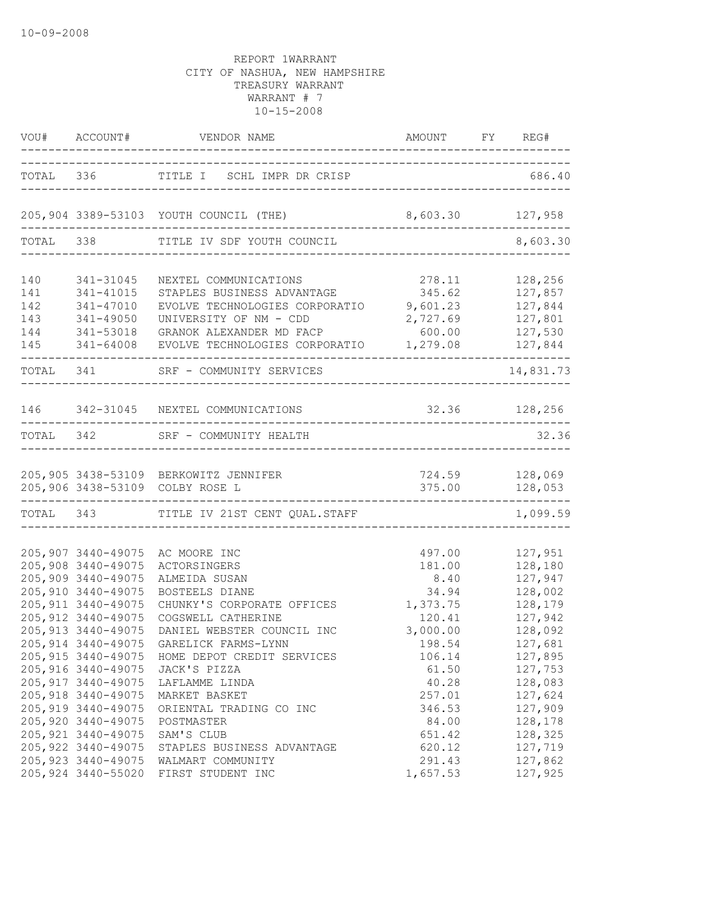10-09-2008

REPORT 1WARRANT
CITY OF NASHUA, NEW HAMPSHIRE
TREASURY WARRANT
WARRANT # 7
10-15-2008

| VOU# | ACCOUNT# | VENDOR NAME | AMOUNT | FY | REG# |
|---|---|---|---|---|---|
| TOTAL | 336 | TITLE I SCHL IMPR DR CRISP | | | 686.40 |
| 205,904 | 3389-53103 | YOUTH COUNCIL (THE) | 8,603.30 | | 127,958 |
| TOTAL | 338 | TITLE IV SDF YOUTH COUNCIL | | | 8,603.30 |
| 140 | 341-31045 | NEXTEL COMMUNICATIONS | 278.11 | | 128,256 |
| 141 | 341-41015 | STAPLES BUSINESS ADVANTAGE | 345.62 | | 127,857 |
| 142 | 341-47010 | EVOLVE TECHNOLOGIES CORPORATIO | 9,601.23 | | 127,844 |
| 143 | 341-49050 | UNIVERSITY OF NM - CDD | 2,727.69 | | 127,801 |
| 144 | 341-53018 | GRANOK ALEXANDER MD FACP | 600.00 | | 127,530 |
| 145 | 341-64008 | EVOLVE TECHNOLOGIES CORPORATIO | 1,279.08 | | 127,844 |
| TOTAL | 341 | SRF - COMMUNITY SERVICES | | | 14,831.73 |
| 146 | 342-31045 | NEXTEL COMMUNICATIONS | 32.36 | | 128,256 |
| TOTAL | 342 | SRF - COMMUNITY HEALTH | | | 32.36 |
| 205,905 | 3438-53109 | BERKOWITZ JENNIFER | 724.59 | | 128,069 |
| 205,906 | 3438-53109 | COLBY ROSE L | 375.00 | | 128,053 |
| TOTAL | 343 | TITLE IV 21ST CENT QUAL.STAFF | | | 1,099.59 |
| 205,907 | 3440-49075 | AC MOORE INC | 497.00 | | 127,951 |
| 205,908 | 3440-49075 | ACTORSINGERS | 181.00 | | 128,180 |
| 205,909 | 3440-49075 | ALMEIDA SUSAN | 8.40 | | 127,947 |
| 205,910 | 3440-49075 | BOSTEELS DIANE | 34.94 | | 128,002 |
| 205,911 | 3440-49075 | CHUNKY'S CORPORATE OFFICES | 1,373.75 | | 128,179 |
| 205,912 | 3440-49075 | COGSWELL CATHERINE | 120.41 | | 127,942 |
| 205,913 | 3440-49075 | DANIEL WEBSTER COUNCIL INC | 3,000.00 | | 128,092 |
| 205,914 | 3440-49075 | GARELICK FARMS-LYNN | 198.54 | | 127,681 |
| 205,915 | 3440-49075 | HOME DEPOT CREDIT SERVICES | 106.14 | | 127,895 |
| 205,916 | 3440-49075 | JACK'S PIZZA | 61.50 | | 127,753 |
| 205,917 | 3440-49075 | LAFLAMME LINDA | 40.28 | | 128,083 |
| 205,918 | 3440-49075 | MARKET BASKET | 257.01 | | 127,624 |
| 205,919 | 3440-49075 | ORIENTAL TRADING CO INC | 346.53 | | 127,909 |
| 205,920 | 3440-49075 | POSTMASTER | 84.00 | | 128,178 |
| 205,921 | 3440-49075 | SAM'S CLUB | 651.42 | | 128,325 |
| 205,922 | 3440-49075 | STAPLES BUSINESS ADVANTAGE | 620.12 | | 127,719 |
| 205,923 | 3440-49075 | WALMART COMMUNITY | 291.43 | | 127,862 |
| 205,924 | 3440-55020 | FIRST STUDENT INC | 1,657.53 | | 127,925 |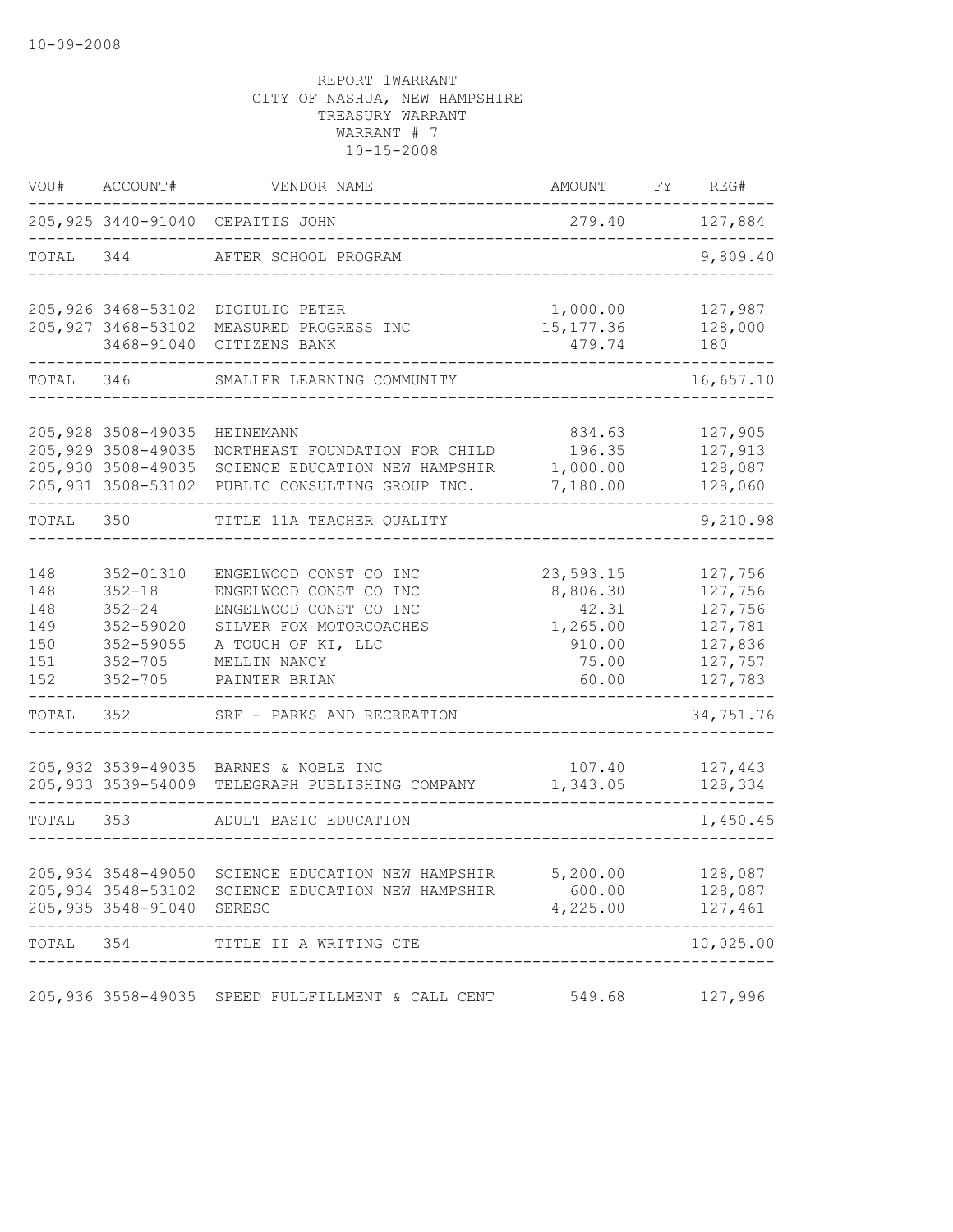10-09-2008

REPORT 1WARRANT
CITY OF NASHUA, NEW HAMPSHIRE
TREASURY WARRANT
WARRANT # 7
10-15-2008

| VOU# | ACCOUNT# | VENDOR NAME | AMOUNT | FY | REG# |
|---|---|---|---|---|---|
| 205,925 | 3440-91040 | CEPAITIS JOHN | 279.40 | | 127,884 |
| TOTAL | 344 | AFTER SCHOOL PROGRAM | | | 9,809.40 |
| 205,926 | 3468-53102 | DIGIULIO PETER | 1,000.00 | | 127,987 |
| 205,927 | 3468-53102 | MEASURED PROGRESS INC | 15,177.36 | | 128,000 |
| | 3468-91040 | CITIZENS BANK | 479.74 | | 180 |
| TOTAL | 346 | SMALLER LEARNING COMMUNITY | | | 16,657.10 |
| 205,928 | 3508-49035 | HEINEMANN | 834.63 | | 127,905 |
| 205,929 | 3508-49035 | NORTHEAST FOUNDATION FOR CHILD | 196.35 | | 127,913 |
| 205,930 | 3508-49035 | SCIENCE EDUCATION NEW HAMPSHIR | 1,000.00 | | 128,087 |
| 205,931 | 3508-53102 | PUBLIC CONSULTING GROUP INC. | 7,180.00 | | 128,060 |
| TOTAL | 350 | TITLE 11A TEACHER QUALITY | | | 9,210.98 |
| 148 | 352-01310 | ENGELWOOD CONST CO INC | 23,593.15 | | 127,756 |
| 148 | 352-18 | ENGELWOOD CONST CO INC | 8,806.30 | | 127,756 |
| 148 | 352-24 | ENGELWOOD CONST CO INC | 42.31 | | 127,756 |
| 149 | 352-59020 | SILVER FOX MOTORCOACHES | 1,265.00 | | 127,781 |
| 150 | 352-59055 | A TOUCH OF KI, LLC | 910.00 | | 127,836 |
| 151 | 352-705 | MELLIN NANCY | 75.00 | | 127,757 |
| 152 | 352-705 | PAINTER BRIAN | 60.00 | | 127,783 |
| TOTAL | 352 | SRF - PARKS AND RECREATION | | | 34,751.76 |
| 205,932 | 3539-49035 | BARNES & NOBLE INC | 107.40 | | 127,443 |
| 205,933 | 3539-54009 | TELEGRAPH PUBLISHING COMPANY | 1,343.05 | | 128,334 |
| TOTAL | 353 | ADULT BASIC EDUCATION | | | 1,450.45 |
| 205,934 | 3548-49050 | SCIENCE EDUCATION NEW HAMPSHIR | 5,200.00 | | 128,087 |
| 205,934 | 3548-53102 | SCIENCE EDUCATION NEW HAMPSHIR | 600.00 | | 128,087 |
| 205,935 | 3548-91040 | SERESC | 4,225.00 | | 127,461 |
| TOTAL | 354 | TITLE II A WRITING CTE | | | 10,025.00 |
| 205,936 | 3558-49035 | SPEED FULLFILLMENT & CALL CENT | 549.68 | | 127,996 |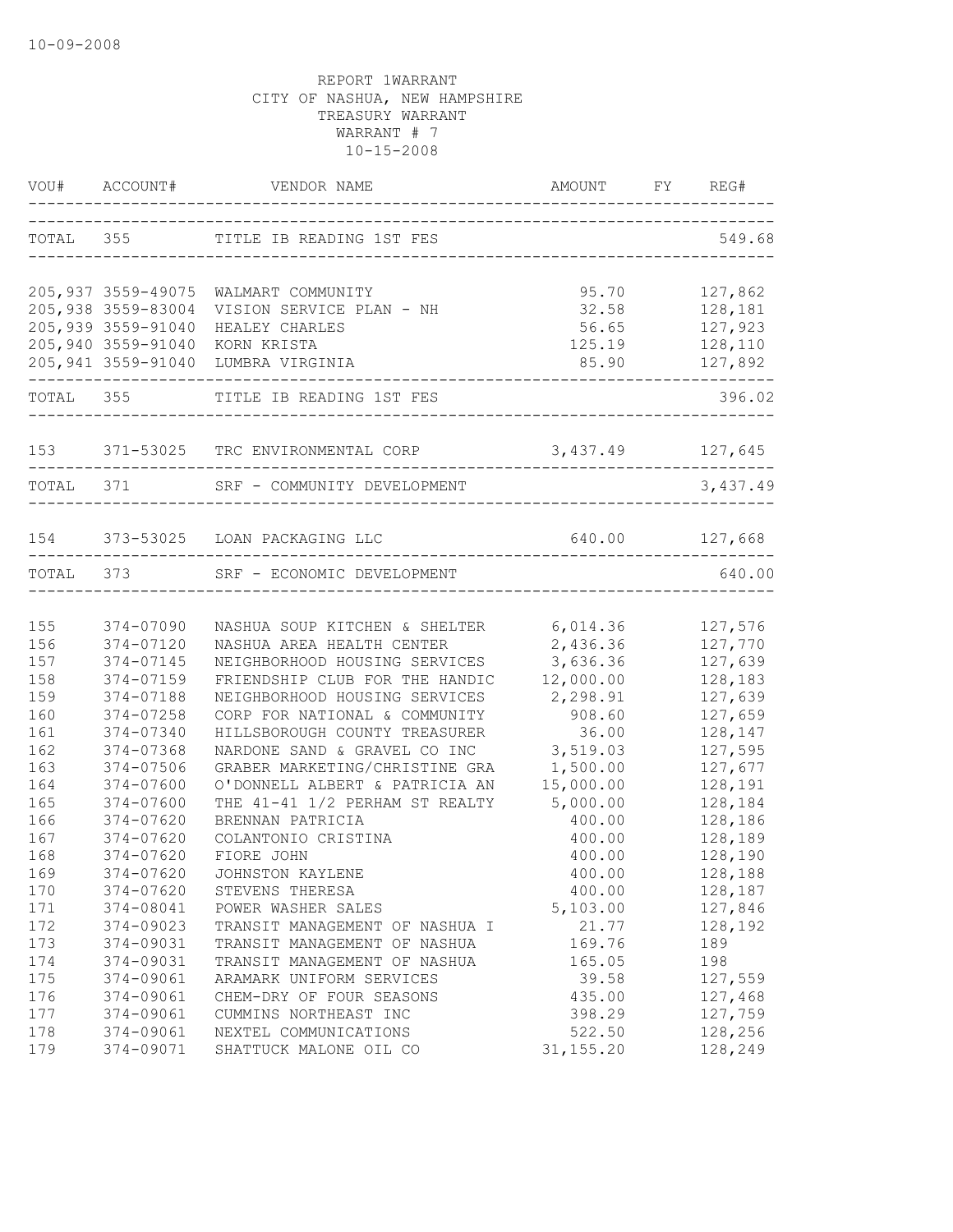10-09-2008

REPORT 1WARRANT
CITY OF NASHUA, NEW HAMPSHIRE
TREASURY WARRANT
WARRANT # 7
10-15-2008

| VOU# | ACCOUNT# | VENDOR NAME | AMOUNT | FY | REG# |
|---|---|---|---|---|---|
| TOTAL | 355 | TITLE IB READING 1ST FES | | | 549.68 |
| 205,937 | 3559-49075 | WALMART COMMUNITY | 95.70 | | 127,862 |
| 205,938 | 3559-83004 | VISION SERVICE PLAN - NH | 32.58 | | 128,181 |
| 205,939 | 3559-91040 | HEALEY CHARLES | 56.65 | | 127,923 |
| 205,940 | 3559-91040 | KORN KRISTA | 125.19 | | 128,110 |
| 205,941 | 3559-91040 | LUMBRA VIRGINIA | 85.90 | | 127,892 |
| TOTAL | 355 | TITLE IB READING 1ST FES | | | 396.02 |
| 153 | 371-53025 | TRC ENVIRONMENTAL CORP | 3,437.49 | | 127,645 |
| TOTAL | 371 | SRF - COMMUNITY DEVELOPMENT | | | 3,437.49 |
| 154 | 373-53025 | LOAN PACKAGING LLC | 640.00 | | 127,668 |
| TOTAL | 373 | SRF - ECONOMIC DEVELOPMENT | | | 640.00 |
| 155 | 374-07090 | NASHUA SOUP KITCHEN & SHELTER | 6,014.36 | | 127,576 |
| 156 | 374-07120 | NASHUA AREA HEALTH CENTER | 2,436.36 | | 127,770 |
| 157 | 374-07145 | NEIGHBORHOOD HOUSING SERVICES | 3,636.36 | | 127,639 |
| 158 | 374-07159 | FRIENDSHIP CLUB FOR THE HANDIC | 12,000.00 | | 128,183 |
| 159 | 374-07188 | NEIGHBORHOOD HOUSING SERVICES | 2,298.91 | | 127,639 |
| 160 | 374-07258 | CORP FOR NATIONAL & COMMUNITY | 908.60 | | 127,659 |
| 161 | 374-07340 | HILLSBOROUGH COUNTY TREASURER | 36.00 | | 128,147 |
| 162 | 374-07368 | NARDONE SAND & GRAVEL CO INC | 3,519.03 | | 127,595 |
| 163 | 374-07506 | GRABER MARKETING/CHRISTINE GRA | 1,500.00 | | 127,677 |
| 164 | 374-07600 | O'DONNELL ALBERT & PATRICIA AN | 15,000.00 | | 128,191 |
| 165 | 374-07600 | THE 41-41 1/2 PERHAM ST REALTY | 5,000.00 | | 128,184 |
| 166 | 374-07620 | BRENNAN PATRICIA | 400.00 | | 128,186 |
| 167 | 374-07620 | COLANTONIO CRISTINA | 400.00 | | 128,189 |
| 168 | 374-07620 | FIORE JOHN | 400.00 | | 128,190 |
| 169 | 374-07620 | JOHNSTON KAYLENE | 400.00 | | 128,188 |
| 170 | 374-07620 | STEVENS THERESA | 400.00 | | 128,187 |
| 171 | 374-08041 | POWER WASHER SALES | 5,103.00 | | 127,846 |
| 172 | 374-09023 | TRANSIT MANAGEMENT OF NASHUA I | 21.77 | | 128,192 |
| 173 | 374-09031 | TRANSIT MANAGEMENT OF NASHUA | 169.76 | | 189 |
| 174 | 374-09031 | TRANSIT MANAGEMENT OF NASHUA | 165.05 | | 198 |
| 175 | 374-09061 | ARAMARK UNIFORM SERVICES | 39.58 | | 127,559 |
| 176 | 374-09061 | CHEM-DRY OF FOUR SEASONS | 435.00 | | 127,468 |
| 177 | 374-09061 | CUMMINS NORTHEAST INC | 398.29 | | 127,759 |
| 178 | 374-09061 | NEXTEL COMMUNICATIONS | 522.50 | | 128,256 |
| 179 | 374-09071 | SHATTUCK MALONE OIL CO | 31,155.20 | | 128,249 |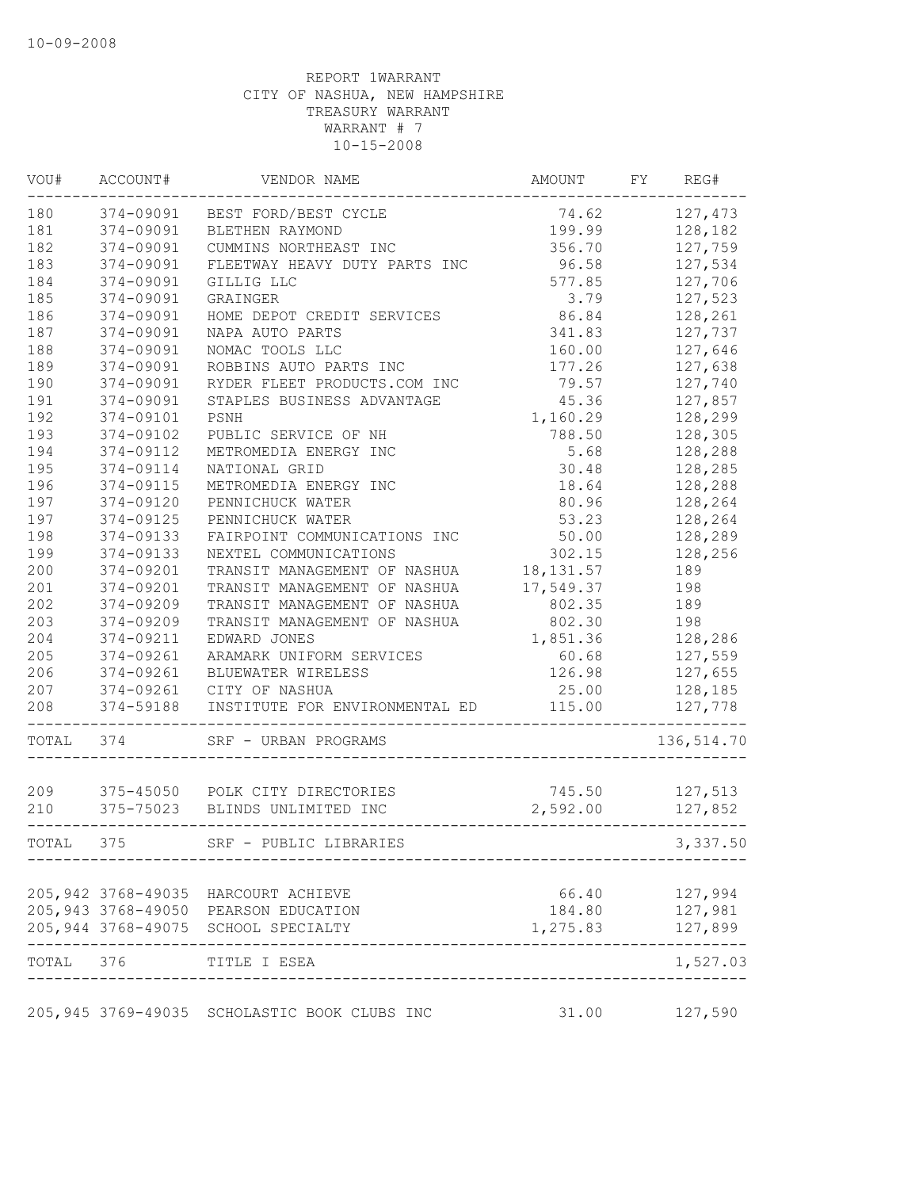10-09-2008

REPORT 1WARRANT
CITY OF NASHUA, NEW HAMPSHIRE
TREASURY WARRANT
WARRANT # 7
10-15-2008

| VOU# | ACCOUNT# | VENDOR NAME | AMOUNT | FY | REG# |
|---|---|---|---|---|---|
| 180 | 374-09091 | BEST FORD/BEST CYCLE | 74.62 | | 127,473 |
| 181 | 374-09091 | BLETHEN RAYMOND | 199.99 | | 128,182 |
| 182 | 374-09091 | CUMMINS NORTHEAST INC | 356.70 | | 127,759 |
| 183 | 374-09091 | FLEETWAY HEAVY DUTY PARTS INC | 96.58 | | 127,534 |
| 184 | 374-09091 | GILLIG LLC | 577.85 | | 127,706 |
| 185 | 374-09091 | GRAINGER | 3.79 | | 127,523 |
| 186 | 374-09091 | HOME DEPOT CREDIT SERVICES | 86.84 | | 128,261 |
| 187 | 374-09091 | NAPA AUTO PARTS | 341.83 | | 127,737 |
| 188 | 374-09091 | NOMAC TOOLS LLC | 160.00 | | 127,646 |
| 189 | 374-09091 | ROBBINS AUTO PARTS INC | 177.26 | | 127,638 |
| 190 | 374-09091 | RYDER FLEET PRODUCTS.COM INC | 79.57 | | 127,740 |
| 191 | 374-09091 | STAPLES BUSINESS ADVANTAGE | 45.36 | | 127,857 |
| 192 | 374-09101 | PSNH | 1,160.29 | | 128,299 |
| 193 | 374-09102 | PUBLIC SERVICE OF NH | 788.50 | | 128,305 |
| 194 | 374-09112 | METROMEDIA ENERGY INC | 5.68 | | 128,288 |
| 195 | 374-09114 | NATIONAL GRID | 30.48 | | 128,285 |
| 196 | 374-09115 | METROMEDIA ENERGY INC | 18.64 | | 128,288 |
| 197 | 374-09120 | PENNICHUCK WATER | 80.96 | | 128,264 |
| 197 | 374-09125 | PENNICHUCK WATER | 53.23 | | 128,264 |
| 198 | 374-09133 | FAIRPOINT COMMUNICATIONS INC | 50.00 | | 128,289 |
| 199 | 374-09133 | NEXTEL COMMUNICATIONS | 302.15 | | 128,256 |
| 200 | 374-09201 | TRANSIT MANAGEMENT OF NASHUA | 18,131.57 | | 189 |
| 201 | 374-09201 | TRANSIT MANAGEMENT OF NASHUA | 17,549.37 | | 198 |
| 202 | 374-09209 | TRANSIT MANAGEMENT OF NASHUA | 802.35 | | 189 |
| 203 | 374-09209 | TRANSIT MANAGEMENT OF NASHUA | 802.30 | | 198 |
| 204 | 374-09211 | EDWARD JONES | 1,851.36 | | 128,286 |
| 205 | 374-09261 | ARAMARK UNIFORM SERVICES | 60.68 | | 127,559 |
| 206 | 374-09261 | BLUEWATER WIRELESS | 126.98 | | 127,655 |
| 207 | 374-09261 | CITY OF NASHUA | 25.00 | | 128,185 |
| 208 | 374-59188 | INSTITUTE FOR ENVIRONMENTAL ED | 115.00 | | 127,778 |
| TOTAL | 374 | SRF - URBAN PROGRAMS | | | 136,514.70 |
| 209 | 375-45050 | POLK CITY DIRECTORIES | 745.50 | | 127,513 |
| 210 | 375-75023 | BLINDS UNLIMITED INC | 2,592.00 | | 127,852 |
| TOTAL | 375 | SRF - PUBLIC LIBRARIES | | | 3,337.50 |
| 205,942 | 3768-49035 | HARCOURT ACHIEVE | 66.40 | | 127,994 |
| 205,943 | 3768-49050 | PEARSON EDUCATION | 184.80 | | 127,981 |
| 205,944 | 3768-49075 | SCHOOL SPECIALTY | 1,275.83 | | 127,899 |
| TOTAL | 376 | TITLE I ESEA | | | 1,527.03 |
| 205,945 | 3769-49035 | SCHOLASTIC BOOK CLUBS INC | 31.00 | | 127,590 |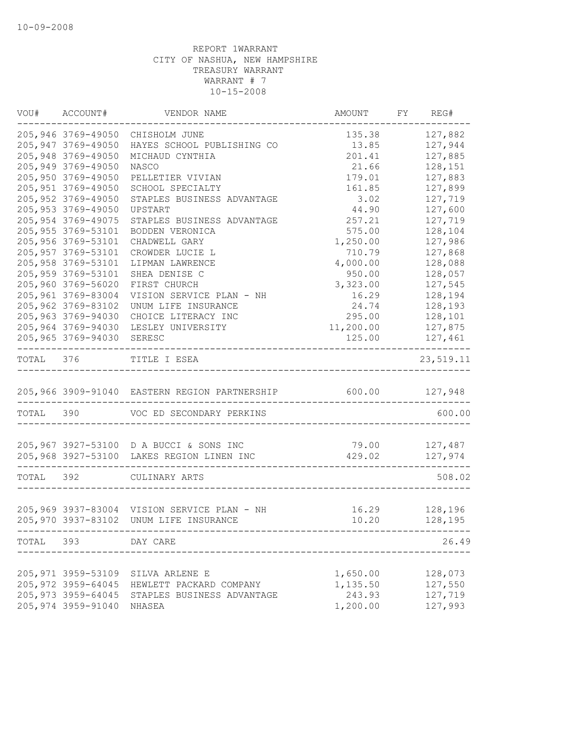10-09-2008

REPORT 1WARRANT
CITY OF NASHUA, NEW HAMPSHIRE
TREASURY WARRANT
WARRANT # 7
10-15-2008

| VOU# | ACCOUNT# | VENDOR NAME | AMOUNT | FY | REG# |
|---|---|---|---|---|---|
| 205,946 | 3769-49050 | CHISHOLM JUNE | 135.38 | | 127,882 |
| 205,947 | 3769-49050 | HAYES SCHOOL PUBLISHING CO | 13.85 | | 127,944 |
| 205,948 | 3769-49050 | MICHAUD CYNTHIA | 201.41 | | 127,885 |
| 205,949 | 3769-49050 | NASCO | 21.66 | | 128,151 |
| 205,950 | 3769-49050 | PELLETIER VIVIAN | 179.01 | | 127,883 |
| 205,951 | 3769-49050 | SCHOOL SPECIALTY | 161.85 | | 127,899 |
| 205,952 | 3769-49050 | STAPLES BUSINESS ADVANTAGE | 3.02 | | 127,719 |
| 205,953 | 3769-49050 | UPSTART | 44.90 | | 127,600 |
| 205,954 | 3769-49075 | STAPLES BUSINESS ADVANTAGE | 257.21 | | 127,719 |
| 205,955 | 3769-53101 | BODDEN VERONICA | 575.00 | | 128,104 |
| 205,956 | 3769-53101 | CHADWELL GARY | 1,250.00 | | 127,986 |
| 205,957 | 3769-53101 | CROWDER LUCIE L | 710.79 | | 127,868 |
| 205,958 | 3769-53101 | LIPMAN LAWRENCE | 4,000.00 | | 128,088 |
| 205,959 | 3769-53101 | SHEA DENISE C | 950.00 | | 128,057 |
| 205,960 | 3769-56020 | FIRST CHURCH | 3,323.00 | | 127,545 |
| 205,961 | 3769-83004 | VISION SERVICE PLAN - NH | 16.29 | | 128,194 |
| 205,962 | 3769-83102 | UNUM LIFE INSURANCE | 24.74 | | 128,193 |
| 205,963 | 3769-94030 | CHOICE LITERACY INC | 295.00 | | 128,101 |
| 205,964 | 3769-94030 | LESLEY UNIVERSITY | 11,200.00 | | 127,875 |
| 205,965 | 3769-94030 | SERESC | 125.00 | | 127,461 |
| TOTAL | 376 | TITLE I ESEA | | | 23,519.11 |
| 205,966 | 3909-91040 | EASTERN REGION PARTNERSHIP | 600.00 | | 127,948 |
| TOTAL | 390 | VOC ED SECONDARY PERKINS | | | 600.00 |
| 205,967 | 3927-53100 | D A BUCCI & SONS INC | 79.00 | | 127,487 |
| 205,968 | 3927-53100 | LAKES REGION LINEN INC | 429.02 | | 127,974 |
| TOTAL | 392 | CULINARY ARTS | | | 508.02 |
| 205,969 | 3937-83004 | VISION SERVICE PLAN - NH | 16.29 | | 128,196 |
| 205,970 | 3937-83102 | UNUM LIFE INSURANCE | 10.20 | | 128,195 |
| TOTAL | 393 | DAY CARE | | | 26.49 |
| 205,971 | 3959-53109 | SILVA ARLENE E | 1,650.00 | | 128,073 |
| 205,972 | 3959-64045 | HEWLETT PACKARD COMPANY | 1,135.50 | | 127,550 |
| 205,973 | 3959-64045 | STAPLES BUSINESS ADVANTAGE | 243.93 | | 127,719 |
| 205,974 | 3959-91040 | NHASEA | 1,200.00 | | 127,993 |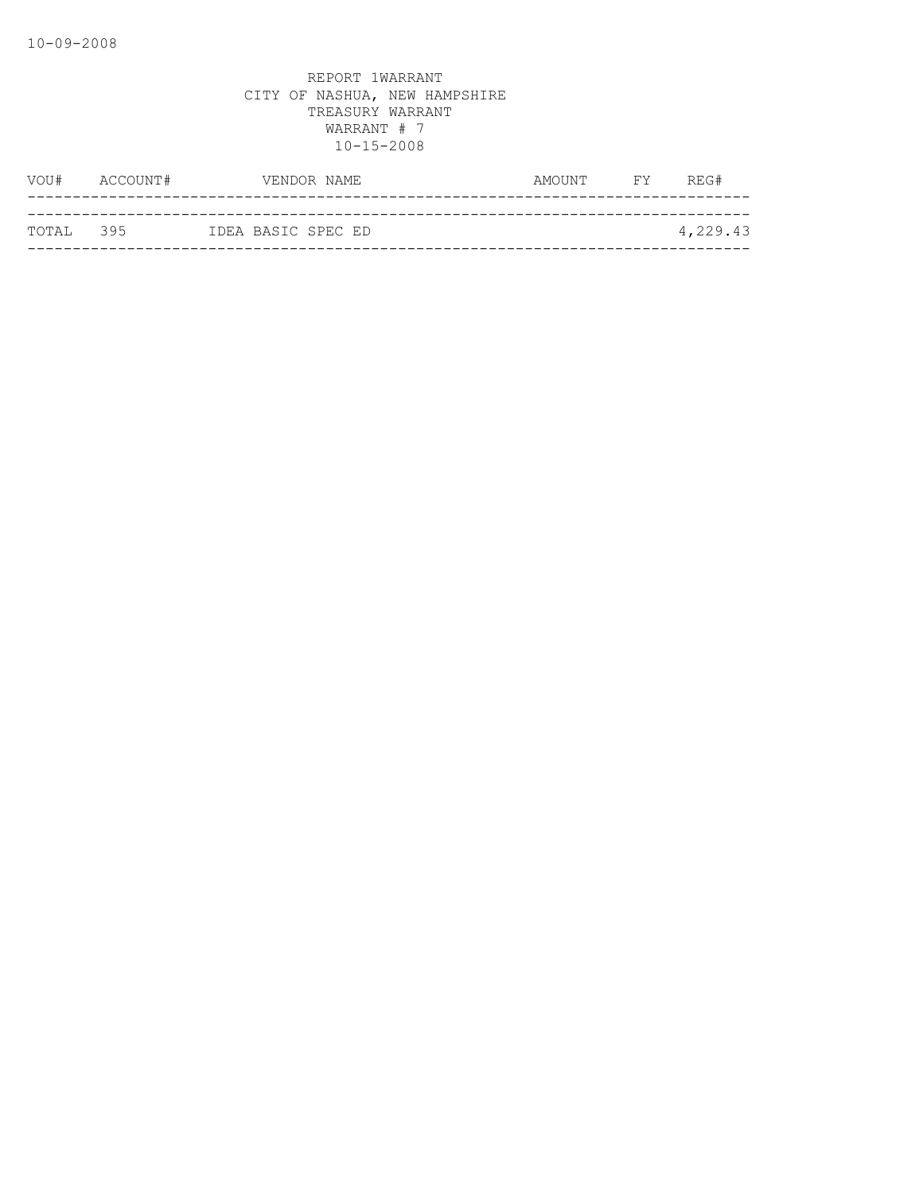REPORT 1WARRANT
CITY OF NASHUA, NEW HAMPSHIRE
TREASURY WARRANT
WARRANT # 7
10-15-2008

| VOU# | ACCOUNT# | VENDOR NAME | AMOUNT | FY | REG# |
|---|---|---|---|---|---|
| TOTAL | 395 | IDEA BASIC SPEC ED | | | 4,229.43 |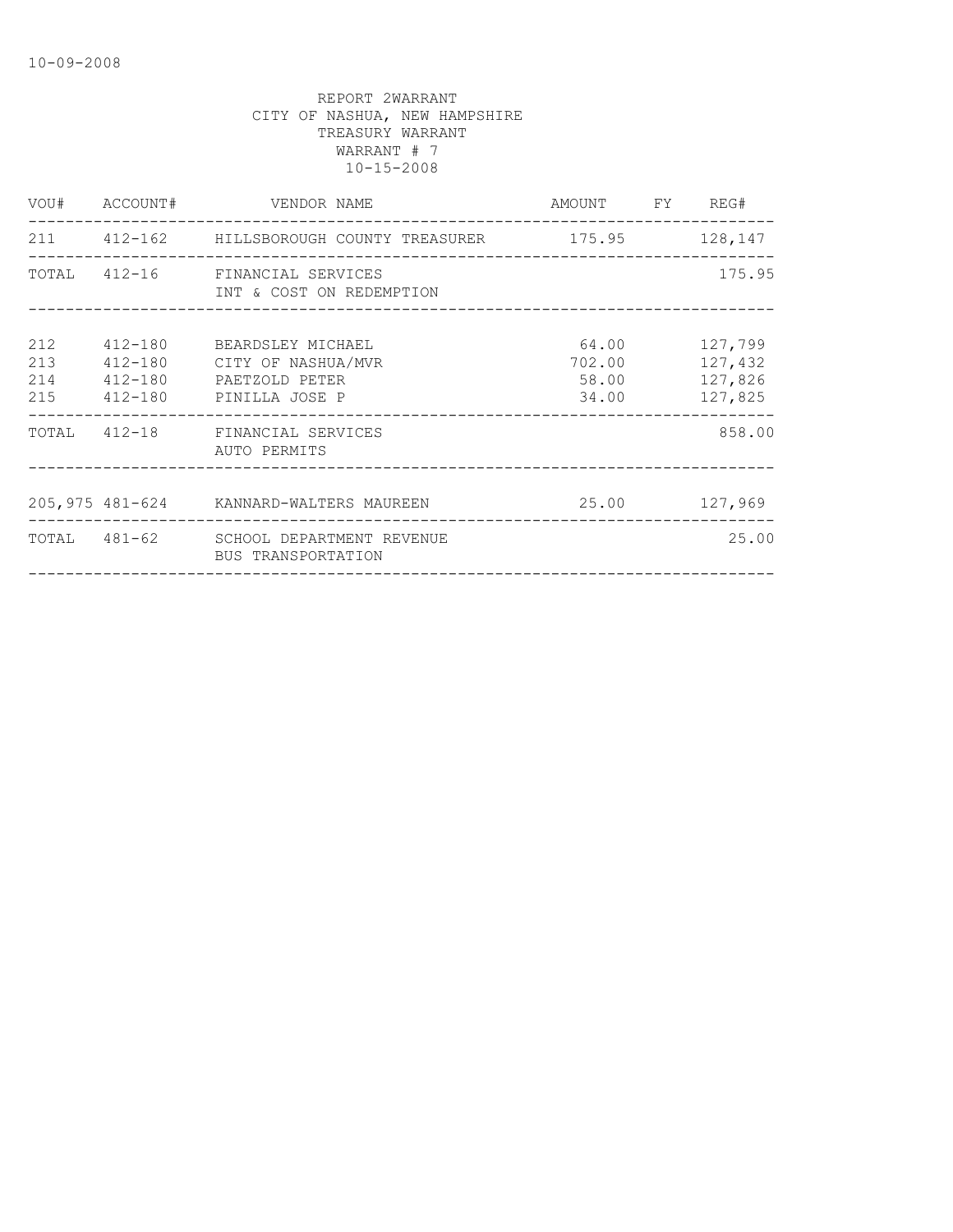10-09-2008

REPORT 2WARRANT
CITY OF NASHUA, NEW HAMPSHIRE
TREASURY WARRANT
WARRANT # 7
10-15-2008

| VOU# | ACCOUNT# | VENDOR NAME | AMOUNT | FY | REG# |
|---|---|---|---|---|---|
| 211 | 412-162 | HILLSBOROUGH COUNTY TREASURER | 175.95 | | 128,147 |
| TOTAL | 412-16 | FINANCIAL SERVICES INT & COST ON REDEMPTION | | | 175.95 |
| 212 | 412-180 | BEARDSLEY MICHAEL | 64.00 | | 127,799 |
| 213 | 412-180 | CITY OF NASHUA/MVR | 702.00 | | 127,432 |
| 214 | 412-180 | PAETZOLD PETER | 58.00 | | 127,826 |
| 215 | 412-180 | PINILLA JOSE P | 34.00 | | 127,825 |
| TOTAL | 412-18 | FINANCIAL SERVICES AUTO PERMITS | | | 858.00 |
| 205,975 | 481-624 | KANNARD-WALTERS MAUREEN | 25.00 | | 127,969 |
| TOTAL | 481-62 | SCHOOL DEPARTMENT REVENUE BUS TRANSPORTATION | | | 25.00 |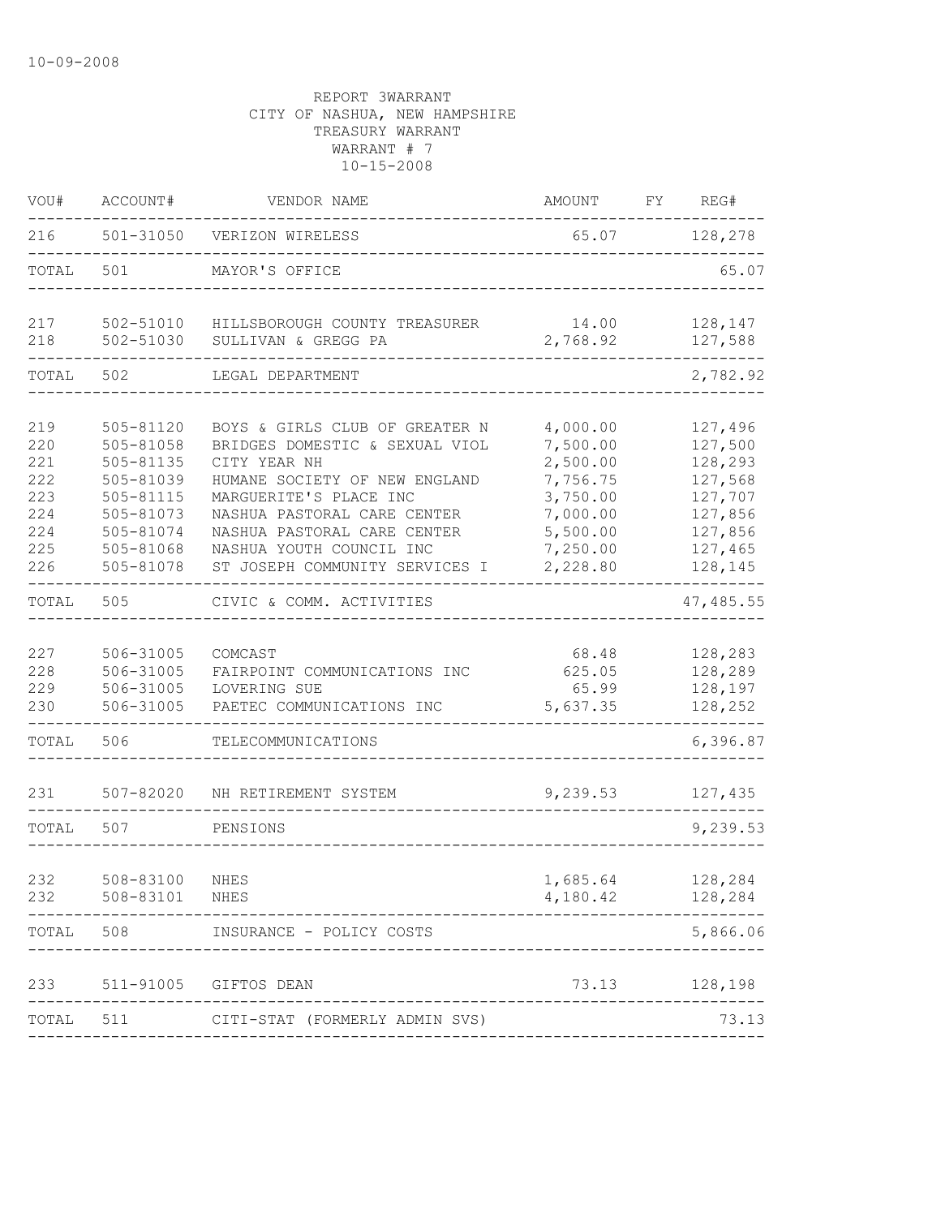10-09-2008

REPORT 3WARRANT
CITY OF NASHUA, NEW HAMPSHIRE
TREASURY WARRANT
WARRANT # 7
10-15-2008

| VOU# | ACCOUNT# | VENDOR NAME | AMOUNT | FY | REG# |
|---|---|---|---|---|---|
| 216 | 501-31050 | VERIZON WIRELESS | 65.07 | | 128,278 |
| TOTAL | 501 | MAYOR'S OFFICE | | | 65.07 |
| 217 | 502-51010 | HILLSBOROUGH COUNTY TREASURER | 14.00 | | 128,147 |
| 218 | 502-51030 | SULLIVAN & GREGG PA | 2,768.92 | | 127,588 |
| TOTAL | 502 | LEGAL DEPARTMENT | | | 2,782.92 |
| 219 | 505-81120 | BOYS & GIRLS CLUB OF GREATER N | 4,000.00 | | 127,496 |
| 220 | 505-81058 | BRIDGES DOMESTIC & SEXUAL VIOL | 7,500.00 | | 127,500 |
| 221 | 505-81135 | CITY YEAR NH | 2,500.00 | | 128,293 |
| 222 | 505-81039 | HUMANE SOCIETY OF NEW ENGLAND | 7,756.75 | | 127,568 |
| 223 | 505-81115 | MARGUERITE'S PLACE INC | 3,750.00 | | 127,707 |
| 224 | 505-81073 | NASHUA PASTORAL CARE CENTER | 7,000.00 | | 127,856 |
| 224 | 505-81074 | NASHUA PASTORAL CARE CENTER | 5,500.00 | | 127,856 |
| 225 | 505-81068 | NASHUA YOUTH COUNCIL INC | 7,250.00 | | 127,465 |
| 226 | 505-81078 | ST JOSEPH COMMUNITY SERVICES I | 2,228.80 | | 128,145 |
| TOTAL | 505 | CIVIC & COMM. ACTIVITIES | | | 47,485.55 |
| 227 | 506-31005 | COMCAST | 68.48 | | 128,283 |
| 228 | 506-31005 | FAIRPOINT COMMUNICATIONS INC | 625.05 | | 128,289 |
| 229 | 506-31005 | LOVERING SUE | 65.99 | | 128,197 |
| 230 | 506-31005 | PAETEC COMMUNICATIONS INC | 5,637.35 | | 128,252 |
| TOTAL | 506 | TELECOMMUNICATIONS | | | 6,396.87 |
| 231 | 507-82020 | NH RETIREMENT SYSTEM | 9,239.53 | | 127,435 |
| TOTAL | 507 | PENSIONS | | | 9,239.53 |
| 232 | 508-83100 | NHES | 1,685.64 | | 128,284 |
| 232 | 508-83101 | NHES | 4,180.42 | | 128,284 |
| TOTAL | 508 | INSURANCE - POLICY COSTS | | | 5,866.06 |
| 233 | 511-91005 | GIFTOS DEAN | 73.13 | | 128,198 |
| TOTAL | 511 | CITI-STAT (FORMERLY ADMIN SVS) | | | 73.13 |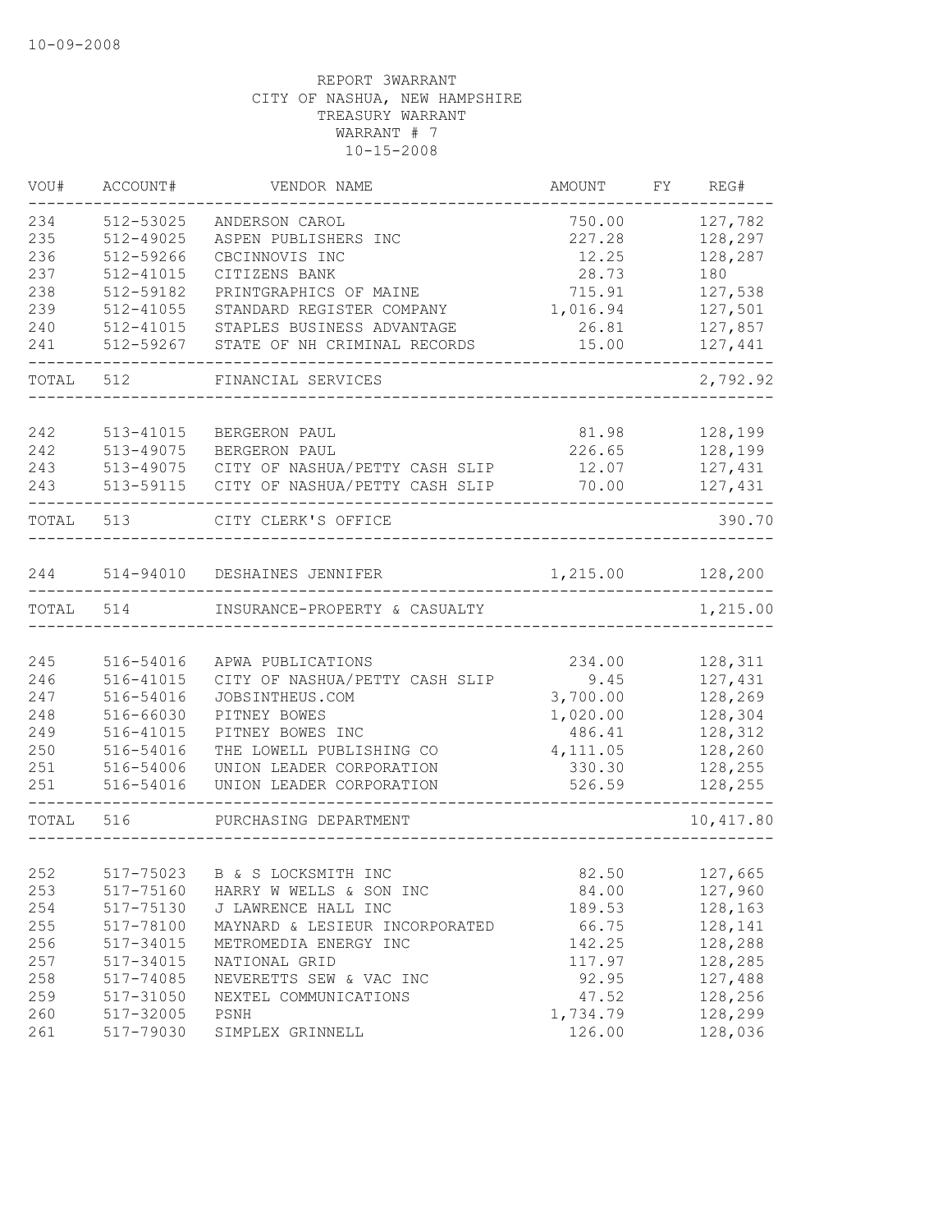10-09-2008

REPORT 3WARRANT
CITY OF NASHUA, NEW HAMPSHIRE
TREASURY WARRANT
WARRANT # 7
10-15-2008

| VOU# | ACCOUNT# | VENDOR NAME | AMOUNT | FY | REG# |
|---|---|---|---|---|---|
| 234 | 512-53025 | ANDERSON CAROL | 750.00 | | 127,782 |
| 235 | 512-49025 | ASPEN PUBLISHERS INC | 227.28 | | 128,297 |
| 236 | 512-59266 | CBCINNOVIS INC | 12.25 | | 128,287 |
| 237 | 512-41015 | CITIZENS BANK | 28.73 | | 180 |
| 238 | 512-59182 | PRINTGRAPHICS OF MAINE | 715.91 | | 127,538 |
| 239 | 512-41055 | STANDARD REGISTER COMPANY | 1,016.94 | | 127,501 |
| 240 | 512-41015 | STAPLES BUSINESS ADVANTAGE | 26.81 | | 127,857 |
| 241 | 512-59267 | STATE OF NH CRIMINAL RECORDS | 15.00 | | 127,441 |
| TOTAL | 512 | FINANCIAL SERVICES | | | 2,792.92 |
| 242 | 513-41015 | BERGERON PAUL | 81.98 | | 128,199 |
| 242 | 513-49075 | BERGERON PAUL | 226.65 | | 128,199 |
| 243 | 513-49075 | CITY OF NASHUA/PETTY CASH SLIP | 12.07 | | 127,431 |
| 243 | 513-59115 | CITY OF NASHUA/PETTY CASH SLIP | 70.00 | | 127,431 |
| TOTAL | 513 | CITY CLERK'S OFFICE | | | 390.70 |
| 244 | 514-94010 | DESHAINES JENNIFER | 1,215.00 | | 128,200 |
| TOTAL | 514 | INSURANCE-PROPERTY & CASUALTY | | | 1,215.00 |
| 245 | 516-54016 | APWA PUBLICATIONS | 234.00 | | 128,311 |
| 246 | 516-41015 | CITY OF NASHUA/PETTY CASH SLIP | 9.45 | | 127,431 |
| 247 | 516-54016 | JOBSINTHEUS.COM | 3,700.00 | | 128,269 |
| 248 | 516-66030 | PITNEY BOWES | 1,020.00 | | 128,304 |
| 249 | 516-41015 | PITNEY BOWES INC | 486.41 | | 128,312 |
| 250 | 516-54016 | THE LOWELL PUBLISHING CO | 4,111.05 | | 128,260 |
| 251 | 516-54006 | UNION LEADER CORPORATION | 330.30 | | 128,255 |
| 251 | 516-54016 | UNION LEADER CORPORATION | 526.59 | | 128,255 |
| TOTAL | 516 | PURCHASING DEPARTMENT | | | 10,417.80 |
| 252 | 517-75023 | B & S LOCKSMITH INC | 82.50 | | 127,665 |
| 253 | 517-75160 | HARRY W WELLS & SON INC | 84.00 | | 127,960 |
| 254 | 517-75130 | J LAWRENCE HALL INC | 189.53 | | 128,163 |
| 255 | 517-78100 | MAYNARD & LESIEUR INCORPORATED | 66.75 | | 128,141 |
| 256 | 517-34015 | METROMEDIA ENERGY INC | 142.25 | | 128,288 |
| 257 | 517-34015 | NATIONAL GRID | 117.97 | | 128,285 |
| 258 | 517-74085 | NEVERETTS SEW & VAC INC | 92.95 | | 127,488 |
| 259 | 517-31050 | NEXTEL COMMUNICATIONS | 47.52 | | 128,256 |
| 260 | 517-32005 | PSNH | 1,734.79 | | 128,299 |
| 261 | 517-79030 | SIMPLEX GRINNELL | 126.00 | | 128,036 |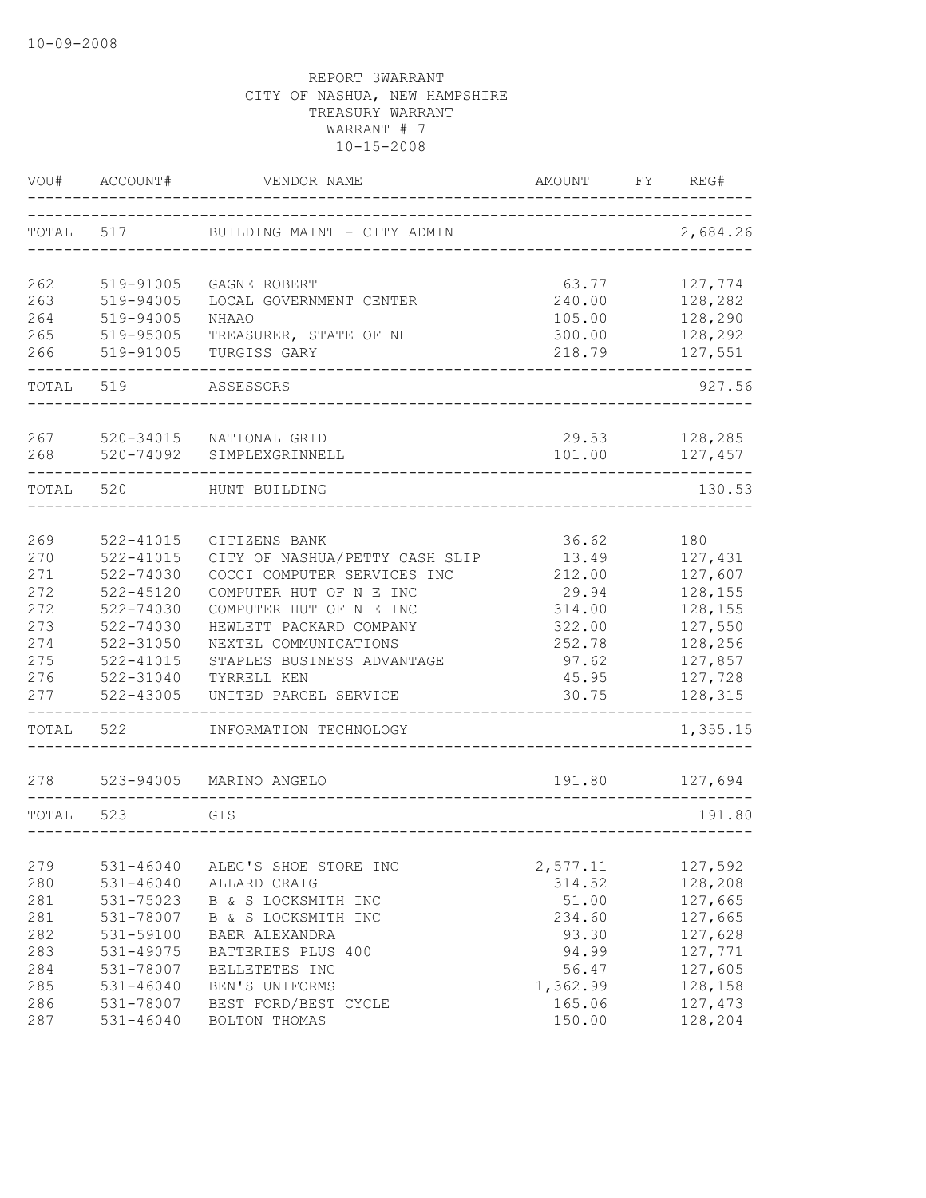REPORT 3WARRANT
CITY OF NASHUA, NEW HAMPSHIRE
TREASURY WARRANT
WARRANT # 7
10-15-2008

| VOU# | ACCOUNT# | VENDOR NAME | AMOUNT | FY | REG# |
|---|---|---|---|---|---|
| TOTAL | 517 | BUILDING MAINT - CITY ADMIN | | | 2,684.26 |
| 262 | 519-91005 | GAGNE ROBERT | 63.77 | | 127,774 |
| 263 | 519-94005 | LOCAL GOVERNMENT CENTER | 240.00 | | 128,282 |
| 264 | 519-94005 | NHAAO | 105.00 | | 128,290 |
| 265 | 519-95005 | TREASURER, STATE OF NH | 300.00 | | 128,292 |
| 266 | 519-91005 | TURGISS GARY | 218.79 | | 127,551 |
| TOTAL | 519 | ASSESSORS | | | 927.56 |
| 267 | 520-34015 | NATIONAL GRID | 29.53 | | 128,285 |
| 268 | 520-74092 | SIMPLEXGRINNELL | 101.00 | | 127,457 |
| TOTAL | 520 | HUNT BUILDING | | | 130.53 |
| 269 | 522-41015 | CITIZENS BANK | 36.62 | | 180 |
| 270 | 522-41015 | CITY OF NASHUA/PETTY CASH SLIP | 13.49 | | 127,431 |
| 271 | 522-74030 | COCCI COMPUTER SERVICES INC | 212.00 | | 127,607 |
| 272 | 522-45120 | COMPUTER HUT OF N E INC | 29.94 | | 128,155 |
| 272 | 522-74030 | COMPUTER HUT OF N E INC | 314.00 | | 128,155 |
| 273 | 522-74030 | HEWLETT PACKARD COMPANY | 322.00 | | 127,550 |
| 274 | 522-31050 | NEXTEL COMMUNICATIONS | 252.78 | | 128,256 |
| 275 | 522-41015 | STAPLES BUSINESS ADVANTAGE | 97.62 | | 127,857 |
| 276 | 522-31040 | TYRRELL KEN | 45.95 | | 127,728 |
| 277 | 522-43005 | UNITED PARCEL SERVICE | 30.75 | | 128,315 |
| TOTAL | 522 | INFORMATION TECHNOLOGY | | | 1,355.15 |
| 278 | 523-94005 | MARINO ANGELO | 191.80 | | 127,694 |
| TOTAL | 523 | GIS | | | 191.80 |
| 279 | 531-46040 | ALEC'S SHOE STORE INC | 2,577.11 | | 127,592 |
| 280 | 531-46040 | ALLARD CRAIG | 314.52 | | 128,208 |
| 281 | 531-75023 | B & S LOCKSMITH INC | 51.00 | | 127,665 |
| 281 | 531-78007 | B & S LOCKSMITH INC | 234.60 | | 127,665 |
| 282 | 531-59100 | BAER ALEXANDRA | 93.30 | | 127,628 |
| 283 | 531-49075 | BATTERIES PLUS 400 | 94.99 | | 127,771 |
| 284 | 531-78007 | BELLETETES INC | 56.47 | | 127,605 |
| 285 | 531-46040 | BEN'S UNIFORMS | 1,362.99 | | 128,158 |
| 286 | 531-78007 | BEST FORD/BEST CYCLE | 165.06 | | 127,473 |
| 287 | 531-46040 | BOLTON THOMAS | 150.00 | | 128,204 |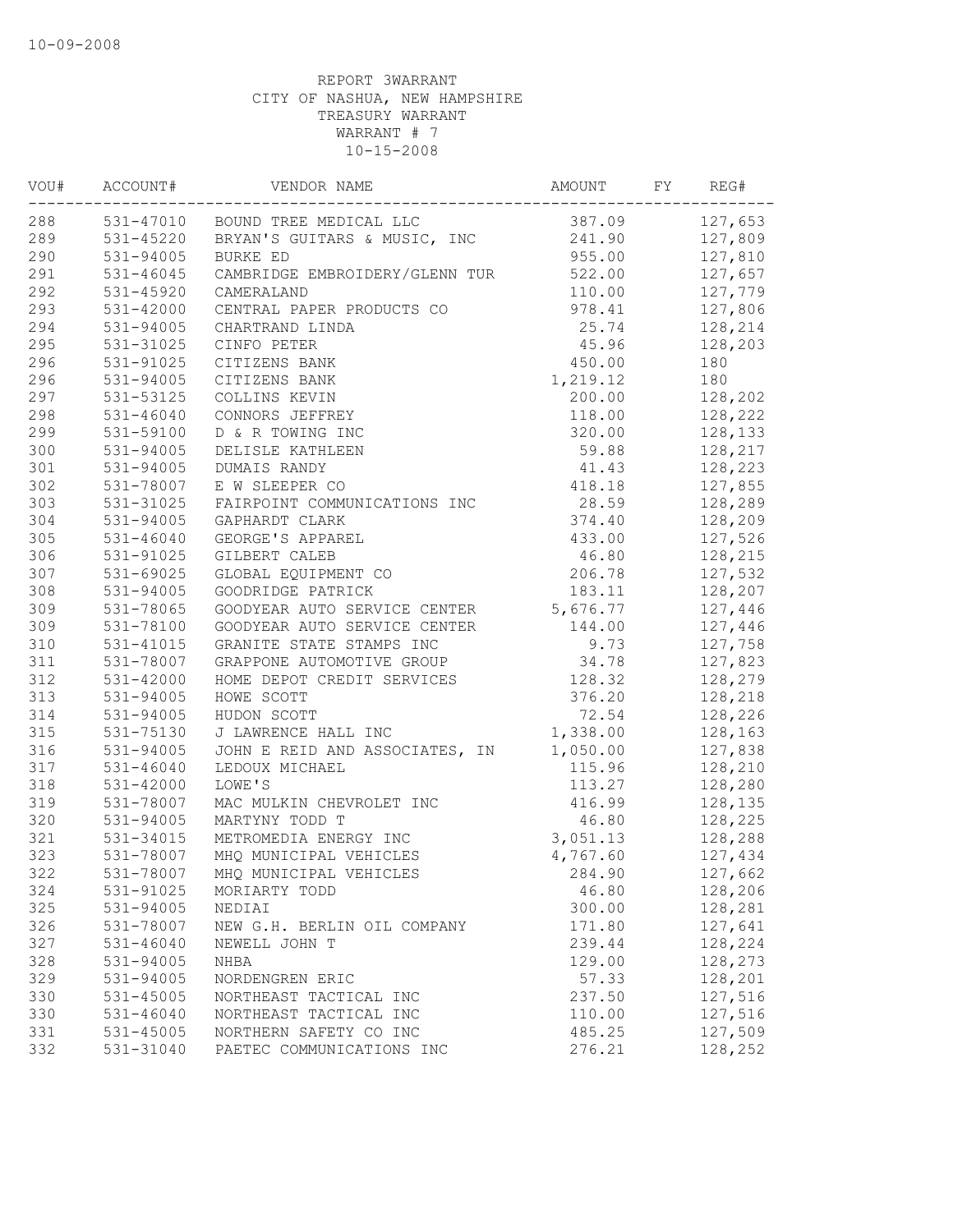10-09-2008

REPORT 3WARRANT
CITY OF NASHUA, NEW HAMPSHIRE
TREASURY WARRANT
WARRANT # 7
10-15-2008

| VOU# | ACCOUNT# | VENDOR NAME | AMOUNT | FY | REG# |
|---|---|---|---|---|---|
| 288 | 531-47010 | BOUND TREE MEDICAL LLC | 387.09 | | 127,653 |
| 289 | 531-45220 | BRYAN'S GUITARS & MUSIC, INC | 241.90 | | 127,809 |
| 290 | 531-94005 | BURKE ED | 955.00 | | 127,810 |
| 291 | 531-46045 | CAMBRIDGE EMBROIDERY/GLENN TUR | 522.00 | | 127,657 |
| 292 | 531-45920 | CAMERALAND | 110.00 | | 127,779 |
| 293 | 531-42000 | CENTRAL PAPER PRODUCTS CO | 978.41 | | 127,806 |
| 294 | 531-94005 | CHARTRAND LINDA | 25.74 | | 128,214 |
| 295 | 531-31025 | CINFO PETER | 45.96 | | 128,203 |
| 296 | 531-91025 | CITIZENS BANK | 450.00 | | 180 |
| 296 | 531-94005 | CITIZENS BANK | 1,219.12 | | 180 |
| 297 | 531-53125 | COLLINS KEVIN | 200.00 | | 128,202 |
| 298 | 531-46040 | CONNORS JEFFREY | 118.00 | | 128,222 |
| 299 | 531-59100 | D & R TOWING INC | 320.00 | | 128,133 |
| 300 | 531-94005 | DELISLE KATHLEEN | 59.88 | | 128,217 |
| 301 | 531-94005 | DUMAIS RANDY | 41.43 | | 128,223 |
| 302 | 531-78007 | E W SLEEPER CO | 418.18 | | 127,855 |
| 303 | 531-31025 | FAIRPOINT COMMUNICATIONS INC | 28.59 | | 128,289 |
| 304 | 531-94005 | GAPHARDT CLARK | 374.40 | | 128,209 |
| 305 | 531-46040 | GEORGE'S APPAREL | 433.00 | | 127,526 |
| 306 | 531-91025 | GILBERT CALEB | 46.80 | | 128,215 |
| 307 | 531-69025 | GLOBAL EQUIPMENT CO | 206.78 | | 127,532 |
| 308 | 531-94005 | GOODRIDGE PATRICK | 183.11 | | 128,207 |
| 309 | 531-78065 | GOODYEAR AUTO SERVICE CENTER | 5,676.77 | | 127,446 |
| 309 | 531-78100 | GOODYEAR AUTO SERVICE CENTER | 144.00 | | 127,446 |
| 310 | 531-41015 | GRANITE STATE STAMPS INC | 9.73 | | 127,758 |
| 311 | 531-78007 | GRAPPONE AUTOMOTIVE GROUP | 34.78 | | 127,823 |
| 312 | 531-42000 | HOME DEPOT CREDIT SERVICES | 128.32 | | 128,279 |
| 313 | 531-94005 | HOWE SCOTT | 376.20 | | 128,218 |
| 314 | 531-94005 | HUDON SCOTT | 72.54 | | 128,226 |
| 315 | 531-75130 | J LAWRENCE HALL INC | 1,338.00 | | 128,163 |
| 316 | 531-94005 | JOHN E REID AND ASSOCIATES, IN | 1,050.00 | | 127,838 |
| 317 | 531-46040 | LEDOUX MICHAEL | 115.96 | | 128,210 |
| 318 | 531-42000 | LOWE'S | 113.27 | | 128,280 |
| 319 | 531-78007 | MAC MULKIN CHEVROLET INC | 416.99 | | 128,135 |
| 320 | 531-94005 | MARTYNY TODD T | 46.80 | | 128,225 |
| 321 | 531-34015 | METROMEDIA ENERGY INC | 3,051.13 | | 128,288 |
| 323 | 531-78007 | MHQ MUNICIPAL VEHICLES | 4,767.60 | | 127,434 |
| 322 | 531-78007 | MHQ MUNICIPAL VEHICLES | 284.90 | | 127,662 |
| 324 | 531-91025 | MORIARTY TODD | 46.80 | | 128,206 |
| 325 | 531-94005 | NEDIAI | 300.00 | | 128,281 |
| 326 | 531-78007 | NEW G.H. BERLIN OIL COMPANY | 171.80 | | 127,641 |
| 327 | 531-46040 | NEWELL JOHN T | 239.44 | | 128,224 |
| 328 | 531-94005 | NHBA | 129.00 | | 128,273 |
| 329 | 531-94005 | NORDENGREN ERIC | 57.33 | | 128,201 |
| 330 | 531-45005 | NORTHEAST TACTICAL INC | 237.50 | | 127,516 |
| 330 | 531-46040 | NORTHEAST TACTICAL INC | 110.00 | | 127,516 |
| 331 | 531-45005 | NORTHERN SAFETY CO INC | 485.25 | | 127,509 |
| 332 | 531-31040 | PAETEC COMMUNICATIONS INC | 276.21 | | 128,252 |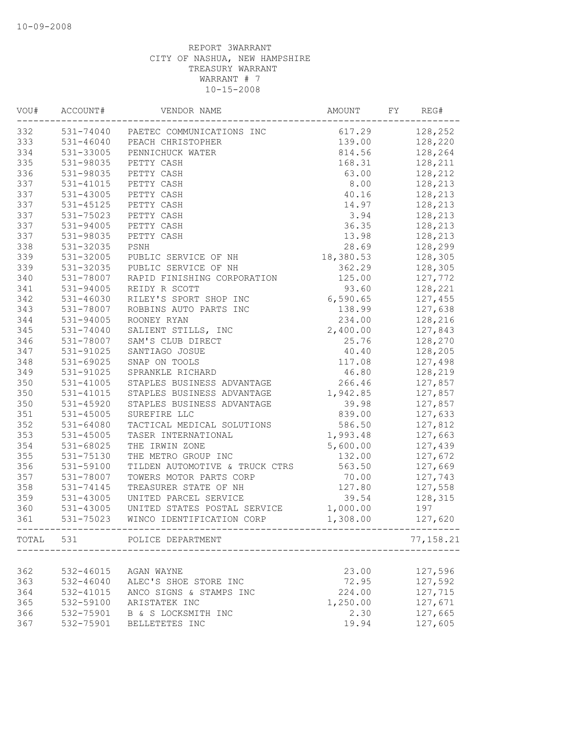10-09-2008

REPORT 3WARRANT
CITY OF NASHUA, NEW HAMPSHIRE
TREASURY WARRANT
WARRANT # 7
10-15-2008

| VOU# | ACCOUNT# | VENDOR NAME | AMOUNT | FY | REG# |
|---|---|---|---|---|---|
| 332 | 531-74040 | PAETEC COMMUNICATIONS INC | 617.29 | | 128,252 |
| 333 | 531-46040 | PEACH CHRISTOPHER | 139.00 | | 128,220 |
| 334 | 531-33005 | PENNICHUCK WATER | 814.56 | | 128,264 |
| 335 | 531-98035 | PETTY CASH | 168.31 | | 128,211 |
| 336 | 531-98035 | PETTY CASH | 63.00 | | 128,212 |
| 337 | 531-41015 | PETTY CASH | 8.00 | | 128,213 |
| 337 | 531-43005 | PETTY CASH | 40.16 | | 128,213 |
| 337 | 531-45125 | PETTY CASH | 14.97 | | 128,213 |
| 337 | 531-75023 | PETTY CASH | 3.94 | | 128,213 |
| 337 | 531-94005 | PETTY CASH | 36.35 | | 128,213 |
| 337 | 531-98035 | PETTY CASH | 13.98 | | 128,213 |
| 338 | 531-32035 | PSNH | 28.69 | | 128,299 |
| 339 | 531-32005 | PUBLIC SERVICE OF NH | 18,380.53 | | 128,305 |
| 339 | 531-32035 | PUBLIC SERVICE OF NH | 362.29 | | 128,305 |
| 340 | 531-78007 | RAPID FINISHING CORPORATION | 125.00 | | 127,772 |
| 341 | 531-94005 | REIDY R SCOTT | 93.60 | | 128,221 |
| 342 | 531-46030 | RILEY'S SPORT SHOP INC | 6,590.65 | | 127,455 |
| 343 | 531-78007 | ROBBINS AUTO PARTS INC | 138.99 | | 127,638 |
| 344 | 531-94005 | ROONEY RYAN | 234.00 | | 128,216 |
| 345 | 531-74040 | SALIENT STILLS, INC | 2,400.00 | | 127,843 |
| 346 | 531-78007 | SAM'S CLUB DIRECT | 25.76 | | 128,270 |
| 347 | 531-91025 | SANTIAGO JOSUE | 40.40 | | 128,205 |
| 348 | 531-69025 | SNAP ON TOOLS | 117.08 | | 127,498 |
| 349 | 531-91025 | SPRANKLE RICHARD | 46.80 | | 128,219 |
| 350 | 531-41005 | STAPLES BUSINESS ADVANTAGE | 266.46 | | 127,857 |
| 350 | 531-41015 | STAPLES BUSINESS ADVANTAGE | 1,942.85 | | 127,857 |
| 350 | 531-45920 | STAPLES BUSINESS ADVANTAGE | 39.98 | | 127,857 |
| 351 | 531-45005 | SUREFIRE LLC | 839.00 | | 127,633 |
| 352 | 531-64080 | TACTICAL MEDICAL SOLUTIONS | 586.50 | | 127,812 |
| 353 | 531-45005 | TASER INTERNATIONAL | 1,993.48 | | 127,663 |
| 354 | 531-68025 | THE IRWIN ZONE | 5,600.00 | | 127,439 |
| 355 | 531-75130 | THE METRO GROUP INC | 132.00 | | 127,672 |
| 356 | 531-59100 | TILDEN AUTOMOTIVE & TRUCK CTRS | 563.50 | | 127,669 |
| 357 | 531-78007 | TOWERS MOTOR PARTS CORP | 70.00 | | 127,743 |
| 358 | 531-74145 | TREASURER STATE OF NH | 127.80 | | 127,558 |
| 359 | 531-43005 | UNITED PARCEL SERVICE | 39.54 | | 128,315 |
| 360 | 531-43005 | UNITED STATES POSTAL SERVICE | 1,000.00 | | 197 |
| 361 | 531-75023 | WINCO IDENTIFICATION CORP | 1,308.00 | | 127,620 |
| TOTAL | 531 | POLICE DEPARTMENT | | | 77,158.21 |
| 362 | 532-46015 | AGAN WAYNE | 23.00 | | 127,596 |
| 363 | 532-46040 | ALEC'S SHOE STORE INC | 72.95 | | 127,592 |
| 364 | 532-41015 | ANCO SIGNS & STAMPS INC | 224.00 | | 127,715 |
| 365 | 532-59100 | ARISTATEK INC | 1,250.00 | | 127,671 |
| 366 | 532-75901 | B & S LOCKSMITH INC | 2.30 | | 127,665 |
| 367 | 532-75901 | BELLETETES INC | 19.94 | | 127,605 |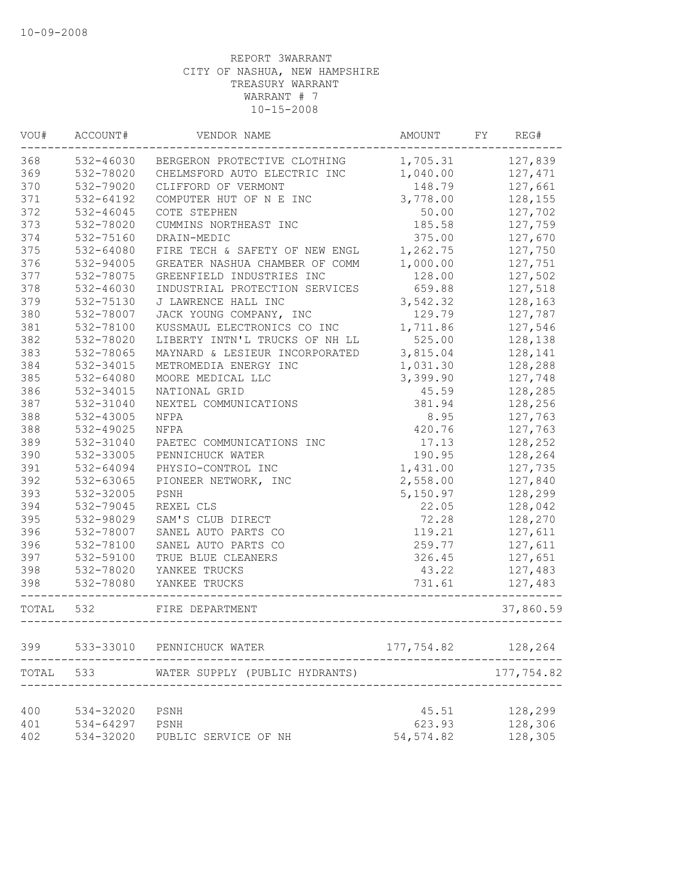10-09-2008

REPORT 3WARRANT
CITY OF NASHUA, NEW HAMPSHIRE
TREASURY WARRANT
WARRANT # 7
10-15-2008

| VOU# | ACCOUNT# | VENDOR NAME | AMOUNT | FY | REG# |
|---|---|---|---|---|---|
| 368 | 532-46030 | BERGERON PROTECTIVE CLOTHING | 1,705.31 | | 127,839 |
| 369 | 532-78020 | CHELMSFORD AUTO ELECTRIC INC | 1,040.00 | | 127,471 |
| 370 | 532-79020 | CLIFFORD OF VERMONT | 148.79 | | 127,661 |
| 371 | 532-64192 | COMPUTER HUT OF N E INC | 3,778.00 | | 128,155 |
| 372 | 532-46045 | COTE STEPHEN | 50.00 | | 127,702 |
| 373 | 532-78020 | CUMMINS NORTHEAST INC | 185.58 | | 127,759 |
| 374 | 532-75160 | DRAIN-MEDIC | 375.00 | | 127,670 |
| 375 | 532-64080 | FIRE TECH & SAFETY OF NEW ENGL | 1,262.75 | | 127,750 |
| 376 | 532-94005 | GREATER NASHUA CHAMBER OF COMM | 1,000.00 | | 127,751 |
| 377 | 532-78075 | GREENFIELD INDUSTRIES INC | 128.00 | | 127,502 |
| 378 | 532-46030 | INDUSTRIAL PROTECTION SERVICES | 659.88 | | 127,518 |
| 379 | 532-75130 | J LAWRENCE HALL INC | 3,542.32 | | 128,163 |
| 380 | 532-78007 | JACK YOUNG COMPANY, INC | 129.79 | | 127,787 |
| 381 | 532-78100 | KUSSMAUL ELECTRONICS CO INC | 1,711.86 | | 127,546 |
| 382 | 532-78020 | LIBERTY INTN'L TRUCKS OF NH LL | 525.00 | | 128,138 |
| 383 | 532-78065 | MAYNARD & LESIEUR INCORPORATED | 3,815.04 | | 128,141 |
| 384 | 532-34015 | METROMEDIA ENERGY INC | 1,031.30 | | 128,288 |
| 385 | 532-64080 | MOORE MEDICAL LLC | 3,399.90 | | 127,748 |
| 386 | 532-34015 | NATIONAL GRID | 45.59 | | 128,285 |
| 387 | 532-31040 | NEXTEL COMMUNICATIONS | 381.94 | | 128,256 |
| 388 | 532-43005 | NFPA | 8.95 | | 127,763 |
| 388 | 532-49025 | NFPA | 420.76 | | 127,763 |
| 389 | 532-31040 | PAETEC COMMUNICATIONS INC | 17.13 | | 128,252 |
| 390 | 532-33005 | PENNICHUCK WATER | 190.95 | | 128,264 |
| 391 | 532-64094 | PHYSIO-CONTROL INC | 1,431.00 | | 127,735 |
| 392 | 532-63065 | PIONEER NETWORK, INC | 2,558.00 | | 127,840 |
| 393 | 532-32005 | PSNH | 5,150.97 | | 128,299 |
| 394 | 532-79045 | REXEL CLS | 22.05 | | 128,042 |
| 395 | 532-98029 | SAM'S CLUB DIRECT | 72.28 | | 128,270 |
| 396 | 532-78007 | SANEL AUTO PARTS CO | 119.21 | | 127,611 |
| 396 | 532-78100 | SANEL AUTO PARTS CO | 259.77 | | 127,611 |
| 397 | 532-59100 | TRUE BLUE CLEANERS | 326.45 | | 127,651 |
| 398 | 532-78020 | YANKEE TRUCKS | 43.22 | | 127,483 |
| 398 | 532-78080 | YANKEE TRUCKS | 731.61 | | 127,483 |
| TOTAL | 532 | FIRE DEPARTMENT | | | 37,860.59 |
| 399 | 533-33010 | PENNICHUCK WATER | 177,754.82 | | 128,264 |
| TOTAL | 533 | WATER SUPPLY (PUBLIC HYDRANTS) | | | 177,754.82 |
| 400 | 534-32020 | PSNH | 45.51 | | 128,299 |
| 401 | 534-64297 | PSNH | 623.93 | | 128,306 |
| 402 | 534-32020 | PUBLIC SERVICE OF NH | 54,574.82 | | 128,305 |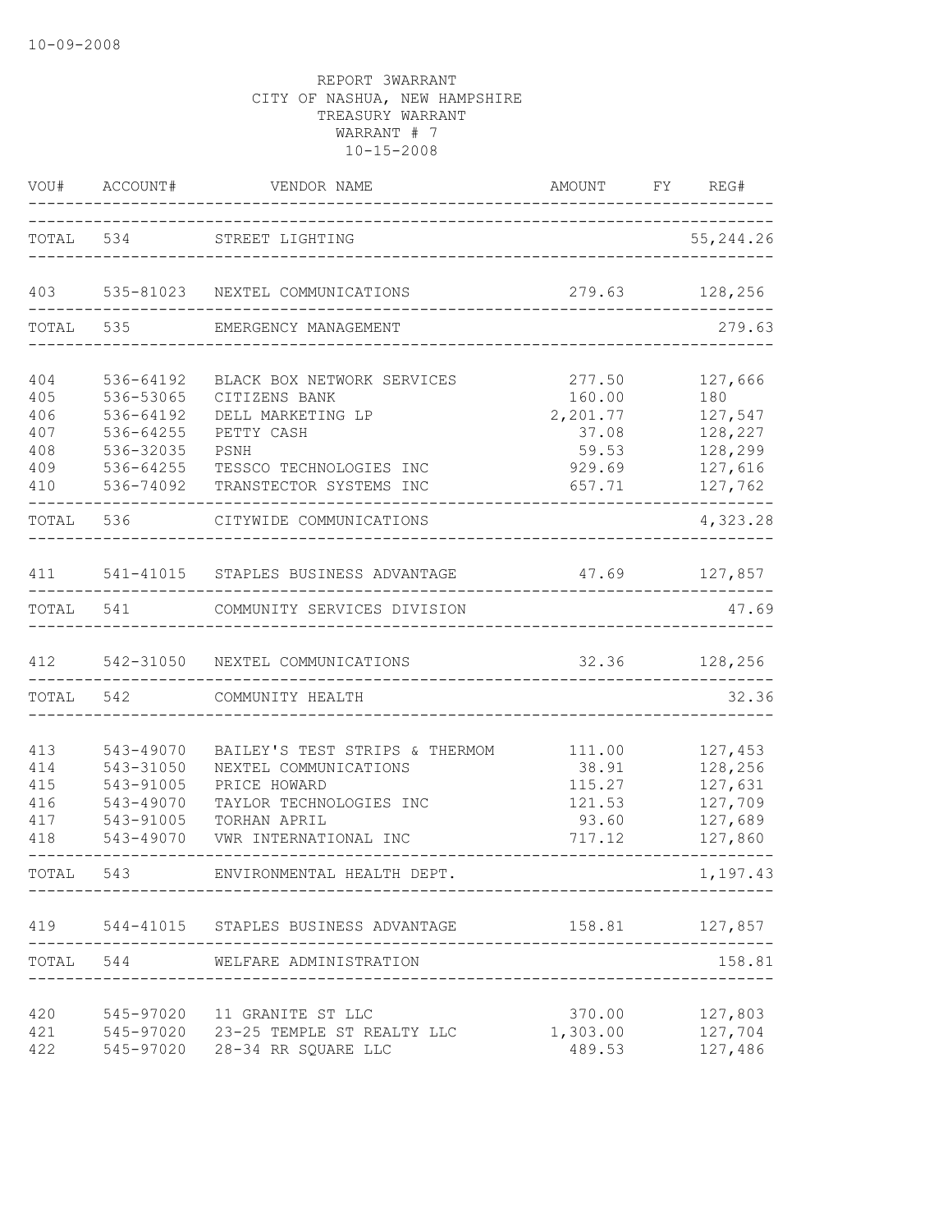10-09-2008

REPORT 3WARRANT
CITY OF NASHUA, NEW HAMPSHIRE
TREASURY WARRANT
WARRANT # 7
10-15-2008

| VOU# | ACCOUNT# | VENDOR NAME | AMOUNT | FY | REG# |
|---|---|---|---|---|---|
| TOTAL | 534 | STREET LIGHTING | | | 55,244.26 |
| 403 | 535-81023 | NEXTEL COMMUNICATIONS | 279.63 | | 128,256 |
| TOTAL | 535 | EMERGENCY MANAGEMENT | | | 279.63 |
| 404 | 536-64192 | BLACK BOX NETWORK SERVICES | 277.50 | | 127,666 |
| 405 | 536-53065 | CITIZENS BANK | 160.00 | | 180 |
| 406 | 536-64192 | DELL MARKETING LP | 2,201.77 | | 127,547 |
| 407 | 536-64255 | PETTY CASH | 37.08 | | 128,227 |
| 408 | 536-32035 | PSNH | 59.53 | | 128,299 |
| 409 | 536-64255 | TESSCO TECHNOLOGIES INC | 929.69 | | 127,616 |
| 410 | 536-74092 | TRANSTECTOR SYSTEMS INC | 657.71 | | 127,762 |
| TOTAL | 536 | CITYWIDE COMMUNICATIONS | | | 4,323.28 |
| 411 | 541-41015 | STAPLES BUSINESS ADVANTAGE | 47.69 | | 127,857 |
| TOTAL | 541 | COMMUNITY SERVICES DIVISION | | | 47.69 |
| 412 | 542-31050 | NEXTEL COMMUNICATIONS | 32.36 | | 128,256 |
| TOTAL | 542 | COMMUNITY HEALTH | | | 32.36 |
| 413 | 543-49070 | BAILEY'S TEST STRIPS & THERMOM | 111.00 | | 127,453 |
| 414 | 543-31050 | NEXTEL COMMUNICATIONS | 38.91 | | 128,256 |
| 415 | 543-91005 | PRICE HOWARD | 115.27 | | 127,631 |
| 416 | 543-49070 | TAYLOR TECHNOLOGIES INC | 121.53 | | 127,709 |
| 417 | 543-91005 | TORHAN APRIL | 93.60 | | 127,689 |
| 418 | 543-49070 | VWR INTERNATIONAL INC | 717.12 | | 127,860 |
| TOTAL | 543 | ENVIRONMENTAL HEALTH DEPT. | | | 1,197.43 |
| 419 | 544-41015 | STAPLES BUSINESS ADVANTAGE | 158.81 | | 127,857 |
| TOTAL | 544 | WELFARE ADMINISTRATION | | | 158.81 |
| 420 | 545-97020 | 11 GRANITE ST LLC | 370.00 | | 127,803 |
| 421 | 545-97020 | 23-25 TEMPLE ST REALTY LLC | 1,303.00 | | 127,704 |
| 422 | 545-97020 | 28-34 RR SQUARE LLC | 489.53 | | 127,486 |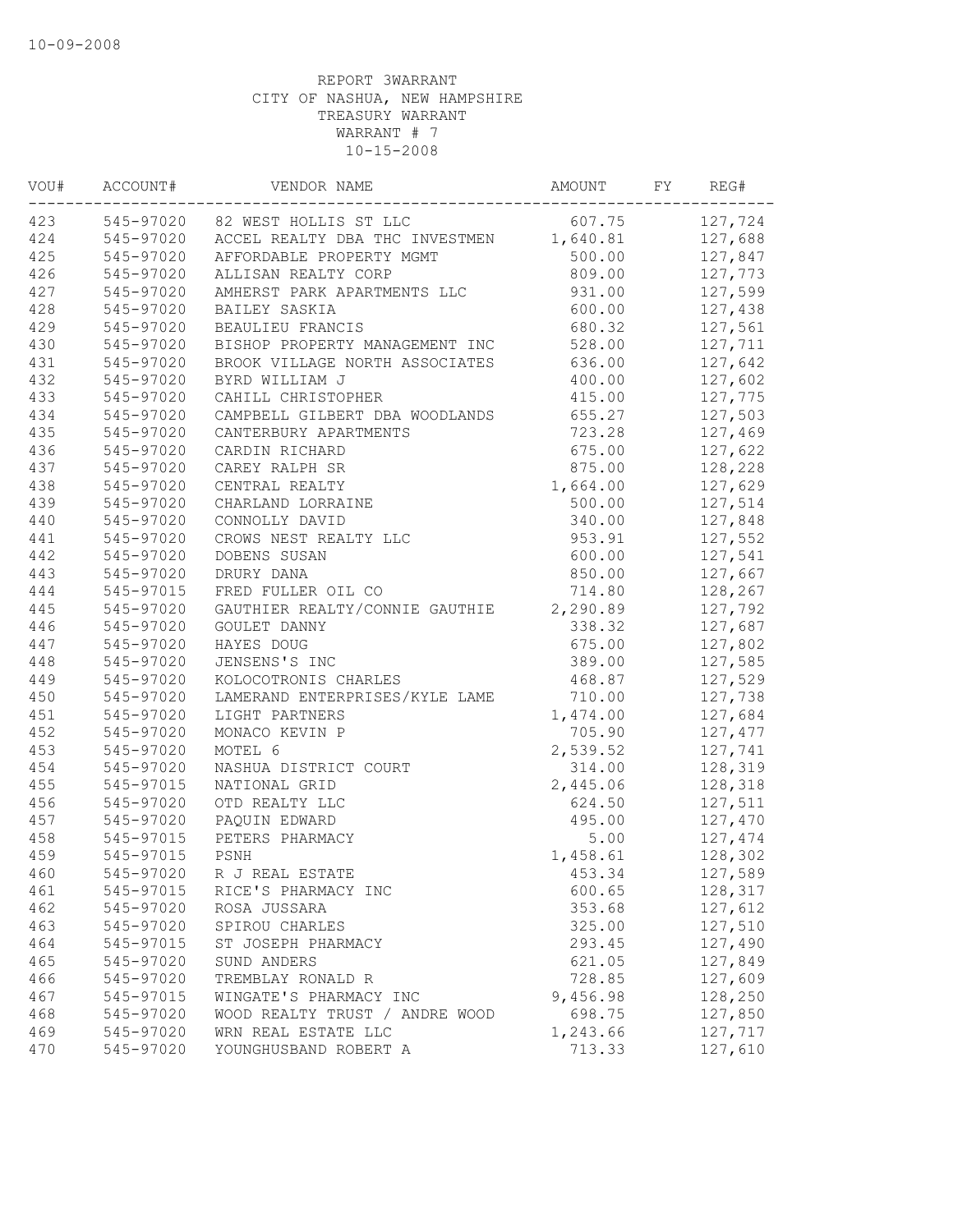10-09-2008

REPORT 3WARRANT
CITY OF NASHUA, NEW HAMPSHIRE
TREASURY WARRANT
WARRANT # 7
10-15-2008

| VOU# | ACCOUNT# | VENDOR NAME | AMOUNT | FY | REG# |
|---|---|---|---|---|---|
| 423 | 545-97020 | 82 WEST HOLLIS ST LLC | 607.75 | | 127,724 |
| 424 | 545-97020 | ACCEL REALTY DBA THC INVESTMEN | 1,640.81 | | 127,688 |
| 425 | 545-97020 | AFFORDABLE PROPERTY MGMT | 500.00 | | 127,847 |
| 426 | 545-97020 | ALLISAN REALTY CORP | 809.00 | | 127,773 |
| 427 | 545-97020 | AMHERST PARK APARTMENTS LLC | 931.00 | | 127,599 |
| 428 | 545-97020 | BAILEY SASKIA | 600.00 | | 127,438 |
| 429 | 545-97020 | BEAULIEU FRANCIS | 680.32 | | 127,561 |
| 430 | 545-97020 | BISHOP PROPERTY MANAGEMENT INC | 528.00 | | 127,711 |
| 431 | 545-97020 | BROOK VILLAGE NORTH ASSOCIATES | 636.00 | | 127,642 |
| 432 | 545-97020 | BYRD WILLIAM J | 400.00 | | 127,602 |
| 433 | 545-97020 | CAHILL CHRISTOPHER | 415.00 | | 127,775 |
| 434 | 545-97020 | CAMPBELL GILBERT DBA WOODLANDS | 655.27 | | 127,503 |
| 435 | 545-97020 | CANTERBURY APARTMENTS | 723.28 | | 127,469 |
| 436 | 545-97020 | CARDIN RICHARD | 675.00 | | 127,622 |
| 437 | 545-97020 | CAREY RALPH SR | 875.00 | | 128,228 |
| 438 | 545-97020 | CENTRAL REALTY | 1,664.00 | | 127,629 |
| 439 | 545-97020 | CHARLAND LORRAINE | 500.00 | | 127,514 |
| 440 | 545-97020 | CONNOLLY DAVID | 340.00 | | 127,848 |
| 441 | 545-97020 | CROWS NEST REALTY LLC | 953.91 | | 127,552 |
| 442 | 545-97020 | DOBENS SUSAN | 600.00 | | 127,541 |
| 443 | 545-97020 | DRURY DANA | 850.00 | | 127,667 |
| 444 | 545-97015 | FRED FULLER OIL CO | 714.80 | | 128,267 |
| 445 | 545-97020 | GAUTHIER REALTY/CONNIE GAUTHIE | 2,290.89 | | 127,792 |
| 446 | 545-97020 | GOULET DANNY | 338.32 | | 127,687 |
| 447 | 545-97020 | HAYES DOUG | 675.00 | | 127,802 |
| 448 | 545-97020 | JENSENS'S INC | 389.00 | | 127,585 |
| 449 | 545-97020 | KOLOCOTRONIS CHARLES | 468.87 | | 127,529 |
| 450 | 545-97020 | LAMERAND ENTERPRISES/KYLE LAME | 710.00 | | 127,738 |
| 451 | 545-97020 | LIGHT PARTNERS | 1,474.00 | | 127,684 |
| 452 | 545-97020 | MONACO KEVIN P | 705.90 | | 127,477 |
| 453 | 545-97020 | MOTEL 6 | 2,539.52 | | 127,741 |
| 454 | 545-97020 | NASHUA DISTRICT COURT | 314.00 | | 128,319 |
| 455 | 545-97015 | NATIONAL GRID | 2,445.06 | | 128,318 |
| 456 | 545-97020 | OTD REALTY LLC | 624.50 | | 127,511 |
| 457 | 545-97020 | PAQUIN EDWARD | 495.00 | | 127,470 |
| 458 | 545-97015 | PETERS PHARMACY | 5.00 | | 127,474 |
| 459 | 545-97015 | PSNH | 1,458.61 | | 128,302 |
| 460 | 545-97020 | R J REAL ESTATE | 453.34 | | 127,589 |
| 461 | 545-97015 | RICE'S PHARMACY INC | 600.65 | | 128,317 |
| 462 | 545-97020 | ROSA JUSSARA | 353.68 | | 127,612 |
| 463 | 545-97020 | SPIROU CHARLES | 325.00 | | 127,510 |
| 464 | 545-97015 | ST JOSEPH PHARMACY | 293.45 | | 127,490 |
| 465 | 545-97020 | SUND ANDERS | 621.05 | | 127,849 |
| 466 | 545-97020 | TREMBLAY RONALD R | 728.85 | | 127,609 |
| 467 | 545-97015 | WINGATE'S PHARMACY INC | 9,456.98 | | 128,250 |
| 468 | 545-97020 | WOOD REALTY TRUST / ANDRE WOOD | 698.75 | | 127,850 |
| 469 | 545-97020 | WRN REAL ESTATE LLC | 1,243.66 | | 127,717 |
| 470 | 545-97020 | YOUNGHUSBAND ROBERT A | 713.33 | | 127,610 |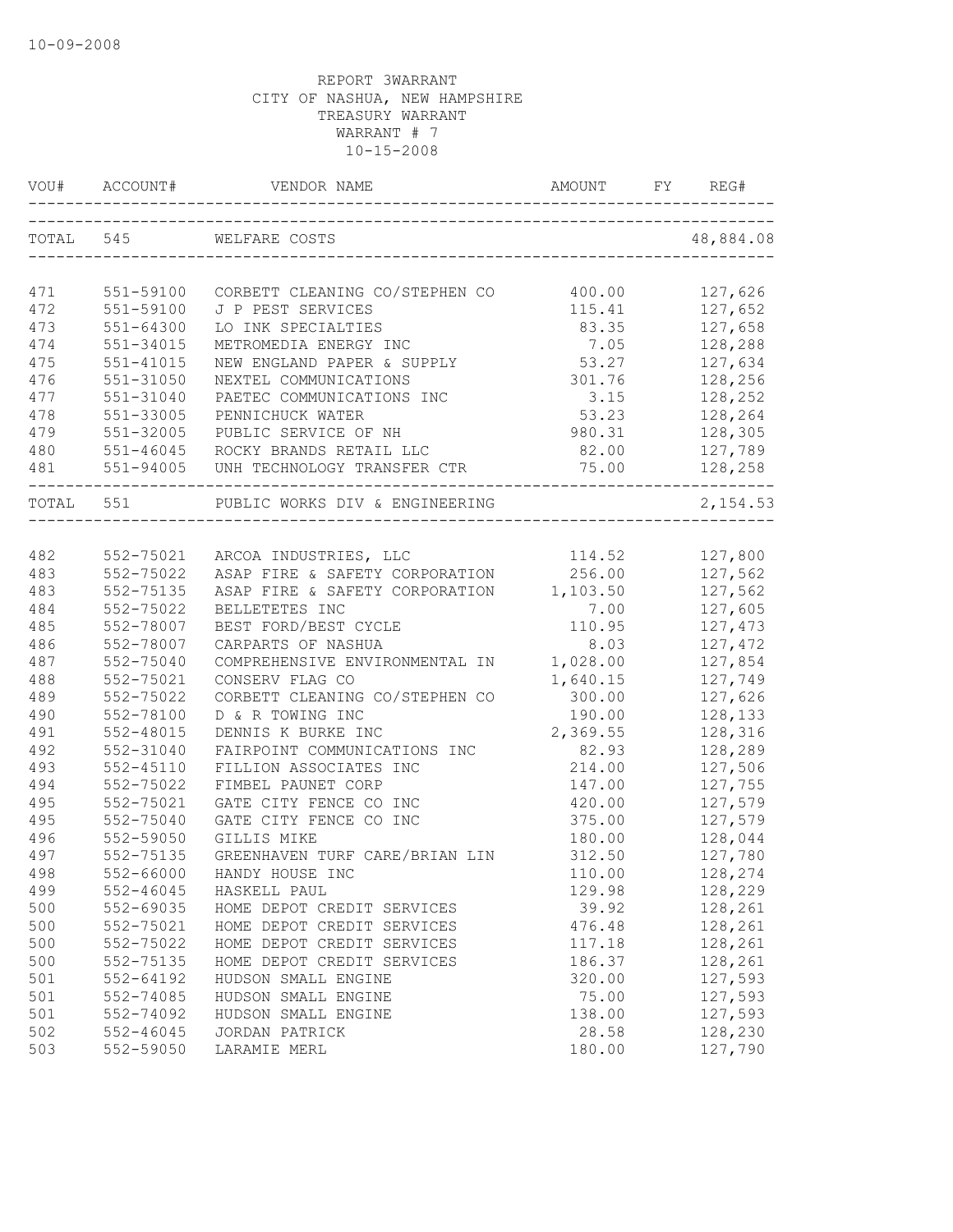10-09-2008

REPORT 3WARRANT
CITY OF NASHUA, NEW HAMPSHIRE
TREASURY WARRANT
WARRANT # 7
10-15-2008

| VOU# | ACCOUNT# | VENDOR NAME | AMOUNT | FY | REG# |
|---|---|---|---|---|---|
| TOTAL 545 | | WELFARE COSTS | | | 48,884.08 |
| 471 | 551-59100 | CORBETT CLEANING CO/STEPHEN CO | 400.00 | | 127,626 |
| 472 | 551-59100 | J P PEST SERVICES | 115.41 | | 127,652 |
| 473 | 551-64300 | LO INK SPECIALTIES | 83.35 | | 127,658 |
| 474 | 551-34015 | METROMEDIA ENERGY INC | 7.05 | | 128,288 |
| 475 | 551-41015 | NEW ENGLAND PAPER & SUPPLY | 53.27 | | 127,634 |
| 476 | 551-31050 | NEXTEL COMMUNICATIONS | 301.76 | | 128,256 |
| 477 | 551-31040 | PAETEC COMMUNICATIONS INC | 3.15 | | 128,252 |
| 478 | 551-33005 | PENNICHUCK WATER | 53.23 | | 128,264 |
| 479 | 551-32005 | PUBLIC SERVICE OF NH | 980.31 | | 128,305 |
| 480 | 551-46045 | ROCKY BRANDS RETAIL LLC | 82.00 | | 127,789 |
| 481 | 551-94005 | UNH TECHNOLOGY TRANSFER CTR | 75.00 | | 128,258 |
| TOTAL 551 | | PUBLIC WORKS DIV & ENGINEERING | | | 2,154.53 |
| 482 | 552-75021 | ARCOA INDUSTRIES, LLC | 114.52 | | 127,800 |
| 483 | 552-75022 | ASAP FIRE & SAFETY CORPORATION | 256.00 | | 127,562 |
| 483 | 552-75135 | ASAP FIRE & SAFETY CORPORATION | 1,103.50 | | 127,562 |
| 484 | 552-75022 | BELLETETES INC | 7.00 | | 127,605 |
| 485 | 552-78007 | BEST FORD/BEST CYCLE | 110.95 | | 127,473 |
| 486 | 552-78007 | CARPARTS OF NASHUA | 8.03 | | 127,472 |
| 487 | 552-75040 | COMPREHENSIVE ENVIRONMENTAL IN | 1,028.00 | | 127,854 |
| 488 | 552-75021 | CONSERV FLAG CO | 1,640.15 | | 127,749 |
| 489 | 552-75022 | CORBETT CLEANING CO/STEPHEN CO | 300.00 | | 127,626 |
| 490 | 552-78100 | D & R TOWING INC | 190.00 | | 128,133 |
| 491 | 552-48015 | DENNIS K BURKE INC | 2,369.55 | | 128,316 |
| 492 | 552-31040 | FAIRPOINT COMMUNICATIONS INC | 82.93 | | 128,289 |
| 493 | 552-45110 | FILLION ASSOCIATES INC | 214.00 | | 127,506 |
| 494 | 552-75022 | FIMBEL PAUNET CORP | 147.00 | | 127,755 |
| 495 | 552-75021 | GATE CITY FENCE CO INC | 420.00 | | 127,579 |
| 495 | 552-75040 | GATE CITY FENCE CO INC | 375.00 | | 127,579 |
| 496 | 552-59050 | GILLIS MIKE | 180.00 | | 128,044 |
| 497 | 552-75135 | GREENHAVEN TURF CARE/BRIAN LIN | 312.50 | | 127,780 |
| 498 | 552-66000 | HANDY HOUSE INC | 110.00 | | 128,274 |
| 499 | 552-46045 | HASKELL PAUL | 129.98 | | 128,229 |
| 500 | 552-69035 | HOME DEPOT CREDIT SERVICES | 39.92 | | 128,261 |
| 500 | 552-75021 | HOME DEPOT CREDIT SERVICES | 476.48 | | 128,261 |
| 500 | 552-75022 | HOME DEPOT CREDIT SERVICES | 117.18 | | 128,261 |
| 500 | 552-75135 | HOME DEPOT CREDIT SERVICES | 186.37 | | 128,261 |
| 501 | 552-64192 | HUDSON SMALL ENGINE | 320.00 | | 127,593 |
| 501 | 552-74085 | HUDSON SMALL ENGINE | 75.00 | | 127,593 |
| 501 | 552-74092 | HUDSON SMALL ENGINE | 138.00 | | 127,593 |
| 502 | 552-46045 | JORDAN PATRICK | 28.58 | | 128,230 |
| 503 | 552-59050 | LARAMIE MERL | 180.00 | | 127,790 |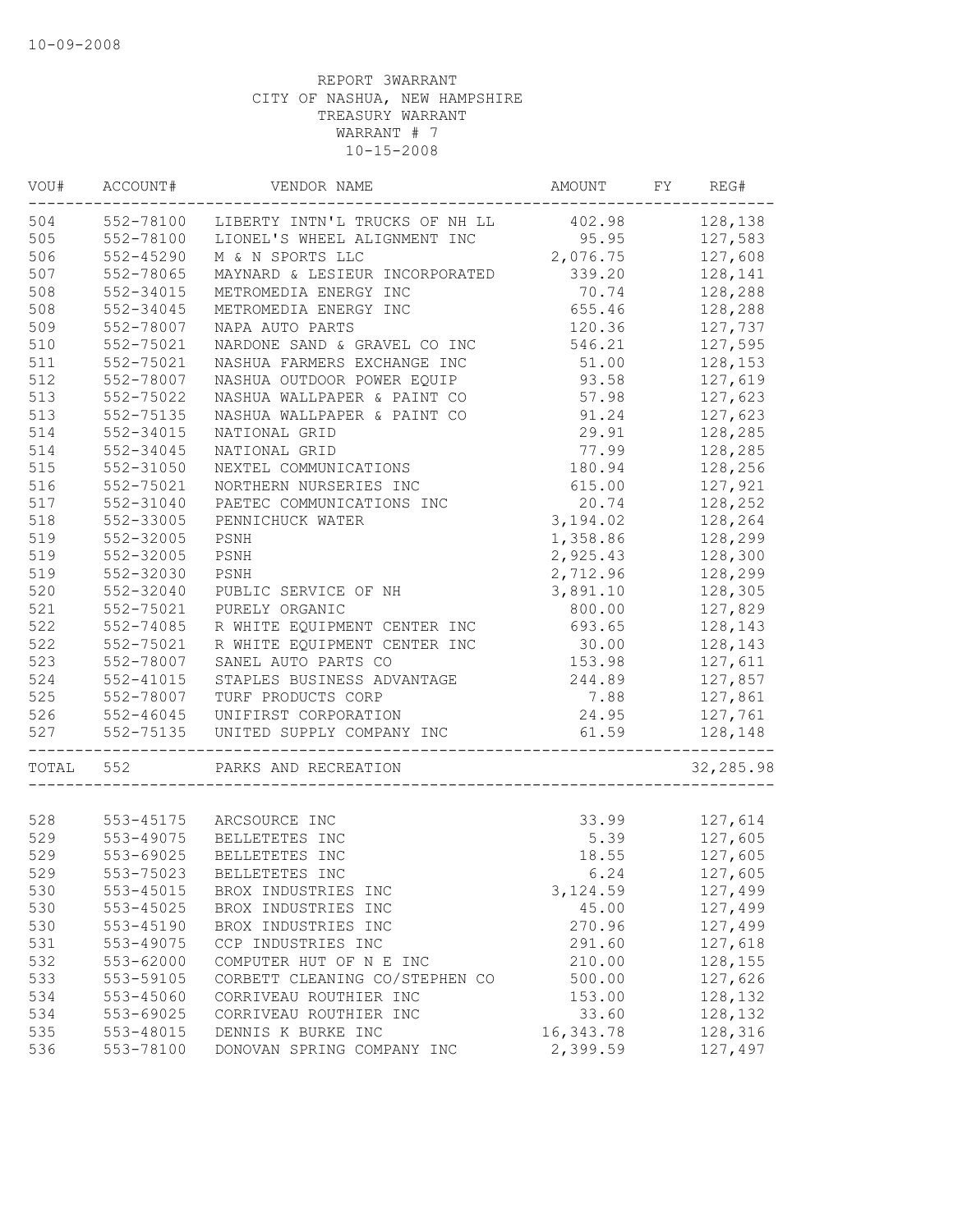10-09-2008

REPORT 3WARRANT
CITY OF NASHUA, NEW HAMPSHIRE
TREASURY WARRANT
WARRANT # 7
10-15-2008

| VOU# | ACCOUNT# | VENDOR NAME | AMOUNT | FY | REG# |
|---|---|---|---|---|---|
| 504 | 552-78100 | LIBERTY INTN'L TRUCKS OF NH LL | 402.98 | | 128,138 |
| 505 | 552-78100 | LIONEL'S WHEEL ALIGNMENT INC | 95.95 | | 127,583 |
| 506 | 552-45290 | M & N SPORTS LLC | 2,076.75 | | 127,608 |
| 507 | 552-78065 | MAYNARD & LESIEUR INCORPORATED | 339.20 | | 128,141 |
| 508 | 552-34015 | METROMEDIA ENERGY INC | 70.74 | | 128,288 |
| 508 | 552-34045 | METROMEDIA ENERGY INC | 655.46 | | 128,288 |
| 509 | 552-78007 | NAPA AUTO PARTS | 120.36 | | 127,737 |
| 510 | 552-75021 | NARDONE SAND & GRAVEL CO INC | 546.21 | | 127,595 |
| 511 | 552-75021 | NASHUA FARMERS EXCHANGE INC | 51.00 | | 128,153 |
| 512 | 552-78007 | NASHUA OUTDOOR POWER EQUIP | 93.58 | | 127,619 |
| 513 | 552-75022 | NASHUA WALLPAPER & PAINT CO | 57.98 | | 127,623 |
| 513 | 552-75135 | NASHUA WALLPAPER & PAINT CO | 91.24 | | 127,623 |
| 514 | 552-34015 | NATIONAL GRID | 29.91 | | 128,285 |
| 514 | 552-34045 | NATIONAL GRID | 77.99 | | 128,285 |
| 515 | 552-31050 | NEXTEL COMMUNICATIONS | 180.94 | | 128,256 |
| 516 | 552-75021 | NORTHERN NURSERIES INC | 615.00 | | 127,921 |
| 517 | 552-31040 | PAETEC COMMUNICATIONS INC | 20.74 | | 128,252 |
| 518 | 552-33005 | PENNICHUCK WATER | 3,194.02 | | 128,264 |
| 519 | 552-32005 | PSNH | 1,358.86 | | 128,299 |
| 519 | 552-32005 | PSNH | 2,925.43 | | 128,300 |
| 519 | 552-32030 | PSNH | 2,712.96 | | 128,299 |
| 520 | 552-32040 | PUBLIC SERVICE OF NH | 3,891.10 | | 128,305 |
| 521 | 552-75021 | PURELY ORGANIC | 800.00 | | 127,829 |
| 522 | 552-74085 | R WHITE EQUIPMENT CENTER INC | 693.65 | | 128,143 |
| 522 | 552-75021 | R WHITE EQUIPMENT CENTER INC | 30.00 | | 128,143 |
| 523 | 552-78007 | SANEL AUTO PARTS CO | 153.98 | | 127,611 |
| 524 | 552-41015 | STAPLES BUSINESS ADVANTAGE | 244.89 | | 127,857 |
| 525 | 552-78007 | TURF PRODUCTS CORP | 7.88 | | 127,861 |
| 526 | 552-46045 | UNIFIRST CORPORATION | 24.95 | | 127,761 |
| 527 | 552-75135 | UNITED SUPPLY COMPANY INC | 61.59 | | 128,148 |
| TOTAL | 552 | PARKS AND RECREATION | | | 32,285.98 |
| 528 | 553-45175 | ARCSOURCE INC | 33.99 | | 127,614 |
| 529 | 553-49075 | BELLETETES INC | 5.39 | | 127,605 |
| 529 | 553-69025 | BELLETETES INC | 18.55 | | 127,605 |
| 529 | 553-75023 | BELLETETES INC | 6.24 | | 127,605 |
| 530 | 553-45015 | BROX INDUSTRIES INC | 3,124.59 | | 127,499 |
| 530 | 553-45025 | BROX INDUSTRIES INC | 45.00 | | 127,499 |
| 530 | 553-45190 | BROX INDUSTRIES INC | 270.96 | | 127,499 |
| 531 | 553-49075 | CCP INDUSTRIES INC | 291.60 | | 127,618 |
| 532 | 553-62000 | COMPUTER HUT OF N E INC | 210.00 | | 128,155 |
| 533 | 553-59105 | CORBETT CLEANING CO/STEPHEN CO | 500.00 | | 127,626 |
| 534 | 553-45060 | CORRIVEAU ROUTHIER INC | 153.00 | | 128,132 |
| 534 | 553-69025 | CORRIVEAU ROUTHIER INC | 33.60 | | 128,132 |
| 535 | 553-48015 | DENNIS K BURKE INC | 16,343.78 | | 128,316 |
| 536 | 553-78100 | DONOVAN SPRING COMPANY INC | 2,399.59 | | 127,497 |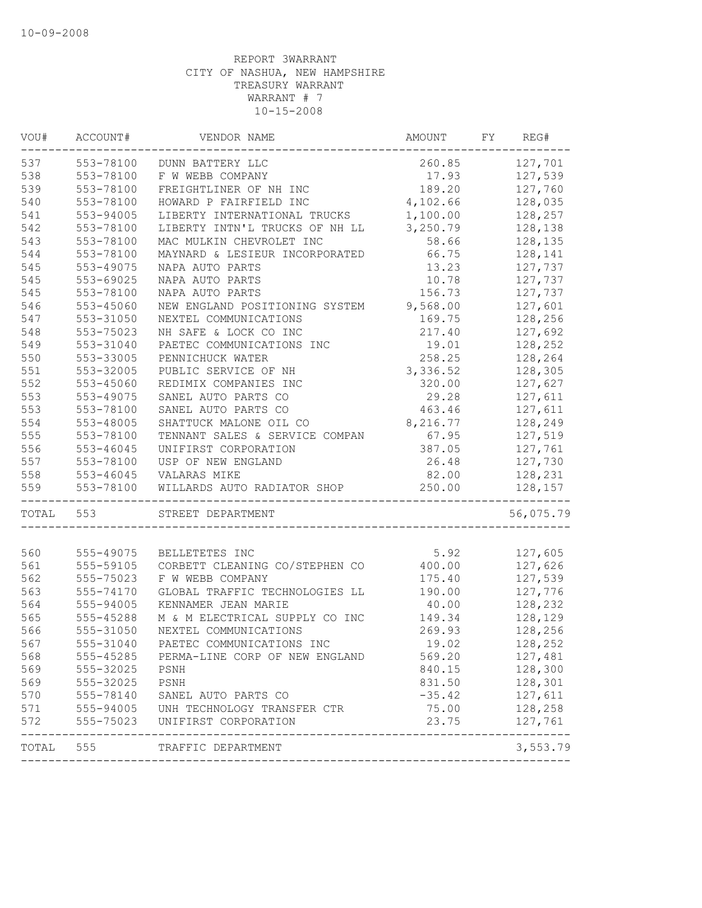10-09-2008

REPORT 3WARRANT
CITY OF NASHUA, NEW HAMPSHIRE
TREASURY WARRANT
WARRANT # 7
10-15-2008

| VOU# | ACCOUNT# | VENDOR NAME | AMOUNT | FY | REG# |
|---|---|---|---|---|---|
| 537 | 553-78100 | DUNN BATTERY LLC | 260.85 | | 127,701 |
| 538 | 553-78100 | F W WEBB COMPANY | 17.93 | | 127,539 |
| 539 | 553-78100 | FREIGHTLINER OF NH INC | 189.20 | | 127,760 |
| 540 | 553-78100 | HOWARD P FAIRFIELD INC | 4,102.66 | | 128,035 |
| 541 | 553-94005 | LIBERTY INTERNATIONAL TRUCKS | 1,100.00 | | 128,257 |
| 542 | 553-78100 | LIBERTY INTN'L TRUCKS OF NH LL | 3,250.79 | | 128,138 |
| 543 | 553-78100 | MAC MULKIN CHEVROLET INC | 58.66 | | 128,135 |
| 544 | 553-78100 | MAYNARD & LESIEUR INCORPORATED | 66.75 | | 128,141 |
| 545 | 553-49075 | NAPA AUTO PARTS | 13.23 | | 127,737 |
| 545 | 553-69025 | NAPA AUTO PARTS | 10.78 | | 127,737 |
| 545 | 553-78100 | NAPA AUTO PARTS | 156.73 | | 127,737 |
| 546 | 553-45060 | NEW ENGLAND POSITIONING SYSTEM | 9,568.00 | | 127,601 |
| 547 | 553-31050 | NEXTEL COMMUNICATIONS | 169.75 | | 128,256 |
| 548 | 553-75023 | NH SAFE & LOCK CO INC | 217.40 | | 127,692 |
| 549 | 553-31040 | PAETEC COMMUNICATIONS INC | 19.01 | | 128,252 |
| 550 | 553-33005 | PENNICHUCK WATER | 258.25 | | 128,264 |
| 551 | 553-32005 | PUBLIC SERVICE OF NH | 3,336.52 | | 128,305 |
| 552 | 553-45060 | REDIMIX COMPANIES INC | 320.00 | | 127,627 |
| 553 | 553-49075 | SANEL AUTO PARTS CO | 29.28 | | 127,611 |
| 553 | 553-78100 | SANEL AUTO PARTS CO | 463.46 | | 127,611 |
| 554 | 553-48005 | SHATTUCK MALONE OIL CO | 8,216.77 | | 128,249 |
| 555 | 553-78100 | TENNANT SALES & SERVICE COMPAN | 67.95 | | 127,519 |
| 556 | 553-46045 | UNIFIRST CORPORATION | 387.05 | | 127,761 |
| 557 | 553-78100 | USP OF NEW ENGLAND | 26.48 | | 127,730 |
| 558 | 553-46045 | VALARAS MIKE | 82.00 | | 128,231 |
| 559 | 553-78100 | WILLARDS AUTO RADIATOR SHOP | 250.00 | | 128,157 |
| TOTAL | 553 | STREET DEPARTMENT | | | 56,075.79 |
| 560 | 555-49075 | BELLETETES INC | 5.92 | | 127,605 |
| 561 | 555-59105 | CORBETT CLEANING CO/STEPHEN CO | 400.00 | | 127,626 |
| 562 | 555-75023 | F W WEBB COMPANY | 175.40 | | 127,539 |
| 563 | 555-74170 | GLOBAL TRAFFIC TECHNOLOGIES LL | 190.00 | | 127,776 |
| 564 | 555-94005 | KENNAMER JEAN MARIE | 40.00 | | 128,232 |
| 565 | 555-45288 | M & M ELECTRICAL SUPPLY CO INC | 149.34 | | 128,129 |
| 566 | 555-31050 | NEXTEL COMMUNICATIONS | 269.93 | | 128,256 |
| 567 | 555-31040 | PAETEC COMMUNICATIONS INC | 19.02 | | 128,252 |
| 568 | 555-45285 | PERMA-LINE CORP OF NEW ENGLAND | 569.20 | | 127,481 |
| 569 | 555-32025 | PSNH | 840.15 | | 128,300 |
| 569 | 555-32025 | PSNH | 831.50 | | 128,301 |
| 570 | 555-78140 | SANEL AUTO PARTS CO | -35.42 | | 127,611 |
| 571 | 555-94005 | UNH TECHNOLOGY TRANSFER CTR | 75.00 | | 128,258 |
| 572 | 555-75023 | UNIFIRST CORPORATION | 23.75 | | 127,761 |
| TOTAL | 555 | TRAFFIC DEPARTMENT | | | 3,553.79 |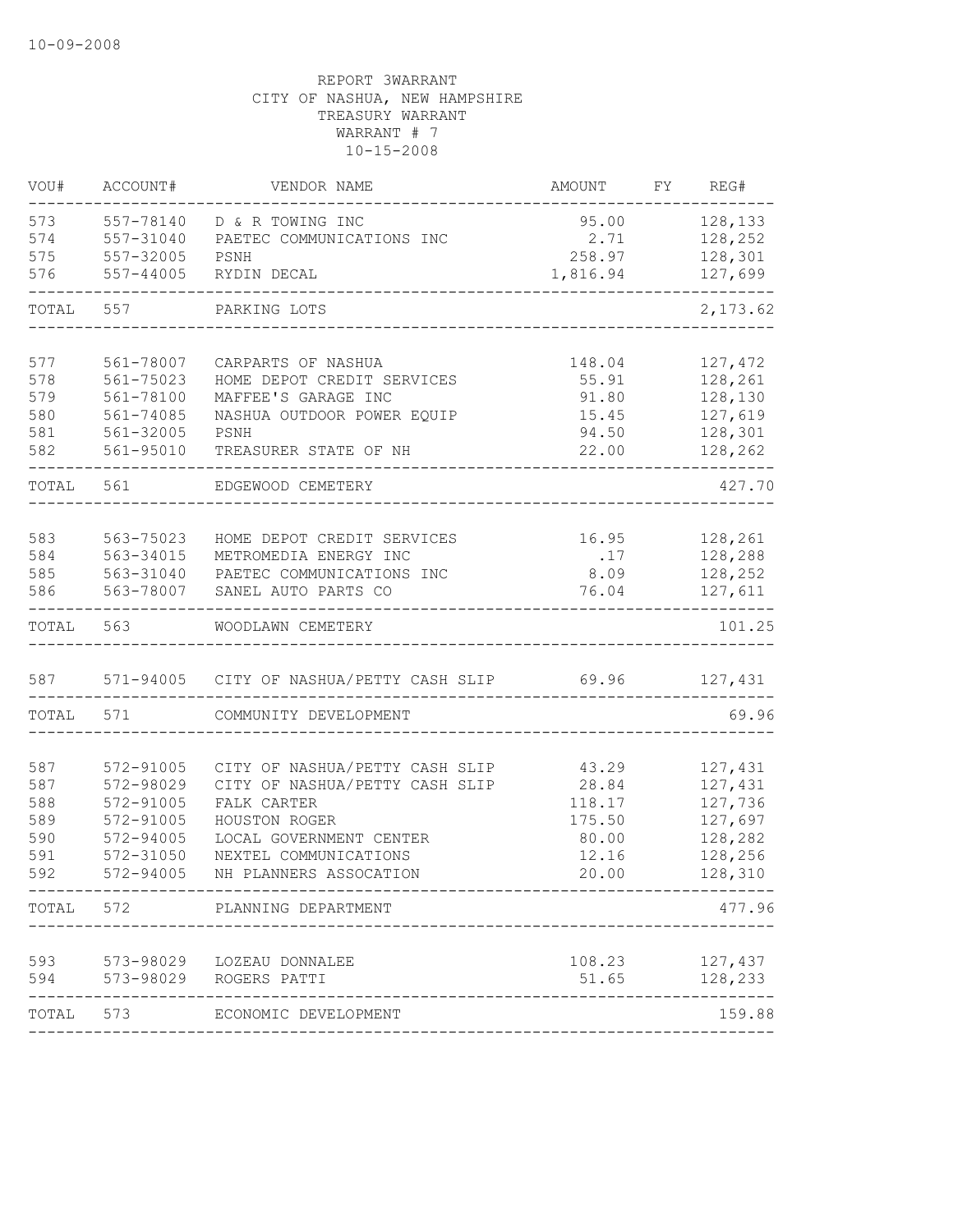10-09-2008

REPORT 3WARRANT
CITY OF NASHUA, NEW HAMPSHIRE
TREASURY WARRANT
WARRANT # 7
10-15-2008

| VOU# | ACCOUNT# | VENDOR NAME | AMOUNT | FY | REG# |
|---|---|---|---|---|---|
| 573 | 557-78140 | D & R TOWING INC | 95.00 | | 128,133 |
| 574 | 557-31040 | PAETEC COMMUNICATIONS INC | 2.71 | | 128,252 |
| 575 | 557-32005 | PSNH | 258.97 | | 128,301 |
| 576 | 557-44005 | RYDIN DECAL | 1,816.94 | | 127,699 |
| TOTAL | 557 | PARKING LOTS | | | 2,173.62 |
| 577 | 561-78007 | CARPARTS OF NASHUA | 148.04 | | 127,472 |
| 578 | 561-75023 | HOME DEPOT CREDIT SERVICES | 55.91 | | 128,261 |
| 579 | 561-78100 | MAFFEE'S GARAGE INC | 91.80 | | 128,130 |
| 580 | 561-74085 | NASHUA OUTDOOR POWER EQUIP | 15.45 | | 127,619 |
| 581 | 561-32005 | PSNH | 94.50 | | 128,301 |
| 582 | 561-95010 | TREASURER STATE OF NH | 22.00 | | 128,262 |
| TOTAL | 561 | EDGEWOOD CEMETERY | | | 427.70 |
| 583 | 563-75023 | HOME DEPOT CREDIT SERVICES | 16.95 | | 128,261 |
| 584 | 563-34015 | METROMEDIA ENERGY INC | .17 | | 128,288 |
| 585 | 563-31040 | PAETEC COMMUNICATIONS INC | 8.09 | | 128,252 |
| 586 | 563-78007 | SANEL AUTO PARTS CO | 76.04 | | 127,611 |
| TOTAL | 563 | WOODLAWN CEMETERY | | | 101.25 |
| 587 | 571-94005 | CITY OF NASHUA/PETTY CASH SLIP | 69.96 | | 127,431 |
| TOTAL | 571 | COMMUNITY DEVELOPMENT | | | 69.96 |
| 587 | 572-91005 | CITY OF NASHUA/PETTY CASH SLIP | 43.29 | | 127,431 |
| 587 | 572-98029 | CITY OF NASHUA/PETTY CASH SLIP | 28.84 | | 127,431 |
| 588 | 572-91005 | FALK CARTER | 118.17 | | 127,736 |
| 589 | 572-91005 | HOUSTON ROGER | 175.50 | | 127,697 |
| 590 | 572-94005 | LOCAL GOVERNMENT CENTER | 80.00 | | 128,282 |
| 591 | 572-31050 | NEXTEL COMMUNICATIONS | 12.16 | | 128,256 |
| 592 | 572-94005 | NH PLANNERS ASSOCATION | 20.00 | | 128,310 |
| TOTAL | 572 | PLANNING DEPARTMENT | | | 477.96 |
| 593 | 573-98029 | LOZEAU DONNALEE | 108.23 | | 127,437 |
| 594 | 573-98029 | ROGERS PATTI | 51.65 | | 128,233 |
| TOTAL | 573 | ECONOMIC DEVELOPMENT | | | 159.88 |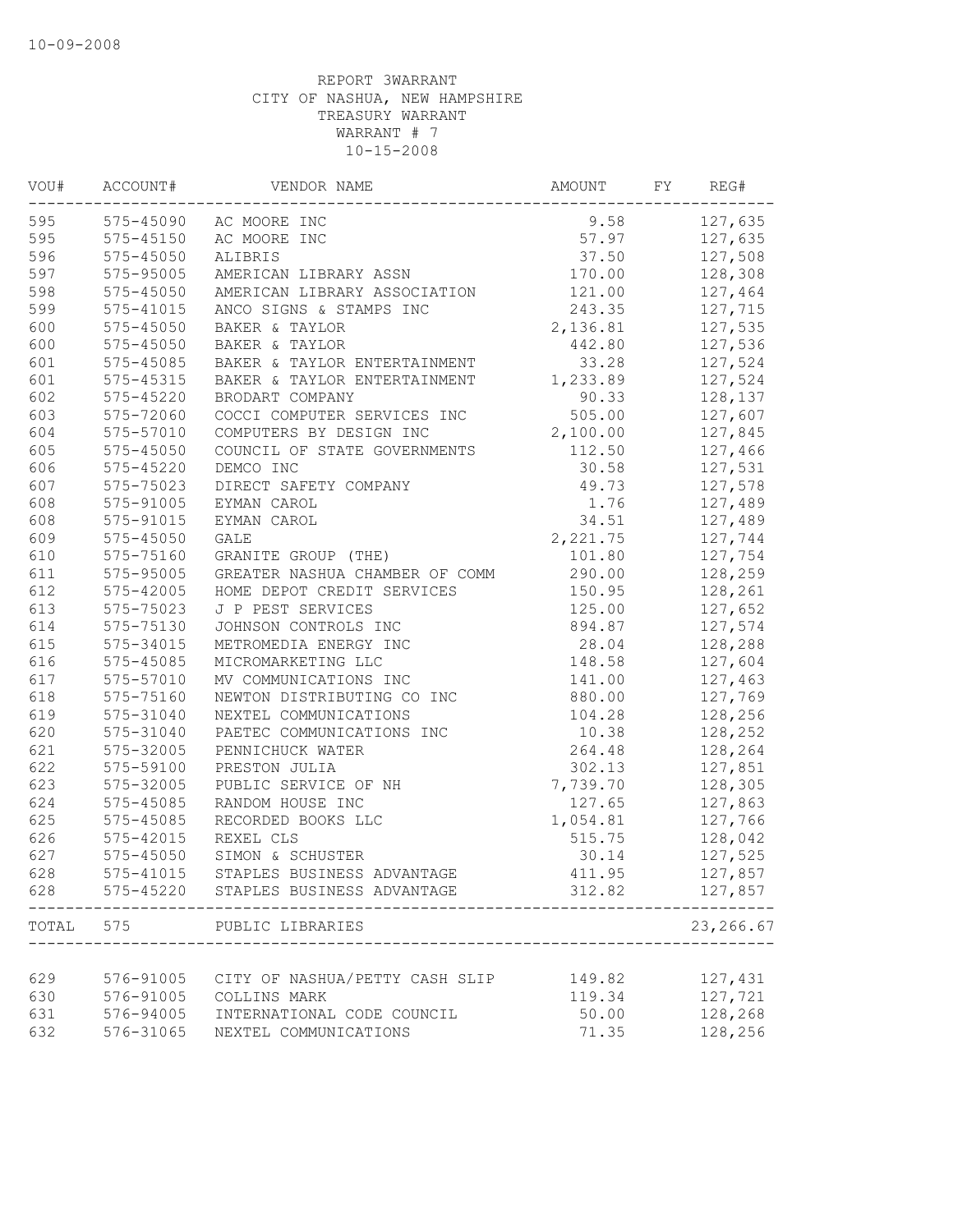10-09-2008

REPORT 3WARRANT
CITY OF NASHUA, NEW HAMPSHIRE
TREASURY WARRANT
WARRANT # 7
10-15-2008

| VOU# | ACCOUNT# | VENDOR NAME | AMOUNT | FY | REG# |
|---|---|---|---|---|---|
| 595 | 575-45090 | AC MOORE INC | 9.58 | | 127,635 |
| 595 | 575-45150 | AC MOORE INC | 57.97 | | 127,635 |
| 596 | 575-45050 | ALIBRIS | 37.50 | | 127,508 |
| 597 | 575-95005 | AMERICAN LIBRARY ASSN | 170.00 | | 128,308 |
| 598 | 575-45050 | AMERICAN LIBRARY ASSOCIATION | 121.00 | | 127,464 |
| 599 | 575-41015 | ANCO SIGNS & STAMPS INC | 243.35 | | 127,715 |
| 600 | 575-45050 | BAKER & TAYLOR | 2,136.81 | | 127,535 |
| 600 | 575-45050 | BAKER & TAYLOR | 442.80 | | 127,536 |
| 601 | 575-45085 | BAKER & TAYLOR ENTERTAINMENT | 33.28 | | 127,524 |
| 601 | 575-45315 | BAKER & TAYLOR ENTERTAINMENT | 1,233.89 | | 127,524 |
| 602 | 575-45220 | BRODART COMPANY | 90.33 | | 128,137 |
| 603 | 575-72060 | COCCI COMPUTER SERVICES INC | 505.00 | | 127,607 |
| 604 | 575-57010 | COMPUTERS BY DESIGN INC | 2,100.00 | | 127,845 |
| 605 | 575-45050 | COUNCIL OF STATE GOVERNMENTS | 112.50 | | 127,466 |
| 606 | 575-45220 | DEMCO INC | 30.58 | | 127,531 |
| 607 | 575-75023 | DIRECT SAFETY COMPANY | 49.73 | | 127,578 |
| 608 | 575-91005 | EYMAN CAROL | 1.76 | | 127,489 |
| 608 | 575-91015 | EYMAN CAROL | 34.51 | | 127,489 |
| 609 | 575-45050 | GALE | 2,221.75 | | 127,744 |
| 610 | 575-75160 | GRANITE GROUP (THE) | 101.80 | | 127,754 |
| 611 | 575-95005 | GREATER NASHUA CHAMBER OF COMM | 290.00 | | 128,259 |
| 612 | 575-42005 | HOME DEPOT CREDIT SERVICES | 150.95 | | 128,261 |
| 613 | 575-75023 | J P PEST SERVICES | 125.00 | | 127,652 |
| 614 | 575-75130 | JOHNSON CONTROLS INC | 894.87 | | 127,574 |
| 615 | 575-34015 | METROMEDIA ENERGY INC | 28.04 | | 128,288 |
| 616 | 575-45085 | MICROMARKETING LLC | 148.58 | | 127,604 |
| 617 | 575-57010 | MV COMMUNICATIONS INC | 141.00 | | 127,463 |
| 618 | 575-75160 | NEWTON DISTRIBUTING CO INC | 880.00 | | 127,769 |
| 619 | 575-31040 | NEXTEL COMMUNICATIONS | 104.28 | | 128,256 |
| 620 | 575-31040 | PAETEC COMMUNICATIONS INC | 10.38 | | 128,252 |
| 621 | 575-32005 | PENNICHUCK WATER | 264.48 | | 128,264 |
| 622 | 575-59100 | PRESTON JULIA | 302.13 | | 127,851 |
| 623 | 575-32005 | PUBLIC SERVICE OF NH | 7,739.70 | | 128,305 |
| 624 | 575-45085 | RANDOM HOUSE INC | 127.65 | | 127,863 |
| 625 | 575-45085 | RECORDED BOOKS LLC | 1,054.81 | | 127,766 |
| 626 | 575-42015 | REXEL CLS | 515.75 | | 128,042 |
| 627 | 575-45050 | SIMON & SCHUSTER | 30.14 | | 127,525 |
| 628 | 575-41015 | STAPLES BUSINESS ADVANTAGE | 411.95 | | 127,857 |
| 628 | 575-45220 | STAPLES BUSINESS ADVANTAGE | 312.82 | | 127,857 |
| TOTAL | 575 | PUBLIC LIBRARIES | | | 23,266.67 |
| 629 | 576-91005 | CITY OF NASHUA/PETTY CASH SLIP | 149.82 | | 127,431 |
| 630 | 576-91005 | COLLINS MARK | 119.34 | | 127,721 |
| 631 | 576-94005 | INTERNATIONAL CODE COUNCIL | 50.00 | | 128,268 |
| 632 | 576-31065 | NEXTEL COMMUNICATIONS | 71.35 | | 128,256 |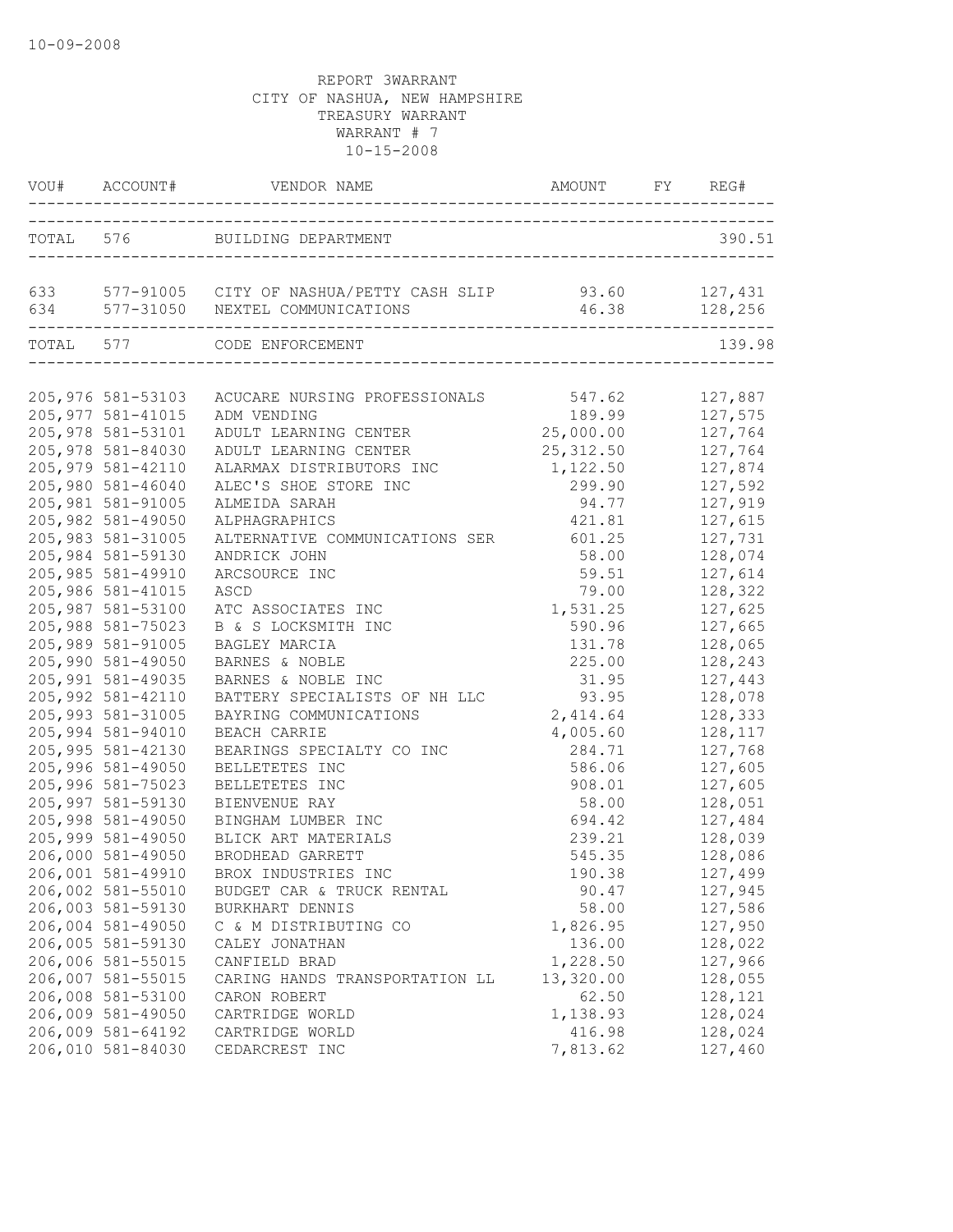10-09-2008

REPORT 3WARRANT
CITY OF NASHUA, NEW HAMPSHIRE
TREASURY WARRANT
WARRANT # 7
10-15-2008

| VOU# | ACCOUNT# | VENDOR NAME | AMOUNT | FY | REG# |
|---|---|---|---|---|---|
| TOTAL | 576 | BUILDING DEPARTMENT | | | 390.51 |
| 633 | 577-91005 | CITY OF NASHUA/PETTY CASH SLIP | 93.60 | | 127,431 |
| 634 | 577-31050 | NEXTEL COMMUNICATIONS | 46.38 | | 128,256 |
| TOTAL | 577 | CODE ENFORCEMENT | | | 139.98 |
| 205,976 | 581-53103 | ACUCARE NURSING PROFESSIONALS | 547.62 | | 127,887 |
| 205,977 | 581-41015 | ADM VENDING | 189.99 | | 127,575 |
| 205,978 | 581-53101 | ADULT LEARNING CENTER | 25,000.00 | | 127,764 |
| 205,978 | 581-84030 | ADULT LEARNING CENTER | 25,312.50 | | 127,764 |
| 205,979 | 581-42110 | ALARMAX DISTRIBUTORS INC | 1,122.50 | | 127,874 |
| 205,980 | 581-46040 | ALEC'S SHOE STORE INC | 299.90 | | 127,592 |
| 205,981 | 581-91005 | ALMEIDA SARAH | 94.77 | | 127,919 |
| 205,982 | 581-49050 | ALPHAGRAPHICS | 421.81 | | 127,615 |
| 205,983 | 581-31005 | ALTERNATIVE COMMUNICATIONS SER | 601.25 | | 127,731 |
| 205,984 | 581-59130 | ANDRICK JOHN | 58.00 | | 128,074 |
| 205,985 | 581-49910 | ARCSOURCE INC | 59.51 | | 127,614 |
| 205,986 | 581-41015 | ASCD | 79.00 | | 128,322 |
| 205,987 | 581-53100 | ATC ASSOCIATES INC | 1,531.25 | | 127,625 |
| 205,988 | 581-75023 | B & S LOCKSMITH INC | 590.96 | | 127,665 |
| 205,989 | 581-91005 | BAGLEY MARCIA | 131.78 | | 128,065 |
| 205,990 | 581-49050 | BARNES & NOBLE | 225.00 | | 128,243 |
| 205,991 | 581-49035 | BARNES & NOBLE INC | 31.95 | | 127,443 |
| 205,992 | 581-42110 | BATTERY SPECIALISTS OF NH LLC | 93.95 | | 128,078 |
| 205,993 | 581-31005 | BAYRING COMMUNICATIONS | 2,414.64 | | 128,333 |
| 205,994 | 581-94010 | BEACH CARRIE | 4,005.60 | | 128,117 |
| 205,995 | 581-42130 | BEARINGS SPECIALTY CO INC | 284.71 | | 127,768 |
| 205,996 | 581-49050 | BELLETETES INC | 586.06 | | 127,605 |
| 205,996 | 581-75023 | BELLETETES INC | 908.01 | | 127,605 |
| 205,997 | 581-59130 | BIENVENUE RAY | 58.00 | | 128,051 |
| 205,998 | 581-49050 | BINGHAM LUMBER INC | 694.42 | | 127,484 |
| 205,999 | 581-49050 | BLICK ART MATERIALS | 239.21 | | 128,039 |
| 206,000 | 581-49050 | BRODHEAD GARRETT | 545.35 | | 128,086 |
| 206,001 | 581-49910 | BROX INDUSTRIES INC | 190.38 | | 127,499 |
| 206,002 | 581-55010 | BUDGET CAR & TRUCK RENTAL | 90.47 | | 127,945 |
| 206,003 | 581-59130 | BURKHART DENNIS | 58.00 | | 127,586 |
| 206,004 | 581-49050 | C & M DISTRIBUTING CO | 1,826.95 | | 127,950 |
| 206,005 | 581-59130 | CALEY JONATHAN | 136.00 | | 128,022 |
| 206,006 | 581-55015 | CANFIELD BRAD | 1,228.50 | | 127,966 |
| 206,007 | 581-55015 | CARING HANDS TRANSPORTATION LL | 13,320.00 | | 128,055 |
| 206,008 | 581-53100 | CARON ROBERT | 62.50 | | 128,121 |
| 206,009 | 581-49050 | CARTRIDGE WORLD | 1,138.93 | | 128,024 |
| 206,009 | 581-64192 | CARTRIDGE WORLD | 416.98 | | 128,024 |
| 206,010 | 581-84030 | CEDARCREST INC | 7,813.62 | | 127,460 |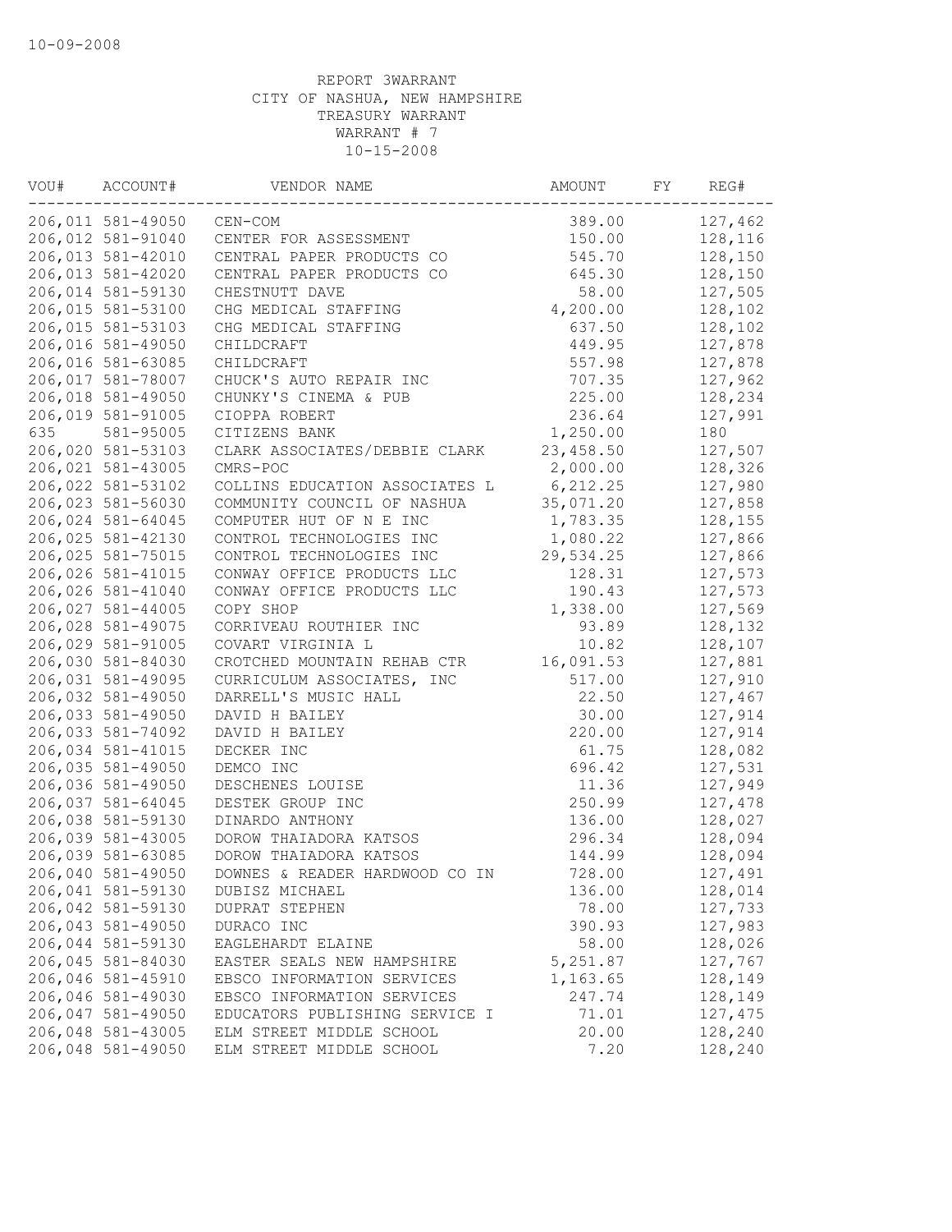10-09-2008

REPORT 3WARRANT
CITY OF NASHUA, NEW HAMPSHIRE
TREASURY WARRANT
WARRANT # 7
10-15-2008

| VOU# | ACCOUNT# | VENDOR NAME | AMOUNT | FY | REG# |
|---|---|---|---|---|---|
| 206,011 | 581-49050 | CEN-COM | 389.00 | | 127,462 |
| 206,012 | 581-91040 | CENTER FOR ASSESSMENT | 150.00 | | 128,116 |
| 206,013 | 581-42010 | CENTRAL PAPER PRODUCTS CO | 545.70 | | 128,150 |
| 206,013 | 581-42020 | CENTRAL PAPER PRODUCTS CO | 645.30 | | 128,150 |
| 206,014 | 581-59130 | CHESTNUTT DAVE | 58.00 | | 127,505 |
| 206,015 | 581-53100 | CHG MEDICAL STAFFING | 4,200.00 | | 128,102 |
| 206,015 | 581-53103 | CHG MEDICAL STAFFING | 637.50 | | 128,102 |
| 206,016 | 581-49050 | CHILDCRAFT | 449.95 | | 127,878 |
| 206,016 | 581-63085 | CHILDCRAFT | 557.98 | | 127,878 |
| 206,017 | 581-78007 | CHUCK'S AUTO REPAIR INC | 707.35 | | 127,962 |
| 206,018 | 581-49050 | CHUNKY'S CINEMA & PUB | 225.00 | | 128,234 |
| 206,019 | 581-91005 | CIOPPA ROBERT | 236.64 | | 127,991 |
| 635 | 581-95005 | CITIZENS BANK | 1,250.00 | | 180 |
| 206,020 | 581-53103 | CLARK ASSOCIATES/DEBBIE CLARK | 23,458.50 | | 127,507 |
| 206,021 | 581-43005 | CMRS-POC | 2,000.00 | | 128,326 |
| 206,022 | 581-53102 | COLLINS EDUCATION ASSOCIATES L | 6,212.25 | | 127,980 |
| 206,023 | 581-56030 | COMMUNITY COUNCIL OF NASHUA | 35,071.20 | | 127,858 |
| 206,024 | 581-64045 | COMPUTER HUT OF N E INC | 1,783.35 | | 128,155 |
| 206,025 | 581-42130 | CONTROL TECHNOLOGIES INC | 1,080.22 | | 127,866 |
| 206,025 | 581-75015 | CONTROL TECHNOLOGIES INC | 29,534.25 | | 127,866 |
| 206,026 | 581-41015 | CONWAY OFFICE PRODUCTS LLC | 128.31 | | 127,573 |
| 206,026 | 581-41040 | CONWAY OFFICE PRODUCTS LLC | 190.43 | | 127,573 |
| 206,027 | 581-44005 | COPY SHOP | 1,338.00 | | 127,569 |
| 206,028 | 581-49075 | CORRIVEAU ROUTHIER INC | 93.89 | | 128,132 |
| 206,029 | 581-91005 | COVART VIRGINIA L | 10.82 | | 128,107 |
| 206,030 | 581-84030 | CROTCHED MOUNTAIN REHAB CTR | 16,091.53 | | 127,881 |
| 206,031 | 581-49095 | CURRICULUM ASSOCIATES, INC | 517.00 | | 127,910 |
| 206,032 | 581-49050 | DARRELL'S MUSIC HALL | 22.50 | | 127,467 |
| 206,033 | 581-49050 | DAVID H BAILEY | 30.00 | | 127,914 |
| 206,033 | 581-74092 | DAVID H BAILEY | 220.00 | | 127,914 |
| 206,034 | 581-41015 | DECKER INC | 61.75 | | 128,082 |
| 206,035 | 581-49050 | DEMCO INC | 696.42 | | 127,531 |
| 206,036 | 581-49050 | DESCHENES LOUISE | 11.36 | | 127,949 |
| 206,037 | 581-64045 | DESTEK GROUP INC | 250.99 | | 127,478 |
| 206,038 | 581-59130 | DINARDO ANTHONY | 136.00 | | 128,027 |
| 206,039 | 581-43005 | DOROW THAIADORA KATSOS | 296.34 | | 128,094 |
| 206,039 | 581-63085 | DOROW THAIADORA KATSOS | 144.99 | | 128,094 |
| 206,040 | 581-49050 | DOWNES & READER HARDWOOD CO IN | 728.00 | | 127,491 |
| 206,041 | 581-59130 | DUBISZ MICHAEL | 136.00 | | 128,014 |
| 206,042 | 581-59130 | DUPRAT STEPHEN | 78.00 | | 127,733 |
| 206,043 | 581-49050 | DURACO INC | 390.93 | | 127,983 |
| 206,044 | 581-59130 | EAGLEHARDT ELAINE | 58.00 | | 128,026 |
| 206,045 | 581-84030 | EASTER SEALS NEW HAMPSHIRE | 5,251.87 | | 127,767 |
| 206,046 | 581-45910 | EBSCO INFORMATION SERVICES | 1,163.65 | | 128,149 |
| 206,046 | 581-49030 | EBSCO INFORMATION SERVICES | 247.74 | | 128,149 |
| 206,047 | 581-49050 | EDUCATORS PUBLISHING SERVICE I | 71.01 | | 127,475 |
| 206,048 | 581-43005 | ELM STREET MIDDLE SCHOOL | 20.00 | | 128,240 |
| 206,048 | 581-49050 | ELM STREET MIDDLE SCHOOL | 7.20 | | 128,240 |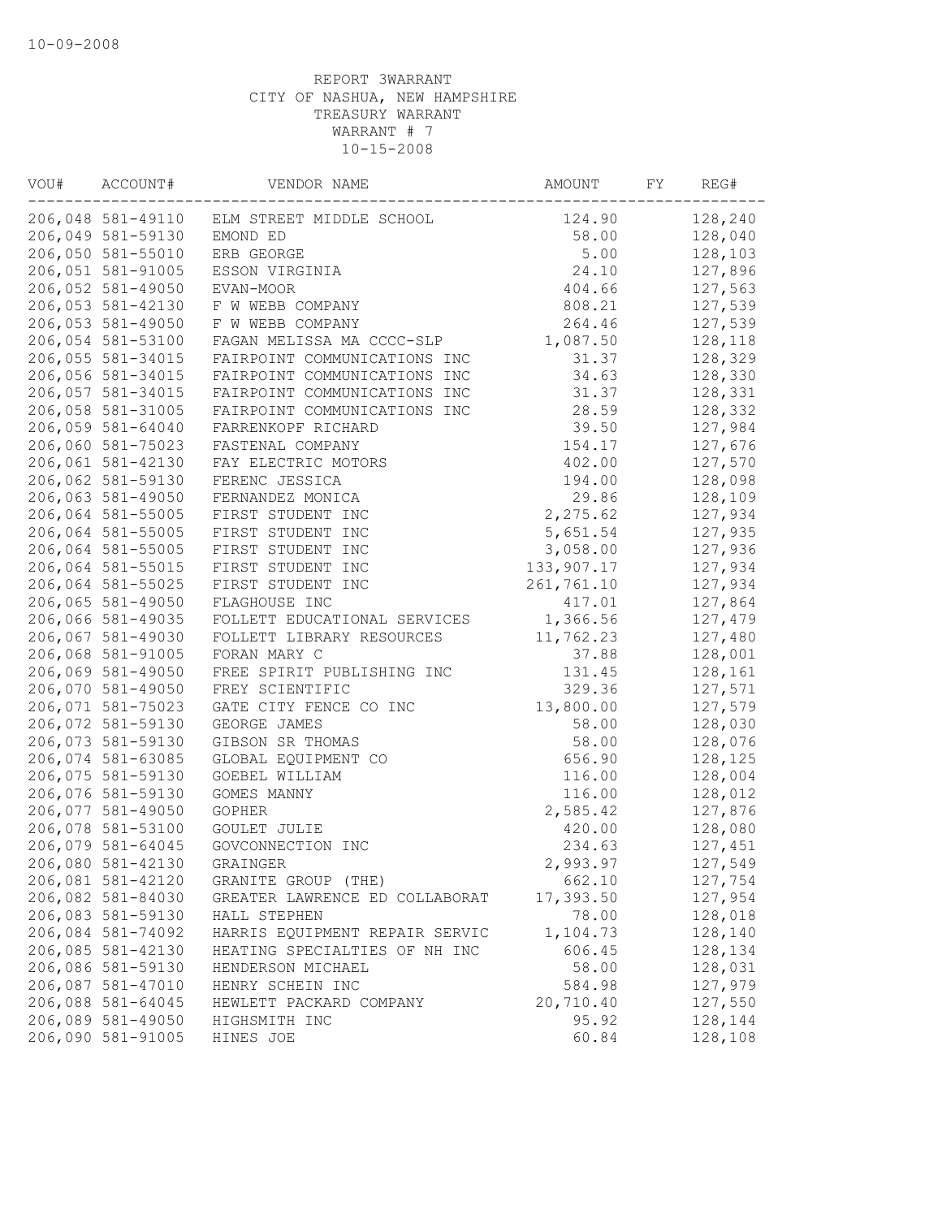10-09-2008

REPORT 3WARRANT
CITY OF NASHUA, NEW HAMPSHIRE
TREASURY WARRANT
WARRANT # 7
10-15-2008

| VOU# | ACCOUNT# | VENDOR NAME | AMOUNT | FY | REG# |
|---|---|---|---|---|---|
| 206,048 | 581-49110 | ELM STREET MIDDLE SCHOOL | 124.90 | | 128,240 |
| 206,049 | 581-59130 | EMOND ED | 58.00 | | 128,040 |
| 206,050 | 581-55010 | ERB GEORGE | 5.00 | | 128,103 |
| 206,051 | 581-91005 | ESSON VIRGINIA | 24.10 | | 127,896 |
| 206,052 | 581-49050 | EVAN-MOOR | 404.66 | | 127,563 |
| 206,053 | 581-42130 | F W WEBB COMPANY | 808.21 | | 127,539 |
| 206,053 | 581-49050 | F W WEBB COMPANY | 264.46 | | 127,539 |
| 206,054 | 581-53100 | FAGAN MELISSA MA CCCC-SLP | 1,087.50 | | 128,118 |
| 206,055 | 581-34015 | FAIRPOINT COMMUNICATIONS INC | 31.37 | | 128,329 |
| 206,056 | 581-34015 | FAIRPOINT COMMUNICATIONS INC | 34.63 | | 128,330 |
| 206,057 | 581-34015 | FAIRPOINT COMMUNICATIONS INC | 31.37 | | 128,331 |
| 206,058 | 581-31005 | FAIRPOINT COMMUNICATIONS INC | 28.59 | | 128,332 |
| 206,059 | 581-64040 | FARRENKOPF RICHARD | 39.50 | | 127,984 |
| 206,060 | 581-75023 | FASTENAL COMPANY | 154.17 | | 127,676 |
| 206,061 | 581-42130 | FAY ELECTRIC MOTORS | 402.00 | | 127,570 |
| 206,062 | 581-59130 | FERENC JESSICA | 194.00 | | 128,098 |
| 206,063 | 581-49050 | FERNANDEZ MONICA | 29.86 | | 128,109 |
| 206,064 | 581-55005 | FIRST STUDENT INC | 2,275.62 | | 127,934 |
| 206,064 | 581-55005 | FIRST STUDENT INC | 5,651.54 | | 127,935 |
| 206,064 | 581-55005 | FIRST STUDENT INC | 3,058.00 | | 127,936 |
| 206,064 | 581-55015 | FIRST STUDENT INC | 133,907.17 | | 127,934 |
| 206,064 | 581-55025 | FIRST STUDENT INC | 261,761.10 | | 127,934 |
| 206,065 | 581-49050 | FLAGHOUSE INC | 417.01 | | 127,864 |
| 206,066 | 581-49035 | FOLLETT EDUCATIONAL SERVICES | 1,366.56 | | 127,479 |
| 206,067 | 581-49030 | FOLLETT LIBRARY RESOURCES | 11,762.23 | | 127,480 |
| 206,068 | 581-91005 | FORAN MARY C | 37.88 | | 128,001 |
| 206,069 | 581-49050 | FREE SPIRIT PUBLISHING INC | 131.45 | | 128,161 |
| 206,070 | 581-49050 | FREY SCIENTIFIC | 329.36 | | 127,571 |
| 206,071 | 581-75023 | GATE CITY FENCE CO INC | 13,800.00 | | 127,579 |
| 206,072 | 581-59130 | GEORGE JAMES | 58.00 | | 128,030 |
| 206,073 | 581-59130 | GIBSON SR THOMAS | 58.00 | | 128,076 |
| 206,074 | 581-63085 | GLOBAL EQUIPMENT CO | 656.90 | | 128,125 |
| 206,075 | 581-59130 | GOEBEL WILLIAM | 116.00 | | 128,004 |
| 206,076 | 581-59130 | GOMES MANNY | 116.00 | | 128,012 |
| 206,077 | 581-49050 | GOPHER | 2,585.42 | | 127,876 |
| 206,078 | 581-53100 | GOULET JULIE | 420.00 | | 128,080 |
| 206,079 | 581-64045 | GOVCONNECTION INC | 234.63 | | 127,451 |
| 206,080 | 581-42130 | GRAINGER | 2,993.97 | | 127,549 |
| 206,081 | 581-42120 | GRANITE GROUP (THE) | 662.10 | | 127,754 |
| 206,082 | 581-84030 | GREATER LAWRENCE ED COLLABORAT | 17,393.50 | | 127,954 |
| 206,083 | 581-59130 | HALL STEPHEN | 78.00 | | 128,018 |
| 206,084 | 581-74092 | HARRIS EQUIPMENT REPAIR SERVIC | 1,104.73 | | 128,140 |
| 206,085 | 581-42130 | HEATING SPECIALTIES OF NH INC | 606.45 | | 128,134 |
| 206,086 | 581-59130 | HENDERSON MICHAEL | 58.00 | | 128,031 |
| 206,087 | 581-47010 | HENRY SCHEIN INC | 584.98 | | 127,979 |
| 206,088 | 581-64045 | HEWLETT PACKARD COMPANY | 20,710.40 | | 127,550 |
| 206,089 | 581-49050 | HIGHSMITH INC | 95.92 | | 128,144 |
| 206,090 | 581-91005 | HINES JOE | 60.84 | | 128,108 |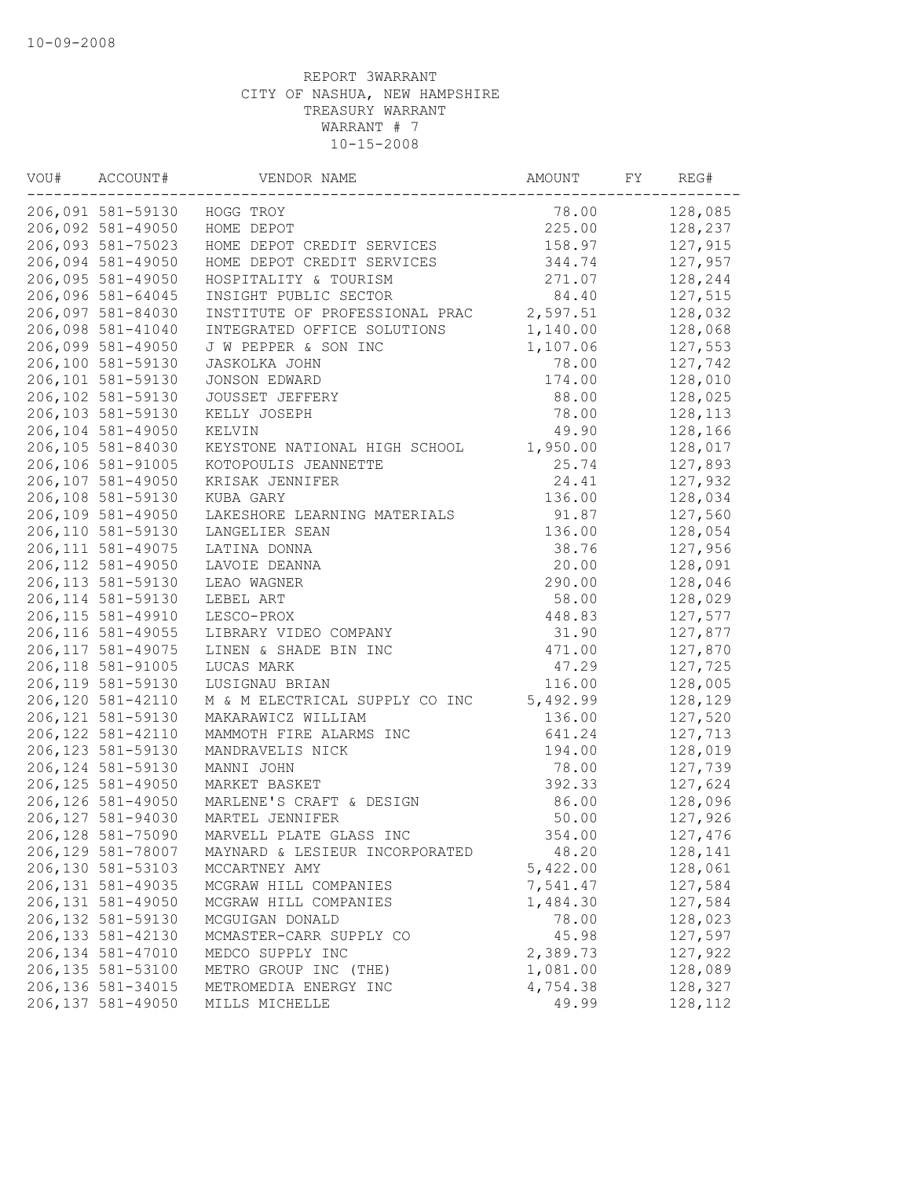10-09-2008

REPORT 3WARRANT
CITY OF NASHUA, NEW HAMPSHIRE
TREASURY WARRANT
WARRANT # 7
10-15-2008

| VOU# | ACCOUNT# | VENDOR NAME | AMOUNT | FY | REG# |
|---|---|---|---|---|---|
| 206,091 | 581-59130 | HOGG TROY | 78.00 | | 128,085 |
| 206,092 | 581-49050 | HOME DEPOT | 225.00 | | 128,237 |
| 206,093 | 581-75023 | HOME DEPOT CREDIT SERVICES | 158.97 | | 127,915 |
| 206,094 | 581-49050 | HOME DEPOT CREDIT SERVICES | 344.74 | | 127,957 |
| 206,095 | 581-49050 | HOSPITALITY & TOURISM | 271.07 | | 128,244 |
| 206,096 | 581-64045 | INSIGHT PUBLIC SECTOR | 84.40 | | 127,515 |
| 206,097 | 581-84030 | INSTITUTE OF PROFESSIONAL PRAC | 2,597.51 | | 128,032 |
| 206,098 | 581-41040 | INTEGRATED OFFICE SOLUTIONS | 1,140.00 | | 128,068 |
| 206,099 | 581-49050 | J W PEPPER & SON INC | 1,107.06 | | 127,553 |
| 206,100 | 581-59130 | JASKOLKA JOHN | 78.00 | | 127,742 |
| 206,101 | 581-59130 | JONSON EDWARD | 174.00 | | 128,010 |
| 206,102 | 581-59130 | JOUSSET JEFFERY | 88.00 | | 128,025 |
| 206,103 | 581-59130 | KELLY JOSEPH | 78.00 | | 128,113 |
| 206,104 | 581-49050 | KELVIN | 49.90 | | 128,166 |
| 206,105 | 581-84030 | KEYSTONE NATIONAL HIGH SCHOOL | 1,950.00 | | 128,017 |
| 206,106 | 581-91005 | KOTOPOULIS JEANNETTE | 25.74 | | 127,893 |
| 206,107 | 581-49050 | KRISAK JENNIFER | 24.41 | | 127,932 |
| 206,108 | 581-59130 | KUBA GARY | 136.00 | | 128,034 |
| 206,109 | 581-49050 | LAKESHORE LEARNING MATERIALS | 91.87 | | 127,560 |
| 206,110 | 581-59130 | LANGELIER SEAN | 136.00 | | 128,054 |
| 206,111 | 581-49075 | LATINA DONNA | 38.76 | | 127,956 |
| 206,112 | 581-49050 | LAVOIE DEANNA | 20.00 | | 128,091 |
| 206,113 | 581-59130 | LEAO WAGNER | 290.00 | | 128,046 |
| 206,114 | 581-59130 | LEBEL ART | 58.00 | | 128,029 |
| 206,115 | 581-49910 | LESCO-PROX | 448.83 | | 127,577 |
| 206,116 | 581-49055 | LIBRARY VIDEO COMPANY | 31.90 | | 127,877 |
| 206,117 | 581-49075 | LINEN & SHADE BIN INC | 471.00 | | 127,870 |
| 206,118 | 581-91005 | LUCAS MARK | 47.29 | | 127,725 |
| 206,119 | 581-59130 | LUSIGNAU BRIAN | 116.00 | | 128,005 |
| 206,120 | 581-42110 | M & M ELECTRICAL SUPPLY CO INC | 5,492.99 | | 128,129 |
| 206,121 | 581-59130 | MAKARAWICZ WILLIAM | 136.00 | | 127,520 |
| 206,122 | 581-42110 | MAMMOTH FIRE ALARMS INC | 641.24 | | 127,713 |
| 206,123 | 581-59130 | MANDRAVELIS NICK | 194.00 | | 128,019 |
| 206,124 | 581-59130 | MANNI JOHN | 78.00 | | 127,739 |
| 206,125 | 581-49050 | MARKET BASKET | 392.33 | | 127,624 |
| 206,126 | 581-49050 | MARLENE'S CRAFT & DESIGN | 86.00 | | 128,096 |
| 206,127 | 581-94030 | MARTEL JENNIFER | 50.00 | | 127,926 |
| 206,128 | 581-75090 | MARVELL PLATE GLASS INC | 354.00 | | 127,476 |
| 206,129 | 581-78007 | MAYNARD & LESIEUR INCORPORATED | 48.20 | | 128,141 |
| 206,130 | 581-53103 | MCCARTNEY AMY | 5,422.00 | | 128,061 |
| 206,131 | 581-49035 | MCGRAW HILL COMPANIES | 7,541.47 | | 127,584 |
| 206,131 | 581-49050 | MCGRAW HILL COMPANIES | 1,484.30 | | 127,584 |
| 206,132 | 581-59130 | MCGUIGAN DONALD | 78.00 | | 128,023 |
| 206,133 | 581-42130 | MCMASTER-CARR SUPPLY CO | 45.98 | | 127,597 |
| 206,134 | 581-47010 | MEDCO SUPPLY INC | 2,389.73 | | 127,922 |
| 206,135 | 581-53100 | METRO GROUP INC (THE) | 1,081.00 | | 128,089 |
| 206,136 | 581-34015 | METROMEDIA ENERGY INC | 4,754.38 | | 128,327 |
| 206,137 | 581-49050 | MILLS MICHELLE | 49.99 | | 128,112 |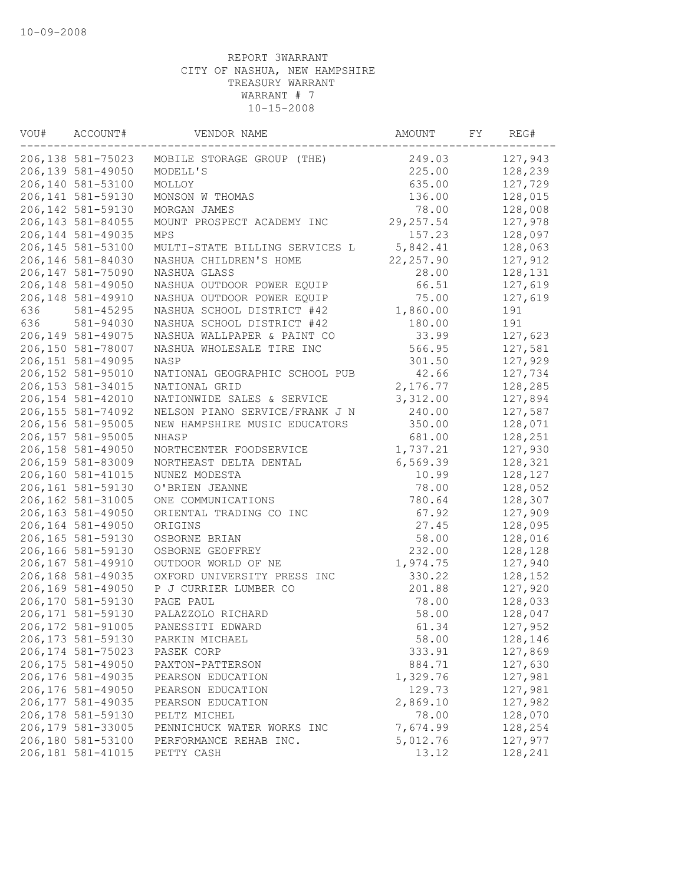10-09-2008

REPORT 3WARRANT
CITY OF NASHUA, NEW HAMPSHIRE
TREASURY WARRANT
WARRANT # 7
10-15-2008

| VOU# | ACCOUNT# | VENDOR NAME | AMOUNT | FY | REG# |
|---|---|---|---|---|---|
| 206,138 | 581-75023 | MOBILE STORAGE GROUP (THE) | 249.03 | | 127,943 |
| 206,139 | 581-49050 | MODELL'S | 225.00 | | 128,239 |
| 206,140 | 581-53100 | MOLLOY | 635.00 | | 127,729 |
| 206,141 | 581-59130 | MONSON W THOMAS | 136.00 | | 128,015 |
| 206,142 | 581-59130 | MORGAN JAMES | 78.00 | | 128,008 |
| 206,143 | 581-84055 | MOUNT PROSPECT ACADEMY INC | 29,257.54 | | 127,978 |
| 206,144 | 581-49035 | MPS | 157.23 | | 128,097 |
| 206,145 | 581-53100 | MULTI-STATE BILLING SERVICES L | 5,842.41 | | 128,063 |
| 206,146 | 581-84030 | NASHUA CHILDREN'S HOME | 22,257.90 | | 127,912 |
| 206,147 | 581-75090 | NASHUA GLASS | 28.00 | | 128,131 |
| 206,148 | 581-49050 | NASHUA OUTDOOR POWER EQUIP | 66.51 | | 127,619 |
| 206,148 | 581-49910 | NASHUA OUTDOOR POWER EQUIP | 75.00 | | 127,619 |
| 636 | 581-45295 | NASHUA SCHOOL DISTRICT #42 | 1,860.00 | | 191 |
| 636 | 581-94030 | NASHUA SCHOOL DISTRICT #42 | 180.00 | | 191 |
| 206,149 | 581-49075 | NASHUA WALLPAPER & PAINT CO | 33.99 | | 127,623 |
| 206,150 | 581-78007 | NASHUA WHOLESALE TIRE INC | 566.95 | | 127,581 |
| 206,151 | 581-49095 | NASP | 301.50 | | 127,929 |
| 206,152 | 581-95010 | NATIONAL GEOGRAPHIC SCHOOL PUB | 42.66 | | 127,734 |
| 206,153 | 581-34015 | NATIONAL GRID | 2,176.77 | | 128,285 |
| 206,154 | 581-42010 | NATIONWIDE SALES & SERVICE | 3,312.00 | | 127,894 |
| 206,155 | 581-74092 | NELSON PIANO SERVICE/FRANK J N | 240.00 | | 127,587 |
| 206,156 | 581-95005 | NEW HAMPSHIRE MUSIC EDUCATORS | 350.00 | | 128,071 |
| 206,157 | 581-95005 | NHASP | 681.00 | | 128,251 |
| 206,158 | 581-49050 | NORTHCENTER FOODSERVICE | 1,737.21 | | 127,930 |
| 206,159 | 581-83009 | NORTHEAST DELTA DENTAL | 6,569.39 | | 128,321 |
| 206,160 | 581-41015 | NUNEZ MODESTA | 10.99 | | 128,127 |
| 206,161 | 581-59130 | O'BRIEN JEANNE | 78.00 | | 128,052 |
| 206,162 | 581-31005 | ONE COMMUNICATIONS | 780.64 | | 128,307 |
| 206,163 | 581-49050 | ORIENTAL TRADING CO INC | 67.92 | | 127,909 |
| 206,164 | 581-49050 | ORIGINS | 27.45 | | 128,095 |
| 206,165 | 581-59130 | OSBORNE BRIAN | 58.00 | | 128,016 |
| 206,166 | 581-59130 | OSBORNE GEOFFREY | 232.00 | | 128,128 |
| 206,167 | 581-49910 | OUTDOOR WORLD OF NE | 1,974.75 | | 127,940 |
| 206,168 | 581-49035 | OXFORD UNIVERSITY PRESS INC | 330.22 | | 128,152 |
| 206,169 | 581-49050 | P J CURRIER LUMBER CO | 201.88 | | 127,920 |
| 206,170 | 581-59130 | PAGE PAUL | 78.00 | | 128,033 |
| 206,171 | 581-59130 | PALAZZOLO RICHARD | 58.00 | | 128,047 |
| 206,172 | 581-91005 | PANESSITI EDWARD | 61.34 | | 127,952 |
| 206,173 | 581-59130 | PARKIN MICHAEL | 58.00 | | 128,146 |
| 206,174 | 581-75023 | PASEK CORP | 333.91 | | 127,869 |
| 206,175 | 581-49050 | PAXTON-PATTERSON | 884.71 | | 127,630 |
| 206,176 | 581-49035 | PEARSON EDUCATION | 1,329.76 | | 127,981 |
| 206,176 | 581-49050 | PEARSON EDUCATION | 129.73 | | 127,981 |
| 206,177 | 581-49035 | PEARSON EDUCATION | 2,869.10 | | 127,982 |
| 206,178 | 581-59130 | PELTZ MICHEL | 78.00 | | 128,070 |
| 206,179 | 581-33005 | PENNICHUCK WATER WORKS INC | 7,674.99 | | 128,254 |
| 206,180 | 581-53100 | PERFORMANCE REHAB INC. | 5,012.76 | | 127,977 |
| 206,181 | 581-41015 | PETTY CASH | 13.12 | | 128,241 |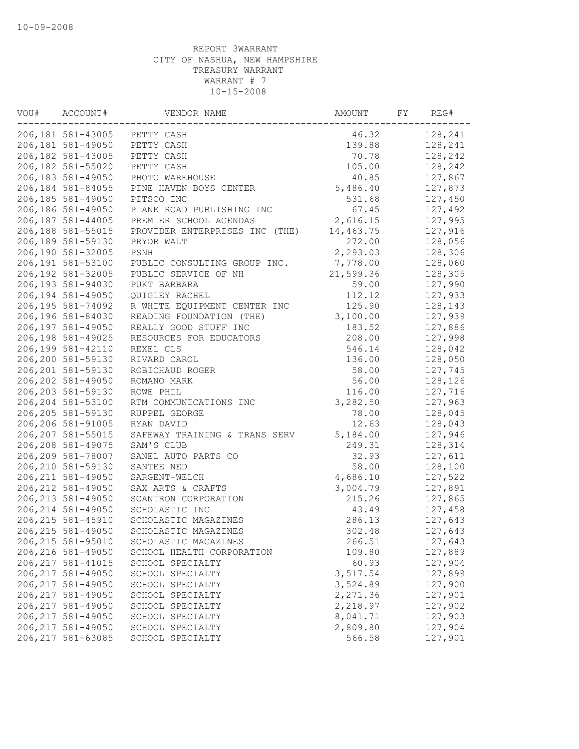10-09-2008

REPORT 3WARRANT
CITY OF NASHUA, NEW HAMPSHIRE
TREASURY WARRANT
WARRANT # 7
10-15-2008

| VOU# | ACCOUNT# | VENDOR NAME | AMOUNT | FY | REG# |
|---|---|---|---|---|---|
| 206,181 | 581-43005 | PETTY CASH | 46.32 | | 128,241 |
| 206,181 | 581-49050 | PETTY CASH | 139.88 | | 128,241 |
| 206,182 | 581-43005 | PETTY CASH | 70.78 | | 128,242 |
| 206,182 | 581-55020 | PETTY CASH | 105.00 | | 128,242 |
| 206,183 | 581-49050 | PHOTO WAREHOUSE | 40.85 | | 127,867 |
| 206,184 | 581-84055 | PINE HAVEN BOYS CENTER | 5,486.40 | | 127,873 |
| 206,185 | 581-49050 | PITSCO INC | 531.68 | | 127,450 |
| 206,186 | 581-49050 | PLANK ROAD PUBLISHING INC | 67.45 | | 127,492 |
| 206,187 | 581-44005 | PREMIER SCHOOL AGENDAS | 2,616.15 | | 127,995 |
| 206,188 | 581-55015 | PROVIDER ENTERPRISES INC (THE) | 14,463.75 | | 127,916 |
| 206,189 | 581-59130 | PRYOR WALT | 272.00 | | 128,056 |
| 206,190 | 581-32005 | PSNH | 2,293.03 | | 128,306 |
| 206,191 | 581-53100 | PUBLIC CONSULTING GROUP INC. | 7,778.00 | | 128,060 |
| 206,192 | 581-32005 | PUBLIC SERVICE OF NH | 21,599.36 | | 128,305 |
| 206,193 | 581-94030 | PUKT BARBARA | 59.00 | | 127,990 |
| 206,194 | 581-49050 | QUIGLEY RACHEL | 112.12 | | 127,933 |
| 206,195 | 581-74092 | R WHITE EQUIPMENT CENTER INC | 125.90 | | 128,143 |
| 206,196 | 581-84030 | READING FOUNDATION (THE) | 3,100.00 | | 127,939 |
| 206,197 | 581-49050 | REALLY GOOD STUFF INC | 183.52 | | 127,886 |
| 206,198 | 581-49025 | RESOURCES FOR EDUCATORS | 208.00 | | 127,998 |
| 206,199 | 581-42110 | REXEL CLS | 546.14 | | 128,042 |
| 206,200 | 581-59130 | RIVARD CAROL | 136.00 | | 128,050 |
| 206,201 | 581-59130 | ROBICHAUD ROGER | 58.00 | | 127,745 |
| 206,202 | 581-49050 | ROMANO MARK | 56.00 | | 128,126 |
| 206,203 | 581-59130 | ROWE PHIL | 116.00 | | 127,716 |
| 206,204 | 581-53100 | RTM COMMUNICATIONS INC | 3,282.50 | | 127,963 |
| 206,205 | 581-59130 | RUPPEL GEORGE | 78.00 | | 128,045 |
| 206,206 | 581-91005 | RYAN DAVID | 12.63 | | 128,043 |
| 206,207 | 581-55015 | SAFEWAY TRAINING & TRANS SERV | 5,184.00 | | 127,946 |
| 206,208 | 581-49075 | SAM'S CLUB | 249.31 | | 128,314 |
| 206,209 | 581-78007 | SANEL AUTO PARTS CO | 32.93 | | 127,611 |
| 206,210 | 581-59130 | SANTEE NED | 58.00 | | 128,100 |
| 206,211 | 581-49050 | SARGENT-WELCH | 4,686.10 | | 127,522 |
| 206,212 | 581-49050 | SAX ARTS & CRAFTS | 3,004.79 | | 127,891 |
| 206,213 | 581-49050 | SCANTRON CORPORATION | 215.26 | | 127,865 |
| 206,214 | 581-49050 | SCHOLASTIC INC | 43.49 | | 127,458 |
| 206,215 | 581-45910 | SCHOLASTIC MAGAZINES | 286.13 | | 127,643 |
| 206,215 | 581-49050 | SCHOLASTIC MAGAZINES | 302.48 | | 127,643 |
| 206,215 | 581-95010 | SCHOLASTIC MAGAZINES | 266.51 | | 127,643 |
| 206,216 | 581-49050 | SCHOOL HEALTH CORPORATION | 109.80 | | 127,889 |
| 206,217 | 581-41015 | SCHOOL SPECIALTY | 60.93 | | 127,904 |
| 206,217 | 581-49050 | SCHOOL SPECIALTY | 3,517.54 | | 127,899 |
| 206,217 | 581-49050 | SCHOOL SPECIALTY | 3,524.89 | | 127,900 |
| 206,217 | 581-49050 | SCHOOL SPECIALTY | 2,271.36 | | 127,901 |
| 206,217 | 581-49050 | SCHOOL SPECIALTY | 2,218.97 | | 127,902 |
| 206,217 | 581-49050 | SCHOOL SPECIALTY | 8,041.71 | | 127,903 |
| 206,217 | 581-49050 | SCHOOL SPECIALTY | 2,809.80 | | 127,904 |
| 206,217 | 581-63085 | SCHOOL SPECIALTY | 566.58 | | 127,901 |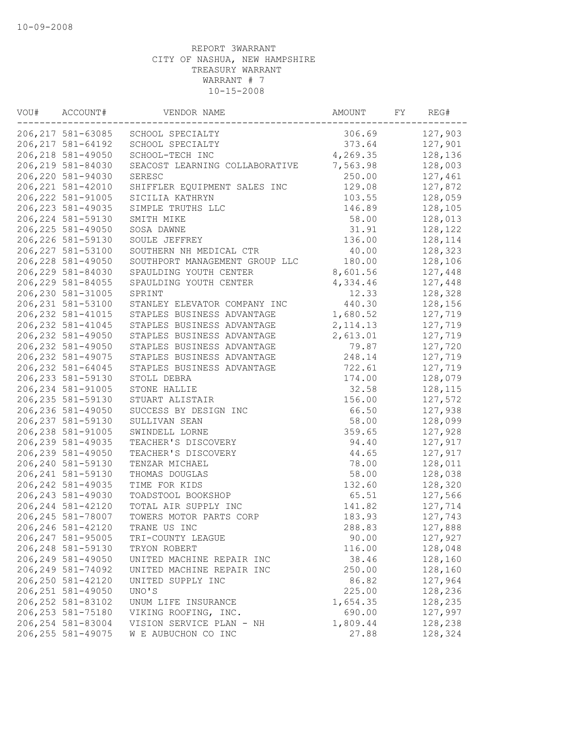10-09-2008

REPORT 3WARRANT
CITY OF NASHUA, NEW HAMPSHIRE
TREASURY WARRANT
WARRANT # 7
10-15-2008

| VOU# | ACCOUNT# | VENDOR NAME | AMOUNT | FY | REG# |
|---|---|---|---|---|---|
| 206,217 | 581-63085 | SCHOOL SPECIALTY | 306.69 | | 127,903 |
| 206,217 | 581-64192 | SCHOOL SPECIALTY | 373.64 | | 127,901 |
| 206,218 | 581-49050 | SCHOOL-TECH INC | 4,269.35 | | 128,136 |
| 206,219 | 581-84030 | SEACOST LEARNING COLLABORATIVE | 7,563.98 | | 128,003 |
| 206,220 | 581-94030 | SERESC | 250.00 | | 127,461 |
| 206,221 | 581-42010 | SHIFFLER EQUIPMENT SALES INC | 129.08 | | 127,872 |
| 206,222 | 581-91005 | SICILIA KATHRYN | 103.55 | | 128,059 |
| 206,223 | 581-49035 | SIMPLE TRUTHS LLC | 146.89 | | 128,105 |
| 206,224 | 581-59130 | SMITH MIKE | 58.00 | | 128,013 |
| 206,225 | 581-49050 | SOSA DAWNE | 31.91 | | 128,122 |
| 206,226 | 581-59130 | SOULE JEFFREY | 136.00 | | 128,114 |
| 206,227 | 581-53100 | SOUTHERN NH MEDICAL CTR | 40.00 | | 128,323 |
| 206,228 | 581-49050 | SOUTHPORT MANAGEMENT GROUP LLC | 180.00 | | 128,106 |
| 206,229 | 581-84030 | SPAULDING YOUTH CENTER | 8,601.56 | | 127,448 |
| 206,229 | 581-84055 | SPAULDING YOUTH CENTER | 4,334.46 | | 127,448 |
| 206,230 | 581-31005 | SPRINT | 12.33 | | 128,328 |
| 206,231 | 581-53100 | STANLEY ELEVATOR COMPANY INC | 440.30 | | 128,156 |
| 206,232 | 581-41015 | STAPLES BUSINESS ADVANTAGE | 1,680.52 | | 127,719 |
| 206,232 | 581-41045 | STAPLES BUSINESS ADVANTAGE | 2,114.13 | | 127,719 |
| 206,232 | 581-49050 | STAPLES BUSINESS ADVANTAGE | 2,613.01 | | 127,719 |
| 206,232 | 581-49050 | STAPLES BUSINESS ADVANTAGE | 79.87 | | 127,720 |
| 206,232 | 581-49075 | STAPLES BUSINESS ADVANTAGE | 248.14 | | 127,719 |
| 206,232 | 581-64045 | STAPLES BUSINESS ADVANTAGE | 722.61 | | 127,719 |
| 206,233 | 581-59130 | STOLL DEBRA | 174.00 | | 128,079 |
| 206,234 | 581-91005 | STONE HALLIE | 32.58 | | 128,115 |
| 206,235 | 581-59130 | STUART ALISTAIR | 156.00 | | 127,572 |
| 206,236 | 581-49050 | SUCCESS BY DESIGN INC | 66.50 | | 127,938 |
| 206,237 | 581-59130 | SULLIVAN SEAN | 58.00 | | 128,099 |
| 206,238 | 581-91005 | SWINDELL LORNE | 359.65 | | 127,928 |
| 206,239 | 581-49035 | TEACHER'S DISCOVERY | 94.40 | | 127,917 |
| 206,239 | 581-49050 | TEACHER'S DISCOVERY | 44.65 | | 127,917 |
| 206,240 | 581-59130 | TENZAR MICHAEL | 78.00 | | 128,011 |
| 206,241 | 581-59130 | THOMAS DOUGLAS | 58.00 | | 128,038 |
| 206,242 | 581-49035 | TIME FOR KIDS | 132.60 | | 128,320 |
| 206,243 | 581-49030 | TOADSTOOL BOOKSHOP | 65.51 | | 127,566 |
| 206,244 | 581-42120 | TOTAL AIR SUPPLY INC | 141.82 | | 127,714 |
| 206,245 | 581-78007 | TOWERS MOTOR PARTS CORP | 183.93 | | 127,743 |
| 206,246 | 581-42120 | TRANE US INC | 288.83 | | 127,888 |
| 206,247 | 581-95005 | TRI-COUNTY LEAGUE | 90.00 | | 127,927 |
| 206,248 | 581-59130 | TRYON ROBERT | 116.00 | | 128,048 |
| 206,249 | 581-49050 | UNITED MACHINE REPAIR INC | 38.46 | | 128,160 |
| 206,249 | 581-74092 | UNITED MACHINE REPAIR INC | 250.00 | | 128,160 |
| 206,250 | 581-42120 | UNITED SUPPLY INC | 86.82 | | 127,964 |
| 206,251 | 581-49050 | UNO'S | 225.00 | | 128,236 |
| 206,252 | 581-83102 | UNUM LIFE INSURANCE | 1,654.35 | | 128,235 |
| 206,253 | 581-75180 | VIKING ROOFING, INC. | 690.00 | | 127,997 |
| 206,254 | 581-83004 | VISION SERVICE PLAN - NH | 1,809.44 | | 128,238 |
| 206,255 | 581-49075 | W E AUBUCHON CO INC | 27.88 | | 128,324 |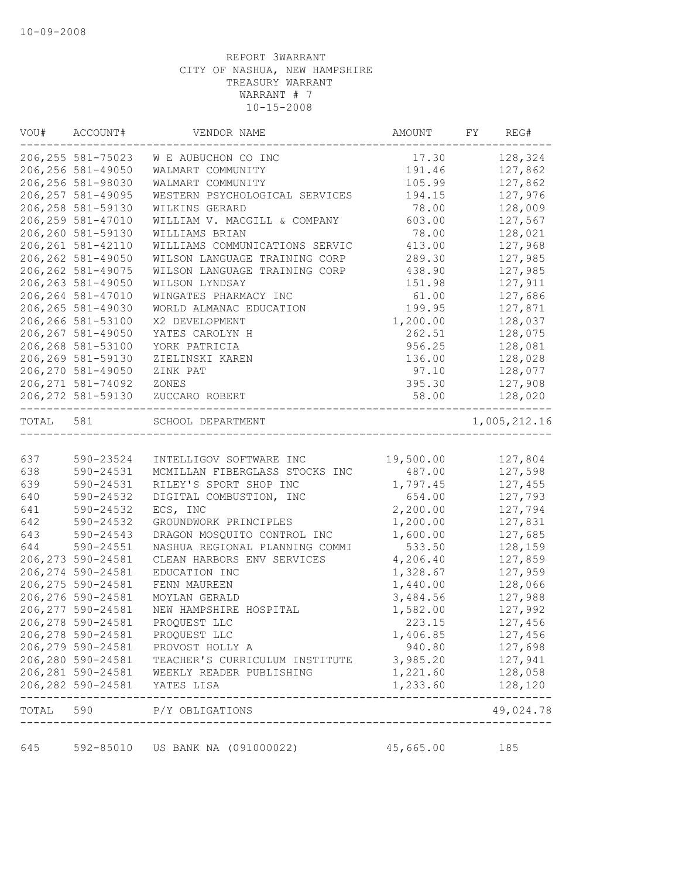REPORT 3WARRANT
CITY OF NASHUA, NEW HAMPSHIRE
TREASURY WARRANT
WARRANT # 7
10-15-2008

| VOU# | ACCOUNT# | VENDOR NAME | AMOUNT | FY | REG# |
|---|---|---|---|---|---|
| 206,255 | 581-75023 | W E AUBUCHON CO INC | 17.30 | | 128,324 |
| 206,256 | 581-49050 | WALMART COMMUNITY | 191.46 | | 127,862 |
| 206,256 | 581-98030 | WALMART COMMUNITY | 105.99 | | 127,862 |
| 206,257 | 581-49095 | WESTERN PSYCHOLOGICAL SERVICES | 194.15 | | 127,976 |
| 206,258 | 581-59130 | WILKINS GERARD | 78.00 | | 128,009 |
| 206,259 | 581-47010 | WILLIAM V. MACGILL & COMPANY | 603.00 | | 127,567 |
| 206,260 | 581-59130 | WILLIAMS BRIAN | 78.00 | | 128,021 |
| 206,261 | 581-42110 | WILLIAMS COMMUNICATIONS SERVIC | 413.00 | | 127,968 |
| 206,262 | 581-49050 | WILSON LANGUAGE TRAINING CORP | 289.30 | | 127,985 |
| 206,262 | 581-49075 | WILSON LANGUAGE TRAINING CORP | 438.90 | | 127,985 |
| 206,263 | 581-49050 | WILSON LYNDSAY | 151.98 | | 127,911 |
| 206,264 | 581-47010 | WINGATES PHARMACY INC | 61.00 | | 127,686 |
| 206,265 | 581-49030 | WORLD ALMANAC EDUCATION | 199.95 | | 127,871 |
| 206,266 | 581-53100 | X2 DEVELOPMENT | 1,200.00 | | 128,037 |
| 206,267 | 581-49050 | YATES CAROLYN H | 262.51 | | 128,075 |
| 206,268 | 581-53100 | YORK PATRICIA | 956.25 | | 128,081 |
| 206,269 | 581-59130 | ZIELINSKI KAREN | 136.00 | | 128,028 |
| 206,270 | 581-49050 | ZINK PAT | 97.10 | | 128,077 |
| 206,271 | 581-74092 | ZONES | 395.30 | | 127,908 |
| 206,272 | 581-59130 | ZUCCARO ROBERT | 58.00 | | 128,020 |
| TOTAL | 581 | SCHOOL DEPARTMENT | | | 1,005,212.16 |
| 637 | 590-23524 | INTELLIGOV SOFTWARE INC | 19,500.00 | | 127,804 |
| 638 | 590-24531 | MCMILLAN FIBERGLASS STOCKS INC | 487.00 | | 127,598 |
| 639 | 590-24531 | RILEY'S SPORT SHOP INC | 1,797.45 | | 127,455 |
| 640 | 590-24532 | DIGITAL COMBUSTION, INC | 654.00 | | 127,793 |
| 641 | 590-24532 | ECS, INC | 2,200.00 | | 127,794 |
| 642 | 590-24532 | GROUNDWORK PRINCIPLES | 1,200.00 | | 127,831 |
| 643 | 590-24543 | DRAGON MOSQUITO CONTROL INC | 1,600.00 | | 127,685 |
| 644 | 590-24551 | NASHUA REGIONAL PLANNING COMMI | 533.50 | | 128,159 |
| 206,273 | 590-24581 | CLEAN HARBORS ENV SERVICES | 4,206.40 | | 127,859 |
| 206,274 | 590-24581 | EDUCATION INC | 1,328.67 | | 127,959 |
| 206,275 | 590-24581 | FENN MAUREEN | 1,440.00 | | 128,066 |
| 206,276 | 590-24581 | MOYLAN GERALD | 3,484.56 | | 127,988 |
| 206,277 | 590-24581 | NEW HAMPSHIRE HOSPITAL | 1,582.00 | | 127,992 |
| 206,278 | 590-24581 | PROQUEST LLC | 223.15 | | 127,456 |
| 206,278 | 590-24581 | PROQUEST LLC | 1,406.85 | | 127,456 |
| 206,279 | 590-24581 | PROVOST HOLLY A | 940.80 | | 127,698 |
| 206,280 | 590-24581 | TEACHER'S CURRICULUM INSTITUTE | 3,985.20 | | 127,941 |
| 206,281 | 590-24581 | WEEKLY READER PUBLISHING | 1,221.60 | | 128,058 |
| 206,282 | 590-24581 | YATES LISA | 1,233.60 | | 128,120 |
| TOTAL | 590 | P/Y OBLIGATIONS | | | 49,024.78 |
| 645 | 592-85010 | US BANK NA (091000022) | 45,665.00 | | 185 |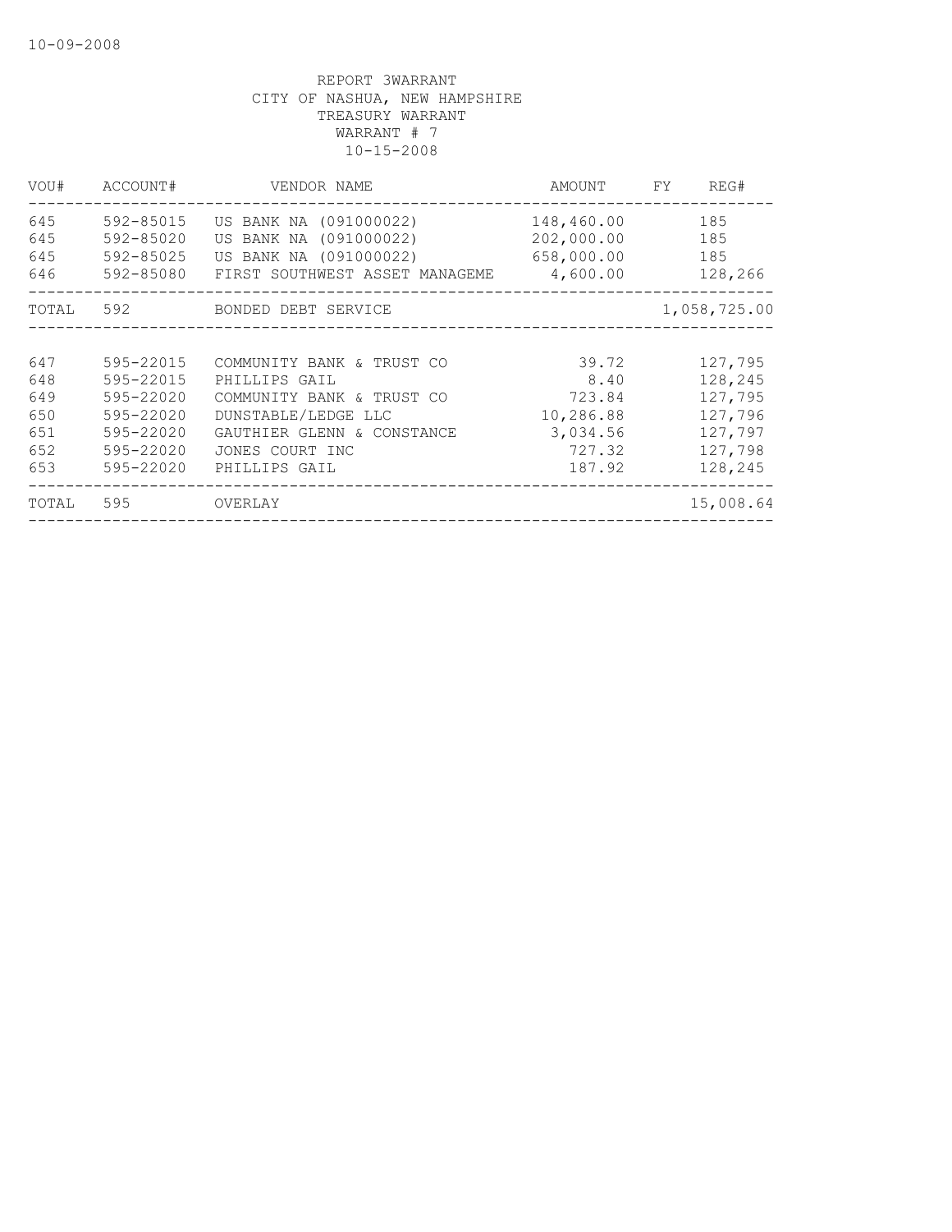10-09-2008

REPORT 3WARRANT
CITY OF NASHUA, NEW HAMPSHIRE
TREASURY WARRANT
WARRANT # 7
10-15-2008

| VOU# | ACCOUNT# | VENDOR NAME | AMOUNT | FY | REG# |
|---|---|---|---|---|---|
| 645 | 592-85015 | US BANK NA (091000022) | 148,460.00 | | 185 |
| 645 | 592-85020 | US BANK NA (091000022) | 202,000.00 | | 185 |
| 645 | 592-85025 | US BANK NA (091000022) | 658,000.00 | | 185 |
| 646 | 592-85080 | FIRST SOUTHWEST ASSET MANAGEME | 4,600.00 | | 128,266 |
| TOTAL | 592 | BONDED DEBT SERVICE | | | 1,058,725.00 |
| 647 | 595-22015 | COMMUNITY BANK & TRUST CO | 39.72 | | 127,795 |
| 648 | 595-22015 | PHILLIPS GAIL | 8.40 | | 128,245 |
| 649 | 595-22020 | COMMUNITY BANK & TRUST CO | 723.84 | | 127,795 |
| 650 | 595-22020 | DUNSTABLE/LEDGE LLC | 10,286.88 | | 127,796 |
| 651 | 595-22020 | GAUTHIER GLENN & CONSTANCE | 3,034.56 | | 127,797 |
| 652 | 595-22020 | JONES COURT INC | 727.32 | | 127,798 |
| 653 | 595-22020 | PHILLIPS GAIL | 187.92 | | 128,245 |
| TOTAL | 595 | OVERLAY | | | 15,008.64 |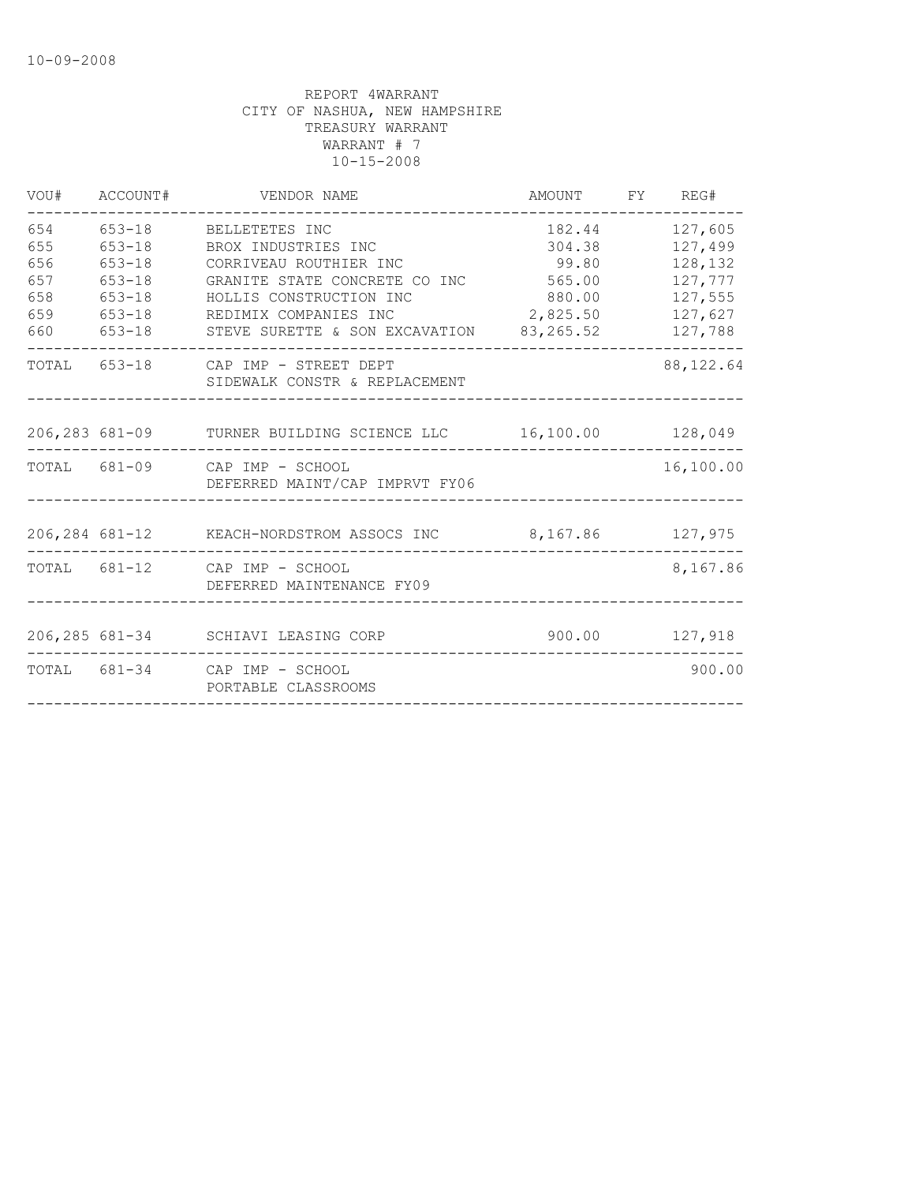REPORT 4WARRANT
CITY OF NASHUA, NEW HAMPSHIRE
TREASURY WARRANT
WARRANT # 7
10-15-2008

| VOU# | ACCOUNT# | VENDOR NAME | AMOUNT | FY | REG# |
|---|---|---|---|---|---|
| 654 | 653-18 | BELLETETES INC | 182.44 | | 127,605 |
| 655 | 653-18 | BROX INDUSTRIES INC | 304.38 | | 127,499 |
| 656 | 653-18 | CORRIVEAU ROUTHIER INC | 99.80 | | 128,132 |
| 657 | 653-18 | GRANITE STATE CONCRETE CO INC | 565.00 | | 127,777 |
| 658 | 653-18 | HOLLIS CONSTRUCTION INC | 880.00 | | 127,555 |
| 659 | 653-18 | REDIMIX COMPANIES INC | 2,825.50 | | 127,627 |
| 660 | 653-18 | STEVE SURETTE & SON EXCAVATION | 83,265.52 | | 127,788 |
| TOTAL | 653-18 | CAP IMP - STREET DEPT SIDEWALK CONSTR & REPLACEMENT | | | 88,122.64 |
| 206,283 | 681-09 | TURNER BUILDING SCIENCE LLC | 16,100.00 | | 128,049 |
| TOTAL | 681-09 | CAP IMP - SCHOOL DEFERRED MAINT/CAP IMPRVT FY06 | | | 16,100.00 |
| 206,284 | 681-12 | KEACH-NORDSTROM ASSOCS INC | 8,167.86 | | 127,975 |
| TOTAL | 681-12 | CAP IMP - SCHOOL DEFERRED MAINTENANCE FY09 | | | 8,167.86 |
| 206,285 | 681-34 | SCHIAVI LEASING CORP | 900.00 | | 127,918 |
| TOTAL | 681-34 | CAP IMP - SCHOOL PORTABLE CLASSROOMS | | | 900.00 |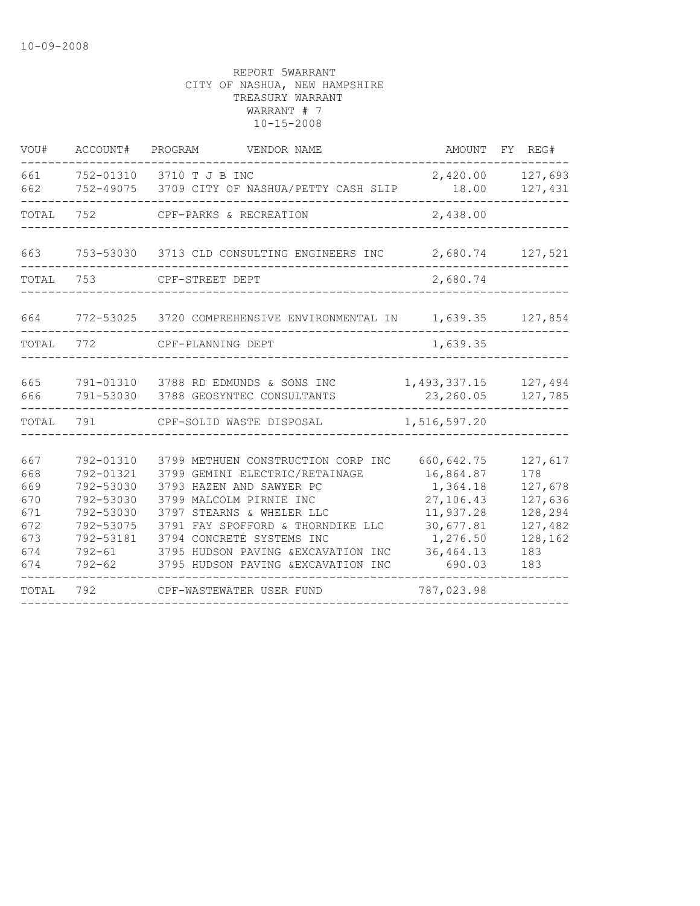10-09-2008

REPORT 5WARRANT
CITY OF NASHUA, NEW HAMPSHIRE
TREASURY WARRANT
WARRANT # 7
10-15-2008

| VOU# | ACCOUNT# | PROGRAM | VENDOR NAME | AMOUNT | FY | REG# |
|---|---|---|---|---|---|---|
| 661 | 752-01310 | 3710 | T J B INC | 2,420.00 | | 127,693 |
| 662 | 752-49075 | 3709 | CITY OF NASHUA/PETTY CASH SLIP | 18.00 | | 127,431 |
| TOTAL | 752 | | CPF-PARKS & RECREATION | 2,438.00 | | |
| 663 | 753-53030 | 3713 | CLD CONSULTING ENGINEERS INC | 2,680.74 | | 127,521 |
| TOTAL | 753 | | CPF-STREET DEPT | 2,680.74 | | |
| 664 | 772-53025 | 3720 | COMPREHENSIVE ENVIRONMENTAL IN | 1,639.35 | | 127,854 |
| TOTAL | 772 | | CPF-PLANNING DEPT | 1,639.35 | | |
| 665 | 791-01310 | 3788 | RD EDMUNDS & SONS INC | 1,493,337.15 | | 127,494 |
| 666 | 791-53030 | 3788 | GEOSYNTEC CONSULTANTS | 23,260.05 | | 127,785 |
| TOTAL | 791 | | CPF-SOLID WASTE DISPOSAL | 1,516,597.20 | | |
| 667 | 792-01310 | 3799 | METHUEN CONSTRUCTION CORP INC | 660,642.75 | | 127,617 |
| 668 | 792-01321 | 3799 | GEMINI ELECTRIC/RETAINAGE | 16,864.87 | | 178 |
| 669 | 792-53030 | 3793 | HAZEN AND SAWYER PC | 1,364.18 | | 127,678 |
| 670 | 792-53030 | 3799 | MALCOLM PIRNIE INC | 27,106.43 | | 127,636 |
| 671 | 792-53030 | 3797 | STEARNS & WHELER LLC | 11,937.28 | | 128,294 |
| 672 | 792-53075 | 3791 | FAY SPOFFORD & THORNDIKE LLC | 30,677.81 | | 127,482 |
| 673 | 792-53181 | 3794 | CONCRETE SYSTEMS INC | 1,276.50 | | 128,162 |
| 674 | 792-61 | 3795 | HUDSON PAVING &EXCAVATION INC | 36,464.13 | | 183 |
| 674 | 792-62 | 3795 | HUDSON PAVING &EXCAVATION INC | 690.03 | | 183 |
| TOTAL | 792 | | CPF-WASTEWATER USER FUND | 787,023.98 | | |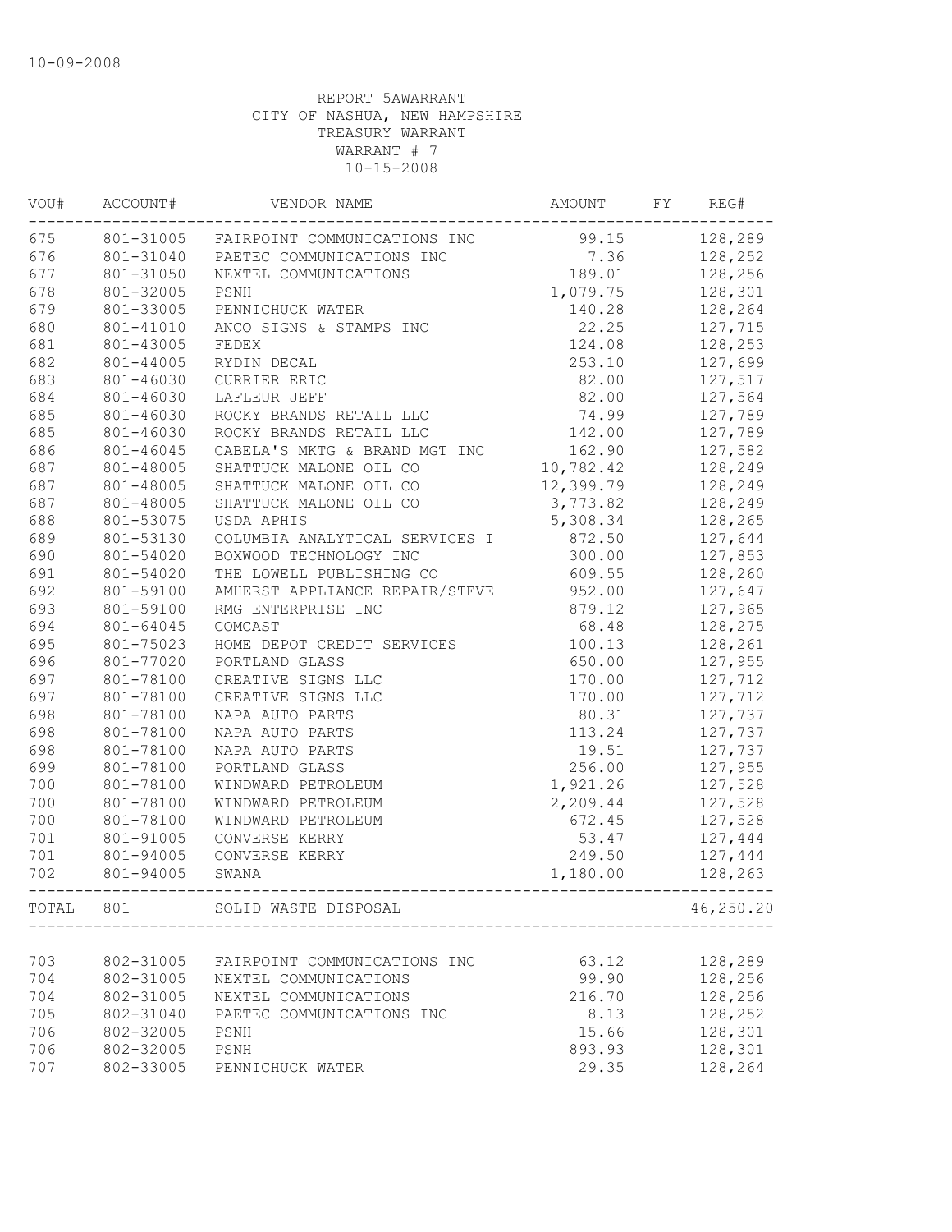10-09-2008

REPORT 5AWARRANT
CITY OF NASHUA, NEW HAMPSHIRE
TREASURY WARRANT
WARRANT # 7
10-15-2008

| VOU# | ACCOUNT# | VENDOR NAME | AMOUNT | FY | REG# |
|---|---|---|---|---|---|
| 675 | 801-31005 | FAIRPOINT COMMUNICATIONS INC | 99.15 | | 128,289 |
| 676 | 801-31040 | PAETEC COMMUNICATIONS INC | 7.36 | | 128,252 |
| 677 | 801-31050 | NEXTEL COMMUNICATIONS | 189.01 | | 128,256 |
| 678 | 801-32005 | PSNH | 1,079.75 | | 128,301 |
| 679 | 801-33005 | PENNICHUCK WATER | 140.28 | | 128,264 |
| 680 | 801-41010 | ANCO SIGNS & STAMPS INC | 22.25 | | 127,715 |
| 681 | 801-43005 | FEDEX | 124.08 | | 128,253 |
| 682 | 801-44005 | RYDIN DECAL | 253.10 | | 127,699 |
| 683 | 801-46030 | CURRIER ERIC | 82.00 | | 127,517 |
| 684 | 801-46030 | LAFLEUR JEFF | 82.00 | | 127,564 |
| 685 | 801-46030 | ROCKY BRANDS RETAIL LLC | 74.99 | | 127,789 |
| 685 | 801-46030 | ROCKY BRANDS RETAIL LLC | 142.00 | | 127,789 |
| 686 | 801-46045 | CABELA'S MKTG & BRAND MGT INC | 162.90 | | 127,582 |
| 687 | 801-48005 | SHATTUCK MALONE OIL CO | 10,782.42 | | 128,249 |
| 687 | 801-48005 | SHATTUCK MALONE OIL CO | 12,399.79 | | 128,249 |
| 687 | 801-48005 | SHATTUCK MALONE OIL CO | 3,773.82 | | 128,249 |
| 688 | 801-53075 | USDA APHIS | 5,308.34 | | 128,265 |
| 689 | 801-53130 | COLUMBIA ANALYTICAL SERVICES I | 872.50 | | 127,644 |
| 690 | 801-54020 | BOXWOOD TECHNOLOGY INC | 300.00 | | 127,853 |
| 691 | 801-54020 | THE LOWELL PUBLISHING CO | 609.55 | | 128,260 |
| 692 | 801-59100 | AMHERST APPLIANCE REPAIR/STEVE | 952.00 | | 127,647 |
| 693 | 801-59100 | RMG ENTERPRISE INC | 879.12 | | 127,965 |
| 694 | 801-64045 | COMCAST | 68.48 | | 128,275 |
| 695 | 801-75023 | HOME DEPOT CREDIT SERVICES | 100.13 | | 128,261 |
| 696 | 801-77020 | PORTLAND GLASS | 650.00 | | 127,955 |
| 697 | 801-78100 | CREATIVE SIGNS LLC | 170.00 | | 127,712 |
| 697 | 801-78100 | CREATIVE SIGNS LLC | 170.00 | | 127,712 |
| 698 | 801-78100 | NAPA AUTO PARTS | 80.31 | | 127,737 |
| 698 | 801-78100 | NAPA AUTO PARTS | 113.24 | | 127,737 |
| 698 | 801-78100 | NAPA AUTO PARTS | 19.51 | | 127,737 |
| 699 | 801-78100 | PORTLAND GLASS | 256.00 | | 127,955 |
| 700 | 801-78100 | WINDWARD PETROLEUM | 1,921.26 | | 127,528 |
| 700 | 801-78100 | WINDWARD PETROLEUM | 2,209.44 | | 127,528 |
| 700 | 801-78100 | WINDWARD PETROLEUM | 672.45 | | 127,528 |
| 701 | 801-91005 | CONVERSE KERRY | 53.47 | | 127,444 |
| 701 | 801-94005 | CONVERSE KERRY | 249.50 | | 127,444 |
| 702 | 801-94005 | SWANA | 1,180.00 | | 128,263 |
| TOTAL | 801 | SOLID WASTE DISPOSAL | | | 46,250.20 |
| 703 | 802-31005 | FAIRPOINT COMMUNICATIONS INC | 63.12 | | 128,289 |
| 704 | 802-31005 | NEXTEL COMMUNICATIONS | 99.90 | | 128,256 |
| 704 | 802-31005 | NEXTEL COMMUNICATIONS | 216.70 | | 128,256 |
| 705 | 802-31040 | PAETEC COMMUNICATIONS INC | 8.13 | | 128,252 |
| 706 | 802-32005 | PSNH | 15.66 | | 128,301 |
| 706 | 802-32005 | PSNH | 893.93 | | 128,301 |
| 707 | 802-33005 | PENNICHUCK WATER | 29.35 | | 128,264 |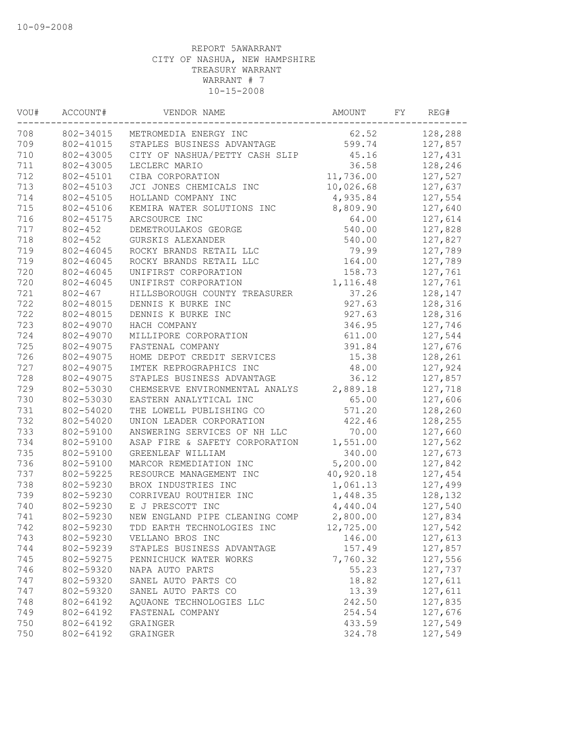10-09-2008

REPORT 5AWARRANT
CITY OF NASHUA, NEW HAMPSHIRE
TREASURY WARRANT
WARRANT # 7
10-15-2008

| VOU# | ACCOUNT# | VENDOR NAME | AMOUNT | FY | REG# |
|---|---|---|---|---|---|
| 708 | 802-34015 | METROMEDIA ENERGY INC | 62.52 | | 128,288 |
| 709 | 802-41015 | STAPLES BUSINESS ADVANTAGE | 599.74 | | 127,857 |
| 710 | 802-43005 | CITY OF NASHUA/PETTY CASH SLIP | 45.16 | | 127,431 |
| 711 | 802-43005 | LECLERC MARIO | 36.58 | | 128,246 |
| 712 | 802-45101 | CIBA CORPORATION | 11,736.00 | | 127,527 |
| 713 | 802-45103 | JCI JONES CHEMICALS INC | 10,026.68 | | 127,637 |
| 714 | 802-45105 | HOLLAND COMPANY INC | 4,935.84 | | 127,554 |
| 715 | 802-45106 | KEMIRA WATER SOLUTIONS INC | 8,809.90 | | 127,640 |
| 716 | 802-45175 | ARCSOURCE INC | 64.00 | | 127,614 |
| 717 | 802-452 | DEMETROULAKOS GEORGE | 540.00 | | 127,828 |
| 718 | 802-452 | GURSKIS ALEXANDER | 540.00 | | 127,827 |
| 719 | 802-46045 | ROCKY BRANDS RETAIL LLC | 79.99 | | 127,789 |
| 719 | 802-46045 | ROCKY BRANDS RETAIL LLC | 164.00 | | 127,789 |
| 720 | 802-46045 | UNIFIRST CORPORATION | 158.73 | | 127,761 |
| 720 | 802-46045 | UNIFIRST CORPORATION | 1,116.48 | | 127,761 |
| 721 | 802-467 | HILLSBOROUGH COUNTY TREASURER | 37.26 | | 128,147 |
| 722 | 802-48015 | DENNIS K BURKE INC | 927.63 | | 128,316 |
| 722 | 802-48015 | DENNIS K BURKE INC | 927.63 | | 128,316 |
| 723 | 802-49070 | HACH COMPANY | 346.95 | | 127,746 |
| 724 | 802-49070 | MILLIPORE CORPORATION | 611.00 | | 127,544 |
| 725 | 802-49075 | FASTENAL COMPANY | 391.84 | | 127,676 |
| 726 | 802-49075 | HOME DEPOT CREDIT SERVICES | 15.38 | | 128,261 |
| 727 | 802-49075 | IMTEK REPROGRAPHICS INC | 48.00 | | 127,924 |
| 728 | 802-49075 | STAPLES BUSINESS ADVANTAGE | 36.12 | | 127,857 |
| 729 | 802-53030 | CHEMSERVE ENVIRONMENTAL ANALYS | 2,889.18 | | 127,718 |
| 730 | 802-53030 | EASTERN ANALYTICAL INC | 65.00 | | 127,606 |
| 731 | 802-54020 | THE LOWELL PUBLISHING CO | 571.20 | | 128,260 |
| 732 | 802-54020 | UNION LEADER CORPORATION | 422.46 | | 128,255 |
| 733 | 802-59100 | ANSWERING SERVICES OF NH LLC | 70.00 | | 127,660 |
| 734 | 802-59100 | ASAP FIRE & SAFETY CORPORATION | 1,551.00 | | 127,562 |
| 735 | 802-59100 | GREENLEAF WILLIAM | 340.00 | | 127,673 |
| 736 | 802-59100 | MARCOR REMEDIATION INC | 5,200.00 | | 127,842 |
| 737 | 802-59225 | RESOURCE MANAGEMENT INC | 40,920.18 | | 127,454 |
| 738 | 802-59230 | BROX INDUSTRIES INC | 1,061.13 | | 127,499 |
| 739 | 802-59230 | CORRIVEAU ROUTHIER INC | 1,448.35 | | 128,132 |
| 740 | 802-59230 | E J PRESCOTT INC | 4,440.04 | | 127,540 |
| 741 | 802-59230 | NEW ENGLAND PIPE CLEANING COMP | 2,800.00 | | 127,834 |
| 742 | 802-59230 | TDD EARTH TECHNOLOGIES INC | 12,725.00 | | 127,542 |
| 743 | 802-59230 | VELLANO BROS INC | 146.00 | | 127,613 |
| 744 | 802-59239 | STAPLES BUSINESS ADVANTAGE | 157.49 | | 127,857 |
| 745 | 802-59275 | PENNICHUCK WATER WORKS | 7,760.32 | | 127,556 |
| 746 | 802-59320 | NAPA AUTO PARTS | 55.23 | | 127,737 |
| 747 | 802-59320 | SANEL AUTO PARTS CO | 18.82 | | 127,611 |
| 747 | 802-59320 | SANEL AUTO PARTS CO | 13.39 | | 127,611 |
| 748 | 802-64192 | AQUAONE TECHNOLOGIES LLC | 242.50 | | 127,835 |
| 749 | 802-64192 | FASTENAL COMPANY | 254.54 | | 127,676 |
| 750 | 802-64192 | GRAINGER | 433.59 | | 127,549 |
| 750 | 802-64192 | GRAINGER | 324.78 | | 127,549 |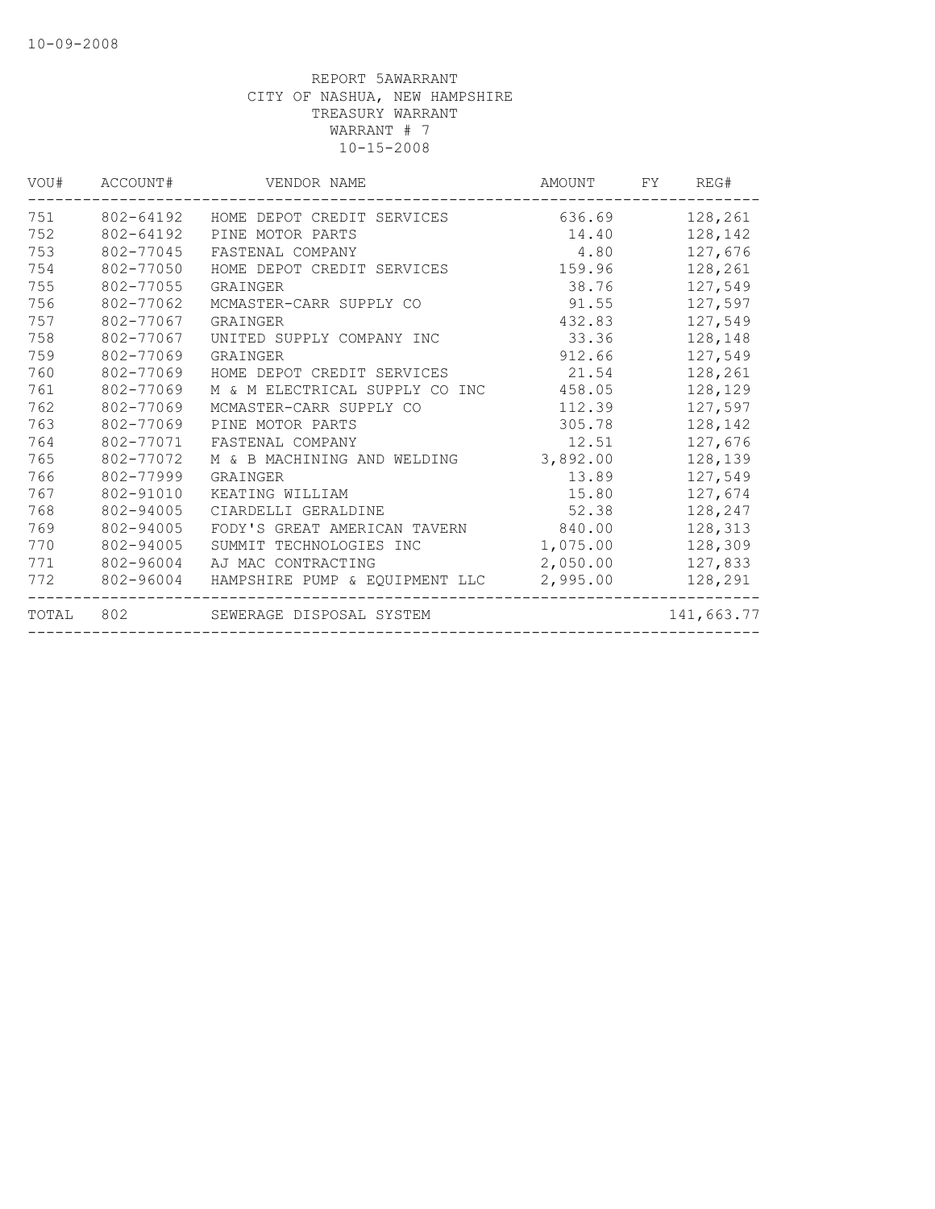10-09-2008

REPORT 5AWARRANT
CITY OF NASHUA, NEW HAMPSHIRE
TREASURY WARRANT
WARRANT # 7
10-15-2008

| VOU# | ACCOUNT# | VENDOR NAME | AMOUNT | FY | REG# |
|---|---|---|---|---|---|
| 751 | 802-64192 | HOME DEPOT CREDIT SERVICES | 636.69 | | 128,261 |
| 752 | 802-64192 | PINE MOTOR PARTS | 14.40 | | 128,142 |
| 753 | 802-77045 | FASTENAL COMPANY | 4.80 | | 127,676 |
| 754 | 802-77050 | HOME DEPOT CREDIT SERVICES | 159.96 | | 128,261 |
| 755 | 802-77055 | GRAINGER | 38.76 | | 127,549 |
| 756 | 802-77062 | MCMASTER-CARR SUPPLY CO | 91.55 | | 127,597 |
| 757 | 802-77067 | GRAINGER | 432.83 | | 127,549 |
| 758 | 802-77067 | UNITED SUPPLY COMPANY INC | 33.36 | | 128,148 |
| 759 | 802-77069 | GRAINGER | 912.66 | | 127,549 |
| 760 | 802-77069 | HOME DEPOT CREDIT SERVICES | 21.54 | | 128,261 |
| 761 | 802-77069 | M & M ELECTRICAL SUPPLY CO INC | 458.05 | | 128,129 |
| 762 | 802-77069 | MCMASTER-CARR SUPPLY CO | 112.39 | | 127,597 |
| 763 | 802-77069 | PINE MOTOR PARTS | 305.78 | | 128,142 |
| 764 | 802-77071 | FASTENAL COMPANY | 12.51 | | 127,676 |
| 765 | 802-77072 | M & B MACHINING AND WELDING | 3,892.00 | | 128,139 |
| 766 | 802-77999 | GRAINGER | 13.89 | | 127,549 |
| 767 | 802-91010 | KEATING WILLIAM | 15.80 | | 127,674 |
| 768 | 802-94005 | CIARDELLI GERALDINE | 52.38 | | 128,247 |
| 769 | 802-94005 | FODY'S GREAT AMERICAN TAVERN | 840.00 | | 128,313 |
| 770 | 802-94005 | SUMMIT TECHNOLOGIES INC | 1,075.00 | | 128,309 |
| 771 | 802-96004 | AJ MAC CONTRACTING | 2,050.00 | | 127,833 |
| 772 | 802-96004 | HAMPSHIRE PUMP & EQUIPMENT LLC | 2,995.00 | | 128,291 |
| TOTAL | 802 | SEWERAGE DISPOSAL SYSTEM | | | 141,663.77 |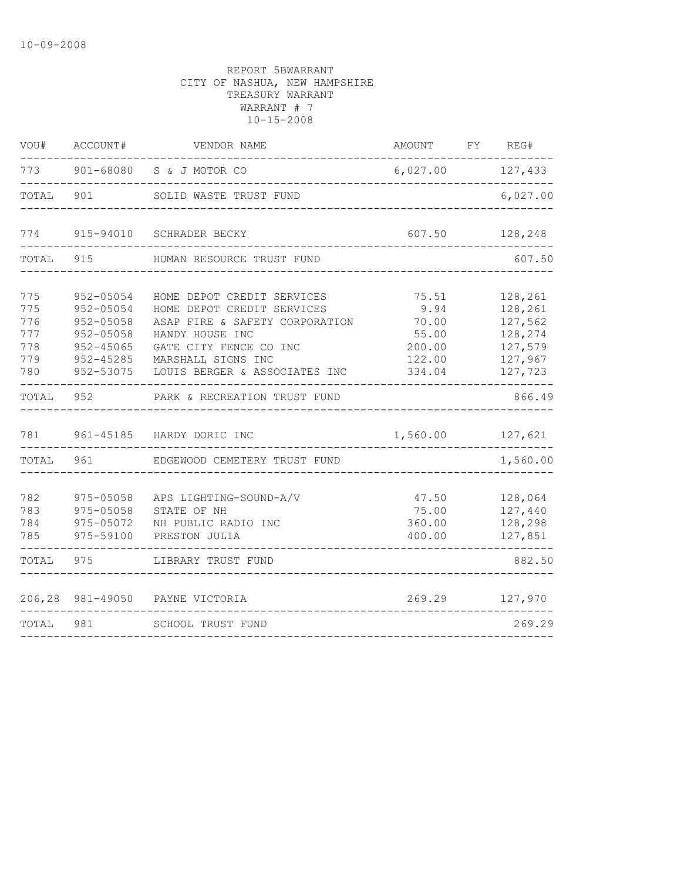10-09-2008

REPORT 5BWARRANT
CITY OF NASHUA, NEW HAMPSHIRE
TREASURY WARRANT
WARRANT # 7
10-15-2008

| VOU# | ACCOUNT# | VENDOR NAME | AMOUNT | FY | REG# |
|---|---|---|---|---|---|
| 773 | 901-68080 | S & J MOTOR CO | 6,027.00 | | 127,433 |
| TOTAL | 901 | SOLID WASTE TRUST FUND | | | 6,027.00 |
| 774 | 915-94010 | SCHRADER BECKY | 607.50 | | 128,248 |
| TOTAL | 915 | HUMAN RESOURCE TRUST FUND | | | 607.50 |
| 775 | 952-05054 | HOME DEPOT CREDIT SERVICES | 75.51 | | 128,261 |
| 775 | 952-05054 | HOME DEPOT CREDIT SERVICES | 9.94 | | 128,261 |
| 776 | 952-05058 | ASAP FIRE & SAFETY CORPORATION | 70.00 | | 127,562 |
| 777 | 952-05058 | HANDY HOUSE INC | 55.00 | | 128,274 |
| 778 | 952-45065 | GATE CITY FENCE CO INC | 200.00 | | 127,579 |
| 779 | 952-45285 | MARSHALL SIGNS INC | 122.00 | | 127,967 |
| 780 | 952-53075 | LOUIS BERGER & ASSOCIATES INC | 334.04 | | 127,723 |
| TOTAL | 952 | PARK & RECREATION TRUST FUND | | | 866.49 |
| 781 | 961-45185 | HARDY DORIC INC | 1,560.00 | | 127,621 |
| TOTAL | 961 | EDGEWOOD CEMETERY TRUST FUND | | | 1,560.00 |
| 782 | 975-05058 | APS LIGHTING-SOUND-A/V | 47.50 | | 128,064 |
| 783 | 975-05058 | STATE OF NH | 75.00 | | 127,440 |
| 784 | 975-05072 | NH PUBLIC RADIO INC | 360.00 | | 128,298 |
| 785 | 975-59100 | PRESTON JULIA | 400.00 | | 127,851 |
| TOTAL | 975 | LIBRARY TRUST FUND | | | 882.50 |
| 206,28 | 981-49050 | PAYNE VICTORIA | 269.29 | | 127,970 |
| TOTAL | 981 | SCHOOL TRUST FUND | | | 269.29 |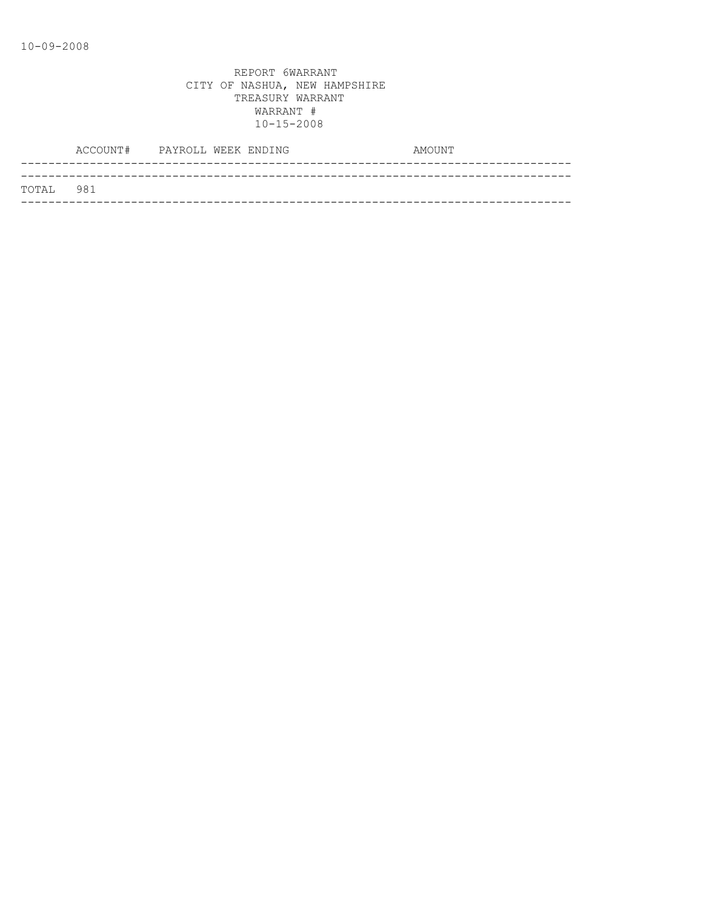10-09-2008

REPORT 6WARRANT
CITY OF NASHUA, NEW HAMPSHIRE
TREASURY WARRANT
WARRANT #
10-15-2008

| ACCOUNT# | PAYROLL WEEK ENDING | AMOUNT |
|---|---|---|
| TOTAL 981 | | |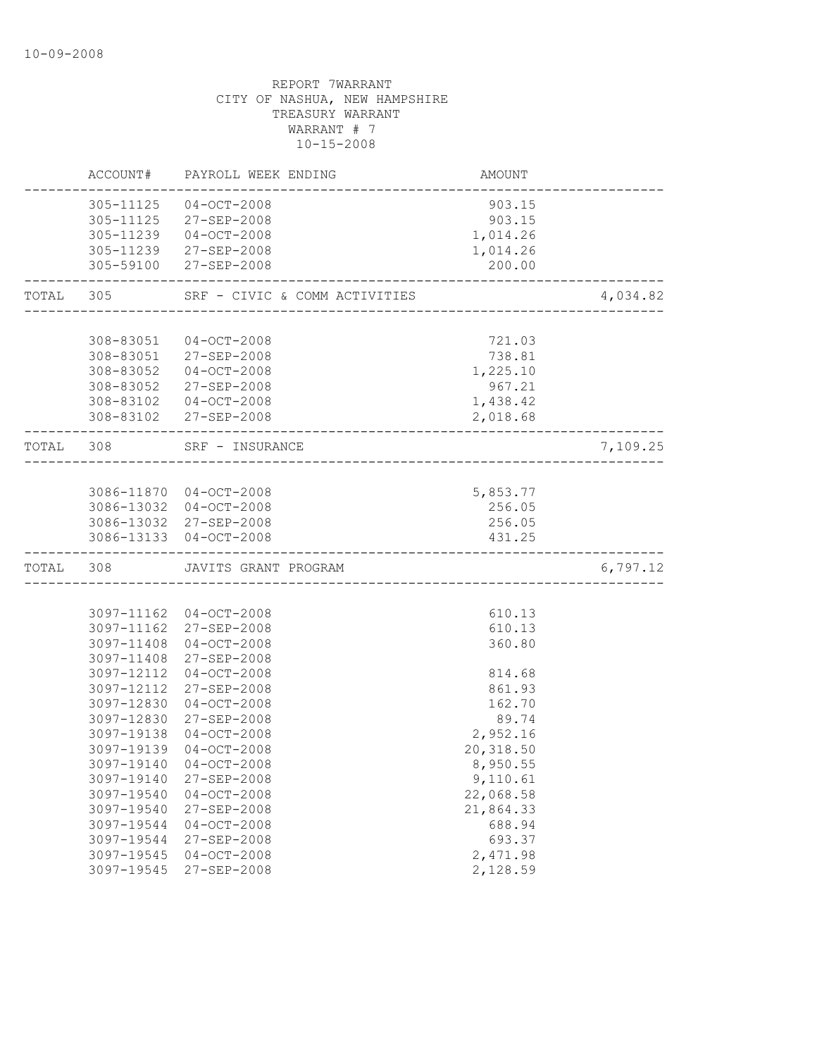10-09-2008

REPORT 7WARRANT
CITY OF NASHUA, NEW HAMPSHIRE
TREASURY WARRANT
WARRANT # 7
10-15-2008

| | ACCOUNT# | PAYROLL WEEK ENDING | AMOUNT | |
|---|---|---|---|---|
| | 305-11125 | 04-OCT-2008 | 903.15 | |
| | 305-11125 | 27-SEP-2008 | 903.15 | |
| | 305-11239 | 04-OCT-2008 | 1,014.26 | |
| | 305-11239 | 27-SEP-2008 | 1,014.26 | |
| | 305-59100 | 27-SEP-2008 | 200.00 | |
| TOTAL | 305 | SRF - CIVIC & COMM ACTIVITIES | | 4,034.82 |
| | 308-83051 | 04-OCT-2008 | 721.03 | |
| | 308-83051 | 27-SEP-2008 | 738.81 | |
| | 308-83052 | 04-OCT-2008 | 1,225.10 | |
| | 308-83052 | 27-SEP-2008 | 967.21 | |
| | 308-83102 | 04-OCT-2008 | 1,438.42 | |
| | 308-83102 | 27-SEP-2008 | 2,018.68 | |
| TOTAL | 308 | SRF - INSURANCE | | 7,109.25 |
| | 3086-11870 | 04-OCT-2008 | 5,853.77 | |
| | 3086-13032 | 04-OCT-2008 | 256.05 | |
| | 3086-13032 | 27-SEP-2008 | 256.05 | |
| | 3086-13133 | 04-OCT-2008 | 431.25 | |
| TOTAL | 308 | JAVITS GRANT PROGRAM | | 6,797.12 |
| | 3097-11162 | 04-OCT-2008 | 610.13 | |
| | 3097-11162 | 27-SEP-2008 | 610.13 | |
| | 3097-11408 | 04-OCT-2008 | 360.80 | |
| | 3097-11408 | 27-SEP-2008 | | |
| | 3097-12112 | 04-OCT-2008 | 814.68 | |
| | 3097-12112 | 27-SEP-2008 | 861.93 | |
| | 3097-12830 | 04-OCT-2008 | 162.70 | |
| | 3097-12830 | 27-SEP-2008 | 89.74 | |
| | 3097-19138 | 04-OCT-2008 | 2,952.16 | |
| | 3097-19139 | 04-OCT-2008 | 20,318.50 | |
| | 3097-19140 | 04-OCT-2008 | 8,950.55 | |
| | 3097-19140 | 27-SEP-2008 | 9,110.61 | |
| | 3097-19540 | 04-OCT-2008 | 22,068.58 | |
| | 3097-19540 | 27-SEP-2008 | 21,864.33 | |
| | 3097-19544 | 04-OCT-2008 | 688.94 | |
| | 3097-19544 | 27-SEP-2008 | 693.37 | |
| | 3097-19545 | 04-OCT-2008 | 2,471.98 | |
| | 3097-19545 | 27-SEP-2008 | 2,128.59 | |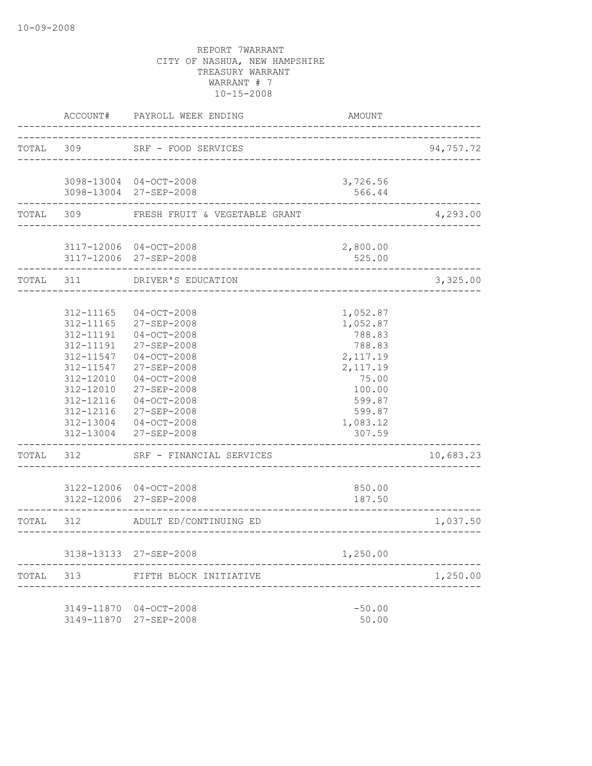10-09-2008

REPORT 7WARRANT
CITY OF NASHUA, NEW HAMPSHIRE
TREASURY WARRANT
WARRANT # 7
10-15-2008

| | ACCOUNT# | PAYROLL WEEK ENDING | AMOUNT | |
|---|---|---|---|---|
| TOTAL | 309 | SRF - FOOD SERVICES | | 94,757.72 |
| | 3098-13004 | 04-OCT-2008 | 3,726.56 | |
| | 3098-13004 | 27-SEP-2008 | 566.44 | |
| TOTAL | 309 | FRESH FRUIT & VEGETABLE GRANT | | 4,293.00 |
| | 3117-12006 | 04-OCT-2008 | 2,800.00 | |
| | 3117-12006 | 27-SEP-2008 | 525.00 | |
| TOTAL | 311 | DRIVER'S EDUCATION | | 3,325.00 |
| | 312-11165 | 04-OCT-2008 | 1,052.87 | |
| | 312-11165 | 27-SEP-2008 | 1,052.87 | |
| | 312-11191 | 04-OCT-2008 | 788.83 | |
| | 312-11191 | 27-SEP-2008 | 788.83 | |
| | 312-11547 | 04-OCT-2008 | 2,117.19 | |
| | 312-11547 | 27-SEP-2008 | 2,117.19 | |
| | 312-12010 | 04-OCT-2008 | 75.00 | |
| | 312-12010 | 27-SEP-2008 | 100.00 | |
| | 312-12116 | 04-OCT-2008 | 599.87 | |
| | 312-12116 | 27-SEP-2008 | 599.87 | |
| | 312-13004 | 04-OCT-2008 | 1,083.12 | |
| | 312-13004 | 27-SEP-2008 | 307.59 | |
| TOTAL | 312 | SRF - FINANCIAL SERVICES | | 10,683.23 |
| | 3122-12006 | 04-OCT-2008 | 850.00 | |
| | 3122-12006 | 27-SEP-2008 | 187.50 | |
| TOTAL | 312 | ADULT ED/CONTINUING ED | | 1,037.50 |
| | 3138-13133 | 27-SEP-2008 | 1,250.00 | |
| TOTAL | 313 | FIFTH BLOCK INITIATIVE | | 1,250.00 |
| | 3149-11870 | 04-OCT-2008 | -50.00 | |
| | 3149-11870 | 27-SEP-2008 | 50.00 | |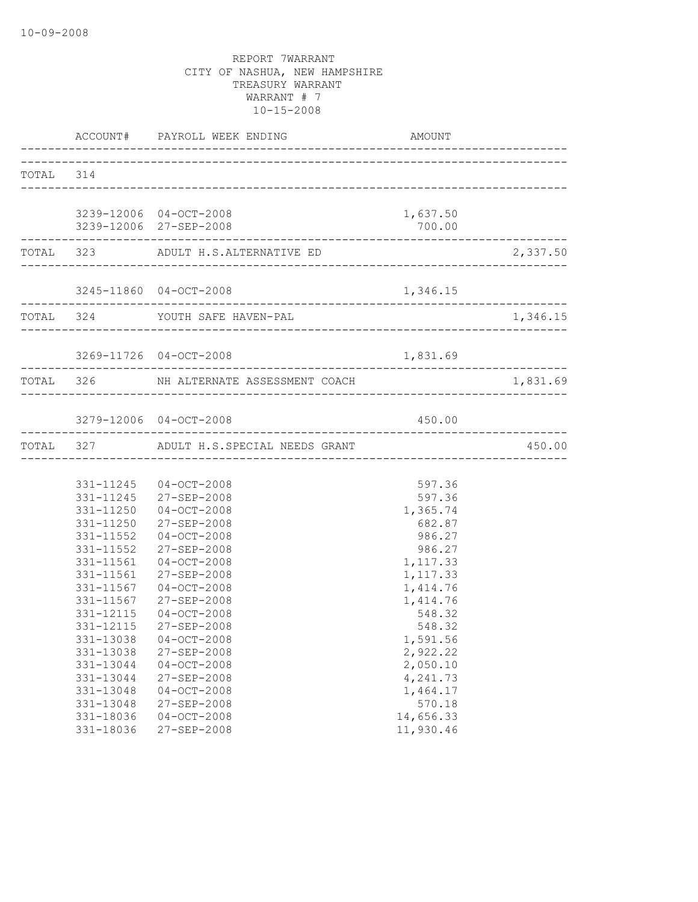10-09-2008

REPORT 7WARRANT
CITY OF NASHUA, NEW HAMPSHIRE
TREASURY WARRANT
WARRANT # 7
10-15-2008

| | ACCOUNT# | PAYROLL WEEK ENDING | AMOUNT | |
|---|---|---|---|---|
| TOTAL | 314 | | | |
| | 3239-12006 | 04-OCT-2008 | 1,637.50 | |
| | 3239-12006 | 27-SEP-2008 | 700.00 | |
| TOTAL | 323 | ADULT H.S.ALTERNATIVE ED | | 2,337.50 |
| | 3245-11860 | 04-OCT-2008 | 1,346.15 | |
| TOTAL | 324 | YOUTH SAFE HAVEN-PAL | | 1,346.15 |
| | 3269-11726 | 04-OCT-2008 | 1,831.69 | |
| TOTAL | 326 | NH ALTERNATE ASSESSMENT COACH | | 1,831.69 |
| | 3279-12006 | 04-OCT-2008 | 450.00 | |
| TOTAL | 327 | ADULT H.S.SPECIAL NEEDS GRANT | | 450.00 |
| | 331-11245 | 04-OCT-2008 | 597.36 | |
| | 331-11245 | 27-SEP-2008 | 597.36 | |
| | 331-11250 | 04-OCT-2008 | 1,365.74 | |
| | 331-11250 | 27-SEP-2008 | 682.87 | |
| | 331-11552 | 04-OCT-2008 | 986.27 | |
| | 331-11552 | 27-SEP-2008 | 986.27 | |
| | 331-11561 | 04-OCT-2008 | 1,117.33 | |
| | 331-11561 | 27-SEP-2008 | 1,117.33 | |
| | 331-11567 | 04-OCT-2008 | 1,414.76 | |
| | 331-11567 | 27-SEP-2008 | 1,414.76 | |
| | 331-12115 | 04-OCT-2008 | 548.32 | |
| | 331-12115 | 27-SEP-2008 | 548.32 | |
| | 331-13038 | 04-OCT-2008 | 1,591.56 | |
| | 331-13038 | 27-SEP-2008 | 2,922.22 | |
| | 331-13044 | 04-OCT-2008 | 2,050.10 | |
| | 331-13044 | 27-SEP-2008 | 4,241.73 | |
| | 331-13048 | 04-OCT-2008 | 1,464.17 | |
| | 331-13048 | 27-SEP-2008 | 570.18 | |
| | 331-18036 | 04-OCT-2008 | 14,656.33 | |
| | 331-18036 | 27-SEP-2008 | 11,930.46 | |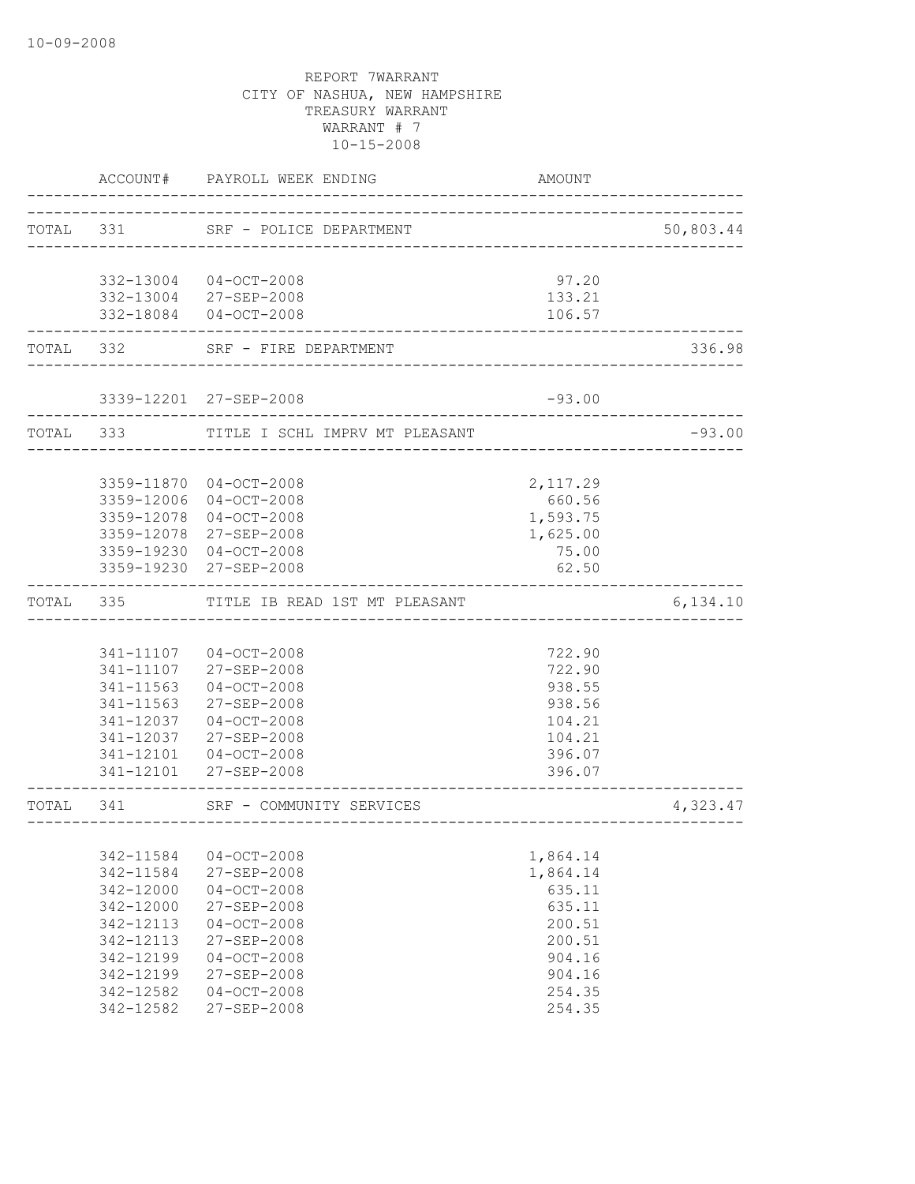10-09-2008

REPORT 7WARRANT
CITY OF NASHUA, NEW HAMPSHIRE
TREASURY WARRANT
WARRANT # 7
10-15-2008

| | ACCOUNT# | PAYROLL WEEK ENDING | AMOUNT | |
|---|---|---|---|---|
| TOTAL | 331 | SRF - POLICE DEPARTMENT | | 50,803.44 |
| | 332-13004 | 04-OCT-2008 | 97.20 | |
| | 332-13004 | 27-SEP-2008 | 133.21 | |
| | 332-18084 | 04-OCT-2008 | 106.57 | |
| TOTAL | 332 | SRF - FIRE DEPARTMENT | | 336.98 |
| | 3339-12201 | 27-SEP-2008 | -93.00 | |
| TOTAL | 333 | TITLE I SCHL IMPRV MT PLEASANT | | -93.00 |
| | 3359-11870 | 04-OCT-2008 | 2,117.29 | |
| | 3359-12006 | 04-OCT-2008 | 660.56 | |
| | 3359-12078 | 04-OCT-2008 | 1,593.75 | |
| | 3359-12078 | 27-SEP-2008 | 1,625.00 | |
| | 3359-19230 | 04-OCT-2008 | 75.00 | |
| | 3359-19230 | 27-SEP-2008 | 62.50 | |
| TOTAL | 335 | TITLE IB READ 1ST MT PLEASANT | | 6,134.10 |
| | 341-11107 | 04-OCT-2008 | 722.90 | |
| | 341-11107 | 27-SEP-2008 | 722.90 | |
| | 341-11563 | 04-OCT-2008 | 938.55 | |
| | 341-11563 | 27-SEP-2008 | 938.56 | |
| | 341-12037 | 04-OCT-2008 | 104.21 | |
| | 341-12037 | 27-SEP-2008 | 104.21 | |
| | 341-12101 | 04-OCT-2008 | 396.07 | |
| | 341-12101 | 27-SEP-2008 | 396.07 | |
| TOTAL | 341 | SRF - COMMUNITY SERVICES | | 4,323.47 |
| | 342-11584 | 04-OCT-2008 | 1,864.14 | |
| | 342-11584 | 27-SEP-2008 | 1,864.14 | |
| | 342-12000 | 04-OCT-2008 | 635.11 | |
| | 342-12000 | 27-SEP-2008 | 635.11 | |
| | 342-12113 | 04-OCT-2008 | 200.51 | |
| | 342-12113 | 27-SEP-2008 | 200.51 | |
| | 342-12199 | 04-OCT-2008 | 904.16 | |
| | 342-12199 | 27-SEP-2008 | 904.16 | |
| | 342-12582 | 04-OCT-2008 | 254.35 | |
| | 342-12582 | 27-SEP-2008 | 254.35 | |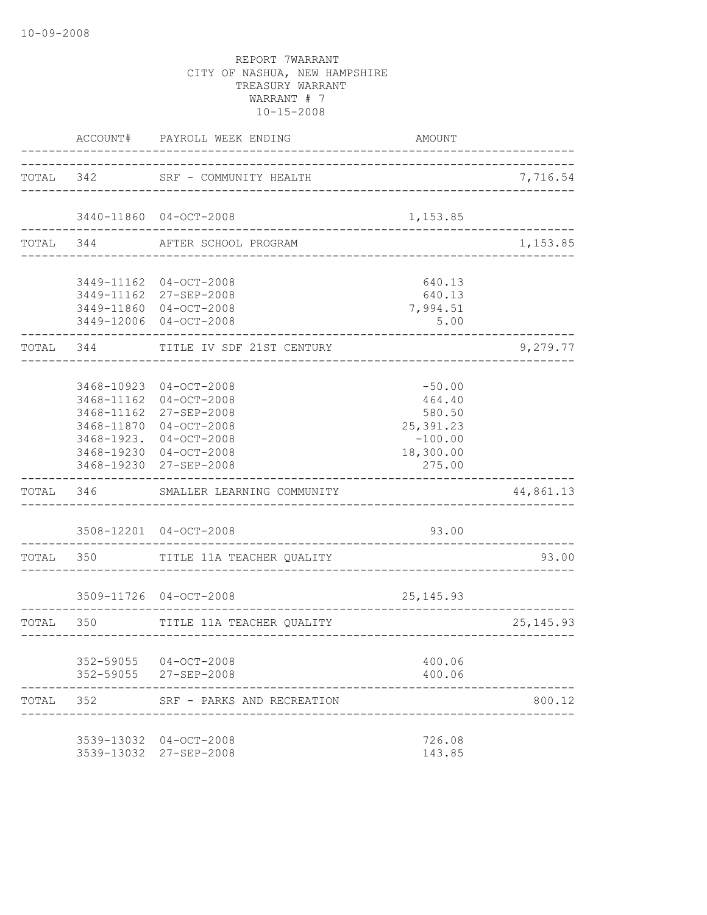10-09-2008

REPORT 7WARRANT
CITY OF NASHUA, NEW HAMPSHIRE
TREASURY WARRANT
WARRANT # 7
10-15-2008

| | ACCOUNT# | PAYROLL WEEK ENDING | AMOUNT | |
|---|---|---|---|---|
| TOTAL | 342 | SRF - COMMUNITY HEALTH | | 7,716.54 |
| | 3440-11860 | 04-OCT-2008 | 1,153.85 | |
| TOTAL | 344 | AFTER SCHOOL PROGRAM | | 1,153.85 |
| | 3449-11162 | 04-OCT-2008 | 640.13 | |
| | 3449-11162 | 27-SEP-2008 | 640.13 | |
| | 3449-11860 | 04-OCT-2008 | 7,994.51 | |
| | 3449-12006 | 04-OCT-2008 | 5.00 | |
| TOTAL | 344 | TITLE IV SDF 21ST CENTURY | | 9,279.77 |
| | 3468-10923 | 04-OCT-2008 | -50.00 | |
| | 3468-11162 | 04-OCT-2008 | 464.40 | |
| | 3468-11162 | 27-SEP-2008 | 580.50 | |
| | 3468-11870 | 04-OCT-2008 | 25,391.23 | |
| | 3468-1923. | 04-OCT-2008 | -100.00 | |
| | 3468-19230 | 04-OCT-2008 | 18,300.00 | |
| | 3468-19230 | 27-SEP-2008 | 275.00 | |
| TOTAL | 346 | SMALLER LEARNING COMMUNITY | | 44,861.13 |
| | 3508-12201 | 04-OCT-2008 | 93.00 | |
| TOTAL | 350 | TITLE 11A TEACHER QUALITY | | 93.00 |
| | 3509-11726 | 04-OCT-2008 | 25,145.93 | |
| TOTAL | 350 | TITLE 11A TEACHER QUALITY | | 25,145.93 |
| | 352-59055 | 04-OCT-2008 | 400.06 | |
| | 352-59055 | 27-SEP-2008 | 400.06 | |
| TOTAL | 352 | SRF - PARKS AND RECREATION | | 800.12 |
| | 3539-13032 | 04-OCT-2008 | 726.08 | |
| | 3539-13032 | 27-SEP-2008 | 143.85 | |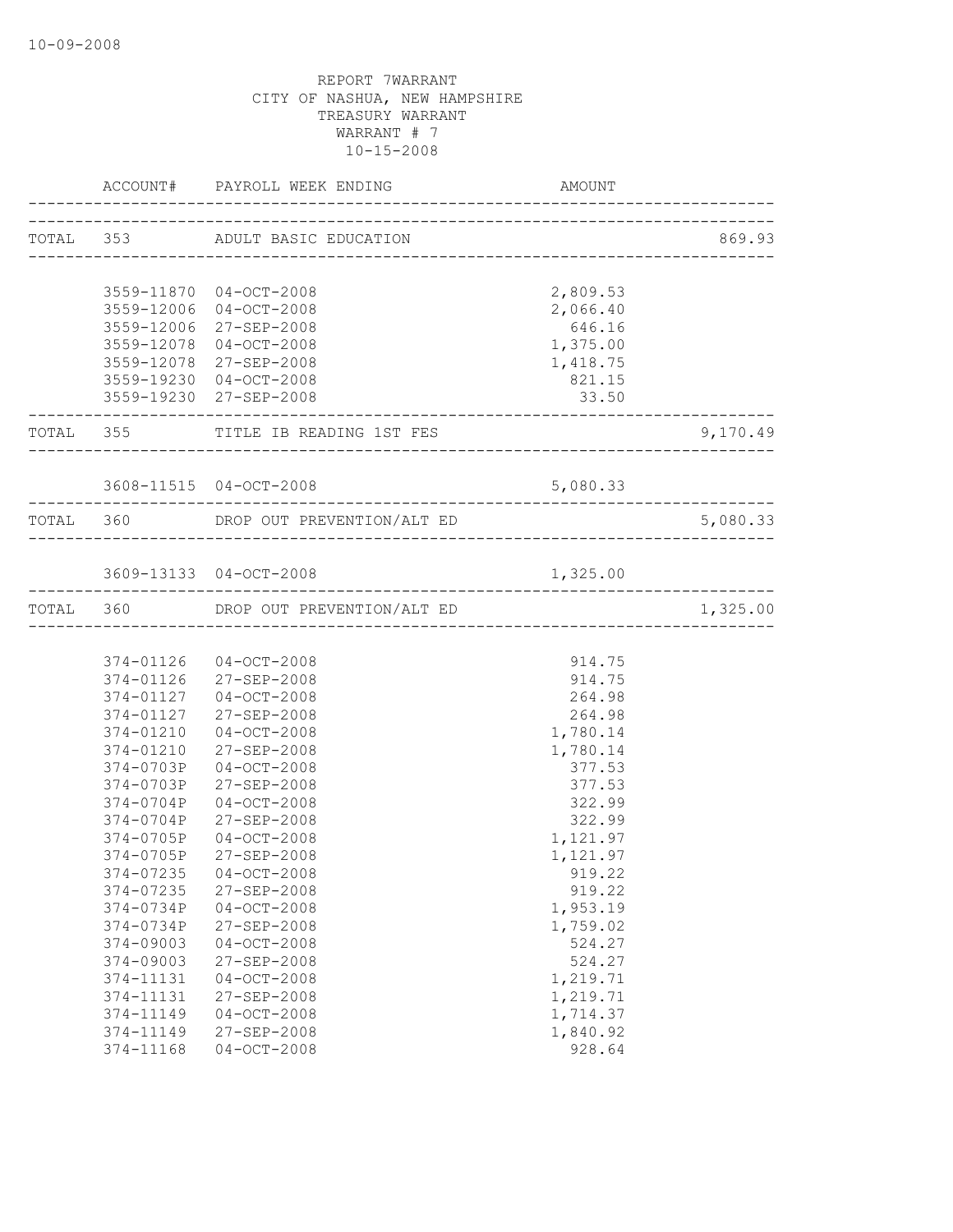10-09-2008

REPORT 7WARRANT
CITY OF NASHUA, NEW HAMPSHIRE
TREASURY WARRANT
WARRANT # 7
10-15-2008

| | ACCOUNT# | PAYROLL WEEK ENDING | AMOUNT | |
|---|---|---|---|---|
| TOTAL | 353 | ADULT BASIC EDUCATION | | 869.93 |
| | 3559-11870 | 04-OCT-2008 | 2,809.53 | |
| | 3559-12006 | 04-OCT-2008 | 2,066.40 | |
| | 3559-12006 | 27-SEP-2008 | 646.16 | |
| | 3559-12078 | 04-OCT-2008 | 1,375.00 | |
| | 3559-12078 | 27-SEP-2008 | 1,418.75 | |
| | 3559-19230 | 04-OCT-2008 | 821.15 | |
| | 3559-19230 | 27-SEP-2008 | 33.50 | |
| TOTAL | 355 | TITLE IB READING 1ST FES | | 9,170.49 |
| | 3608-11515 | 04-OCT-2008 | 5,080.33 | |
| TOTAL | 360 | DROP OUT PREVENTION/ALT ED | | 5,080.33 |
| | 3609-13133 | 04-OCT-2008 | 1,325.00 | |
| TOTAL | 360 | DROP OUT PREVENTION/ALT ED | | 1,325.00 |
| | 374-01126 | 04-OCT-2008 | 914.75 | |
| | 374-01126 | 27-SEP-2008 | 914.75 | |
| | 374-01127 | 04-OCT-2008 | 264.98 | |
| | 374-01127 | 27-SEP-2008 | 264.98 | |
| | 374-01210 | 04-OCT-2008 | 1,780.14 | |
| | 374-01210 | 27-SEP-2008 | 1,780.14 | |
| | 374-0703P | 04-OCT-2008 | 377.53 | |
| | 374-0703P | 27-SEP-2008 | 377.53 | |
| | 374-0704P | 04-OCT-2008 | 322.99 | |
| | 374-0704P | 27-SEP-2008 | 322.99 | |
| | 374-0705P | 04-OCT-2008 | 1,121.97 | |
| | 374-0705P | 27-SEP-2008 | 1,121.97 | |
| | 374-07235 | 04-OCT-2008 | 919.22 | |
| | 374-07235 | 27-SEP-2008 | 919.22 | |
| | 374-0734P | 04-OCT-2008 | 1,953.19 | |
| | 374-0734P | 27-SEP-2008 | 1,759.02 | |
| | 374-09003 | 04-OCT-2008 | 524.27 | |
| | 374-09003 | 27-SEP-2008 | 524.27 | |
| | 374-11131 | 04-OCT-2008 | 1,219.71 | |
| | 374-11131 | 27-SEP-2008 | 1,219.71 | |
| | 374-11149 | 04-OCT-2008 | 1,714.37 | |
| | 374-11149 | 27-SEP-2008 | 1,840.92 | |
| | 374-11168 | 04-OCT-2008 | 928.64 | |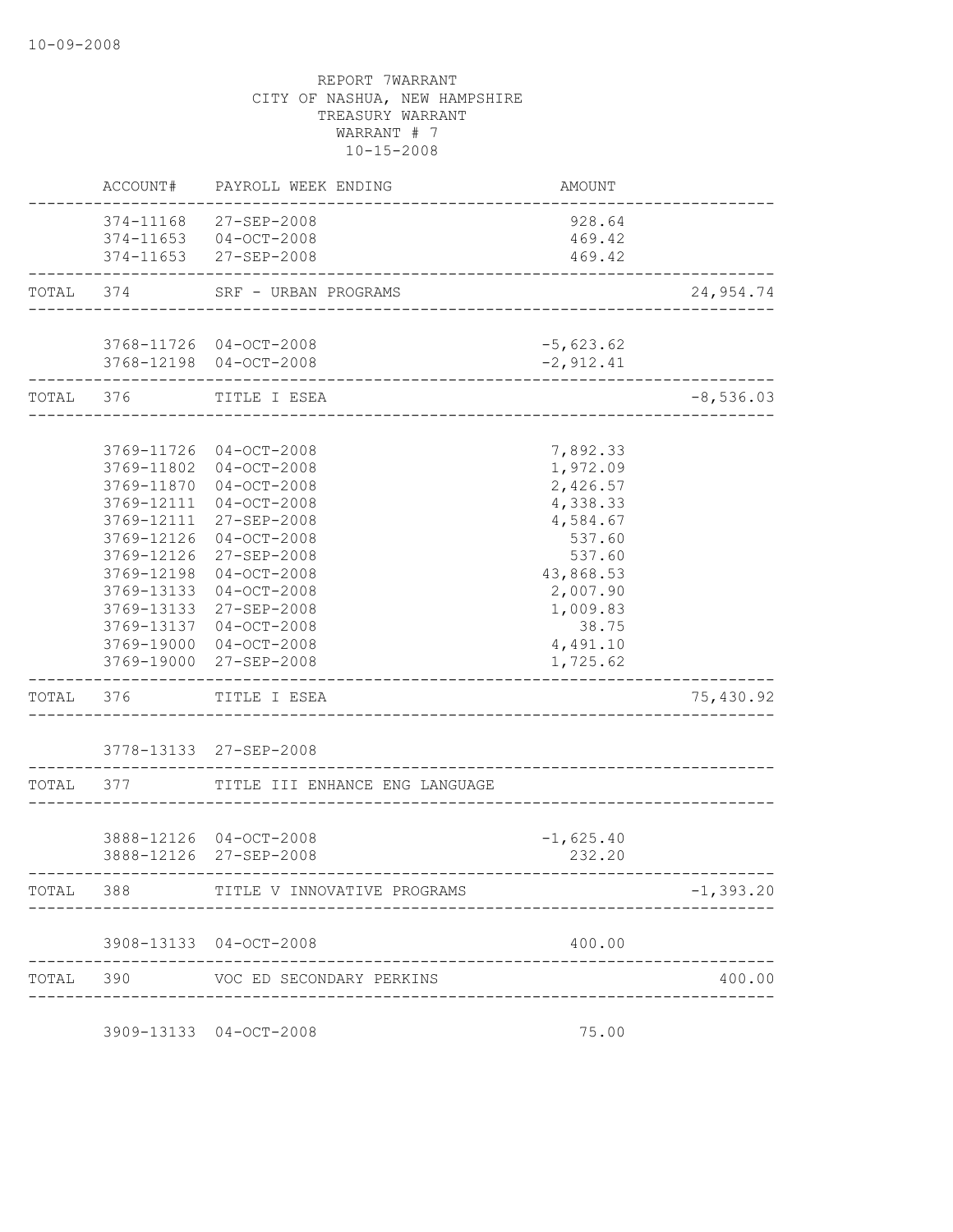10-09-2008

REPORT 7WARRANT
CITY OF NASHUA, NEW HAMPSHIRE
TREASURY WARRANT
WARRANT # 7
10-15-2008

| | ACCOUNT# | PAYROLL WEEK ENDING | AMOUNT | |
|---|---|---|---|---|
| | 374-11168 | 27-SEP-2008 | 928.64 | |
| | 374-11653 | 04-OCT-2008 | 469.42 | |
| | 374-11653 | 27-SEP-2008 | 469.42 | |
| TOTAL | 374 | SRF - URBAN PROGRAMS | | 24,954.74 |
| | 3768-11726 | 04-OCT-2008 | -5,623.62 | |
| | 3768-12198 | 04-OCT-2008 | -2,912.41 | |
| TOTAL | 376 | TITLE I ESEA | | -8,536.03 |
| | 3769-11726 | 04-OCT-2008 | 7,892.33 | |
| | 3769-11802 | 04-OCT-2008 | 1,972.09 | |
| | 3769-11870 | 04-OCT-2008 | 2,426.57 | |
| | 3769-12111 | 04-OCT-2008 | 4,338.33 | |
| | 3769-12111 | 27-SEP-2008 | 4,584.67 | |
| | 3769-12126 | 04-OCT-2008 | 537.60 | |
| | 3769-12126 | 27-SEP-2008 | 537.60 | |
| | 3769-12198 | 04-OCT-2008 | 43,868.53 | |
| | 3769-13133 | 04-OCT-2008 | 2,007.90 | |
| | 3769-13133 | 27-SEP-2008 | 1,009.83 | |
| | 3769-13137 | 04-OCT-2008 | 38.75 | |
| | 3769-19000 | 04-OCT-2008 | 4,491.10 | |
| | 3769-19000 | 27-SEP-2008 | 1,725.62 | |
| TOTAL | 376 | TITLE I ESEA | | 75,430.92 |
| | 3778-13133 | 27-SEP-2008 | | |
| TOTAL | 377 | TITLE III ENHANCE ENG LANGUAGE | | |
| | 3888-12126 | 04-OCT-2008 | -1,625.40 | |
| | 3888-12126 | 27-SEP-2008 | 232.20 | |
| TOTAL | 388 | TITLE V INNOVATIVE PROGRAMS | | -1,393.20 |
| | 3908-13133 | 04-OCT-2008 | 400.00 | |
| TOTAL | 390 | VOC ED SECONDARY PERKINS | | 400.00 |
| | 3909-13133 | 04-OCT-2008 | 75.00 | |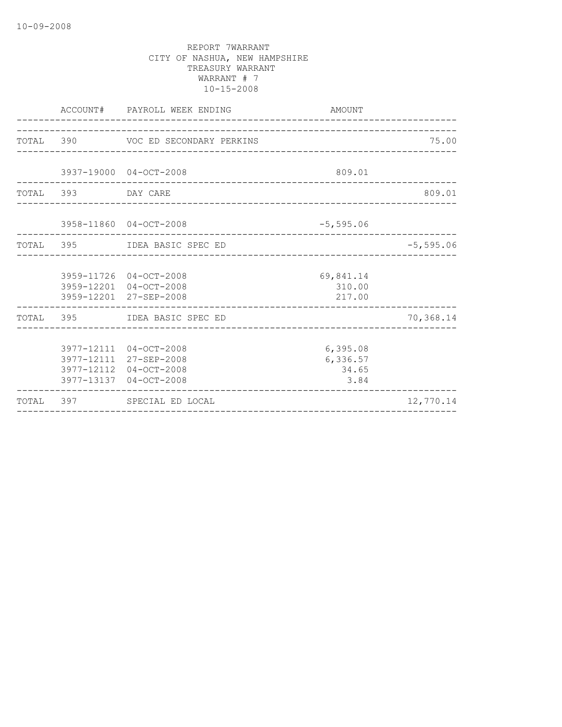REPORT 7WARRANT
CITY OF NASHUA, NEW HAMPSHIRE
TREASURY WARRANT
WARRANT # 7
10-15-2008

| | ACCOUNT# | PAYROLL WEEK ENDING | AMOUNT | |
|---|---|---|---|---|
| TOTAL | 390 | VOC ED SECONDARY PERKINS | | 75.00 |
| | 3937-19000 | 04-OCT-2008 | 809.01 | |
| TOTAL | 393 | DAY CARE | | 809.01 |
| | 3958-11860 | 04-OCT-2008 | -5,595.06 | |
| TOTAL | 395 | IDEA BASIC SPEC ED | | -5,595.06 |
| | 3959-11726 | 04-OCT-2008 | 69,841.14 | |
| | 3959-12201 | 04-OCT-2008 | 310.00 | |
| | 3959-12201 | 27-SEP-2008 | 217.00 | |
| TOTAL | 395 | IDEA BASIC SPEC ED | | 70,368.14 |
| | 3977-12111 | 04-OCT-2008 | 6,395.08 | |
| | 3977-12111 | 27-SEP-2008 | 6,336.57 | |
| | 3977-12112 | 04-OCT-2008 | 34.65 | |
| | 3977-13137 | 04-OCT-2008 | 3.84 | |
| TOTAL | 397 | SPECIAL ED LOCAL | | 12,770.14 |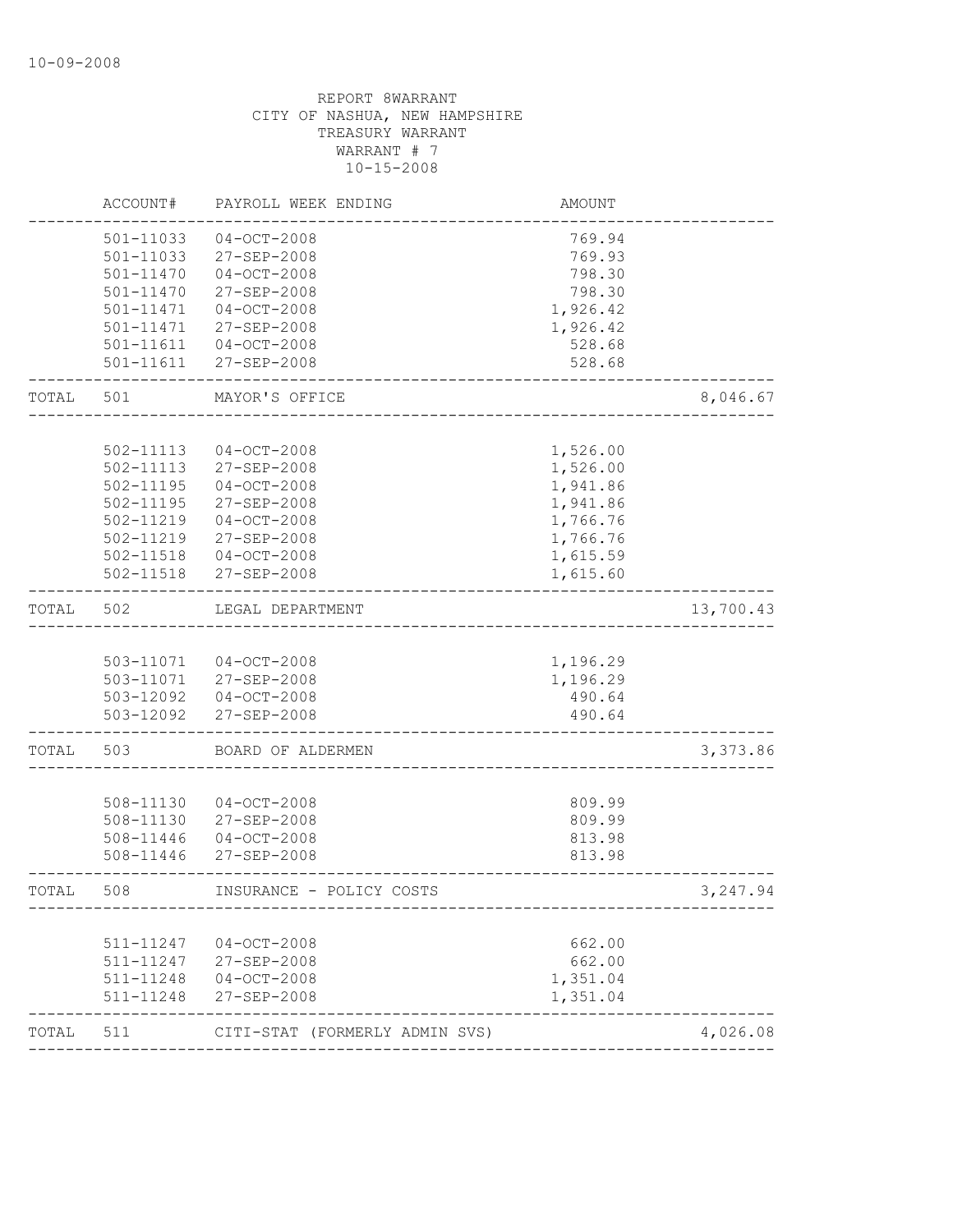10-09-2008

REPORT 8WARRANT
CITY OF NASHUA, NEW HAMPSHIRE
TREASURY WARRANT
WARRANT # 7
10-15-2008

| | ACCOUNT# | PAYROLL WEEK ENDING | AMOUNT | |
|---|---|---|---|---|
| | 501-11033 | 04-OCT-2008 | 769.94 | |
| | 501-11033 | 27-SEP-2008 | 769.93 | |
| | 501-11470 | 04-OCT-2008 | 798.30 | |
| | 501-11470 | 27-SEP-2008 | 798.30 | |
| | 501-11471 | 04-OCT-2008 | 1,926.42 | |
| | 501-11471 | 27-SEP-2008 | 1,926.42 | |
| | 501-11611 | 04-OCT-2008 | 528.68 | |
| | 501-11611 | 27-SEP-2008 | 528.68 | |
| TOTAL | 501 | MAYOR'S OFFICE | | 8,046.67 |
| | 502-11113 | 04-OCT-2008 | 1,526.00 | |
| | 502-11113 | 27-SEP-2008 | 1,526.00 | |
| | 502-11195 | 04-OCT-2008 | 1,941.86 | |
| | 502-11195 | 27-SEP-2008 | 1,941.86 | |
| | 502-11219 | 04-OCT-2008 | 1,766.76 | |
| | 502-11219 | 27-SEP-2008 | 1,766.76 | |
| | 502-11518 | 04-OCT-2008 | 1,615.59 | |
| | 502-11518 | 27-SEP-2008 | 1,615.60 | |
| TOTAL | 502 | LEGAL DEPARTMENT | | 13,700.43 |
| | 503-11071 | 04-OCT-2008 | 1,196.29 | |
| | 503-11071 | 27-SEP-2008 | 1,196.29 | |
| | 503-12092 | 04-OCT-2008 | 490.64 | |
| | 503-12092 | 27-SEP-2008 | 490.64 | |
| TOTAL | 503 | BOARD OF ALDERMEN | | 3,373.86 |
| | 508-11130 | 04-OCT-2008 | 809.99 | |
| | 508-11130 | 27-SEP-2008 | 809.99 | |
| | 508-11446 | 04-OCT-2008 | 813.98 | |
| | 508-11446 | 27-SEP-2008 | 813.98 | |
| TOTAL | 508 | INSURANCE - POLICY COSTS | | 3,247.94 |
| | 511-11247 | 04-OCT-2008 | 662.00 | |
| | 511-11247 | 27-SEP-2008 | 662.00 | |
| | 511-11248 | 04-OCT-2008 | 1,351.04 | |
| | 511-11248 | 27-SEP-2008 | 1,351.04 | |
| TOTAL | 511 | CITI-STAT (FORMERLY ADMIN SVS) | | 4,026.08 |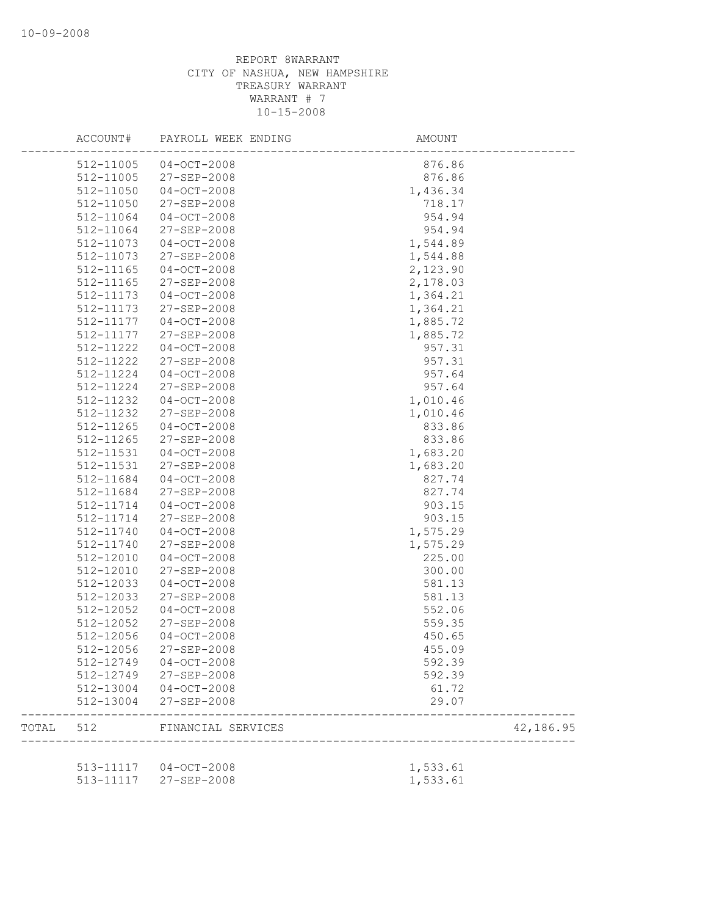10-09-2008

REPORT 8WARRANT
CITY OF NASHUA, NEW HAMPSHIRE
TREASURY WARRANT
WARRANT # 7
10-15-2008

| | ACCOUNT# | PAYROLL WEEK ENDING | AMOUNT | |
|---|---|---|---|---|
| | 512-11005 | 04-OCT-2008 | 876.86 | |
| | 512-11005 | 27-SEP-2008 | 876.86 | |
| | 512-11050 | 04-OCT-2008 | 1,436.34 | |
| | 512-11050 | 27-SEP-2008 | 718.17 | |
| | 512-11064 | 04-OCT-2008 | 954.94 | |
| | 512-11064 | 27-SEP-2008 | 954.94 | |
| | 512-11073 | 04-OCT-2008 | 1,544.89 | |
| | 512-11073 | 27-SEP-2008 | 1,544.88 | |
| | 512-11165 | 04-OCT-2008 | 2,123.90 | |
| | 512-11165 | 27-SEP-2008 | 2,178.03 | |
| | 512-11173 | 04-OCT-2008 | 1,364.21 | |
| | 512-11173 | 27-SEP-2008 | 1,364.21 | |
| | 512-11177 | 04-OCT-2008 | 1,885.72 | |
| | 512-11177 | 27-SEP-2008 | 1,885.72 | |
| | 512-11222 | 04-OCT-2008 | 957.31 | |
| | 512-11222 | 27-SEP-2008 | 957.31 | |
| | 512-11224 | 04-OCT-2008 | 957.64 | |
| | 512-11224 | 27-SEP-2008 | 957.64 | |
| | 512-11232 | 04-OCT-2008 | 1,010.46 | |
| | 512-11232 | 27-SEP-2008 | 1,010.46 | |
| | 512-11265 | 04-OCT-2008 | 833.86 | |
| | 512-11265 | 27-SEP-2008 | 833.86 | |
| | 512-11531 | 04-OCT-2008 | 1,683.20 | |
| | 512-11531 | 27-SEP-2008 | 1,683.20 | |
| | 512-11684 | 04-OCT-2008 | 827.74 | |
| | 512-11684 | 27-SEP-2008 | 827.74 | |
| | 512-11714 | 04-OCT-2008 | 903.15 | |
| | 512-11714 | 27-SEP-2008 | 903.15 | |
| | 512-11740 | 04-OCT-2008 | 1,575.29 | |
| | 512-11740 | 27-SEP-2008 | 1,575.29 | |
| | 512-12010 | 04-OCT-2008 | 225.00 | |
| | 512-12010 | 27-SEP-2008 | 300.00 | |
| | 512-12033 | 04-OCT-2008 | 581.13 | |
| | 512-12033 | 27-SEP-2008 | 581.13 | |
| | 512-12052 | 04-OCT-2008 | 552.06 | |
| | 512-12052 | 27-SEP-2008 | 559.35 | |
| | 512-12056 | 04-OCT-2008 | 450.65 | |
| | 512-12056 | 27-SEP-2008 | 455.09 | |
| | 512-12749 | 04-OCT-2008 | 592.39 | |
| | 512-12749 | 27-SEP-2008 | 592.39 | |
| | 512-13004 | 04-OCT-2008 | 61.72 | |
| | 512-13004 | 27-SEP-2008 | 29.07 | |
| TOTAL | 512 | FINANCIAL SERVICES | | 42,186.95 |
| | 513-11117 | 04-OCT-2008 | 1,533.61 | |
| | 513-11117 | 27-SEP-2008 | 1,533.61 | |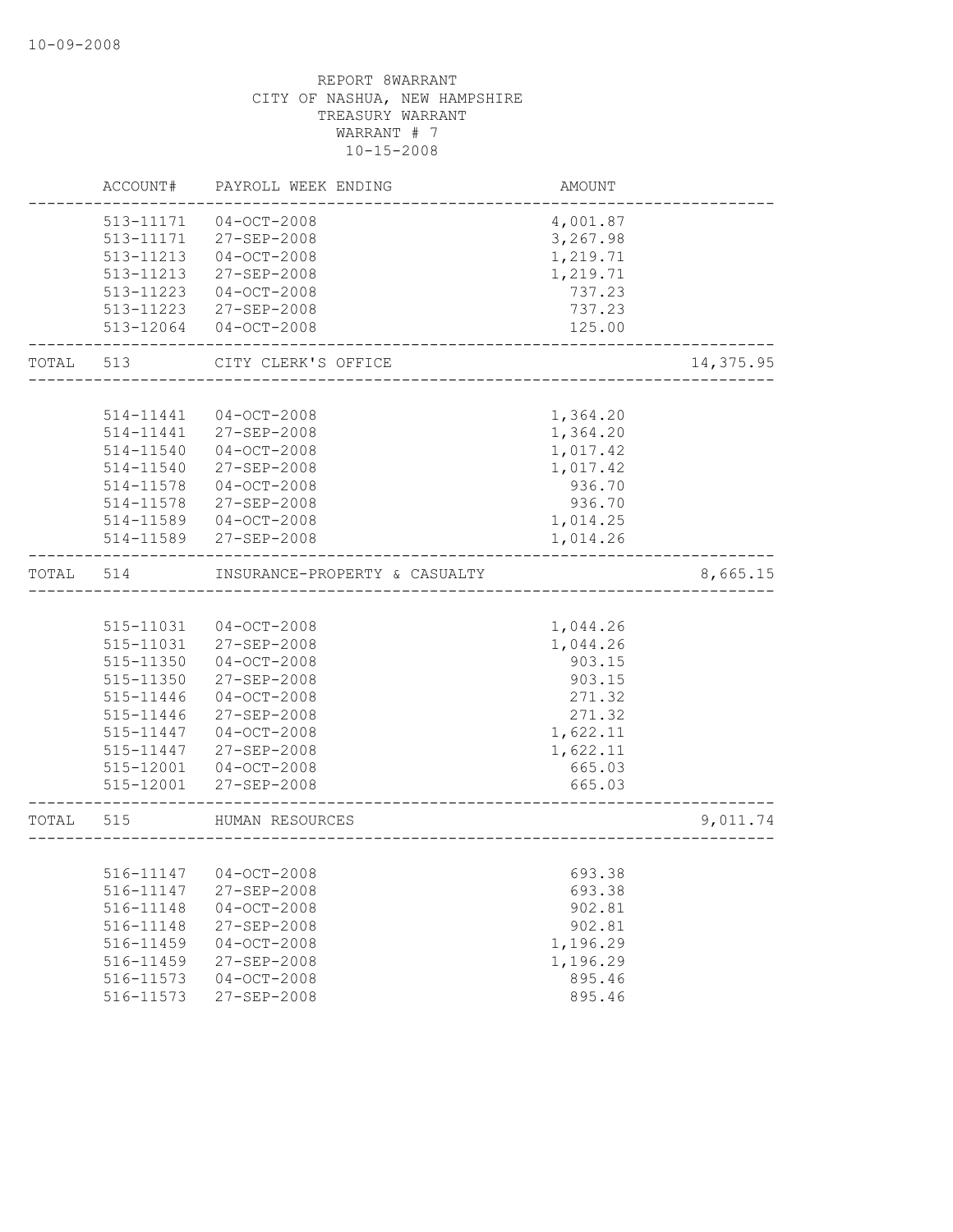10-09-2008

REPORT 8WARRANT
CITY OF NASHUA, NEW HAMPSHIRE
TREASURY WARRANT
WARRANT # 7
10-15-2008

| | ACCOUNT# | PAYROLL WEEK ENDING | AMOUNT | |
|---|---|---|---|---|
| | 513-11171 | 04-OCT-2008 | 4,001.87 | |
| | 513-11171 | 27-SEP-2008 | 3,267.98 | |
| | 513-11213 | 04-OCT-2008 | 1,219.71 | |
| | 513-11213 | 27-SEP-2008 | 1,219.71 | |
| | 513-11223 | 04-OCT-2008 | 737.23 | |
| | 513-11223 | 27-SEP-2008 | 737.23 | |
| | 513-12064 | 04-OCT-2008 | 125.00 | |
| TOTAL | 513 | CITY CLERK'S OFFICE | | 14,375.95 |
| | 514-11441 | 04-OCT-2008 | 1,364.20 | |
| | 514-11441 | 27-SEP-2008 | 1,364.20 | |
| | 514-11540 | 04-OCT-2008 | 1,017.42 | |
| | 514-11540 | 27-SEP-2008 | 1,017.42 | |
| | 514-11578 | 04-OCT-2008 | 936.70 | |
| | 514-11578 | 27-SEP-2008 | 936.70 | |
| | 514-11589 | 04-OCT-2008 | 1,014.25 | |
| | 514-11589 | 27-SEP-2008 | 1,014.26 | |
| TOTAL | 514 | INSURANCE-PROPERTY & CASUALTY | | 8,665.15 |
| | 515-11031 | 04-OCT-2008 | 1,044.26 | |
| | 515-11031 | 27-SEP-2008 | 1,044.26 | |
| | 515-11350 | 04-OCT-2008 | 903.15 | |
| | 515-11350 | 27-SEP-2008 | 903.15 | |
| | 515-11446 | 04-OCT-2008 | 271.32 | |
| | 515-11446 | 27-SEP-2008 | 271.32 | |
| | 515-11447 | 04-OCT-2008 | 1,622.11 | |
| | 515-11447 | 27-SEP-2008 | 1,622.11 | |
| | 515-12001 | 04-OCT-2008 | 665.03 | |
| | 515-12001 | 27-SEP-2008 | 665.03 | |
| TOTAL | 515 | HUMAN RESOURCES | | 9,011.74 |
| | 516-11147 | 04-OCT-2008 | 693.38 | |
| | 516-11147 | 27-SEP-2008 | 693.38 | |
| | 516-11148 | 04-OCT-2008 | 902.81 | |
| | 516-11148 | 27-SEP-2008 | 902.81 | |
| | 516-11459 | 04-OCT-2008 | 1,196.29 | |
| | 516-11459 | 27-SEP-2008 | 1,196.29 | |
| | 516-11573 | 04-OCT-2008 | 895.46 | |
| | 516-11573 | 27-SEP-2008 | 895.46 | |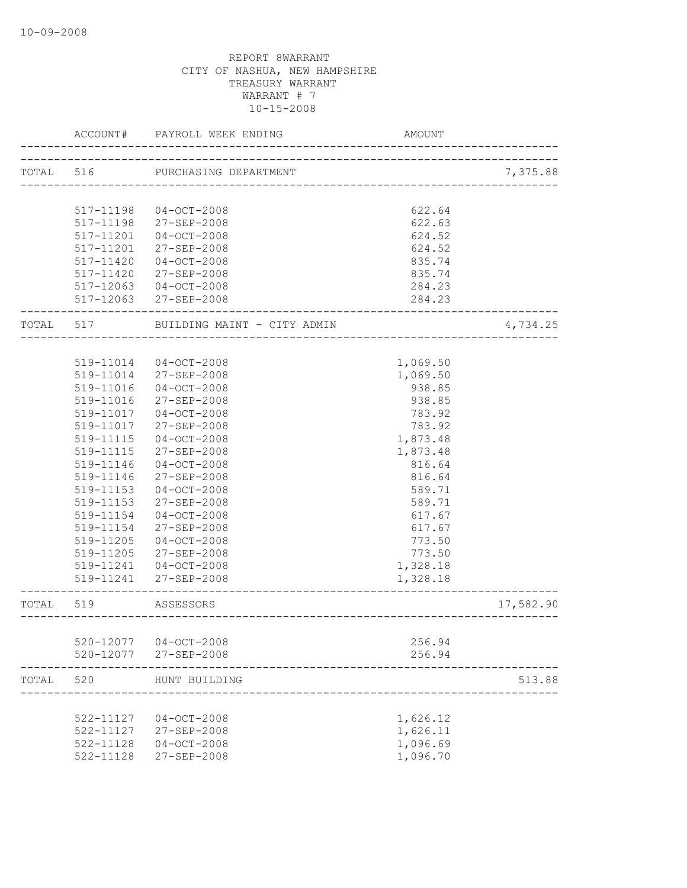10-09-2008

REPORT 8WARRANT
CITY OF NASHUA, NEW HAMPSHIRE
TREASURY WARRANT
WARRANT # 7
10-15-2008

| | ACCOUNT# | PAYROLL WEEK ENDING | AMOUNT | |
|---|---|---|---|---|
| TOTAL | 516 | PURCHASING DEPARTMENT | | 7,375.88 |
| | 517-11198 | 04-OCT-2008 | 622.64 | |
| | 517-11198 | 27-SEP-2008 | 622.63 | |
| | 517-11201 | 04-OCT-2008 | 624.52 | |
| | 517-11201 | 27-SEP-2008 | 624.52 | |
| | 517-11420 | 04-OCT-2008 | 835.74 | |
| | 517-11420 | 27-SEP-2008 | 835.74 | |
| | 517-12063 | 04-OCT-2008 | 284.23 | |
| | 517-12063 | 27-SEP-2008 | 284.23 | |
| TOTAL | 517 | BUILDING MAINT - CITY ADMIN | | 4,734.25 |
| | 519-11014 | 04-OCT-2008 | 1,069.50 | |
| | 519-11014 | 27-SEP-2008 | 1,069.50 | |
| | 519-11016 | 04-OCT-2008 | 938.85 | |
| | 519-11016 | 27-SEP-2008 | 938.85 | |
| | 519-11017 | 04-OCT-2008 | 783.92 | |
| | 519-11017 | 27-SEP-2008 | 783.92 | |
| | 519-11115 | 04-OCT-2008 | 1,873.48 | |
| | 519-11115 | 27-SEP-2008 | 1,873.48 | |
| | 519-11146 | 04-OCT-2008 | 816.64 | |
| | 519-11146 | 27-SEP-2008 | 816.64 | |
| | 519-11153 | 04-OCT-2008 | 589.71 | |
| | 519-11153 | 27-SEP-2008 | 589.71 | |
| | 519-11154 | 04-OCT-2008 | 617.67 | |
| | 519-11154 | 27-SEP-2008 | 617.67 | |
| | 519-11205 | 04-OCT-2008 | 773.50 | |
| | 519-11205 | 27-SEP-2008 | 773.50 | |
| | 519-11241 | 04-OCT-2008 | 1,328.18 | |
| | 519-11241 | 27-SEP-2008 | 1,328.18 | |
| TOTAL | 519 | ASSESSORS | | 17,582.90 |
| | 520-12077 | 04-OCT-2008 | 256.94 | |
| | 520-12077 | 27-SEP-2008 | 256.94 | |
| TOTAL | 520 | HUNT BUILDING | | 513.88 |
| | 522-11127 | 04-OCT-2008 | 1,626.12 | |
| | 522-11127 | 27-SEP-2008 | 1,626.11 | |
| | 522-11128 | 04-OCT-2008 | 1,096.69 | |
| | 522-11128 | 27-SEP-2008 | 1,096.70 | |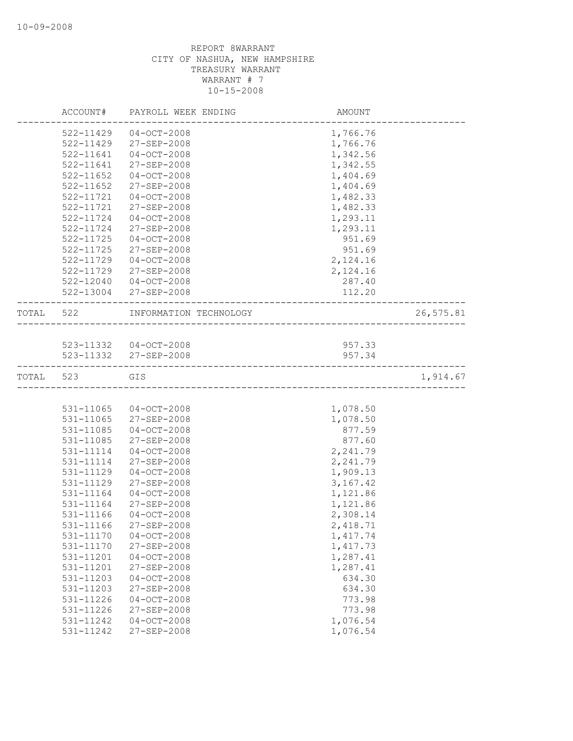10-09-2008

REPORT 8WARRANT
CITY OF NASHUA, NEW HAMPSHIRE
TREASURY WARRANT
WARRANT # 7
10-15-2008

| | ACCOUNT# | PAYROLL WEEK ENDING | AMOUNT | |
|---|---|---|---|---|
| | 522-11429 | 04-OCT-2008 | 1,766.76 | |
| | 522-11429 | 27-SEP-2008 | 1,766.76 | |
| | 522-11641 | 04-OCT-2008 | 1,342.56 | |
| | 522-11641 | 27-SEP-2008 | 1,342.55 | |
| | 522-11652 | 04-OCT-2008 | 1,404.69 | |
| | 522-11652 | 27-SEP-2008 | 1,404.69 | |
| | 522-11721 | 04-OCT-2008 | 1,482.33 | |
| | 522-11721 | 27-SEP-2008 | 1,482.33 | |
| | 522-11724 | 04-OCT-2008 | 1,293.11 | |
| | 522-11724 | 27-SEP-2008 | 1,293.11 | |
| | 522-11725 | 04-OCT-2008 | 951.69 | |
| | 522-11725 | 27-SEP-2008 | 951.69 | |
| | 522-11729 | 04-OCT-2008 | 2,124.16 | |
| | 522-11729 | 27-SEP-2008 | 2,124.16 | |
| | 522-12040 | 04-OCT-2008 | 287.40 | |
| | 522-13004 | 27-SEP-2008 | 112.20 | |
| TOTAL | 522 | INFORMATION TECHNOLOGY | | 26,575.81 |
| | 523-11332 | 04-OCT-2008 | 957.33 | |
| | 523-11332 | 27-SEP-2008 | 957.34 | |
| TOTAL | 523 | GIS | | 1,914.67 |
| | 531-11065 | 04-OCT-2008 | 1,078.50 | |
| | 531-11065 | 27-SEP-2008 | 1,078.50 | |
| | 531-11085 | 04-OCT-2008 | 877.59 | |
| | 531-11085 | 27-SEP-2008 | 877.60 | |
| | 531-11114 | 04-OCT-2008 | 2,241.79 | |
| | 531-11114 | 27-SEP-2008 | 2,241.79 | |
| | 531-11129 | 04-OCT-2008 | 1,909.13 | |
| | 531-11129 | 27-SEP-2008 | 3,167.42 | |
| | 531-11164 | 04-OCT-2008 | 1,121.86 | |
| | 531-11164 | 27-SEP-2008 | 1,121.86 | |
| | 531-11166 | 04-OCT-2008 | 2,308.14 | |
| | 531-11166 | 27-SEP-2008 | 2,418.71 | |
| | 531-11170 | 04-OCT-2008 | 1,417.74 | |
| | 531-11170 | 27-SEP-2008 | 1,417.73 | |
| | 531-11201 | 04-OCT-2008 | 1,287.41 | |
| | 531-11201 | 27-SEP-2008 | 1,287.41 | |
| | 531-11203 | 04-OCT-2008 | 634.30 | |
| | 531-11203 | 27-SEP-2008 | 634.30 | |
| | 531-11226 | 04-OCT-2008 | 773.98 | |
| | 531-11226 | 27-SEP-2008 | 773.98 | |
| | 531-11242 | 04-OCT-2008 | 1,076.54 | |
| | 531-11242 | 27-SEP-2008 | 1,076.54 | |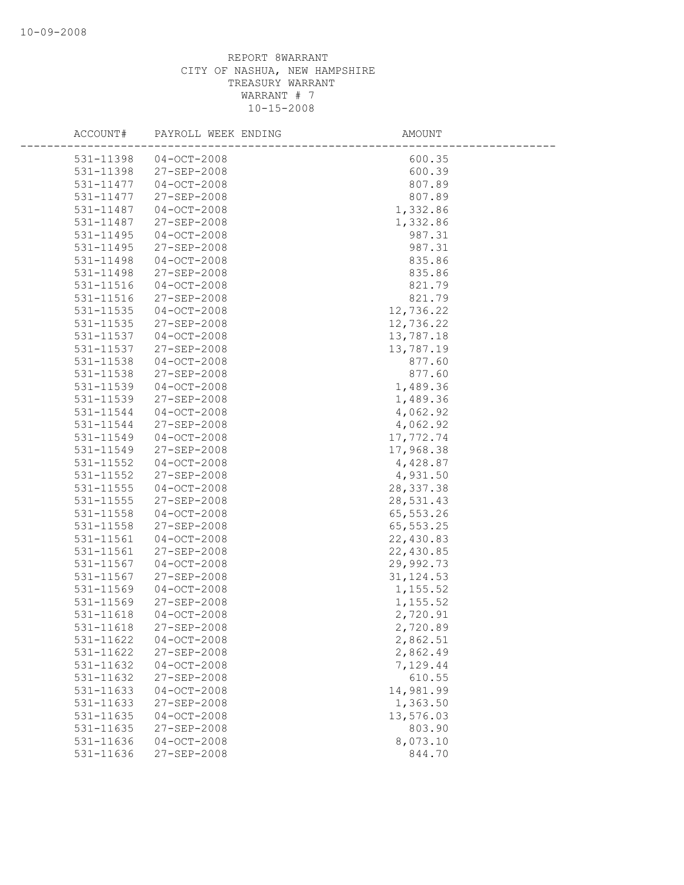REPORT 8WARRANT
CITY OF NASHUA, NEW HAMPSHIRE
TREASURY WARRANT
WARRANT # 7
10-15-2008

| ACCOUNT# | PAYROLL WEEK ENDING | AMOUNT |
|---|---|---|
| 531-11398 | 04-OCT-2008 | 600.35 |
| 531-11398 | 27-SEP-2008 | 600.39 |
| 531-11477 | 04-OCT-2008 | 807.89 |
| 531-11477 | 27-SEP-2008 | 807.89 |
| 531-11487 | 04-OCT-2008 | 1,332.86 |
| 531-11487 | 27-SEP-2008 | 1,332.86 |
| 531-11495 | 04-OCT-2008 | 987.31 |
| 531-11495 | 27-SEP-2008 | 987.31 |
| 531-11498 | 04-OCT-2008 | 835.86 |
| 531-11498 | 27-SEP-2008 | 835.86 |
| 531-11516 | 04-OCT-2008 | 821.79 |
| 531-11516 | 27-SEP-2008 | 821.79 |
| 531-11535 | 04-OCT-2008 | 12,736.22 |
| 531-11535 | 27-SEP-2008 | 12,736.22 |
| 531-11537 | 04-OCT-2008 | 13,787.18 |
| 531-11537 | 27-SEP-2008 | 13,787.19 |
| 531-11538 | 04-OCT-2008 | 877.60 |
| 531-11538 | 27-SEP-2008 | 877.60 |
| 531-11539 | 04-OCT-2008 | 1,489.36 |
| 531-11539 | 27-SEP-2008 | 1,489.36 |
| 531-11544 | 04-OCT-2008 | 4,062.92 |
| 531-11544 | 27-SEP-2008 | 4,062.92 |
| 531-11549 | 04-OCT-2008 | 17,772.74 |
| 531-11549 | 27-SEP-2008 | 17,968.38 |
| 531-11552 | 04-OCT-2008 | 4,428.87 |
| 531-11552 | 27-SEP-2008 | 4,931.50 |
| 531-11555 | 04-OCT-2008 | 28,337.38 |
| 531-11555 | 27-SEP-2008 | 28,531.43 |
| 531-11558 | 04-OCT-2008 | 65,553.26 |
| 531-11558 | 27-SEP-2008 | 65,553.25 |
| 531-11561 | 04-OCT-2008 | 22,430.83 |
| 531-11561 | 27-SEP-2008 | 22,430.85 |
| 531-11567 | 04-OCT-2008 | 29,992.73 |
| 531-11567 | 27-SEP-2008 | 31,124.53 |
| 531-11569 | 04-OCT-2008 | 1,155.52 |
| 531-11569 | 27-SEP-2008 | 1,155.52 |
| 531-11618 | 04-OCT-2008 | 2,720.91 |
| 531-11618 | 27-SEP-2008 | 2,720.89 |
| 531-11622 | 04-OCT-2008 | 2,862.51 |
| 531-11622 | 27-SEP-2008 | 2,862.49 |
| 531-11632 | 04-OCT-2008 | 7,129.44 |
| 531-11632 | 27-SEP-2008 | 610.55 |
| 531-11633 | 04-OCT-2008 | 14,981.99 |
| 531-11633 | 27-SEP-2008 | 1,363.50 |
| 531-11635 | 04-OCT-2008 | 13,576.03 |
| 531-11635 | 27-SEP-2008 | 803.90 |
| 531-11636 | 04-OCT-2008 | 8,073.10 |
| 531-11636 | 27-SEP-2008 | 844.70 |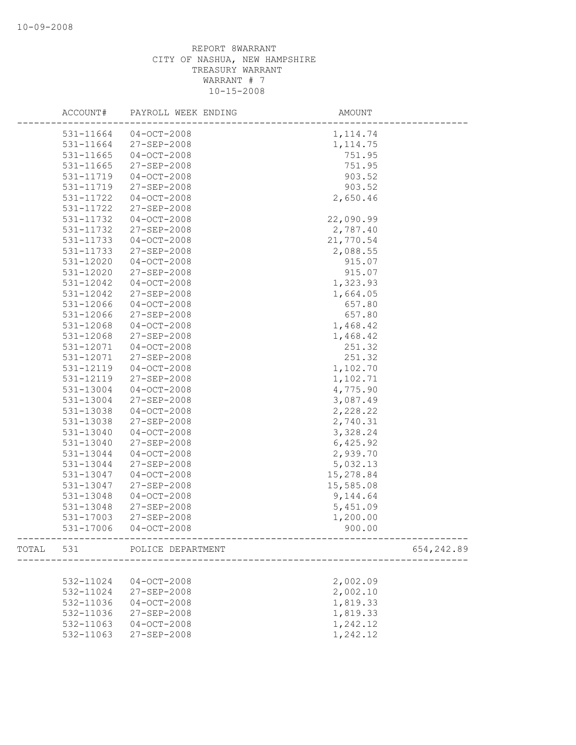10-09-2008

REPORT 8WARRANT
CITY OF NASHUA, NEW HAMPSHIRE
TREASURY WARRANT
WARRANT # 7
10-15-2008

| | ACCOUNT# | PAYROLL WEEK ENDING | AMOUNT | |
|---|---|---|---|---|
| | 531-11664 | 04-OCT-2008 | 1,114.74 | |
| | 531-11664 | 27-SEP-2008 | 1,114.75 | |
| | 531-11665 | 04-OCT-2008 | 751.95 | |
| | 531-11665 | 27-SEP-2008 | 751.95 | |
| | 531-11719 | 04-OCT-2008 | 903.52 | |
| | 531-11719 | 27-SEP-2008 | 903.52 | |
| | 531-11722 | 04-OCT-2008 | 2,650.46 | |
| | 531-11722 | 27-SEP-2008 | | |
| | 531-11732 | 04-OCT-2008 | 22,090.99 | |
| | 531-11732 | 27-SEP-2008 | 2,787.40 | |
| | 531-11733 | 04-OCT-2008 | 21,770.54 | |
| | 531-11733 | 27-SEP-2008 | 2,088.55 | |
| | 531-12020 | 04-OCT-2008 | 915.07 | |
| | 531-12020 | 27-SEP-2008 | 915.07 | |
| | 531-12042 | 04-OCT-2008 | 1,323.93 | |
| | 531-12042 | 27-SEP-2008 | 1,664.05 | |
| | 531-12066 | 04-OCT-2008 | 657.80 | |
| | 531-12066 | 27-SEP-2008 | 657.80 | |
| | 531-12068 | 04-OCT-2008 | 1,468.42 | |
| | 531-12068 | 27-SEP-2008 | 1,468.42 | |
| | 531-12071 | 04-OCT-2008 | 251.32 | |
| | 531-12071 | 27-SEP-2008 | 251.32 | |
| | 531-12119 | 04-OCT-2008 | 1,102.70 | |
| | 531-12119 | 27-SEP-2008 | 1,102.71 | |
| | 531-13004 | 04-OCT-2008 | 4,775.90 | |
| | 531-13004 | 27-SEP-2008 | 3,087.49 | |
| | 531-13038 | 04-OCT-2008 | 2,228.22 | |
| | 531-13038 | 27-SEP-2008 | 2,740.31 | |
| | 531-13040 | 04-OCT-2008 | 3,328.24 | |
| | 531-13040 | 27-SEP-2008 | 6,425.92 | |
| | 531-13044 | 04-OCT-2008 | 2,939.70 | |
| | 531-13044 | 27-SEP-2008 | 5,032.13 | |
| | 531-13047 | 04-OCT-2008 | 15,278.84 | |
| | 531-13047 | 27-SEP-2008 | 15,585.08 | |
| | 531-13048 | 04-OCT-2008 | 9,144.64 | |
| | 531-13048 | 27-SEP-2008 | 5,451.09 | |
| | 531-17003 | 27-SEP-2008 | 1,200.00 | |
| | 531-17006 | 04-OCT-2008 | 900.00 | |
| TOTAL | 531 | POLICE DEPARTMENT | | 654,242.89 |
| | 532-11024 | 04-OCT-2008 | 2,002.09 | |
| | 532-11024 | 27-SEP-2008 | 2,002.10 | |
| | 532-11036 | 04-OCT-2008 | 1,819.33 | |
| | 532-11036 | 27-SEP-2008 | 1,819.33 | |
| | 532-11063 | 04-OCT-2008 | 1,242.12 | |
| | 532-11063 | 27-SEP-2008 | 1,242.12 | |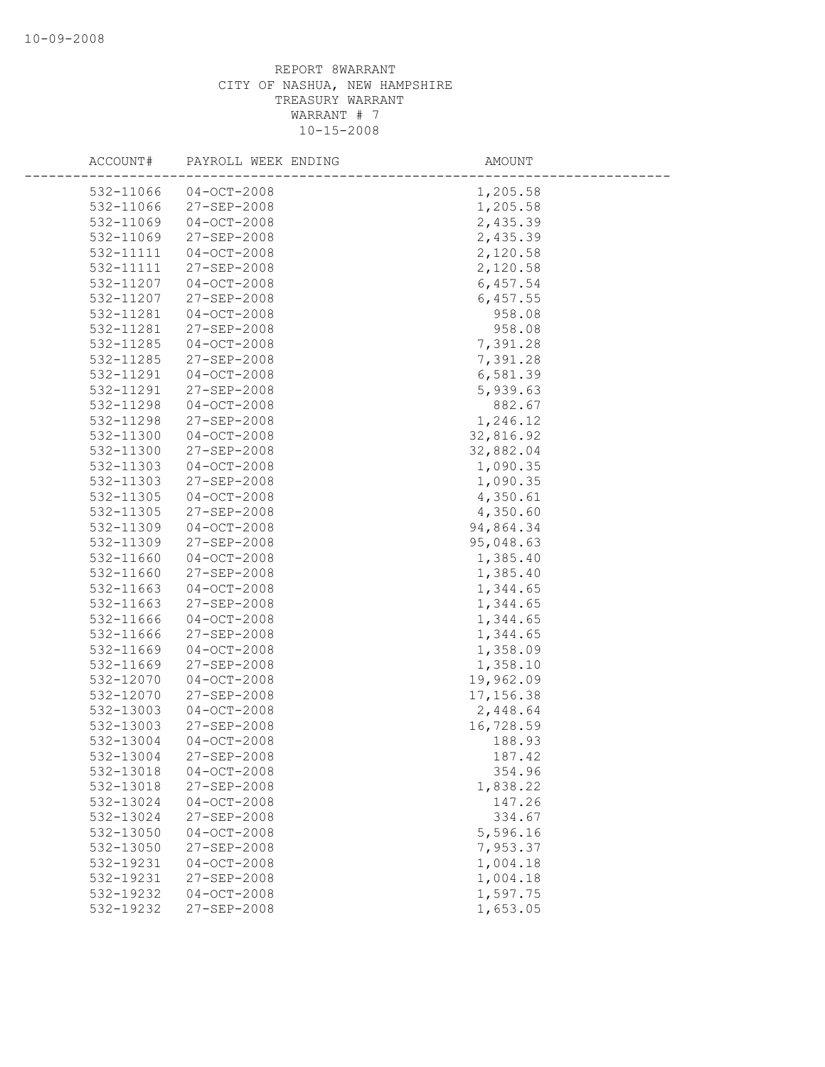REPORT 8WARRANT
CITY OF NASHUA, NEW HAMPSHIRE
TREASURY WARRANT
WARRANT # 7
10-15-2008

| ACCOUNT# | PAYROLL WEEK ENDING | AMOUNT |
|---|---|---|
| 532-11066 | 04-OCT-2008 | 1,205.58 |
| 532-11066 | 27-SEP-2008 | 1,205.58 |
| 532-11069 | 04-OCT-2008 | 2,435.39 |
| 532-11069 | 27-SEP-2008 | 2,435.39 |
| 532-11111 | 04-OCT-2008 | 2,120.58 |
| 532-11111 | 27-SEP-2008 | 2,120.58 |
| 532-11207 | 04-OCT-2008 | 6,457.54 |
| 532-11207 | 27-SEP-2008 | 6,457.55 |
| 532-11281 | 04-OCT-2008 | 958.08 |
| 532-11281 | 27-SEP-2008 | 958.08 |
| 532-11285 | 04-OCT-2008 | 7,391.28 |
| 532-11285 | 27-SEP-2008 | 7,391.28 |
| 532-11291 | 04-OCT-2008 | 6,581.39 |
| 532-11291 | 27-SEP-2008 | 5,939.63 |
| 532-11298 | 04-OCT-2008 | 882.67 |
| 532-11298 | 27-SEP-2008 | 1,246.12 |
| 532-11300 | 04-OCT-2008 | 32,816.92 |
| 532-11300 | 27-SEP-2008 | 32,882.04 |
| 532-11303 | 04-OCT-2008 | 1,090.35 |
| 532-11303 | 27-SEP-2008 | 1,090.35 |
| 532-11305 | 04-OCT-2008 | 4,350.61 |
| 532-11305 | 27-SEP-2008 | 4,350.60 |
| 532-11309 | 04-OCT-2008 | 94,864.34 |
| 532-11309 | 27-SEP-2008 | 95,048.63 |
| 532-11660 | 04-OCT-2008 | 1,385.40 |
| 532-11660 | 27-SEP-2008 | 1,385.40 |
| 532-11663 | 04-OCT-2008 | 1,344.65 |
| 532-11663 | 27-SEP-2008 | 1,344.65 |
| 532-11666 | 04-OCT-2008 | 1,344.65 |
| 532-11666 | 27-SEP-2008 | 1,344.65 |
| 532-11669 | 04-OCT-2008 | 1,358.09 |
| 532-11669 | 27-SEP-2008 | 1,358.10 |
| 532-12070 | 04-OCT-2008 | 19,962.09 |
| 532-12070 | 27-SEP-2008 | 17,156.38 |
| 532-13003 | 04-OCT-2008 | 2,448.64 |
| 532-13003 | 27-SEP-2008 | 16,728.59 |
| 532-13004 | 04-OCT-2008 | 188.93 |
| 532-13004 | 27-SEP-2008 | 187.42 |
| 532-13018 | 04-OCT-2008 | 354.96 |
| 532-13018 | 27-SEP-2008 | 1,838.22 |
| 532-13024 | 04-OCT-2008 | 147.26 |
| 532-13024 | 27-SEP-2008 | 334.67 |
| 532-13050 | 04-OCT-2008 | 5,596.16 |
| 532-13050 | 27-SEP-2008 | 7,953.37 |
| 532-19231 | 04-OCT-2008 | 1,004.18 |
| 532-19231 | 27-SEP-2008 | 1,004.18 |
| 532-19232 | 04-OCT-2008 | 1,597.75 |
| 532-19232 | 27-SEP-2008 | 1,653.05 |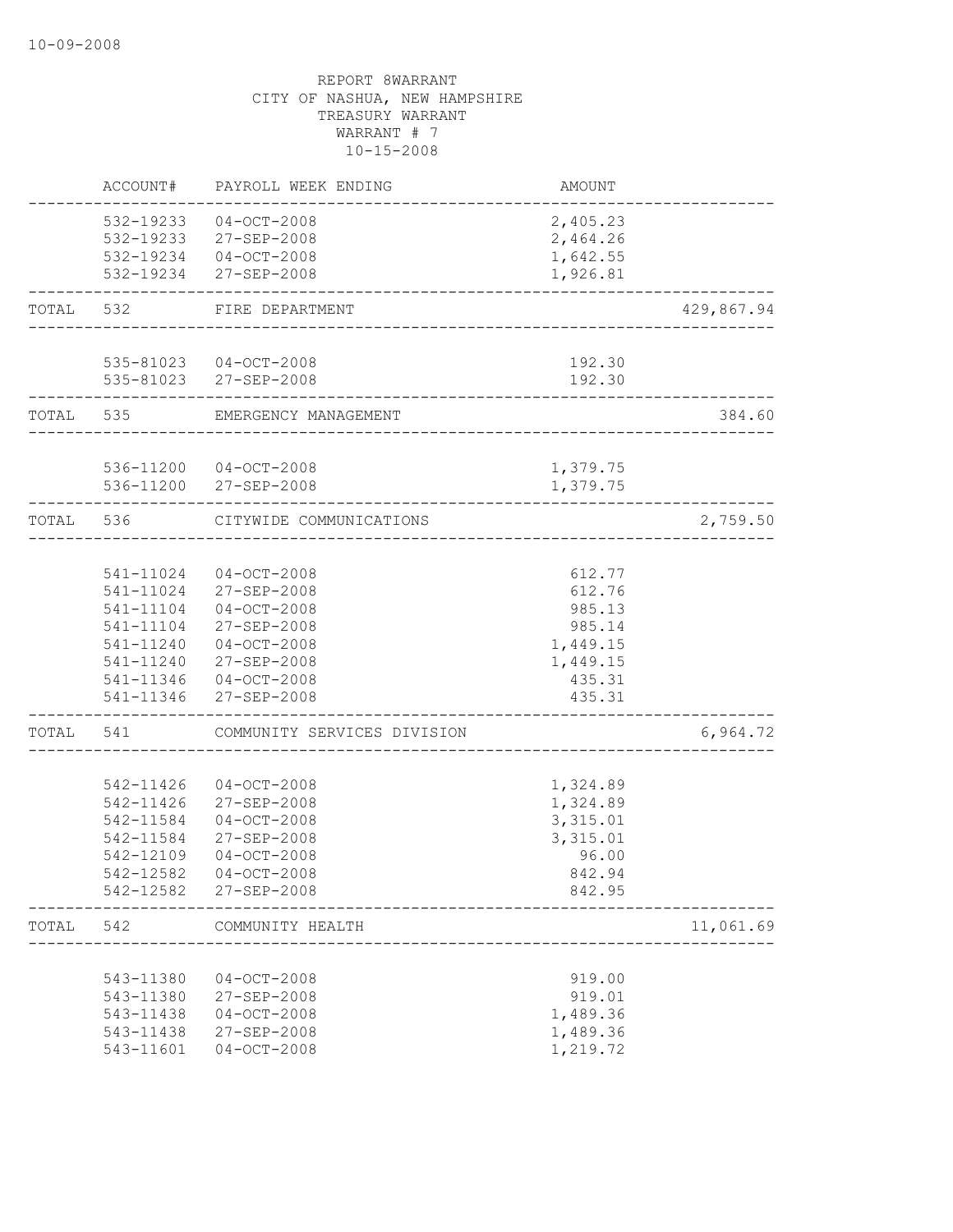REPORT 8WARRANT
CITY OF NASHUA, NEW HAMPSHIRE
TREASURY WARRANT
WARRANT # 7
10-15-2008

| | ACCOUNT# | PAYROLL WEEK ENDING | AMOUNT | |
|---|---|---|---|---|
| | 532-19233 | 04-OCT-2008 | 2,405.23 | |
| | 532-19233 | 27-SEP-2008 | 2,464.26 | |
| | 532-19234 | 04-OCT-2008 | 1,642.55 | |
| | 532-19234 | 27-SEP-2008 | 1,926.81 | |
| TOTAL | 532 | FIRE DEPARTMENT | | 429,867.94 |
| | 535-81023 | 04-OCT-2008 | 192.30 | |
| | 535-81023 | 27-SEP-2008 | 192.30 | |
| TOTAL | 535 | EMERGENCY MANAGEMENT | | 384.60 |
| | 536-11200 | 04-OCT-2008 | 1,379.75 | |
| | 536-11200 | 27-SEP-2008 | 1,379.75 | |
| TOTAL | 536 | CITYWIDE COMMUNICATIONS | | 2,759.50 |
| | 541-11024 | 04-OCT-2008 | 612.77 | |
| | 541-11024 | 27-SEP-2008 | 612.76 | |
| | 541-11104 | 04-OCT-2008 | 985.13 | |
| | 541-11104 | 27-SEP-2008 | 985.14 | |
| | 541-11240 | 04-OCT-2008 | 1,449.15 | |
| | 541-11240 | 27-SEP-2008 | 1,449.15 | |
| | 541-11346 | 04-OCT-2008 | 435.31 | |
| | 541-11346 | 27-SEP-2008 | 435.31 | |
| TOTAL | 541 | COMMUNITY SERVICES DIVISION | | 6,964.72 |
| | 542-11426 | 04-OCT-2008 | 1,324.89 | |
| | 542-11426 | 27-SEP-2008 | 1,324.89 | |
| | 542-11584 | 04-OCT-2008 | 3,315.01 | |
| | 542-11584 | 27-SEP-2008 | 3,315.01 | |
| | 542-12109 | 04-OCT-2008 | 96.00 | |
| | 542-12582 | 04-OCT-2008 | 842.94 | |
| | 542-12582 | 27-SEP-2008 | 842.95 | |
| TOTAL | 542 | COMMUNITY HEALTH | | 11,061.69 |
| | 543-11380 | 04-OCT-2008 | 919.00 | |
| | 543-11380 | 27-SEP-2008 | 919.01 | |
| | 543-11438 | 04-OCT-2008 | 1,489.36 | |
| | 543-11438 | 27-SEP-2008 | 1,489.36 | |
| | 543-11601 | 04-OCT-2008 | 1,219.72 | |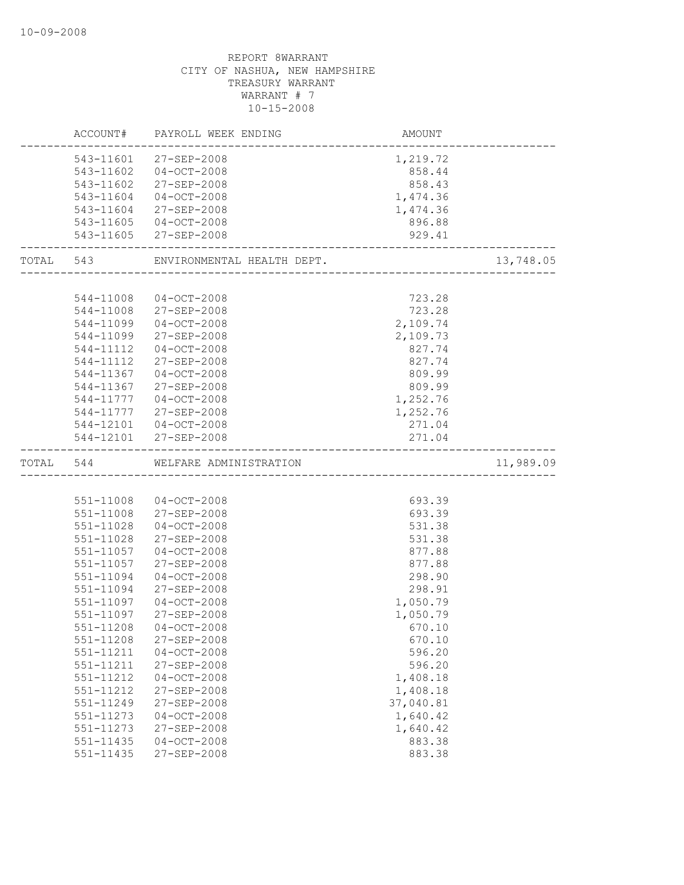10-09-2008

REPORT 8WARRANT
CITY OF NASHUA, NEW HAMPSHIRE
TREASURY WARRANT
WARRANT # 7
10-15-2008

| | ACCOUNT# | PAYROLL WEEK ENDING | AMOUNT | |
|---|---|---|---|---|
| | 543-11601 | 27-SEP-2008 | 1,219.72 | |
| | 543-11602 | 04-OCT-2008 | 858.44 | |
| | 543-11602 | 27-SEP-2008 | 858.43 | |
| | 543-11604 | 04-OCT-2008 | 1,474.36 | |
| | 543-11604 | 27-SEP-2008 | 1,474.36 | |
| | 543-11605 | 04-OCT-2008 | 896.88 | |
| | 543-11605 | 27-SEP-2008 | 929.41 | |
| TOTAL | 543 | ENVIRONMENTAL HEALTH DEPT. | | 13,748.05 |
| | 544-11008 | 04-OCT-2008 | 723.28 | |
| | 544-11008 | 27-SEP-2008 | 723.28 | |
| | 544-11099 | 04-OCT-2008 | 2,109.74 | |
| | 544-11099 | 27-SEP-2008 | 2,109.73 | |
| | 544-11112 | 04-OCT-2008 | 827.74 | |
| | 544-11112 | 27-SEP-2008 | 827.74 | |
| | 544-11367 | 04-OCT-2008 | 809.99 | |
| | 544-11367 | 27-SEP-2008 | 809.99 | |
| | 544-11777 | 04-OCT-2008 | 1,252.76 | |
| | 544-11777 | 27-SEP-2008 | 1,252.76 | |
| | 544-12101 | 04-OCT-2008 | 271.04 | |
| | 544-12101 | 27-SEP-2008 | 271.04 | |
| TOTAL | 544 | WELFARE ADMINISTRATION | | 11,989.09 |
| | 551-11008 | 04-OCT-2008 | 693.39 | |
| | 551-11008 | 27-SEP-2008 | 693.39 | |
| | 551-11028 | 04-OCT-2008 | 531.38 | |
| | 551-11028 | 27-SEP-2008 | 531.38 | |
| | 551-11057 | 04-OCT-2008 | 877.88 | |
| | 551-11057 | 27-SEP-2008 | 877.88 | |
| | 551-11094 | 04-OCT-2008 | 298.90 | |
| | 551-11094 | 27-SEP-2008 | 298.91 | |
| | 551-11097 | 04-OCT-2008 | 1,050.79 | |
| | 551-11097 | 27-SEP-2008 | 1,050.79 | |
| | 551-11208 | 04-OCT-2008 | 670.10 | |
| | 551-11208 | 27-SEP-2008 | 670.10 | |
| | 551-11211 | 04-OCT-2008 | 596.20 | |
| | 551-11211 | 27-SEP-2008 | 596.20 | |
| | 551-11212 | 04-OCT-2008 | 1,408.18 | |
| | 551-11212 | 27-SEP-2008 | 1,408.18 | |
| | 551-11249 | 27-SEP-2008 | 37,040.81 | |
| | 551-11273 | 04-OCT-2008 | 1,640.42 | |
| | 551-11273 | 27-SEP-2008 | 1,640.42 | |
| | 551-11435 | 04-OCT-2008 | 883.38 | |
| | 551-11435 | 27-SEP-2008 | 883.38 | |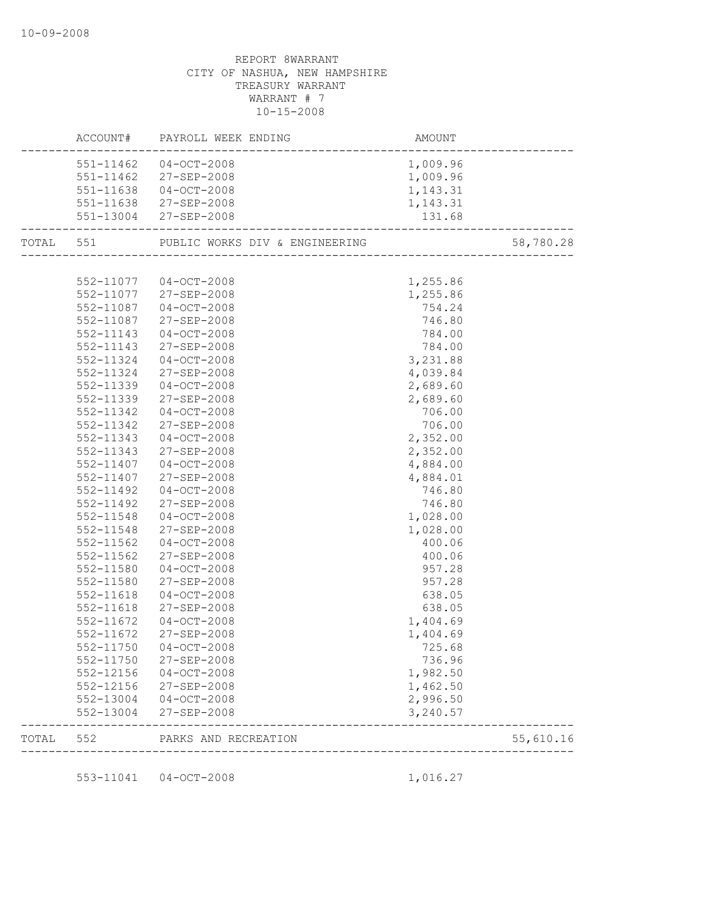REPORT 8WARRANT
CITY OF NASHUA, NEW HAMPSHIRE
TREASURY WARRANT
WARRANT # 7
10-15-2008

| | ACCOUNT# | PAYROLL WEEK ENDING | AMOUNT | |
|---|---|---|---|---|
| | 551-11462 | 04-OCT-2008 | 1,009.96 | |
| | 551-11462 | 27-SEP-2008 | 1,009.96 | |
| | 551-11638 | 04-OCT-2008 | 1,143.31 | |
| | 551-11638 | 27-SEP-2008 | 1,143.31 | |
| | 551-13004 | 27-SEP-2008 | 131.68 | |
| TOTAL | 551 | PUBLIC WORKS DIV & ENGINEERING | | 58,780.28 |
| | 552-11077 | 04-OCT-2008 | 1,255.86 | |
| | 552-11077 | 27-SEP-2008 | 1,255.86 | |
| | 552-11087 | 04-OCT-2008 | 754.24 | |
| | 552-11087 | 27-SEP-2008 | 746.80 | |
| | 552-11143 | 04-OCT-2008 | 784.00 | |
| | 552-11143 | 27-SEP-2008 | 784.00 | |
| | 552-11324 | 04-OCT-2008 | 3,231.88 | |
| | 552-11324 | 27-SEP-2008 | 4,039.84 | |
| | 552-11339 | 04-OCT-2008 | 2,689.60 | |
| | 552-11339 | 27-SEP-2008 | 2,689.60 | |
| | 552-11342 | 04-OCT-2008 | 706.00 | |
| | 552-11342 | 27-SEP-2008 | 706.00 | |
| | 552-11343 | 04-OCT-2008 | 2,352.00 | |
| | 552-11343 | 27-SEP-2008 | 2,352.00 | |
| | 552-11407 | 04-OCT-2008 | 4,884.00 | |
| | 552-11407 | 27-SEP-2008 | 4,884.01 | |
| | 552-11492 | 04-OCT-2008 | 746.80 | |
| | 552-11492 | 27-SEP-2008 | 746.80 | |
| | 552-11548 | 04-OCT-2008 | 1,028.00 | |
| | 552-11548 | 27-SEP-2008 | 1,028.00 | |
| | 552-11562 | 04-OCT-2008 | 400.06 | |
| | 552-11562 | 27-SEP-2008 | 400.06 | |
| | 552-11580 | 04-OCT-2008 | 957.28 | |
| | 552-11580 | 27-SEP-2008 | 957.28 | |
| | 552-11618 | 04-OCT-2008 | 638.05 | |
| | 552-11618 | 27-SEP-2008 | 638.05 | |
| | 552-11672 | 04-OCT-2008 | 1,404.69 | |
| | 552-11672 | 27-SEP-2008 | 1,404.69 | |
| | 552-11750 | 04-OCT-2008 | 725.68 | |
| | 552-11750 | 27-SEP-2008 | 736.96 | |
| | 552-12156 | 04-OCT-2008 | 1,982.50 | |
| | 552-12156 | 27-SEP-2008 | 1,462.50 | |
| | 552-13004 | 04-OCT-2008 | 2,996.50 | |
| | 552-13004 | 27-SEP-2008 | 3,240.57 | |
| TOTAL | 552 | PARKS AND RECREATION | | 55,610.16 |
| | 553-11041 | 04-OCT-2008 | 1,016.27 | |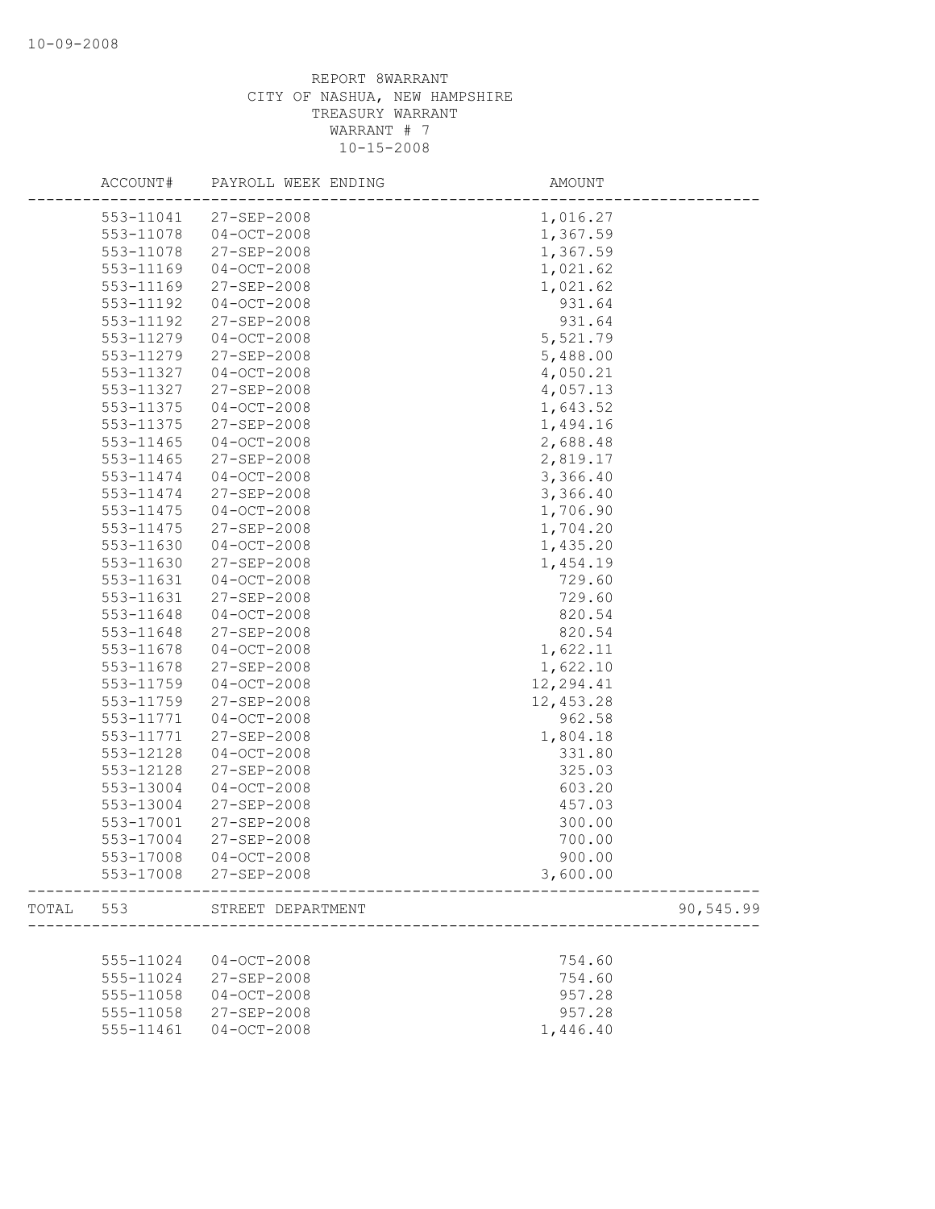REPORT 8WARRANT
CITY OF NASHUA, NEW HAMPSHIRE
TREASURY WARRANT
WARRANT # 7
10-15-2008

| | ACCOUNT# | PAYROLL WEEK ENDING | AMOUNT | |
|---|---|---|---|---|
| | 553-11041 | 27-SEP-2008 | 1,016.27 | |
| | 553-11078 | 04-OCT-2008 | 1,367.59 | |
| | 553-11078 | 27-SEP-2008 | 1,367.59 | |
| | 553-11169 | 04-OCT-2008 | 1,021.62 | |
| | 553-11169 | 27-SEP-2008 | 1,021.62 | |
| | 553-11192 | 04-OCT-2008 | 931.64 | |
| | 553-11192 | 27-SEP-2008 | 931.64 | |
| | 553-11279 | 04-OCT-2008 | 5,521.79 | |
| | 553-11279 | 27-SEP-2008 | 5,488.00 | |
| | 553-11327 | 04-OCT-2008 | 4,050.21 | |
| | 553-11327 | 27-SEP-2008 | 4,057.13 | |
| | 553-11375 | 04-OCT-2008 | 1,643.52 | |
| | 553-11375 | 27-SEP-2008 | 1,494.16 | |
| | 553-11465 | 04-OCT-2008 | 2,688.48 | |
| | 553-11465 | 27-SEP-2008 | 2,819.17 | |
| | 553-11474 | 04-OCT-2008 | 3,366.40 | |
| | 553-11474 | 27-SEP-2008 | 3,366.40 | |
| | 553-11475 | 04-OCT-2008 | 1,706.90 | |
| | 553-11475 | 27-SEP-2008 | 1,704.20 | |
| | 553-11630 | 04-OCT-2008 | 1,435.20 | |
| | 553-11630 | 27-SEP-2008 | 1,454.19 | |
| | 553-11631 | 04-OCT-2008 | 729.60 | |
| | 553-11631 | 27-SEP-2008 | 729.60 | |
| | 553-11648 | 04-OCT-2008 | 820.54 | |
| | 553-11648 | 27-SEP-2008 | 820.54 | |
| | 553-11678 | 04-OCT-2008 | 1,622.11 | |
| | 553-11678 | 27-SEP-2008 | 1,622.10 | |
| | 553-11759 | 04-OCT-2008 | 12,294.41 | |
| | 553-11759 | 27-SEP-2008 | 12,453.28 | |
| | 553-11771 | 04-OCT-2008 | 962.58 | |
| | 553-11771 | 27-SEP-2008 | 1,804.18 | |
| | 553-12128 | 04-OCT-2008 | 331.80 | |
| | 553-12128 | 27-SEP-2008 | 325.03 | |
| | 553-13004 | 04-OCT-2008 | 603.20 | |
| | 553-13004 | 27-SEP-2008 | 457.03 | |
| | 553-17001 | 27-SEP-2008 | 300.00 | |
| | 553-17004 | 27-SEP-2008 | 700.00 | |
| | 553-17008 | 04-OCT-2008 | 900.00 | |
| | 553-17008 | 27-SEP-2008 | 3,600.00 | |
| TOTAL | 553 | STREET DEPARTMENT | | 90,545.99 |
| | 555-11024 | 04-OCT-2008 | 754.60 | |
| | 555-11024 | 27-SEP-2008 | 754.60 | |
| | 555-11058 | 04-OCT-2008 | 957.28 | |
| | 555-11058 | 27-SEP-2008 | 957.28 | |
| | 555-11461 | 04-OCT-2008 | 1,446.40 | |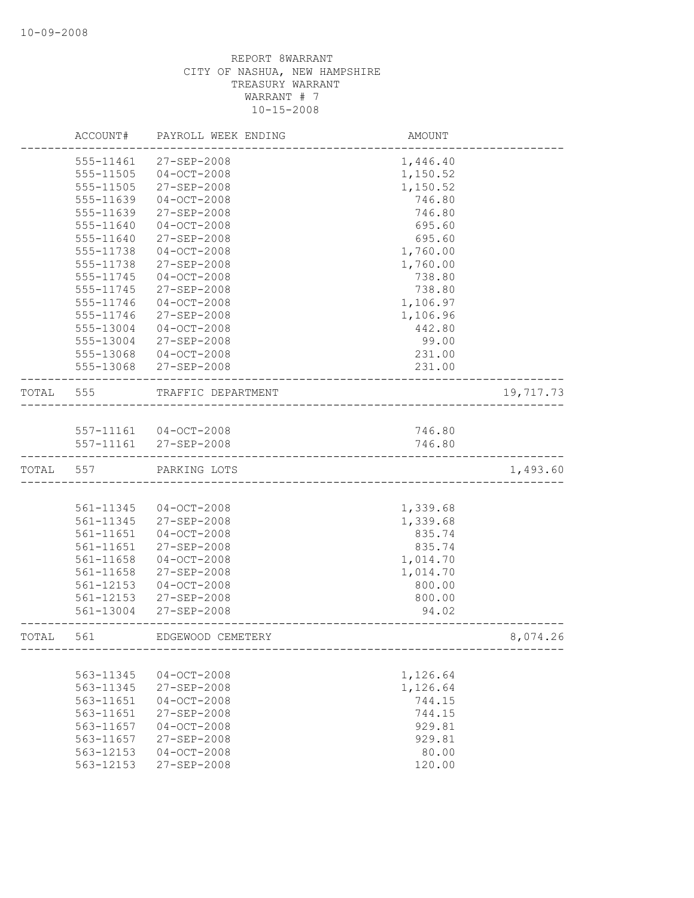10-09-2008

REPORT 8WARRANT
CITY OF NASHUA, NEW HAMPSHIRE
TREASURY WARRANT
WARRANT # 7
10-15-2008

| | ACCOUNT# | PAYROLL WEEK ENDING | AMOUNT | |
|---|---|---|---|---|
| | 555-11461 | 27-SEP-2008 | 1,446.40 | |
| | 555-11505 | 04-OCT-2008 | 1,150.52 | |
| | 555-11505 | 27-SEP-2008 | 1,150.52 | |
| | 555-11639 | 04-OCT-2008 | 746.80 | |
| | 555-11639 | 27-SEP-2008 | 746.80 | |
| | 555-11640 | 04-OCT-2008 | 695.60 | |
| | 555-11640 | 27-SEP-2008 | 695.60 | |
| | 555-11738 | 04-OCT-2008 | 1,760.00 | |
| | 555-11738 | 27-SEP-2008 | 1,760.00 | |
| | 555-11745 | 04-OCT-2008 | 738.80 | |
| | 555-11745 | 27-SEP-2008 | 738.80 | |
| | 555-11746 | 04-OCT-2008 | 1,106.97 | |
| | 555-11746 | 27-SEP-2008 | 1,106.96 | |
| | 555-13004 | 04-OCT-2008 | 442.80 | |
| | 555-13004 | 27-SEP-2008 | 99.00 | |
| | 555-13068 | 04-OCT-2008 | 231.00 | |
| | 555-13068 | 27-SEP-2008 | 231.00 | |
| TOTAL | 555 | TRAFFIC DEPARTMENT | | 19,717.73 |
| | 557-11161 | 04-OCT-2008 | 746.80 | |
| | 557-11161 | 27-SEP-2008 | 746.80 | |
| TOTAL | 557 | PARKING LOTS | | 1,493.60 |
| | 561-11345 | 04-OCT-2008 | 1,339.68 | |
| | 561-11345 | 27-SEP-2008 | 1,339.68 | |
| | 561-11651 | 04-OCT-2008 | 835.74 | |
| | 561-11651 | 27-SEP-2008 | 835.74 | |
| | 561-11658 | 04-OCT-2008 | 1,014.70 | |
| | 561-11658 | 27-SEP-2008 | 1,014.70 | |
| | 561-12153 | 04-OCT-2008 | 800.00 | |
| | 561-12153 | 27-SEP-2008 | 800.00 | |
| | 561-13004 | 27-SEP-2008 | 94.02 | |
| TOTAL | 561 | EDGEWOOD CEMETERY | | 8,074.26 |
| | 563-11345 | 04-OCT-2008 | 1,126.64 | |
| | 563-11345 | 27-SEP-2008 | 1,126.64 | |
| | 563-11651 | 04-OCT-2008 | 744.15 | |
| | 563-11651 | 27-SEP-2008 | 744.15 | |
| | 563-11657 | 04-OCT-2008 | 929.81 | |
| | 563-11657 | 27-SEP-2008 | 929.81 | |
| | 563-12153 | 04-OCT-2008 | 80.00 | |
| | 563-12153 | 27-SEP-2008 | 120.00 | |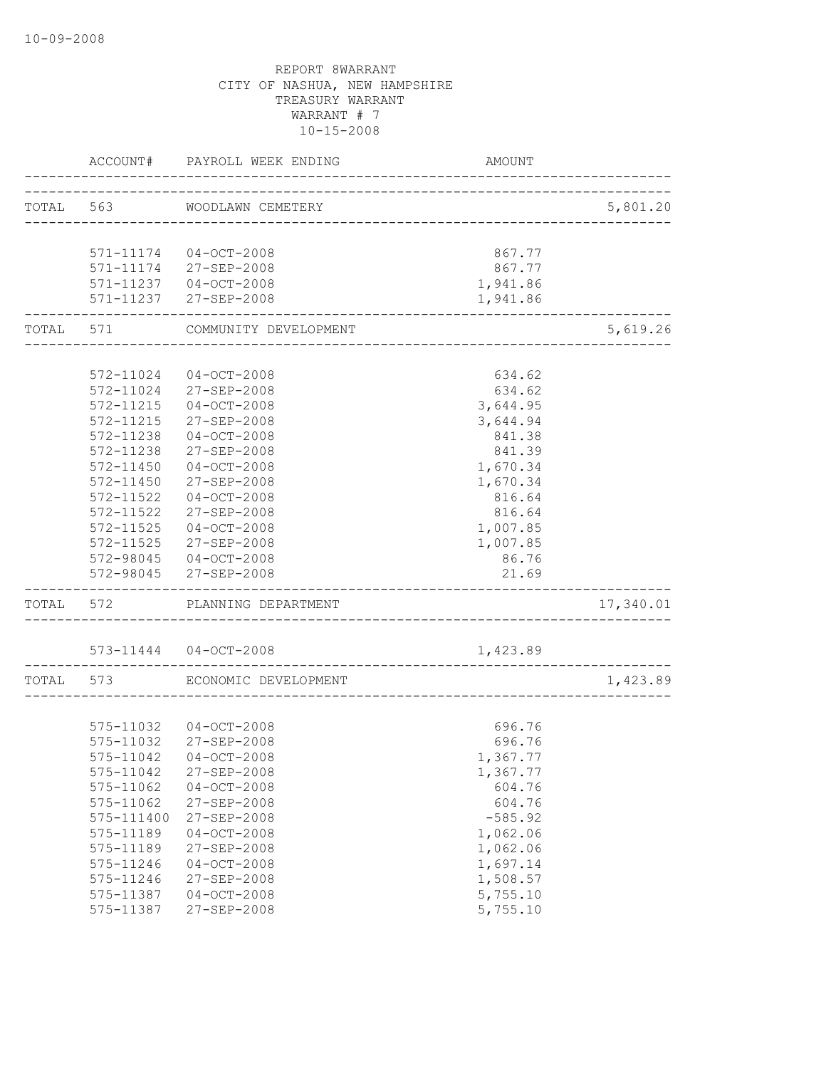10-09-2008

REPORT 8WARRANT
CITY OF NASHUA, NEW HAMPSHIRE
TREASURY WARRANT
WARRANT # 7
10-15-2008

| | ACCOUNT# | PAYROLL WEEK ENDING | AMOUNT | |
|---|---|---|---|---|
| TOTAL | 563 | WOODLAWN CEMETERY | | 5,801.20 |
| | 571-11174 | 04-OCT-2008 | 867.77 | |
| | 571-11174 | 27-SEP-2008 | 867.77 | |
| | 571-11237 | 04-OCT-2008 | 1,941.86 | |
| | 571-11237 | 27-SEP-2008 | 1,941.86 | |
| TOTAL | 571 | COMMUNITY DEVELOPMENT | | 5,619.26 |
| | 572-11024 | 04-OCT-2008 | 634.62 | |
| | 572-11024 | 27-SEP-2008 | 634.62 | |
| | 572-11215 | 04-OCT-2008 | 3,644.95 | |
| | 572-11215 | 27-SEP-2008 | 3,644.94 | |
| | 572-11238 | 04-OCT-2008 | 841.38 | |
| | 572-11238 | 27-SEP-2008 | 841.39 | |
| | 572-11450 | 04-OCT-2008 | 1,670.34 | |
| | 572-11450 | 27-SEP-2008 | 1,670.34 | |
| | 572-11522 | 04-OCT-2008 | 816.64 | |
| | 572-11522 | 27-SEP-2008 | 816.64 | |
| | 572-11525 | 04-OCT-2008 | 1,007.85 | |
| | 572-11525 | 27-SEP-2008 | 1,007.85 | |
| | 572-98045 | 04-OCT-2008 | 86.76 | |
| | 572-98045 | 27-SEP-2008 | 21.69 | |
| TOTAL | 572 | PLANNING DEPARTMENT | | 17,340.01 |
| | 573-11444 | 04-OCT-2008 | 1,423.89 | |
| TOTAL | 573 | ECONOMIC DEVELOPMENT | | 1,423.89 |
| | 575-11032 | 04-OCT-2008 | 696.76 | |
| | 575-11032 | 27-SEP-2008 | 696.76 | |
| | 575-11042 | 04-OCT-2008 | 1,367.77 | |
| | 575-11042 | 27-SEP-2008 | 1,367.77 | |
| | 575-11062 | 04-OCT-2008 | 604.76 | |
| | 575-11062 | 27-SEP-2008 | 604.76 | |
| | 575-111400 | 27-SEP-2008 | -585.92 | |
| | 575-11189 | 04-OCT-2008 | 1,062.06 | |
| | 575-11189 | 27-SEP-2008 | 1,062.06 | |
| | 575-11246 | 04-OCT-2008 | 1,697.14 | |
| | 575-11246 | 27-SEP-2008 | 1,508.57 | |
| | 575-11387 | 04-OCT-2008 | 5,755.10 | |
| | 575-11387 | 27-SEP-2008 | 5,755.10 | |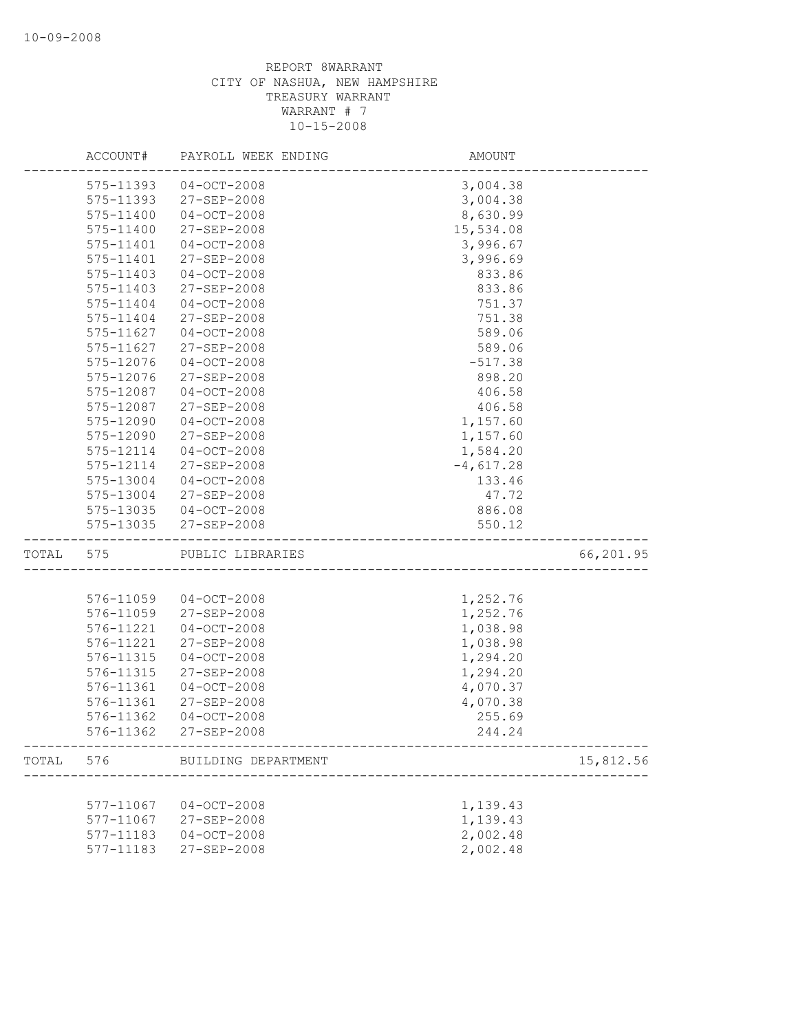REPORT 8WARRANT
CITY OF NASHUA, NEW HAMPSHIRE
TREASURY WARRANT
WARRANT # 7
10-15-2008

| | ACCOUNT# | PAYROLL WEEK ENDING | AMOUNT | |
|---|---|---|---|---|
| | 575-11393 | 04-OCT-2008 | 3,004.38 | |
| | 575-11393 | 27-SEP-2008 | 3,004.38 | |
| | 575-11400 | 04-OCT-2008 | 8,630.99 | |
| | 575-11400 | 27-SEP-2008 | 15,534.08 | |
| | 575-11401 | 04-OCT-2008 | 3,996.67 | |
| | 575-11401 | 27-SEP-2008 | 3,996.69 | |
| | 575-11403 | 04-OCT-2008 | 833.86 | |
| | 575-11403 | 27-SEP-2008 | 833.86 | |
| | 575-11404 | 04-OCT-2008 | 751.37 | |
| | 575-11404 | 27-SEP-2008 | 751.38 | |
| | 575-11627 | 04-OCT-2008 | 589.06 | |
| | 575-11627 | 27-SEP-2008 | 589.06 | |
| | 575-12076 | 04-OCT-2008 | -517.38 | |
| | 575-12076 | 27-SEP-2008 | 898.20 | |
| | 575-12087 | 04-OCT-2008 | 406.58 | |
| | 575-12087 | 27-SEP-2008 | 406.58 | |
| | 575-12090 | 04-OCT-2008 | 1,157.60 | |
| | 575-12090 | 27-SEP-2008 | 1,157.60 | |
| | 575-12114 | 04-OCT-2008 | 1,584.20 | |
| | 575-12114 | 27-SEP-2008 | -4,617.28 | |
| | 575-13004 | 04-OCT-2008 | 133.46 | |
| | 575-13004 | 27-SEP-2008 | 47.72 | |
| | 575-13035 | 04-OCT-2008 | 886.08 | |
| | 575-13035 | 27-SEP-2008 | 550.12 | |
| TOTAL | 575 | PUBLIC LIBRARIES | | 66,201.95 |
| | 576-11059 | 04-OCT-2008 | 1,252.76 | |
| | 576-11059 | 27-SEP-2008 | 1,252.76 | |
| | 576-11221 | 04-OCT-2008 | 1,038.98 | |
| | 576-11221 | 27-SEP-2008 | 1,038.98 | |
| | 576-11315 | 04-OCT-2008 | 1,294.20 | |
| | 576-11315 | 27-SEP-2008 | 1,294.20 | |
| | 576-11361 | 04-OCT-2008 | 4,070.37 | |
| | 576-11361 | 27-SEP-2008 | 4,070.38 | |
| | 576-11362 | 04-OCT-2008 | 255.69 | |
| | 576-11362 | 27-SEP-2008 | 244.24 | |
| TOTAL | 576 | BUILDING DEPARTMENT | | 15,812.56 |
| | 577-11067 | 04-OCT-2008 | 1,139.43 | |
| | 577-11067 | 27-SEP-2008 | 1,139.43 | |
| | 577-11183 | 04-OCT-2008 | 2,002.48 | |
| | 577-11183 | 27-SEP-2008 | 2,002.48 | |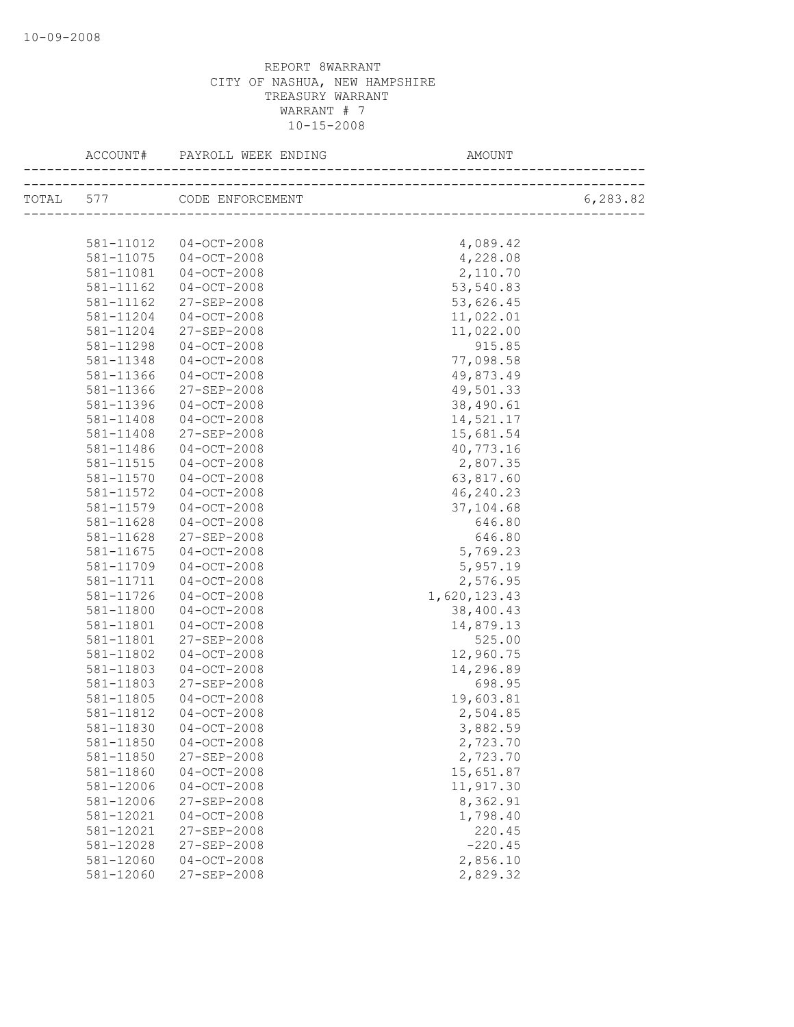REPORT 8WARRANT
CITY OF NASHUA, NEW HAMPSHIRE
TREASURY WARRANT
WARRANT # 7
10-15-2008

| ACCOUNT# | PAYROLL WEEK ENDING | AMOUNT | |
|---|---|---|---|
| TOTAL 577 | CODE ENFORCEMENT | | 6,283.82 |
| 581-11012 | 04-OCT-2008 | 4,089.42 | |
| 581-11075 | 04-OCT-2008 | 4,228.08 | |
| 581-11081 | 04-OCT-2008 | 2,110.70 | |
| 581-11162 | 04-OCT-2008 | 53,540.83 | |
| 581-11162 | 27-SEP-2008 | 53,626.45 | |
| 581-11204 | 04-OCT-2008 | 11,022.01 | |
| 581-11204 | 27-SEP-2008 | 11,022.00 | |
| 581-11298 | 04-OCT-2008 | 915.85 | |
| 581-11348 | 04-OCT-2008 | 77,098.58 | |
| 581-11366 | 04-OCT-2008 | 49,873.49 | |
| 581-11366 | 27-SEP-2008 | 49,501.33 | |
| 581-11396 | 04-OCT-2008 | 38,490.61 | |
| 581-11408 | 04-OCT-2008 | 14,521.17 | |
| 581-11408 | 27-SEP-2008 | 15,681.54 | |
| 581-11486 | 04-OCT-2008 | 40,773.16 | |
| 581-11515 | 04-OCT-2008 | 2,807.35 | |
| 581-11570 | 04-OCT-2008 | 63,817.60 | |
| 581-11572 | 04-OCT-2008 | 46,240.23 | |
| 581-11579 | 04-OCT-2008 | 37,104.68 | |
| 581-11628 | 04-OCT-2008 | 646.80 | |
| 581-11628 | 27-SEP-2008 | 646.80 | |
| 581-11675 | 04-OCT-2008 | 5,769.23 | |
| 581-11709 | 04-OCT-2008 | 5,957.19 | |
| 581-11711 | 04-OCT-2008 | 2,576.95 | |
| 581-11726 | 04-OCT-2008 | 1,620,123.43 | |
| 581-11800 | 04-OCT-2008 | 38,400.43 | |
| 581-11801 | 04-OCT-2008 | 14,879.13 | |
| 581-11801 | 27-SEP-2008 | 525.00 | |
| 581-11802 | 04-OCT-2008 | 12,960.75 | |
| 581-11803 | 04-OCT-2008 | 14,296.89 | |
| 581-11803 | 27-SEP-2008 | 698.95 | |
| 581-11805 | 04-OCT-2008 | 19,603.81 | |
| 581-11812 | 04-OCT-2008 | 2,504.85 | |
| 581-11830 | 04-OCT-2008 | 3,882.59 | |
| 581-11850 | 04-OCT-2008 | 2,723.70 | |
| 581-11850 | 27-SEP-2008 | 2,723.70 | |
| 581-11860 | 04-OCT-2008 | 15,651.87 | |
| 581-12006 | 04-OCT-2008 | 11,917.30 | |
| 581-12006 | 27-SEP-2008 | 8,362.91 | |
| 581-12021 | 04-OCT-2008 | 1,798.40 | |
| 581-12021 | 27-SEP-2008 | 220.45 | |
| 581-12028 | 27-SEP-2008 | -220.45 | |
| 581-12060 | 04-OCT-2008 | 2,856.10 | |
| 581-12060 | 27-SEP-2008 | 2,829.32 | |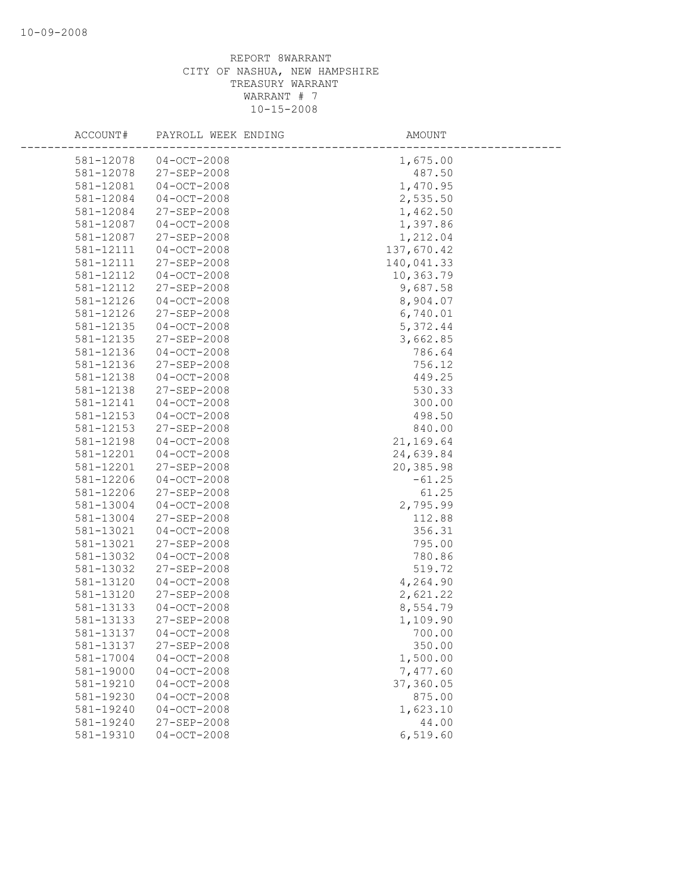REPORT 8WARRANT
CITY OF NASHUA, NEW HAMPSHIRE
TREASURY WARRANT
WARRANT # 7
10-15-2008

| ACCOUNT# | PAYROLL WEEK ENDING | AMOUNT |
|---|---|---|
| 581-12078 | 04-OCT-2008 | 1,675.00 |
| 581-12078 | 27-SEP-2008 | 487.50 |
| 581-12081 | 04-OCT-2008 | 1,470.95 |
| 581-12084 | 04-OCT-2008 | 2,535.50 |
| 581-12084 | 27-SEP-2008 | 1,462.50 |
| 581-12087 | 04-OCT-2008 | 1,397.86 |
| 581-12087 | 27-SEP-2008 | 1,212.04 |
| 581-12111 | 04-OCT-2008 | 137,670.42 |
| 581-12111 | 27-SEP-2008 | 140,041.33 |
| 581-12112 | 04-OCT-2008 | 10,363.79 |
| 581-12112 | 27-SEP-2008 | 9,687.58 |
| 581-12126 | 04-OCT-2008 | 8,904.07 |
| 581-12126 | 27-SEP-2008 | 6,740.01 |
| 581-12135 | 04-OCT-2008 | 5,372.44 |
| 581-12135 | 27-SEP-2008 | 3,662.85 |
| 581-12136 | 04-OCT-2008 | 786.64 |
| 581-12136 | 27-SEP-2008 | 756.12 |
| 581-12138 | 04-OCT-2008 | 449.25 |
| 581-12138 | 27-SEP-2008 | 530.33 |
| 581-12141 | 04-OCT-2008 | 300.00 |
| 581-12153 | 04-OCT-2008 | 498.50 |
| 581-12153 | 27-SEP-2008 | 840.00 |
| 581-12198 | 04-OCT-2008 | 21,169.64 |
| 581-12201 | 04-OCT-2008 | 24,639.84 |
| 581-12201 | 27-SEP-2008 | 20,385.98 |
| 581-12206 | 04-OCT-2008 | -61.25 |
| 581-12206 | 27-SEP-2008 | 61.25 |
| 581-13004 | 04-OCT-2008 | 2,795.99 |
| 581-13004 | 27-SEP-2008 | 112.88 |
| 581-13021 | 04-OCT-2008 | 356.31 |
| 581-13021 | 27-SEP-2008 | 795.00 |
| 581-13032 | 04-OCT-2008 | 780.86 |
| 581-13032 | 27-SEP-2008 | 519.72 |
| 581-13120 | 04-OCT-2008 | 4,264.90 |
| 581-13120 | 27-SEP-2008 | 2,621.22 |
| 581-13133 | 04-OCT-2008 | 8,554.79 |
| 581-13133 | 27-SEP-2008 | 1,109.90 |
| 581-13137 | 04-OCT-2008 | 700.00 |
| 581-13137 | 27-SEP-2008 | 350.00 |
| 581-17004 | 04-OCT-2008 | 1,500.00 |
| 581-19000 | 04-OCT-2008 | 7,477.60 |
| 581-19210 | 04-OCT-2008 | 37,360.05 |
| 581-19230 | 04-OCT-2008 | 875.00 |
| 581-19240 | 04-OCT-2008 | 1,623.10 |
| 581-19240 | 27-SEP-2008 | 44.00 |
| 581-19310 | 04-OCT-2008 | 6,519.60 |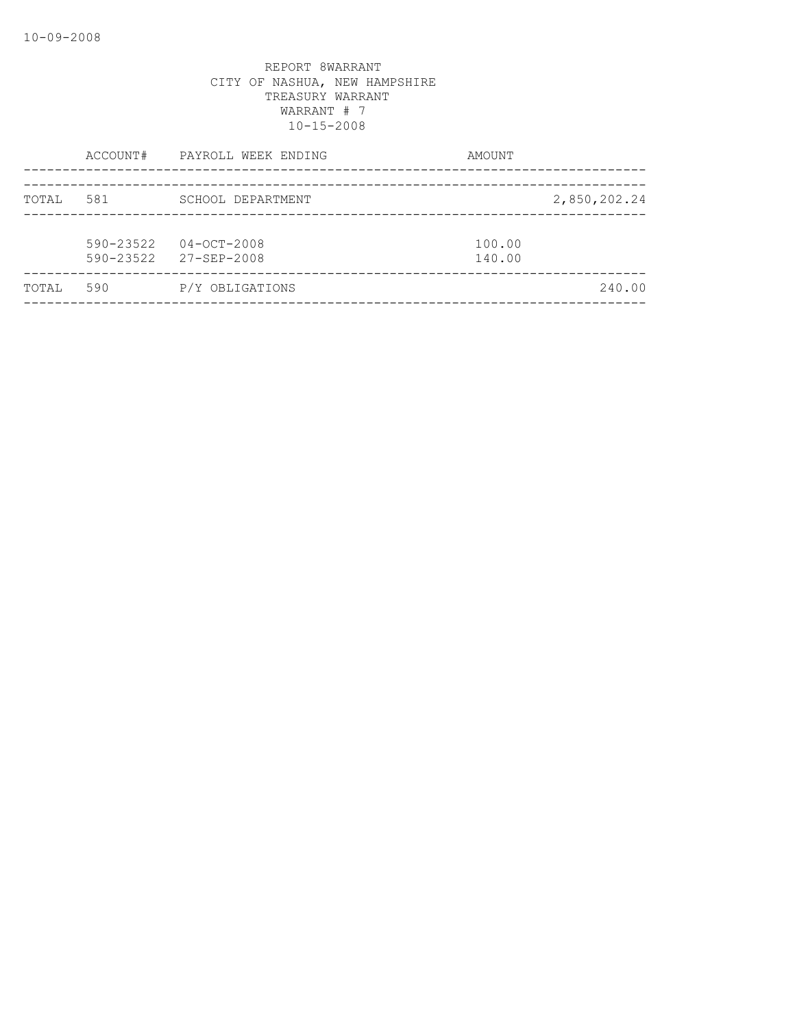REPORT 8WARRANT
CITY OF NASHUA, NEW HAMPSHIRE
TREASURY WARRANT
WARRANT # 7
10-15-2008

| | ACCOUNT# | PAYROLL WEEK ENDING | AMOUNT | |
|---|---|---|---|---|
| TOTAL | 581 | SCHOOL DEPARTMENT | | 2,850,202.24 |
| | 590-23522 | 04-OCT-2008 | 100.00 | |
| | 590-23522 | 27-SEP-2008 | 140.00 | |
| TOTAL | 590 | P/Y OBLIGATIONS | | 240.00 |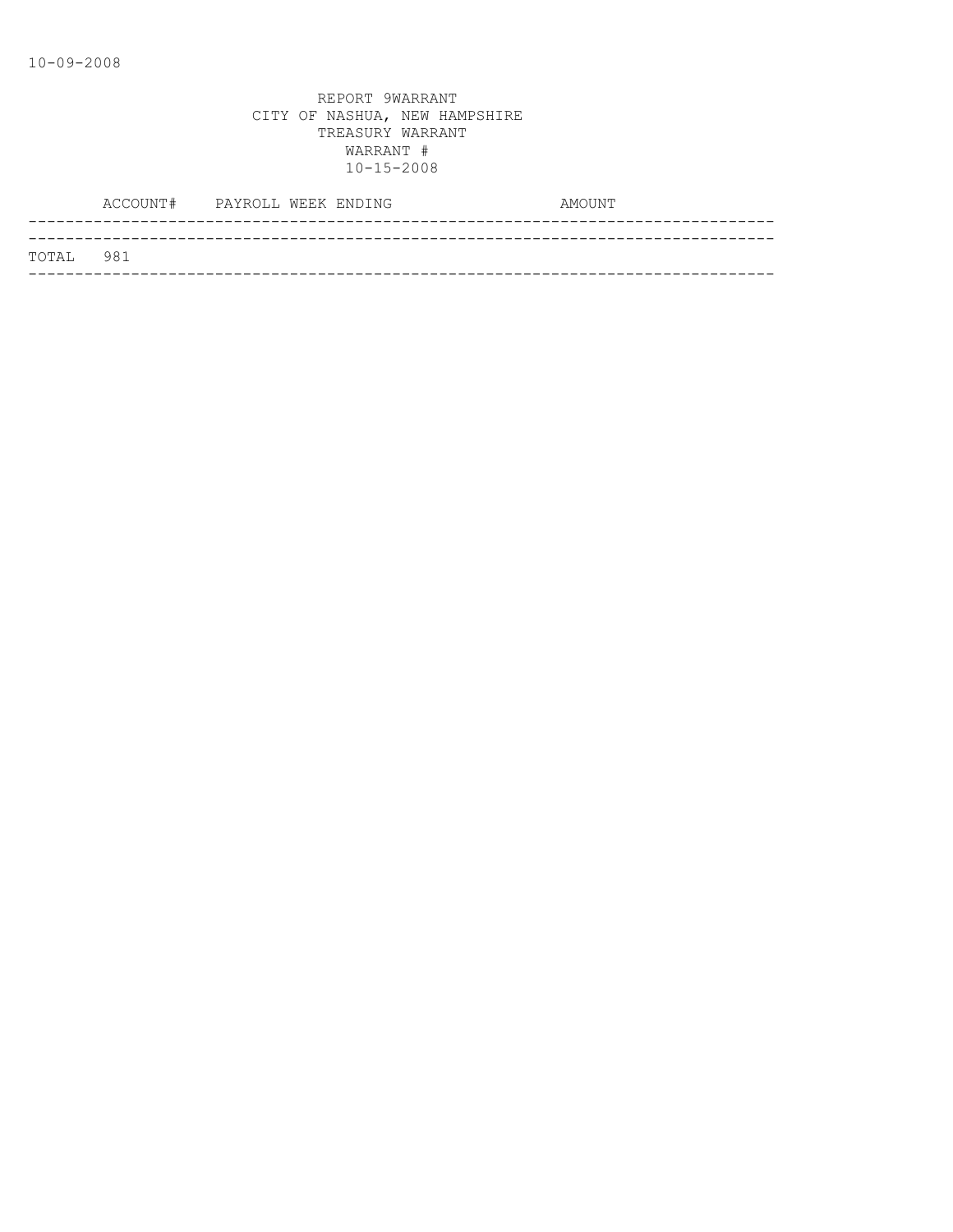10-09-2008

REPORT 9WARRANT
CITY OF NASHUA, NEW HAMPSHIRE
TREASURY WARRANT
WARRANT #
10-15-2008

| | ACCOUNT# | PAYROLL WEEK ENDING | AMOUNT |
|---|---|---|---|
| TOTAL | 981 | | |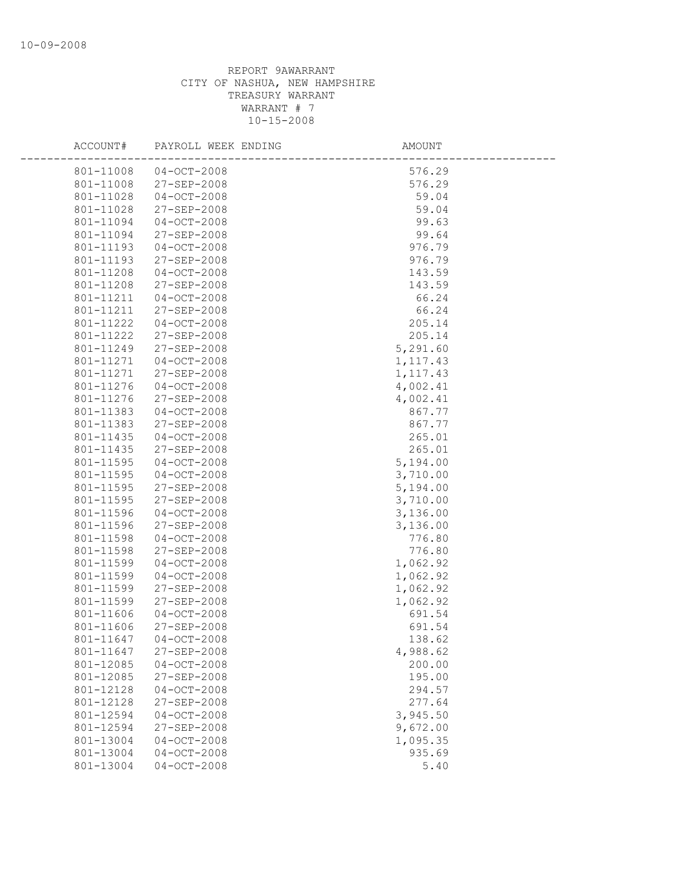10-09-2008

REPORT 9AWARRANT
CITY OF NASHUA, NEW HAMPSHIRE
TREASURY WARRANT
WARRANT # 7
10-15-2008

| ACCOUNT# | PAYROLL WEEK ENDING | AMOUNT |
|---|---|---|
| 801-11008 | 04-OCT-2008 | 576.29 |
| 801-11008 | 27-SEP-2008 | 576.29 |
| 801-11028 | 04-OCT-2008 | 59.04 |
| 801-11028 | 27-SEP-2008 | 59.04 |
| 801-11094 | 04-OCT-2008 | 99.63 |
| 801-11094 | 27-SEP-2008 | 99.64 |
| 801-11193 | 04-OCT-2008 | 976.79 |
| 801-11193 | 27-SEP-2008 | 976.79 |
| 801-11208 | 04-OCT-2008 | 143.59 |
| 801-11208 | 27-SEP-2008 | 143.59 |
| 801-11211 | 04-OCT-2008 | 66.24 |
| 801-11211 | 27-SEP-2008 | 66.24 |
| 801-11222 | 04-OCT-2008 | 205.14 |
| 801-11222 | 27-SEP-2008 | 205.14 |
| 801-11249 | 27-SEP-2008 | 5,291.60 |
| 801-11271 | 04-OCT-2008 | 1,117.43 |
| 801-11271 | 27-SEP-2008 | 1,117.43 |
| 801-11276 | 04-OCT-2008 | 4,002.41 |
| 801-11276 | 27-SEP-2008 | 4,002.41 |
| 801-11383 | 04-OCT-2008 | 867.77 |
| 801-11383 | 27-SEP-2008 | 867.77 |
| 801-11435 | 04-OCT-2008 | 265.01 |
| 801-11435 | 27-SEP-2008 | 265.01 |
| 801-11595 | 04-OCT-2008 | 5,194.00 |
| 801-11595 | 04-OCT-2008 | 3,710.00 |
| 801-11595 | 27-SEP-2008 | 5,194.00 |
| 801-11595 | 27-SEP-2008 | 3,710.00 |
| 801-11596 | 04-OCT-2008 | 3,136.00 |
| 801-11596 | 27-SEP-2008 | 3,136.00 |
| 801-11598 | 04-OCT-2008 | 776.80 |
| 801-11598 | 27-SEP-2008 | 776.80 |
| 801-11599 | 04-OCT-2008 | 1,062.92 |
| 801-11599 | 04-OCT-2008 | 1,062.92 |
| 801-11599 | 27-SEP-2008 | 1,062.92 |
| 801-11599 | 27-SEP-2008 | 1,062.92 |
| 801-11606 | 04-OCT-2008 | 691.54 |
| 801-11606 | 27-SEP-2008 | 691.54 |
| 801-11647 | 04-OCT-2008 | 138.62 |
| 801-11647 | 27-SEP-2008 | 4,988.62 |
| 801-12085 | 04-OCT-2008 | 200.00 |
| 801-12085 | 27-SEP-2008 | 195.00 |
| 801-12128 | 04-OCT-2008 | 294.57 |
| 801-12128 | 27-SEP-2008 | 277.64 |
| 801-12594 | 04-OCT-2008 | 3,945.50 |
| 801-12594 | 27-SEP-2008 | 9,672.00 |
| 801-13004 | 04-OCT-2008 | 1,095.35 |
| 801-13004 | 04-OCT-2008 | 935.69 |
| 801-13004 | 04-OCT-2008 | 5.40 |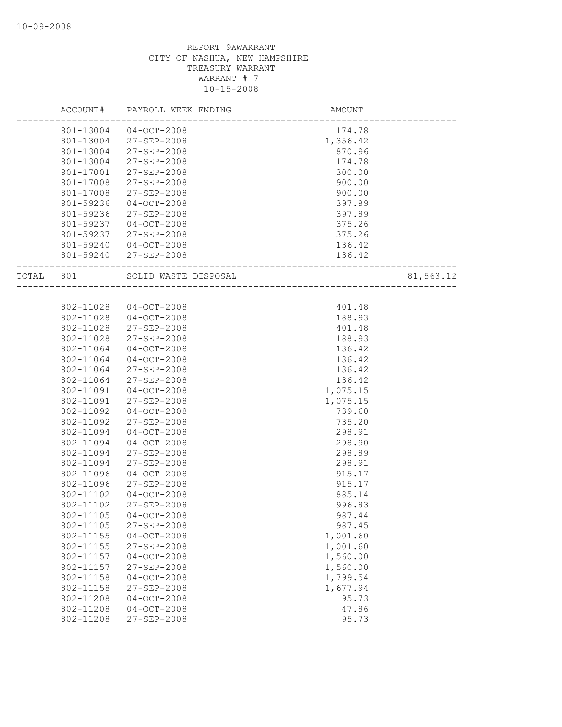REPORT 9AWARRANT
CITY OF NASHUA, NEW HAMPSHIRE
TREASURY WARRANT
WARRANT # 7
10-15-2008

| ACCOUNT# | PAYROLL WEEK ENDING | AMOUNT | |
|---|---|---|---|
| 801-13004 | 04-OCT-2008 | 174.78 | |
| 801-13004 | 27-SEP-2008 | 1,356.42 | |
| 801-13004 | 27-SEP-2008 | 870.96 | |
| 801-13004 | 27-SEP-2008 | 174.78 | |
| 801-17001 | 27-SEP-2008 | 300.00 | |
| 801-17008 | 27-SEP-2008 | 900.00 | |
| 801-17008 | 27-SEP-2008 | 900.00 | |
| 801-59236 | 04-OCT-2008 | 397.89 | |
| 801-59236 | 27-SEP-2008 | 397.89 | |
| 801-59237 | 04-OCT-2008 | 375.26 | |
| 801-59237 | 27-SEP-2008 | 375.26 | |
| 801-59240 | 04-OCT-2008 | 136.42 | |
| 801-59240 | 27-SEP-2008 | 136.42 | |
| TOTAL 801 | SOLID WASTE DISPOSAL | | 81,563.12 |

| ACCOUNT# | PAYROLL WEEK ENDING | AMOUNT |
|---|---|---|
| 802-11028 | 04-OCT-2008 | 401.48 |
| 802-11028 | 04-OCT-2008 | 188.93 |
| 802-11028 | 27-SEP-2008 | 401.48 |
| 802-11028 | 27-SEP-2008 | 188.93 |
| 802-11064 | 04-OCT-2008 | 136.42 |
| 802-11064 | 04-OCT-2008 | 136.42 |
| 802-11064 | 27-SEP-2008 | 136.42 |
| 802-11064 | 27-SEP-2008 | 136.42 |
| 802-11091 | 04-OCT-2008 | 1,075.15 |
| 802-11091 | 27-SEP-2008 | 1,075.15 |
| 802-11092 | 04-OCT-2008 | 739.60 |
| 802-11092 | 27-SEP-2008 | 735.20 |
| 802-11094 | 04-OCT-2008 | 298.91 |
| 802-11094 | 04-OCT-2008 | 298.90 |
| 802-11094 | 27-SEP-2008 | 298.89 |
| 802-11094 | 27-SEP-2008 | 298.91 |
| 802-11096 | 04-OCT-2008 | 915.17 |
| 802-11096 | 27-SEP-2008 | 915.17 |
| 802-11102 | 04-OCT-2008 | 885.14 |
| 802-11102 | 27-SEP-2008 | 996.83 |
| 802-11105 | 04-OCT-2008 | 987.44 |
| 802-11105 | 27-SEP-2008 | 987.45 |
| 802-11155 | 04-OCT-2008 | 1,001.60 |
| 802-11155 | 27-SEP-2008 | 1,001.60 |
| 802-11157 | 04-OCT-2008 | 1,560.00 |
| 802-11157 | 27-SEP-2008 | 1,560.00 |
| 802-11158 | 04-OCT-2008 | 1,799.54 |
| 802-11158 | 27-SEP-2008 | 1,677.94 |
| 802-11208 | 04-OCT-2008 | 95.73 |
| 802-11208 | 04-OCT-2008 | 47.86 |
| 802-11208 | 27-SEP-2008 | 95.73 |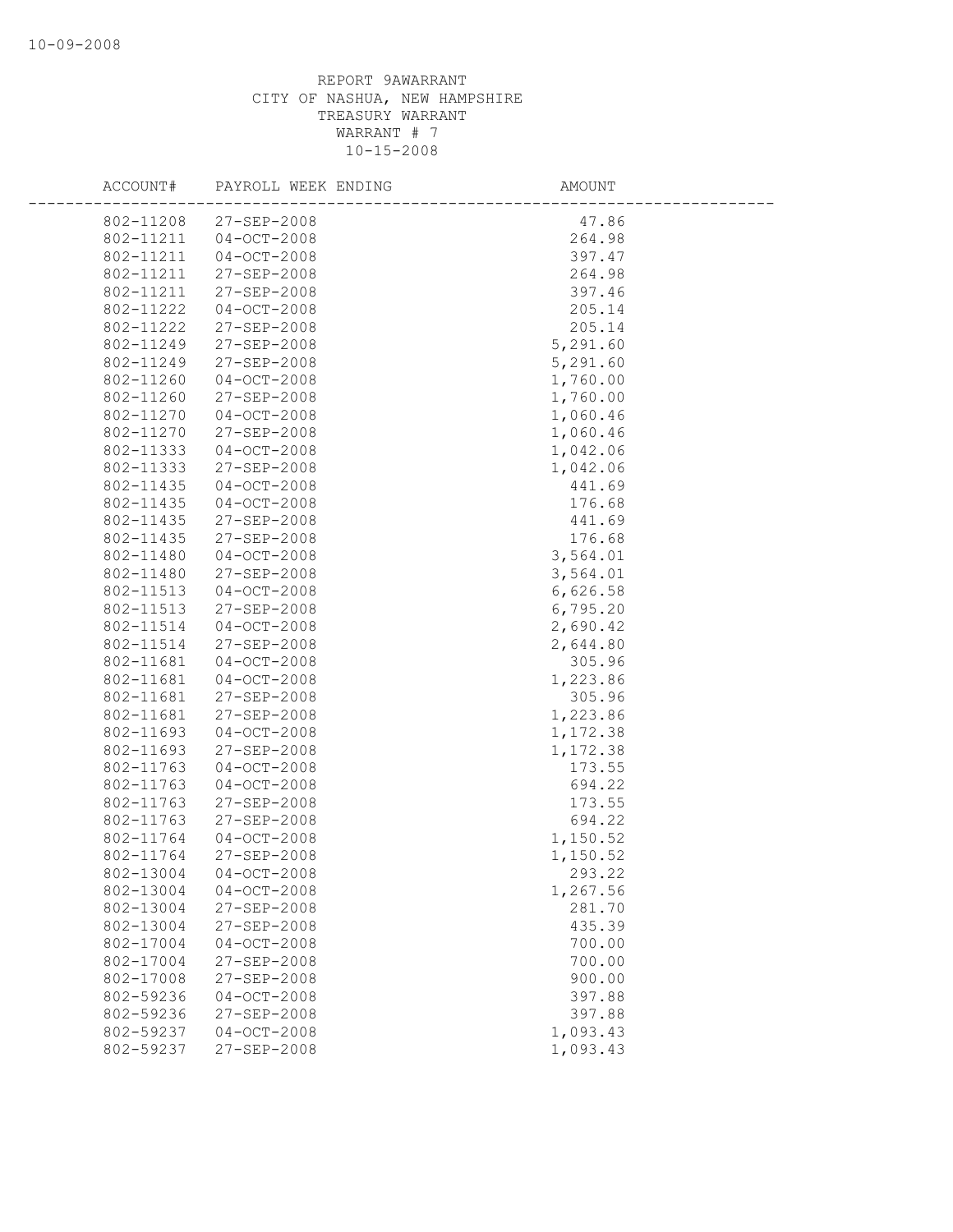REPORT 9AWARRANT
CITY OF NASHUA, NEW HAMPSHIRE
TREASURY WARRANT
WARRANT # 7
10-15-2008

| ACCOUNT# | PAYROLL WEEK ENDING | AMOUNT |
|---|---|---|
| 802-11208 | 27-SEP-2008 | 47.86 |
| 802-11211 | 04-OCT-2008 | 264.98 |
| 802-11211 | 04-OCT-2008 | 397.47 |
| 802-11211 | 27-SEP-2008 | 264.98 |
| 802-11211 | 27-SEP-2008 | 397.46 |
| 802-11222 | 04-OCT-2008 | 205.14 |
| 802-11222 | 27-SEP-2008 | 205.14 |
| 802-11249 | 27-SEP-2008 | 5,291.60 |
| 802-11249 | 27-SEP-2008 | 5,291.60 |
| 802-11260 | 04-OCT-2008 | 1,760.00 |
| 802-11260 | 27-SEP-2008 | 1,760.00 |
| 802-11270 | 04-OCT-2008 | 1,060.46 |
| 802-11270 | 27-SEP-2008 | 1,060.46 |
| 802-11333 | 04-OCT-2008 | 1,042.06 |
| 802-11333 | 27-SEP-2008 | 1,042.06 |
| 802-11435 | 04-OCT-2008 | 441.69 |
| 802-11435 | 04-OCT-2008 | 176.68 |
| 802-11435 | 27-SEP-2008 | 441.69 |
| 802-11435 | 27-SEP-2008 | 176.68 |
| 802-11480 | 04-OCT-2008 | 3,564.01 |
| 802-11480 | 27-SEP-2008 | 3,564.01 |
| 802-11513 | 04-OCT-2008 | 6,626.58 |
| 802-11513 | 27-SEP-2008 | 6,795.20 |
| 802-11514 | 04-OCT-2008 | 2,690.42 |
| 802-11514 | 27-SEP-2008 | 2,644.80 |
| 802-11681 | 04-OCT-2008 | 305.96 |
| 802-11681 | 04-OCT-2008 | 1,223.86 |
| 802-11681 | 27-SEP-2008 | 305.96 |
| 802-11681 | 27-SEP-2008 | 1,223.86 |
| 802-11693 | 04-OCT-2008 | 1,172.38 |
| 802-11693 | 27-SEP-2008 | 1,172.38 |
| 802-11763 | 04-OCT-2008 | 173.55 |
| 802-11763 | 04-OCT-2008 | 694.22 |
| 802-11763 | 27-SEP-2008 | 173.55 |
| 802-11763 | 27-SEP-2008 | 694.22 |
| 802-11764 | 04-OCT-2008 | 1,150.52 |
| 802-11764 | 27-SEP-2008 | 1,150.52 |
| 802-13004 | 04-OCT-2008 | 293.22 |
| 802-13004 | 04-OCT-2008 | 1,267.56 |
| 802-13004 | 27-SEP-2008 | 281.70 |
| 802-13004 | 27-SEP-2008 | 435.39 |
| 802-17004 | 04-OCT-2008 | 700.00 |
| 802-17004 | 27-SEP-2008 | 700.00 |
| 802-17008 | 27-SEP-2008 | 900.00 |
| 802-59236 | 04-OCT-2008 | 397.88 |
| 802-59236 | 27-SEP-2008 | 397.88 |
| 802-59237 | 04-OCT-2008 | 1,093.43 |
| 802-59237 | 27-SEP-2008 | 1,093.43 |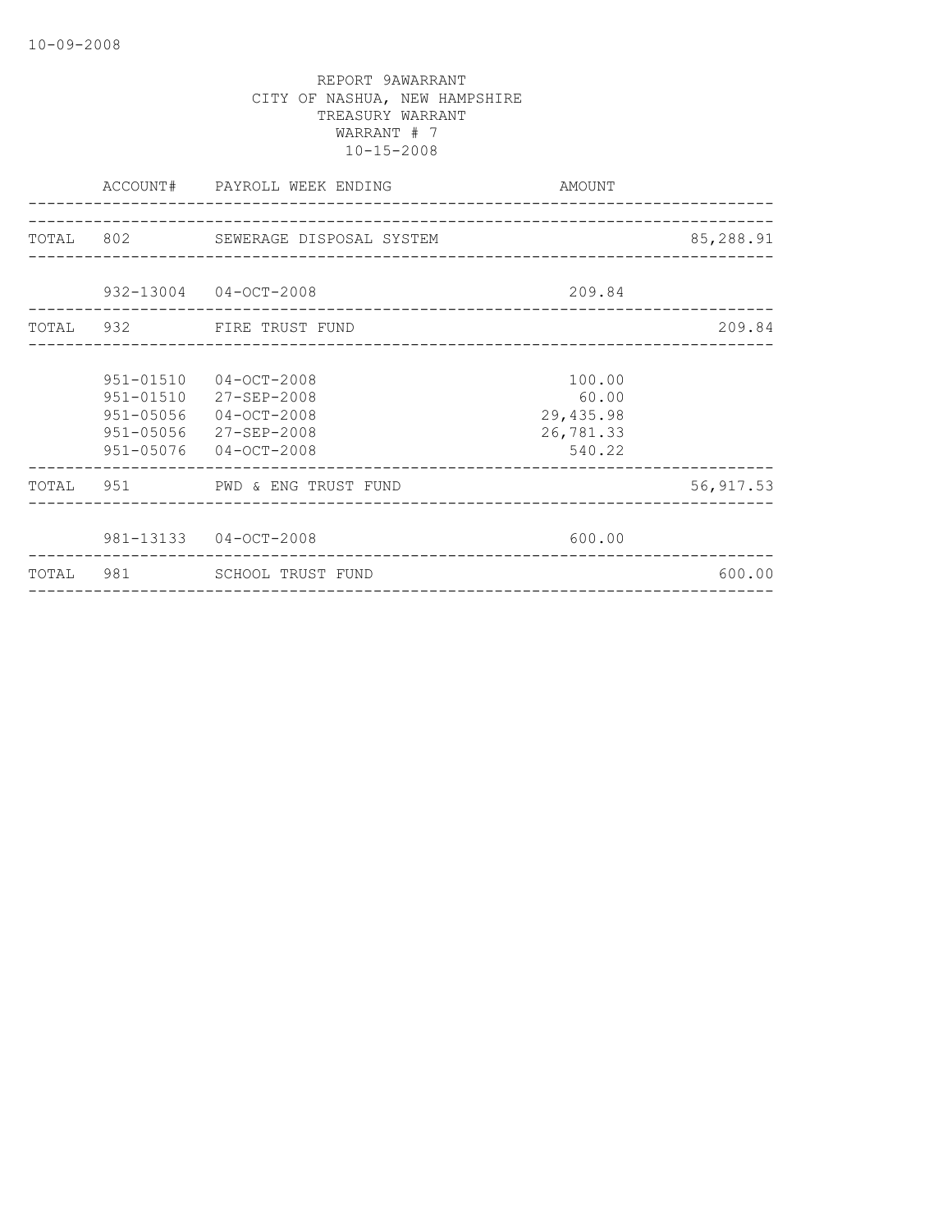REPORT 9AWARRANT
CITY OF NASHUA, NEW HAMPSHIRE
TREASURY WARRANT
WARRANT # 7
10-15-2008

| | ACCOUNT# | PAYROLL WEEK ENDING | AMOUNT | |
|---|---|---|---|---|
| TOTAL | 802 | SEWERAGE DISPOSAL SYSTEM | | 85,288.91 |
| | 932-13004 | 04-OCT-2008 | 209.84 | |
| TOTAL | 932 | FIRE TRUST FUND | | 209.84 |
| | 951-01510 | 04-OCT-2008 | 100.00 | |
| | 951-01510 | 27-SEP-2008 | 60.00 | |
| | 951-05056 | 04-OCT-2008 | 29,435.98 | |
| | 951-05056 | 27-SEP-2008 | 26,781.33 | |
| | 951-05076 | 04-OCT-2008 | 540.22 | |
| TOTAL | 951 | PWD & ENG TRUST FUND | | 56,917.53 |
| | 981-13133 | 04-OCT-2008 | 600.00 | |
| TOTAL | 981 | SCHOOL TRUST FUND | | 600.00 |